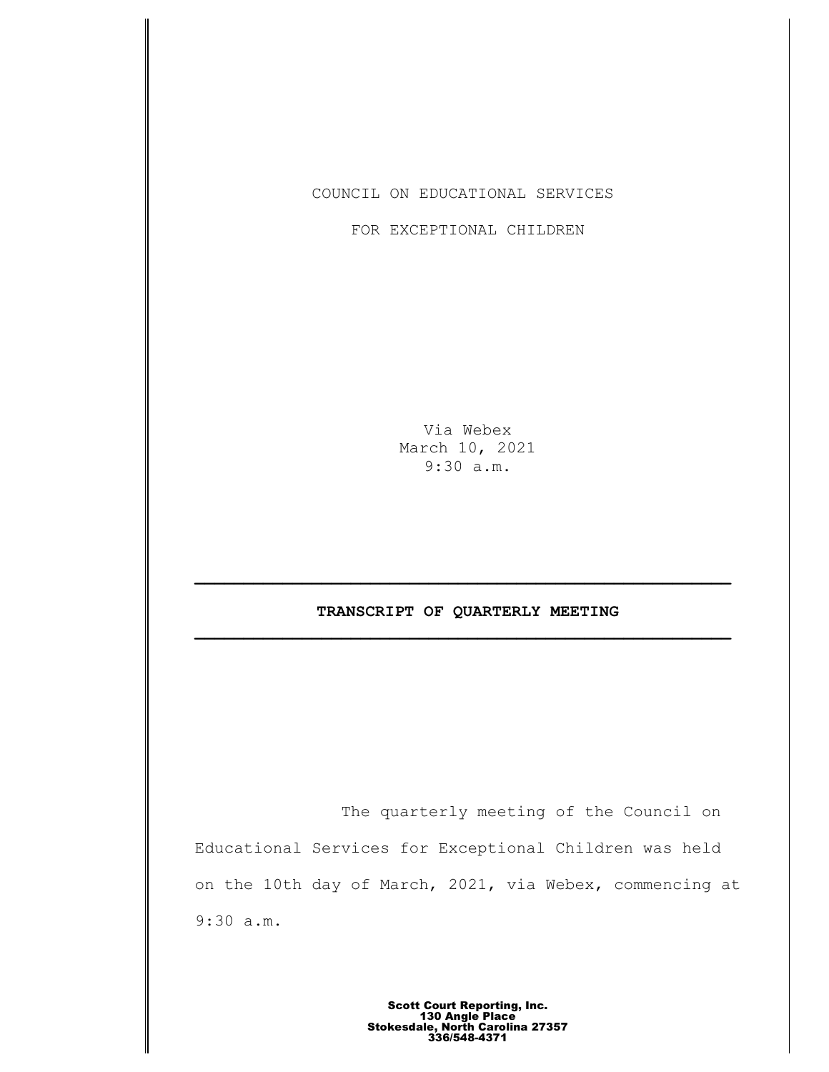COUNCIL ON EDUCATIONAL SERVICES

FOR EXCEPTIONAL CHILDREN

Via Webex
March 10, 2021
9:30 a.m.

---

**TRANSCRIPT OF QUARTERLY MEETING**

---

The quarterly meeting of the Council on Educational Services for Exceptional Children was held on the 10th day of March, 2021, via Webex, commencing at 9:30 a.m.

**Scott Court Reporting, Inc.**
**130 Angle Place**
**Stokesdale, North Carolina 27357**
**336/548-4371**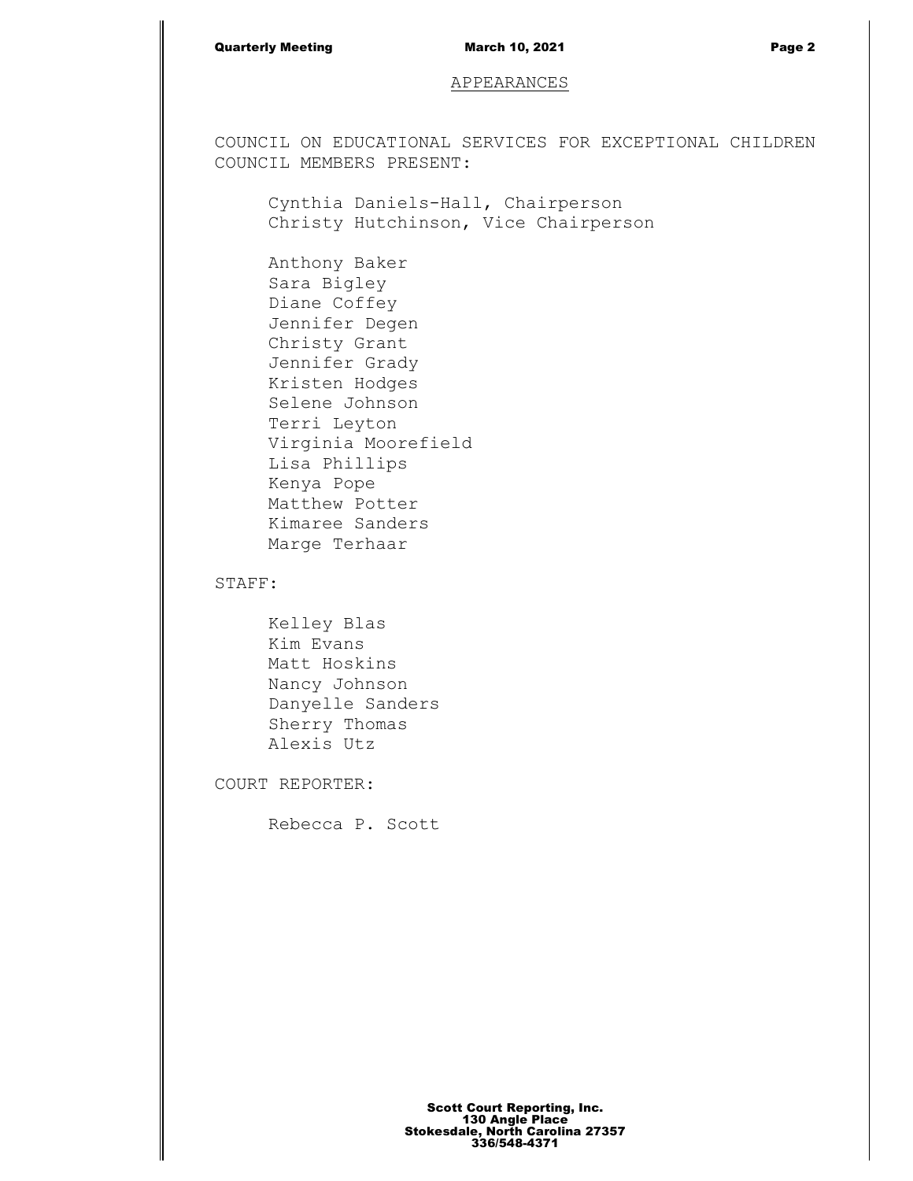## APPEARANCES

COUNCIL ON EDUCATIONAL SERVICES FOR EXCEPTIONAL CHILDREN
COUNCIL MEMBERS PRESENT:

Cynthia Daniels-Hall, Chairperson
Christy Hutchinson, Vice Chairperson

Anthony Baker
Sara Bigley
Diane Coffey
Jennifer Degen
Christy Grant
Jennifer Grady
Kristen Hodges
Selene Johnson
Terri Leyton
Virginia Moorefield
Lisa Phillips
Kenya Pope
Matthew Potter
Kimaree Sanders
Marge Terhaar

STAFF:

Kelley Blas
Kim Evans
Matt Hoskins
Nancy Johnson
Danyelle Sanders
Sherry Thomas
Alexis Utz

COURT REPORTER:

Rebecca P. Scott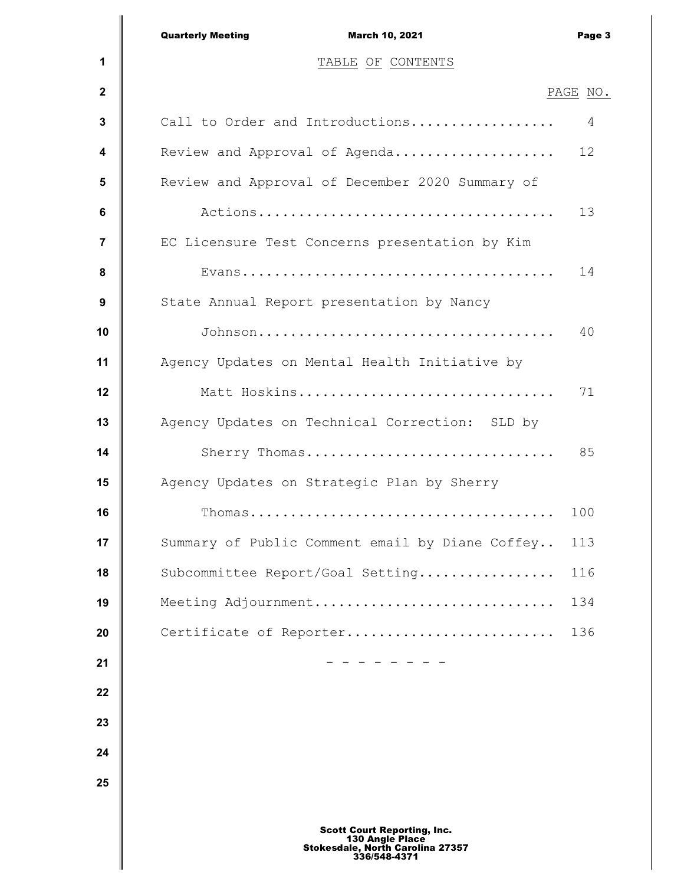# TABLE OF CONTENTS

| | PAGE NO. |
|---|---|
| Call to Order and Introductions.................. | 4 |
| Review and Approval of Agenda.................... | 12 |
| Review and Approval of December 2020 Summary of Actions.................................... | 13 |
| EC Licensure Test Concerns presentation by Kim Evans...................................... | 14 |
| State Annual Report presentation by Nancy Johnson.................................... | 40 |
| Agency Updates on Mental Health Initiative by Matt Hoskins................................ | 71 |
| Agency Updates on Technical Correction: SLD by Sherry Thomas.............................. | 85 |
| Agency Updates on Strategic Plan by Sherry Thomas..................................... | 100 |
| Summary of Public Comment email by Diane Coffey.. | 113 |
| Subcommittee Report/Goal Setting................. | 116 |
| Meeting Adjournment.............................. | 134 |
| Certificate of Reporter.......................... | 136 |

\- - - - - - - -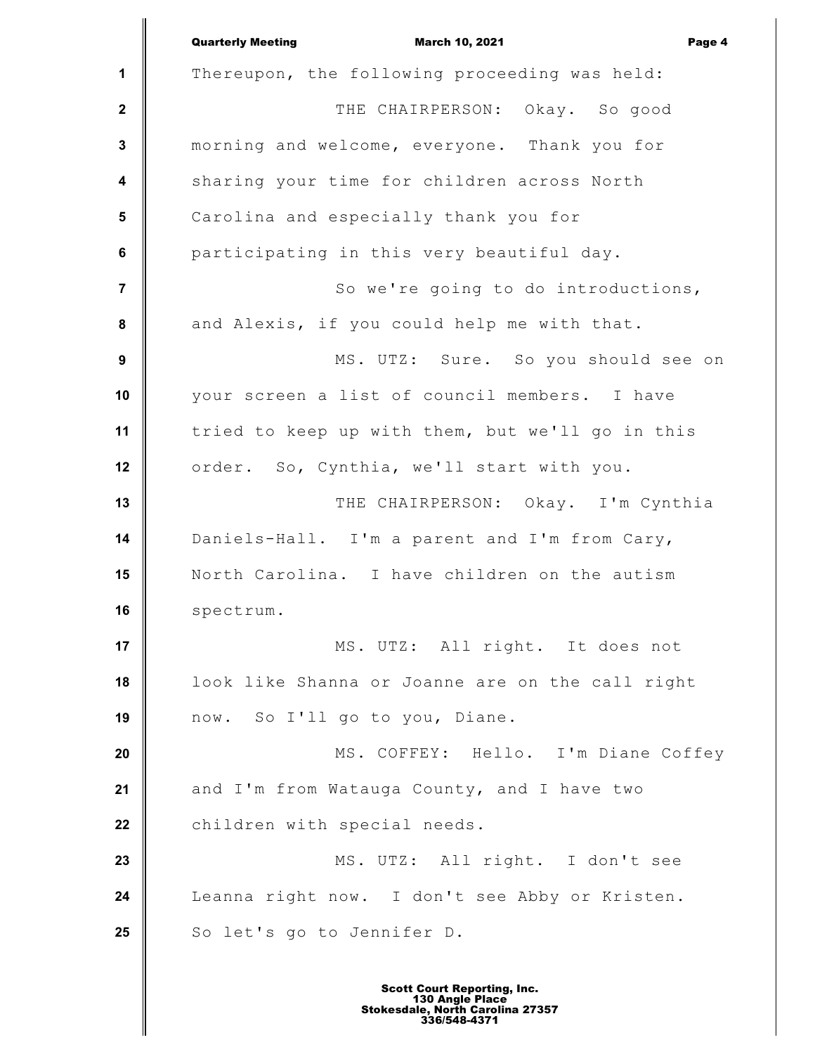Thereupon, the following proceeding was held:

THE CHAIRPERSON: Okay. So good morning and welcome, everyone. Thank you for sharing your time for children across North Carolina and especially thank you for participating in this very beautiful day.

So we're going to do introductions, and Alexis, if you could help me with that.

MS. UTZ: Sure. So you should see on your screen a list of council members. I have tried to keep up with them, but we'll go in this order. So, Cynthia, we'll start with you.

THE CHAIRPERSON: Okay. I'm Cynthia Daniels-Hall. I'm a parent and I'm from Cary, North Carolina. I have children on the autism spectrum.

MS. UTZ: All right. It does not look like Shanna or Joanne are on the call right now. So I'll go to you, Diane.

MS. COFFEY: Hello. I'm Diane Coffey and I'm from Watauga County, and I have two children with special needs.

MS. UTZ: All right. I don't see Leanna right now. I don't see Abby or Kristen. So let's go to Jennifer D.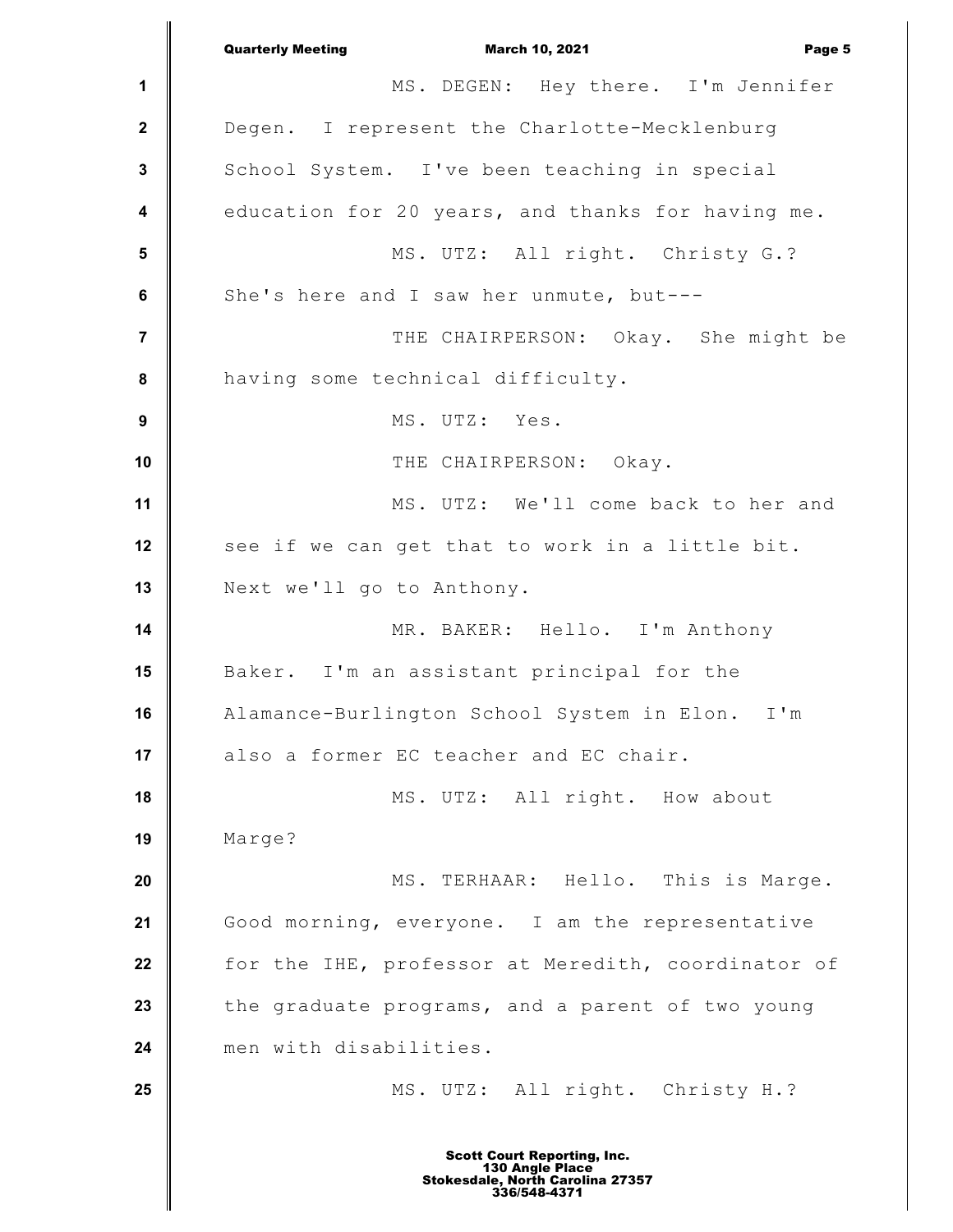MS. DEGEN: Hey there. I'm Jennifer Degen. I represent the Charlotte-Mecklenburg School System. I've been teaching in special education for 20 years, and thanks for having me.

MS. UTZ: All right. Christy G.? She's here and I saw her unmute, but---

THE CHAIRPERSON: Okay. She might be having some technical difficulty.

MS. UTZ: Yes.

THE CHAIRPERSON: Okay.

MS. UTZ: We'll come back to her and see if we can get that to work in a little bit. Next we'll go to Anthony.

MR. BAKER: Hello. I'm Anthony Baker. I'm an assistant principal for the Alamance-Burlington School System in Elon. I'm also a former EC teacher and EC chair.

MS. UTZ: All right. How about Marge?

MS. TERHAAR: Hello. This is Marge. Good morning, everyone. I am the representative for the IHE, professor at Meredith, coordinator of the graduate programs, and a parent of two young men with disabilities.

MS. UTZ: All right. Christy H.?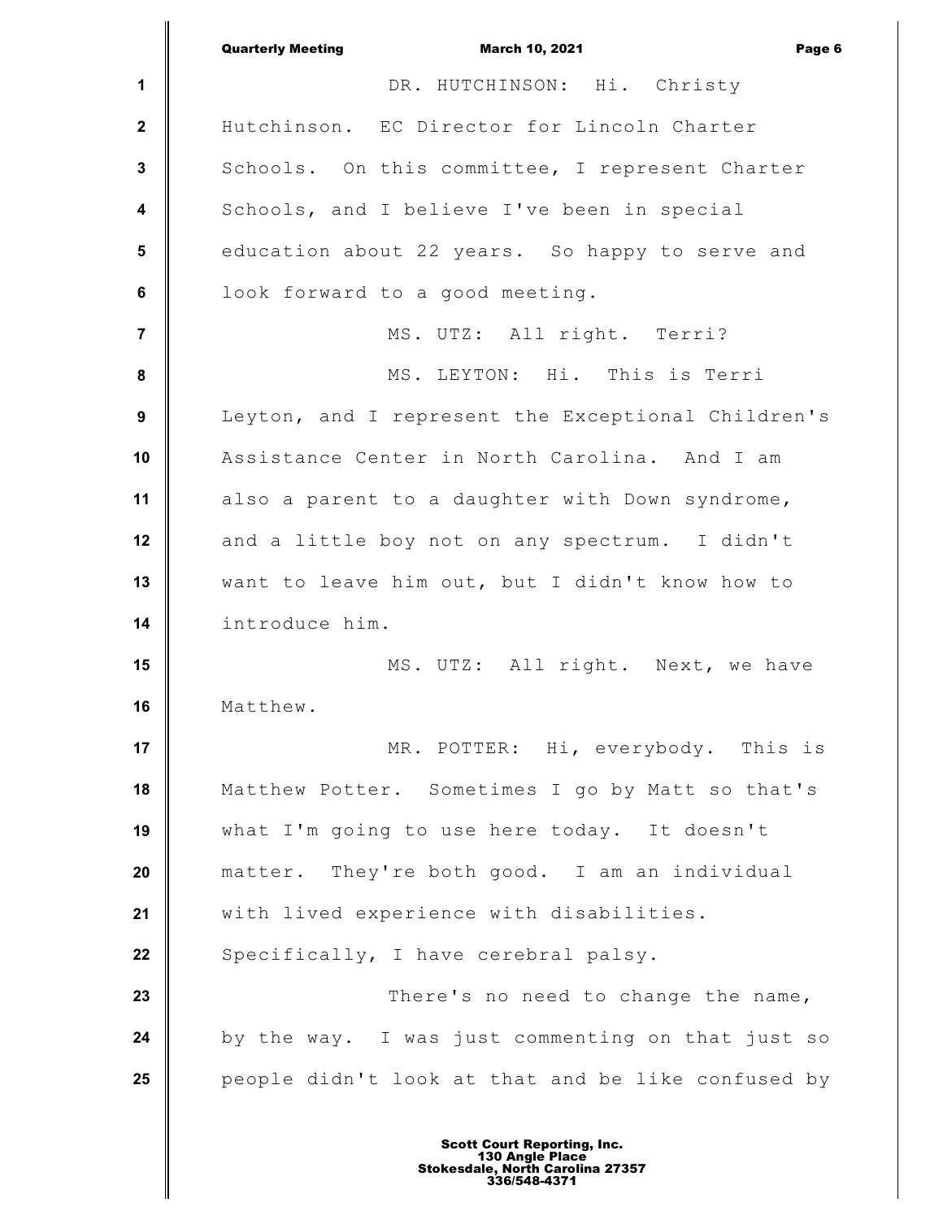DR. HUTCHINSON: Hi. Christy Hutchinson. EC Director for Lincoln Charter Schools. On this committee, I represent Charter Schools, and I believe I've been in special education about 22 years. So happy to serve and look forward to a good meeting.

MS. UTZ: All right. Terri?

MS. LEYTON: Hi. This is Terri Leyton, and I represent the Exceptional Children's Assistance Center in North Carolina. And I am also a parent to a daughter with Down syndrome, and a little boy not on any spectrum. I didn't want to leave him out, but I didn't know how to introduce him.

MS. UTZ: All right. Next, we have Matthew.

MR. POTTER: Hi, everybody. This is Matthew Potter. Sometimes I go by Matt so that's what I'm going to use here today. It doesn't matter. They're both good. I am an individual with lived experience with disabilities. Specifically, I have cerebral palsy.

There's no need to change the name, by the way. I was just commenting on that just so people didn't look at that and be like confused by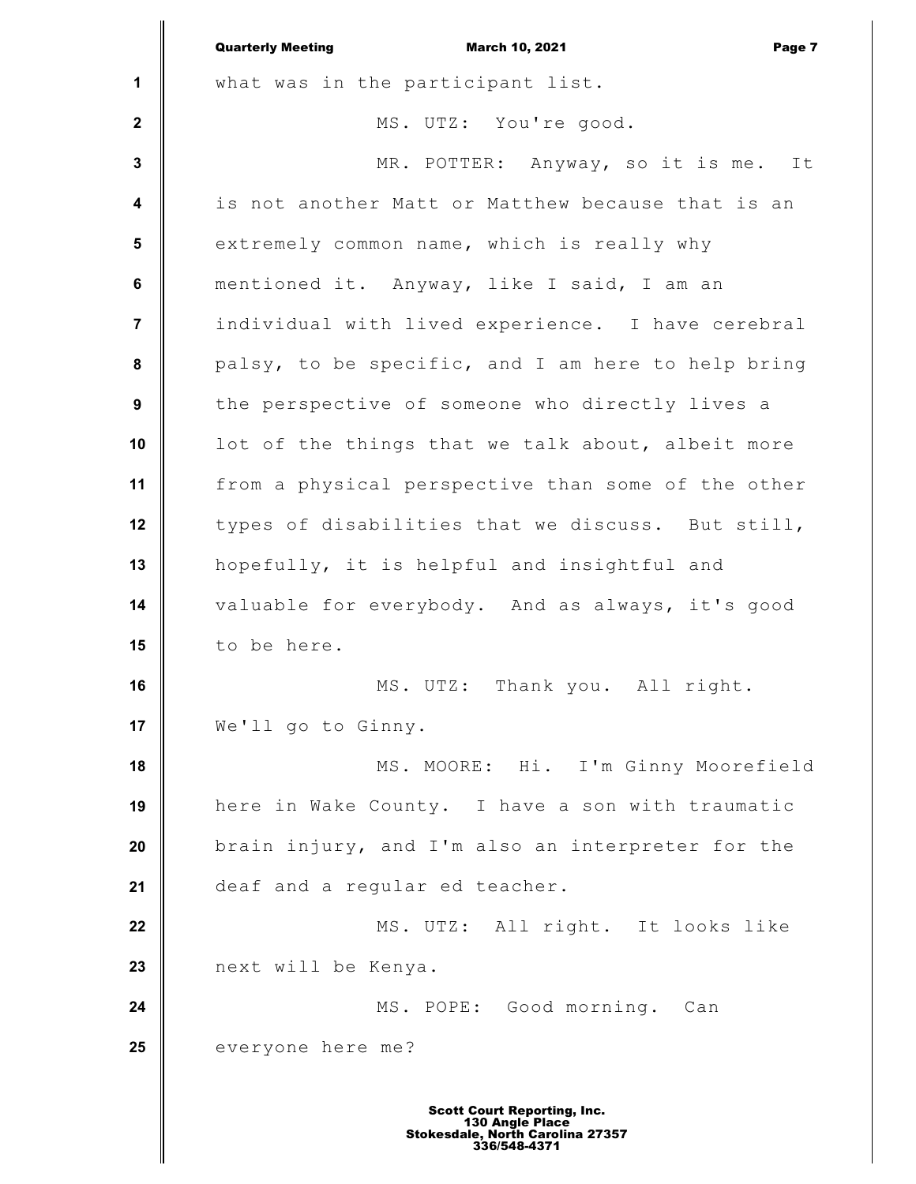what was in the participant list.

MS. UTZ: You're good.

MR. POTTER: Anyway, so it is me. It is not another Matt or Matthew because that is an extremely common name, which is really why mentioned it. Anyway, like I said, I am an individual with lived experience. I have cerebral palsy, to be specific, and I am here to help bring the perspective of someone who directly lives a lot of the things that we talk about, albeit more from a physical perspective than some of the other types of disabilities that we discuss. But still, hopefully, it is helpful and insightful and valuable for everybody. And as always, it's good to be here.

MS. UTZ: Thank you. All right. We'll go to Ginny.

MS. MOORE: Hi. I'm Ginny Moorefield here in Wake County. I have a son with traumatic brain injury, and I'm also an interpreter for the deaf and a regular ed teacher.

MS. UTZ: All right. It looks like next will be Kenya.

MS. POPE: Good morning. Can everyone here me?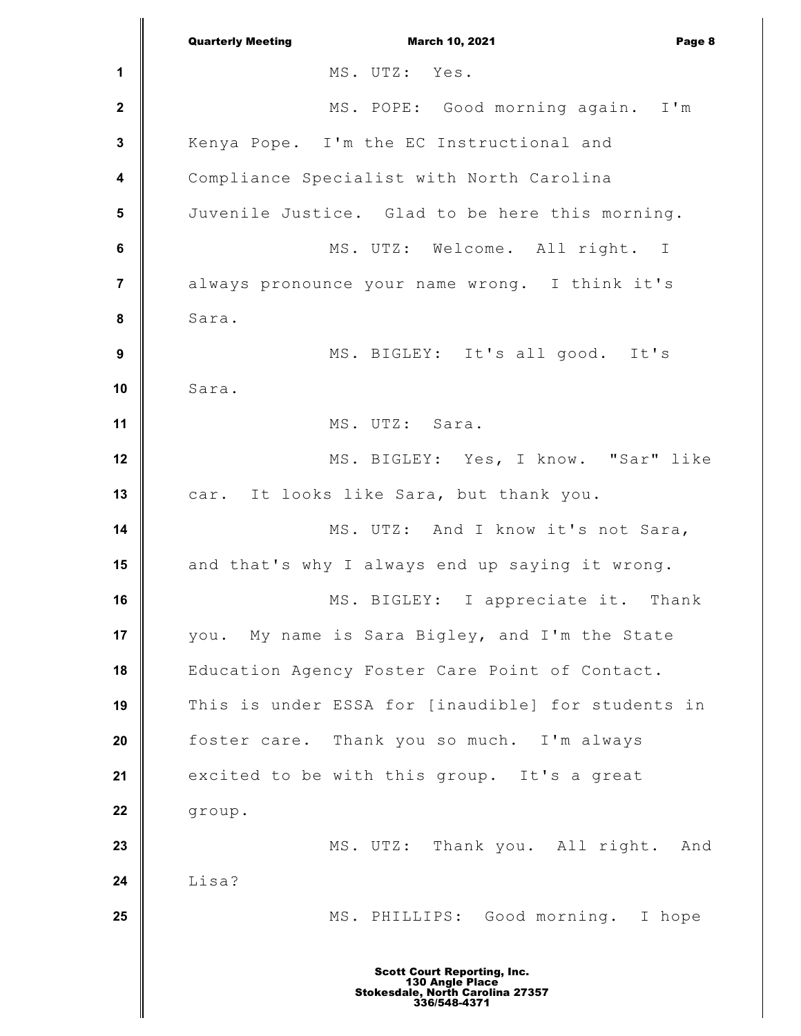MS. UTZ: Yes.

MS. POPE: Good morning again. I'm Kenya Pope. I'm the EC Instructional and Compliance Specialist with North Carolina Juvenile Justice. Glad to be here this morning.

MS. UTZ: Welcome. All right. I always pronounce your name wrong. I think it's Sara.

MS. BIGLEY: It's all good. It's Sara.

MS. UTZ: Sara.

MS. BIGLEY: Yes, I know. "Sar" like car. It looks like Sara, but thank you.

MS. UTZ: And I know it's not Sara, and that's why I always end up saying it wrong.

MS. BIGLEY: I appreciate it. Thank you. My name is Sara Bigley, and I'm the State Education Agency Foster Care Point of Contact. This is under ESSA for [inaudible] for students in foster care. Thank you so much. I'm always excited to be with this group. It's a great group.

MS. UTZ: Thank you. All right. And Lisa?

MS. PHILLIPS: Good morning. I hope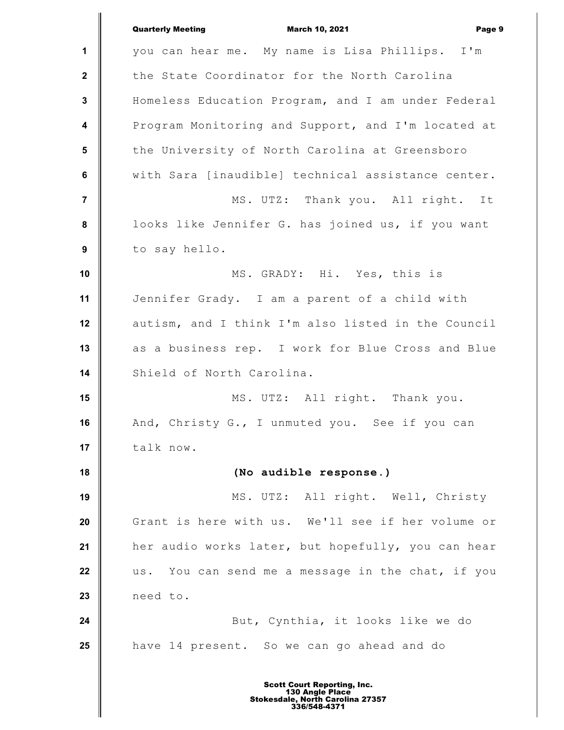you can hear me. My name is Lisa Phillips. I'm the State Coordinator for the North Carolina Homeless Education Program, and I am under Federal Program Monitoring and Support, and I'm located at the University of North Carolina at Greensboro with Sara [inaudible] technical assistance center.

MS. UTZ: Thank you. All right. It looks like Jennifer G. has joined us, if you want to say hello.

MS. GRADY: Hi. Yes, this is Jennifer Grady. I am a parent of a child with autism, and I think I'm also listed in the Council as a business rep. I work for Blue Cross and Blue Shield of North Carolina.

MS. UTZ: All right. Thank you. And, Christy G., I unmuted you. See if you can talk now.

**(No audible response.)**

MS. UTZ: All right. Well, Christy Grant is here with us. We'll see if her volume or her audio works later, but hopefully, you can hear us. You can send me a message in the chat, if you need to.

But, Cynthia, it looks like we do have 14 present. So we can go ahead and do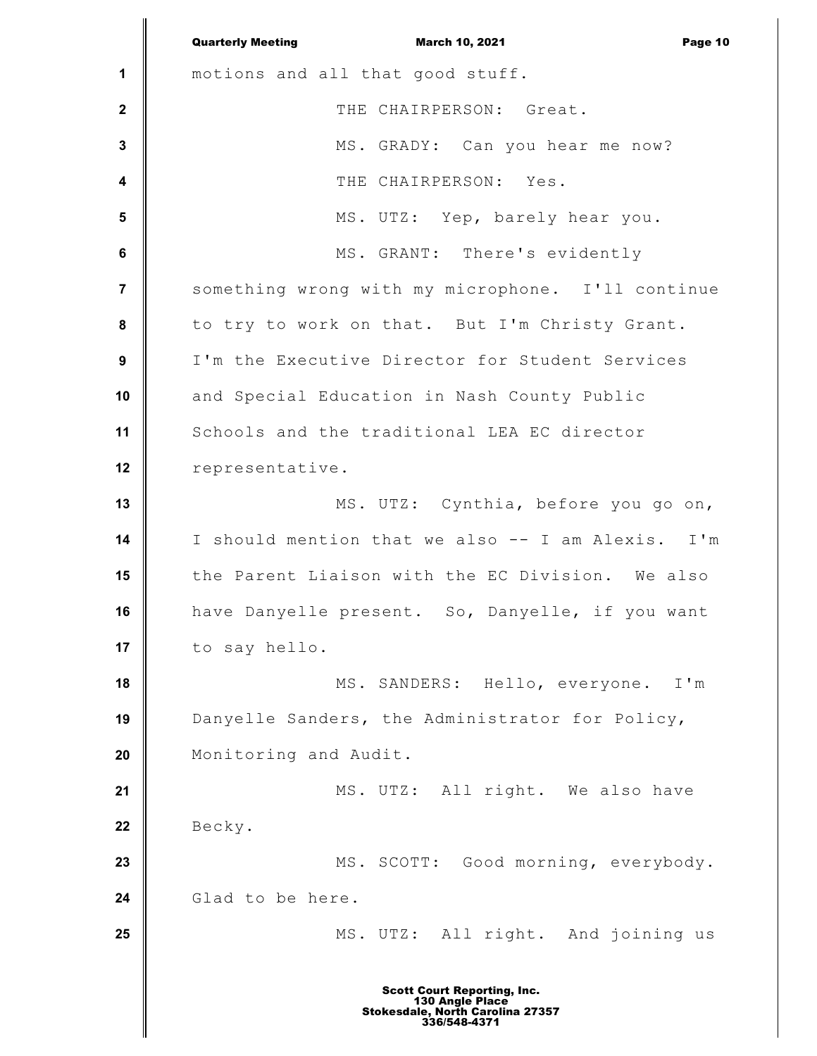motions and all that good stuff.

THE CHAIRPERSON: Great.

MS. GRADY: Can you hear me now?

THE CHAIRPERSON: Yes.

MS. UTZ: Yep, barely hear you.

MS. GRANT: There's evidently something wrong with my microphone. I'll continue to try to work on that. But I'm Christy Grant. I'm the Executive Director for Student Services and Special Education in Nash County Public Schools and the traditional LEA EC director representative.

MS. UTZ: Cynthia, before you go on, I should mention that we also -- I am Alexis. I'm the Parent Liaison with the EC Division. We also have Danyelle present. So, Danyelle, if you want to say hello.

MS. SANDERS: Hello, everyone. I'm Danyelle Sanders, the Administrator for Policy, Monitoring and Audit.

MS. UTZ: All right. We also have Becky.

MS. SCOTT: Good morning, everybody. Glad to be here.

MS. UTZ: All right. And joining us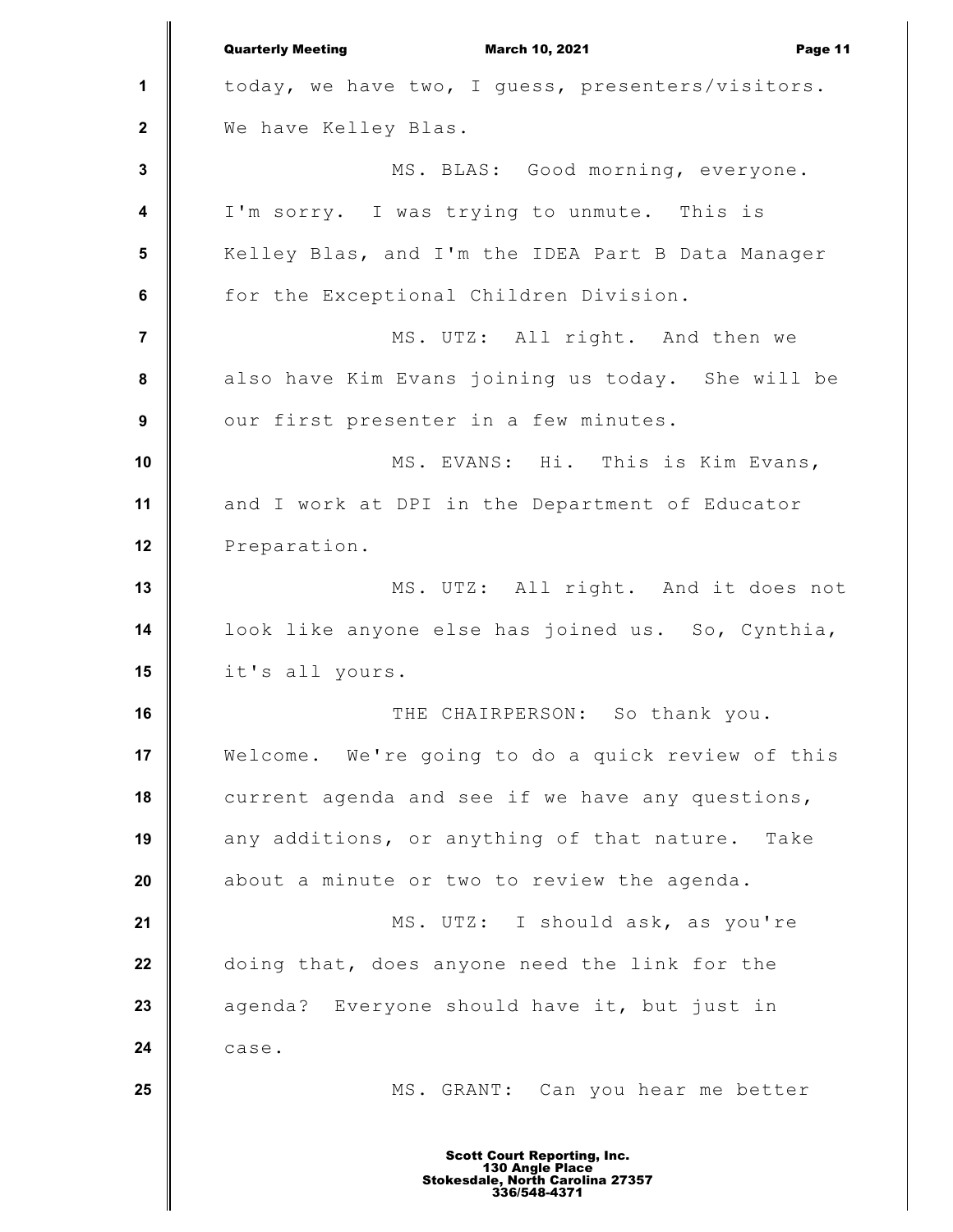today, we have two, I guess, presenters/visitors. We have Kelley Blas.

MS. BLAS: Good morning, everyone. I'm sorry. I was trying to unmute. This is Kelley Blas, and I'm the IDEA Part B Data Manager for the Exceptional Children Division.

MS. UTZ: All right. And then we also have Kim Evans joining us today. She will be our first presenter in a few minutes.

MS. EVANS: Hi. This is Kim Evans, and I work at DPI in the Department of Educator Preparation.

MS. UTZ: All right. And it does not look like anyone else has joined us. So, Cynthia, it's all yours.

THE CHAIRPERSON: So thank you. Welcome. We're going to do a quick review of this current agenda and see if we have any questions, any additions, or anything of that nature. Take about a minute or two to review the agenda.

MS. UTZ: I should ask, as you're doing that, does anyone need the link for the agenda? Everyone should have it, but just in case.

MS. GRANT: Can you hear me better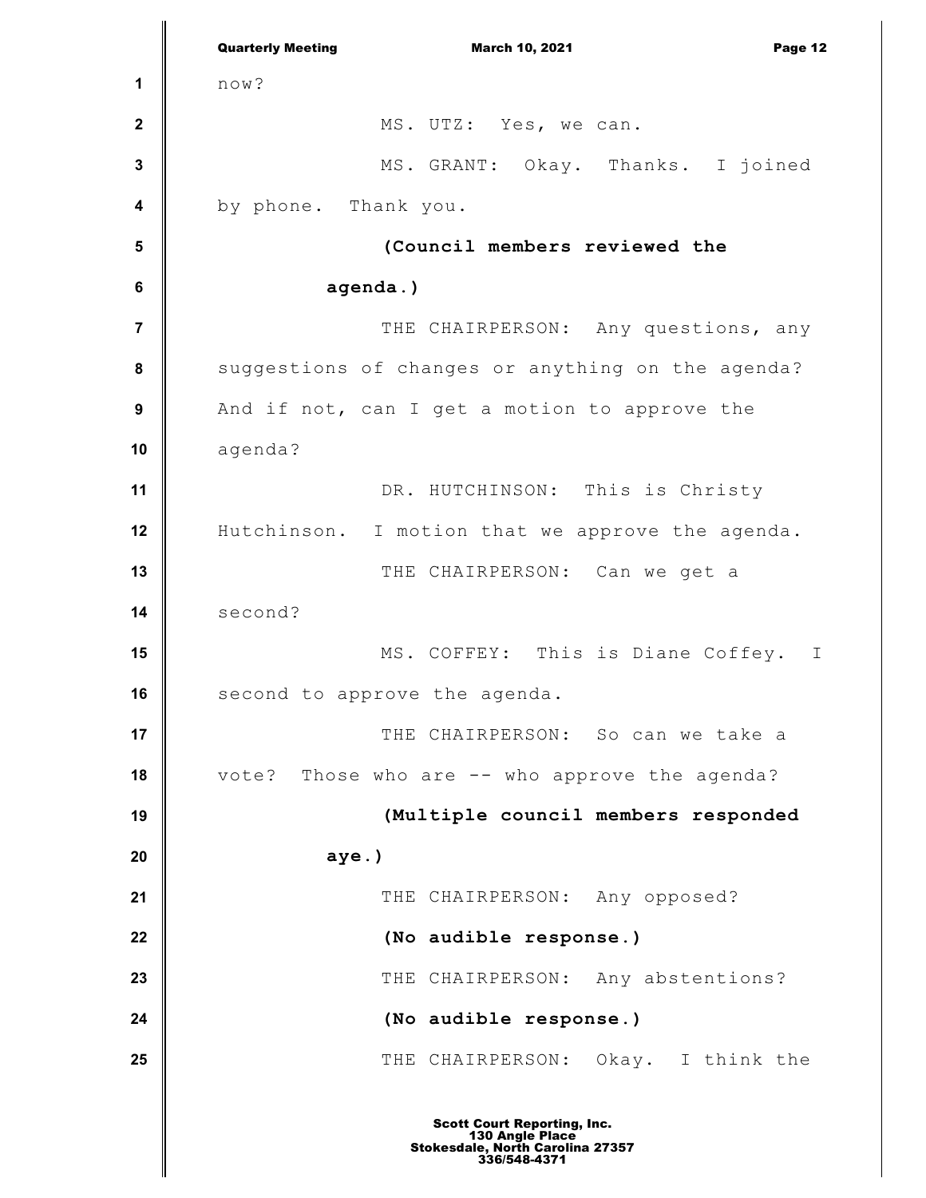now?

MS. UTZ: Yes, we can.

MS. GRANT: Okay. Thanks. I joined by phone. Thank you.

**(Council members reviewed the agenda.)**

THE CHAIRPERSON: Any questions, any suggestions of changes or anything on the agenda? And if not, can I get a motion to approve the agenda?

DR. HUTCHINSON: This is Christy Hutchinson. I motion that we approve the agenda.

THE CHAIRPERSON: Can we get a second?

MS. COFFEY: This is Diane Coffey. I second to approve the agenda.

THE CHAIRPERSON: So can we take a vote? Those who are -- who approve the agenda?

**(Multiple council members responded aye.)**

THE CHAIRPERSON: Any opposed?

**(No audible response.)**

THE CHAIRPERSON: Any abstentions?

**(No audible response.)**

THE CHAIRPERSON: Okay. I think the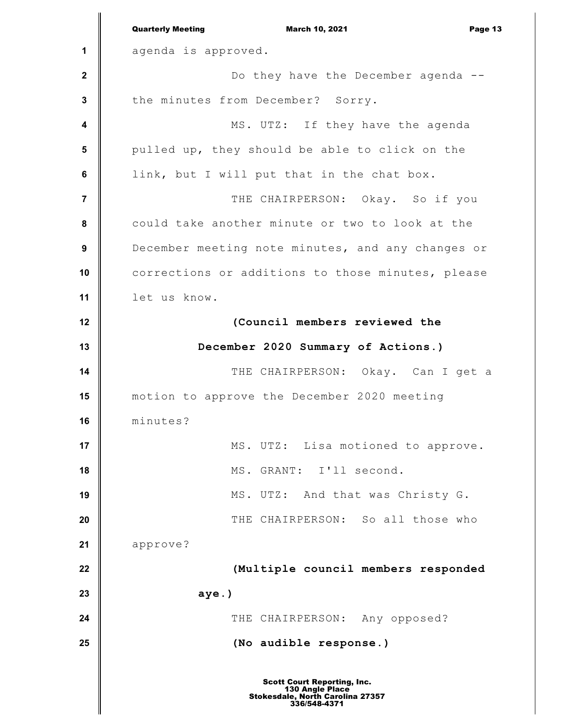agenda is approved.

Do they have the December agenda -- the minutes from December? Sorry.

MS. UTZ: If they have the agenda pulled up, they should be able to click on the link, but I will put that in the chat box.

THE CHAIRPERSON: Okay. So if you could take another minute or two to look at the December meeting note minutes, and any changes or corrections or additions to those minutes, please let us know.

**(Council members reviewed the December 2020 Summary of Actions.)**

THE CHAIRPERSON: Okay. Can I get a motion to approve the December 2020 meeting minutes?

MS. UTZ: Lisa motioned to approve.

MS. GRANT: I'll second.

MS. UTZ: And that was Christy G.

THE CHAIRPERSON: So all those who approve?

**(Multiple council members responded aye.)**

THE CHAIRPERSON: Any opposed?

**(No audible response.)**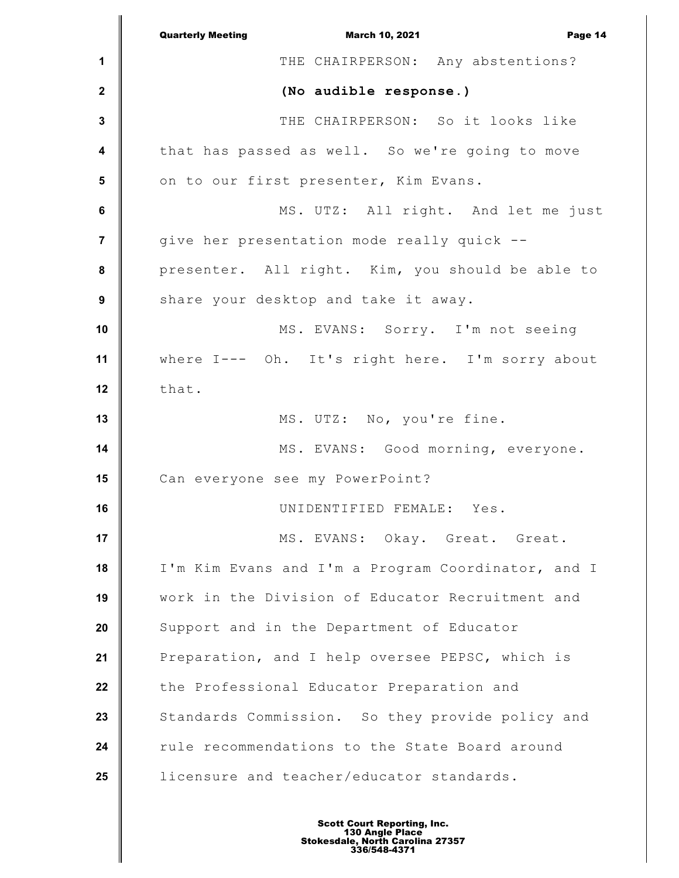THE CHAIRPERSON: Any abstentions?

**(No audible response.)**

THE CHAIRPERSON: So it looks like that has passed as well. So we're going to move on to our first presenter, Kim Evans.

MS. UTZ: All right. And let me just give her presentation mode really quick -- presenter. All right. Kim, you should be able to share your desktop and take it away.

MS. EVANS: Sorry. I'm not seeing where I--- Oh. It's right here. I'm sorry about that.

MS. UTZ: No, you're fine.

MS. EVANS: Good morning, everyone. Can everyone see my PowerPoint?

UNIDENTIFIED FEMALE: Yes.

MS. EVANS: Okay. Great. Great. I'm Kim Evans and I'm a Program Coordinator, and I work in the Division of Educator Recruitment and Support and in the Department of Educator Preparation, and I help oversee PEPSC, which is the Professional Educator Preparation and Standards Commission. So they provide policy and rule recommendations to the State Board around licensure and teacher/educator standards.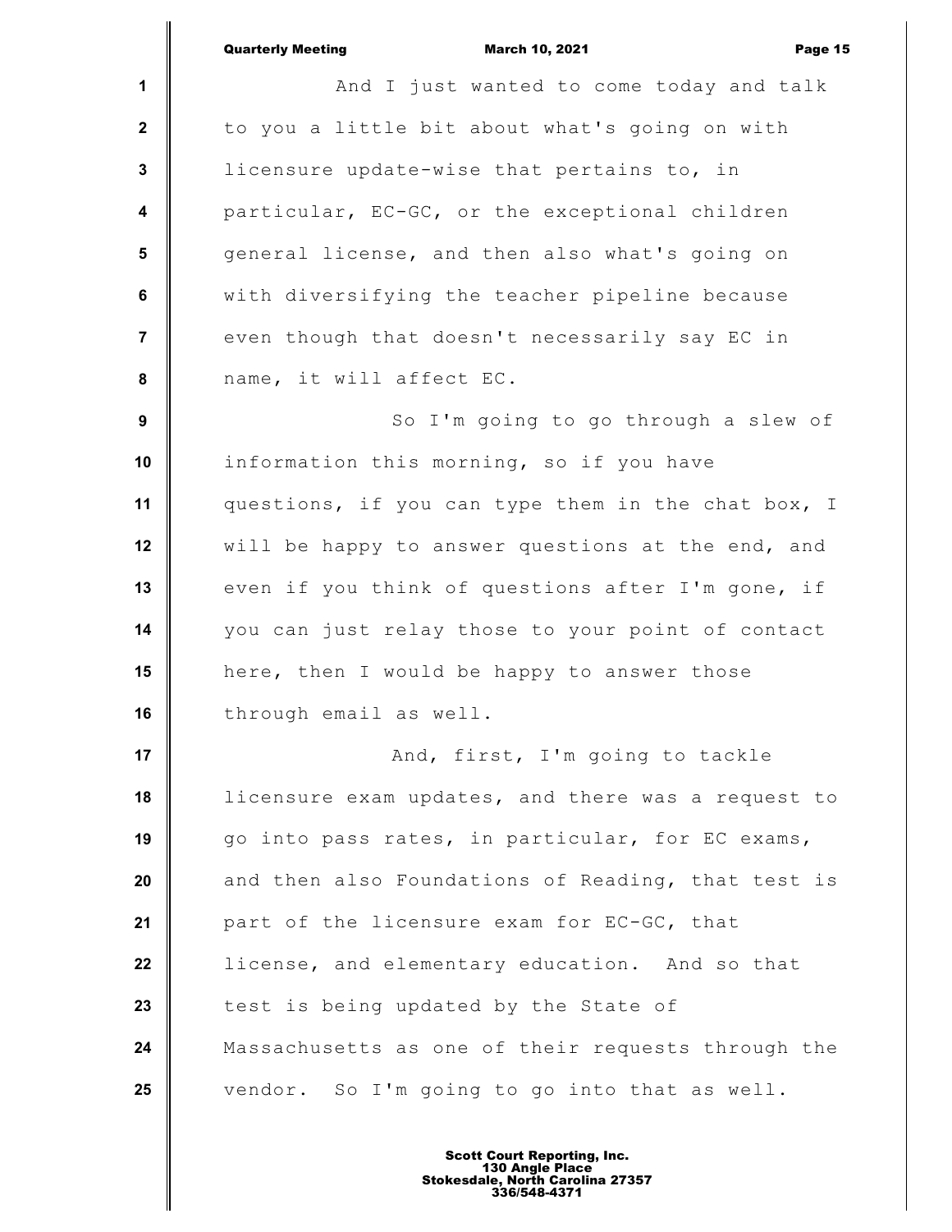And I just wanted to come today and talk to you a little bit about what's going on with licensure update-wise that pertains to, in particular, EC-GC, or the exceptional children general license, and then also what's going on with diversifying the teacher pipeline because even though that doesn't necessarily say EC in name, it will affect EC.

So I'm going to go through a slew of information this morning, so if you have questions, if you can type them in the chat box, I will be happy to answer questions at the end, and even if you think of questions after I'm gone, if you can just relay those to your point of contact here, then I would be happy to answer those through email as well.

And, first, I'm going to tackle licensure exam updates, and there was a request to go into pass rates, in particular, for EC exams, and then also Foundations of Reading, that test is part of the licensure exam for EC-GC, that license, and elementary education. And so that test is being updated by the State of Massachusetts as one of their requests through the vendor. So I'm going to go into that as well.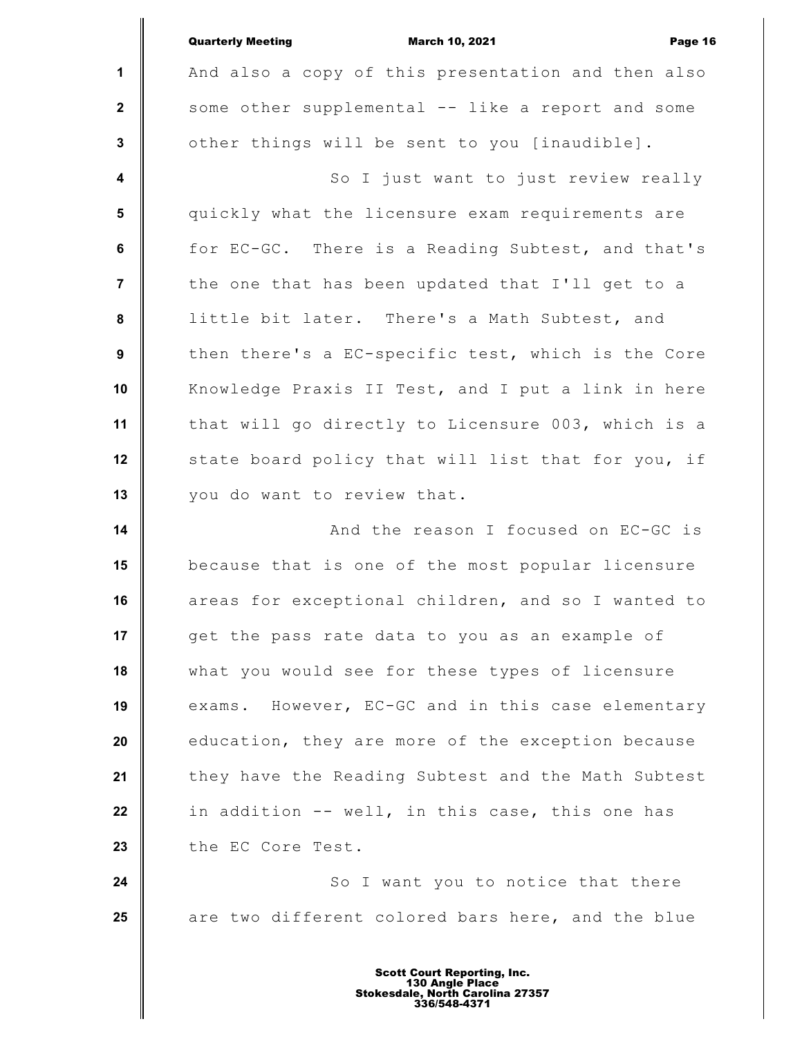And also a copy of this presentation and then also some other supplemental -- like a report and some other things will be sent to you [inaudible].

So I just want to just review really quickly what the licensure exam requirements are for EC-GC. There is a Reading Subtest, and that's the one that has been updated that I'll get to a little bit later. There's a Math Subtest, and then there's a EC-specific test, which is the Core Knowledge Praxis II Test, and I put a link in here that will go directly to Licensure 003, which is a state board policy that will list that for you, if you do want to review that.

And the reason I focused on EC-GC is because that is one of the most popular licensure areas for exceptional children, and so I wanted to get the pass rate data to you as an example of what you would see for these types of licensure exams. However, EC-GC and in this case elementary education, they are more of the exception because they have the Reading Subtest and the Math Subtest in addition -- well, in this case, this one has the EC Core Test.

So I want you to notice that there are two different colored bars here, and the blue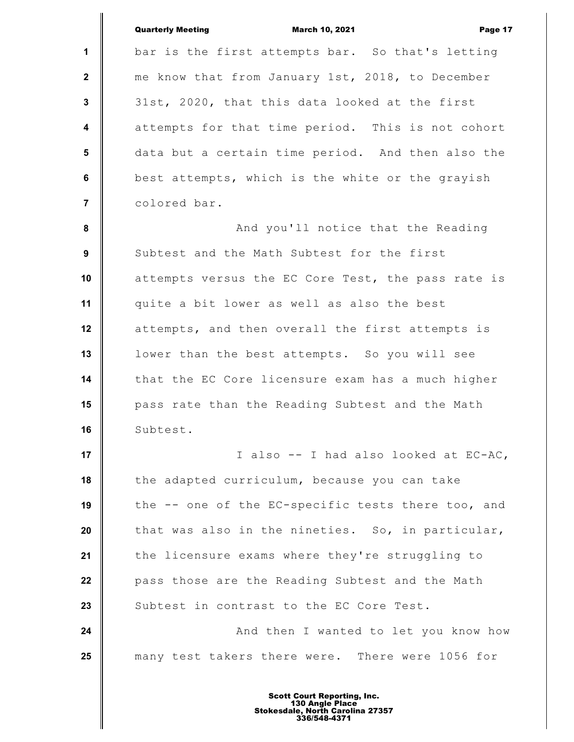bar is the first attempts bar. So that's letting me know that from January 1st, 2018, to December 31st, 2020, that this data looked at the first attempts for that time period. This is not cohort data but a certain time period. And then also the best attempts, which is the white or the grayish colored bar.

And you'll notice that the Reading Subtest and the Math Subtest for the first attempts versus the EC Core Test, the pass rate is quite a bit lower as well as also the best attempts, and then overall the first attempts is lower than the best attempts. So you will see that the EC Core licensure exam has a much higher pass rate than the Reading Subtest and the Math Subtest.

I also -- I had also looked at EC-AC, the adapted curriculum, because you can take the -- one of the EC-specific tests there too, and that was also in the nineties. So, in particular, the licensure exams where they're struggling to pass those are the Reading Subtest and the Math Subtest in contrast to the EC Core Test.

And then I wanted to let you know how many test takers there were. There were 1056 for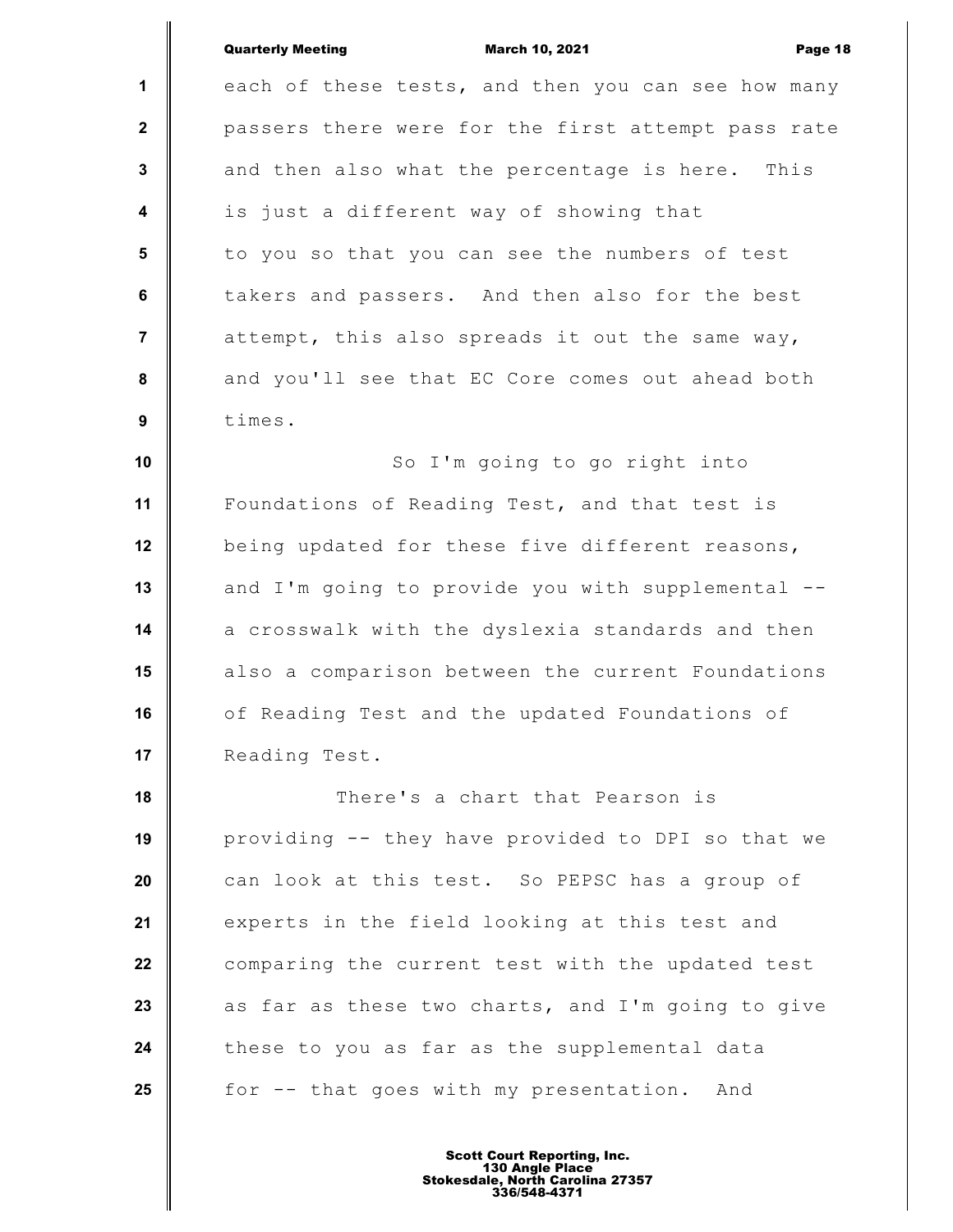each of these tests, and then you can see how many passers there were for the first attempt pass rate and then also what the percentage is here. This is just a different way of showing that to you so that you can see the numbers of test takers and passers. And then also for the best attempt, this also spreads it out the same way, and you'll see that EC Core comes out ahead both times.

So I'm going to go right into Foundations of Reading Test, and that test is being updated for these five different reasons, and I'm going to provide you with supplemental -- a crosswalk with the dyslexia standards and then also a comparison between the current Foundations of Reading Test and the updated Foundations of Reading Test.

There's a chart that Pearson is providing -- they have provided to DPI so that we can look at this test. So PEPSC has a group of experts in the field looking at this test and comparing the current test with the updated test as far as these two charts, and I'm going to give these to you as far as the supplemental data for -- that goes with my presentation. And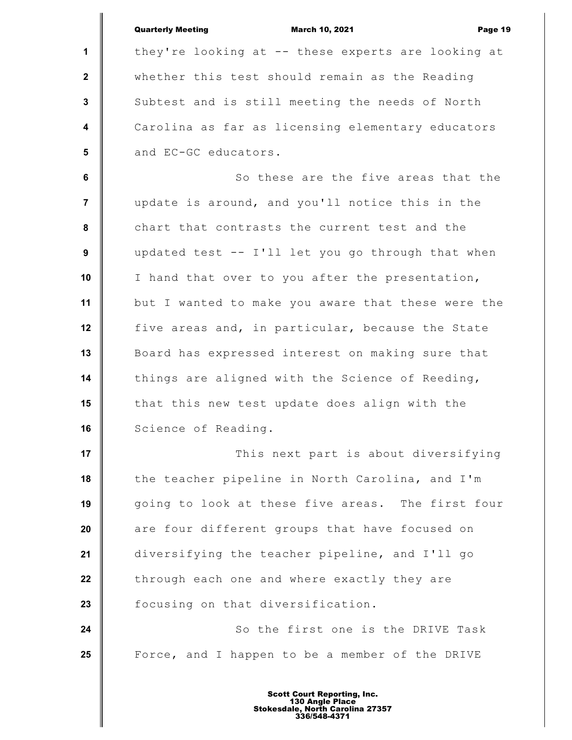they're looking at -- these experts are looking at whether this test should remain as the Reading Subtest and is still meeting the needs of North Carolina as far as licensing elementary educators and EC-GC educators.

So these are the five areas that the update is around, and you'll notice this in the chart that contrasts the current test and the updated test -- I'll let you go through that when I hand that over to you after the presentation, but I wanted to make you aware that these were the five areas and, in particular, because the State Board has expressed interest on making sure that things are aligned with the Science of Reeding, that this new test update does align with the Science of Reading.

This next part is about diversifying the teacher pipeline in North Carolina, and I'm going to look at these five areas. The first four are four different groups that have focused on diversifying the teacher pipeline, and I'll go through each one and where exactly they are focusing on that diversification.

So the first one is the DRIVE Task Force, and I happen to be a member of the DRIVE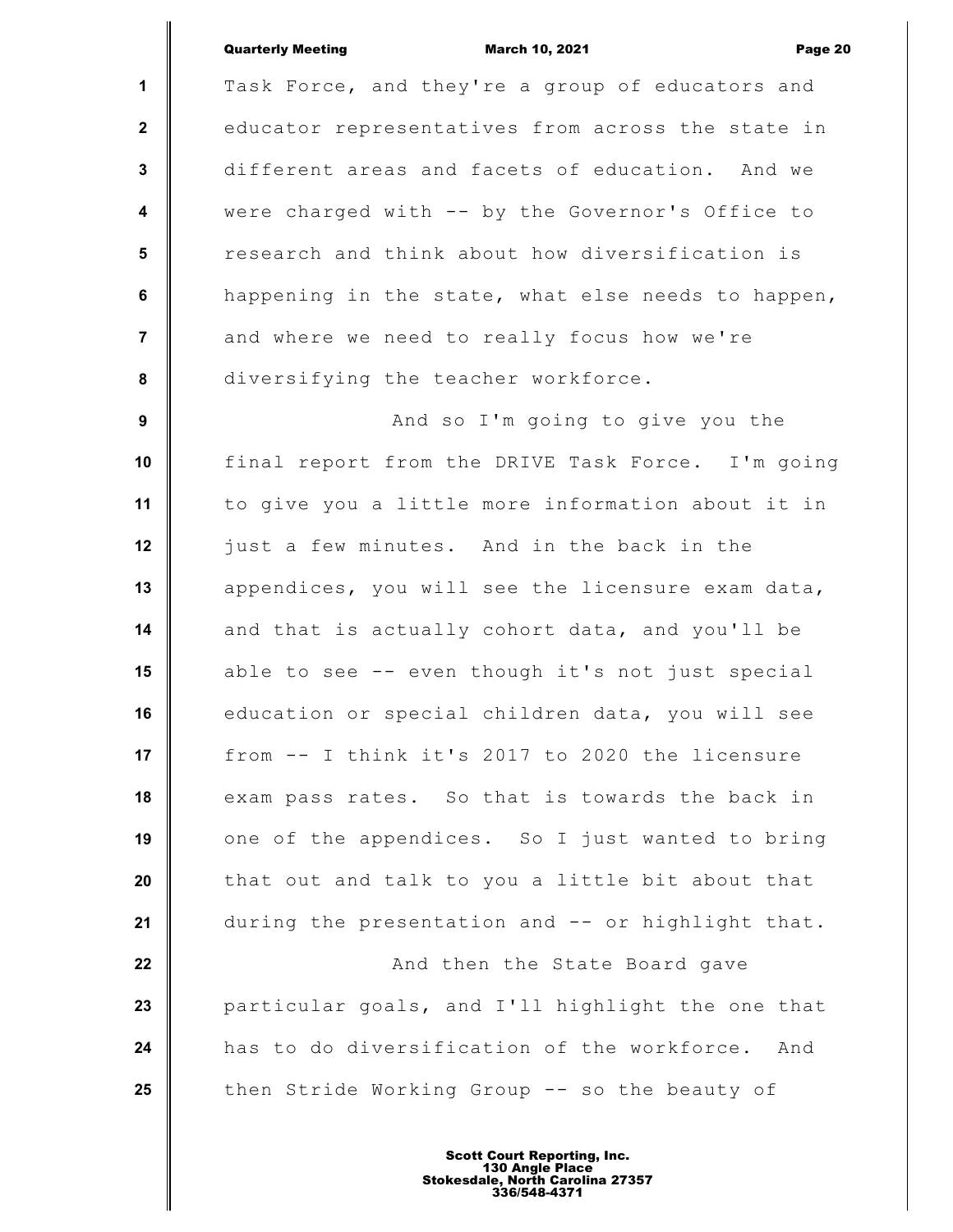Task Force, and they're a group of educators and educator representatives from across the state in different areas and facets of education. And we were charged with -- by the Governor's Office to research and think about how diversification is happening in the state, what else needs to happen, and where we need to really focus how we're diversifying the teacher workforce.

And so I'm going to give you the final report from the DRIVE Task Force. I'm going to give you a little more information about it in just a few minutes. And in the back in the appendices, you will see the licensure exam data, and that is actually cohort data, and you'll be able to see -- even though it's not just special education or special children data, you will see from -- I think it's 2017 to 2020 the licensure exam pass rates. So that is towards the back in one of the appendices. So I just wanted to bring that out and talk to you a little bit about that during the presentation and -- or highlight that.

And then the State Board gave particular goals, and I'll highlight the one that has to do diversification of the workforce. And then Stride Working Group -- so the beauty of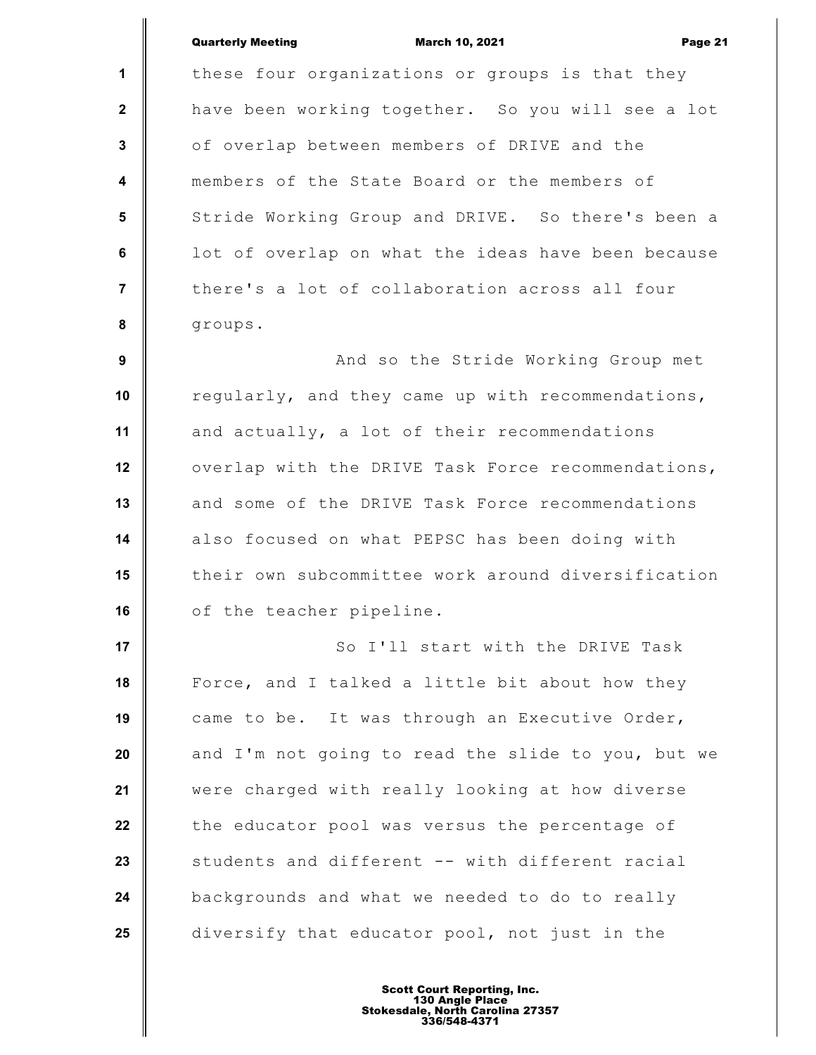these four organizations or groups is that they have been working together. So you will see a lot of overlap between members of DRIVE and the members of the State Board or the members of Stride Working Group and DRIVE. So there's been a lot of overlap on what the ideas have been because there's a lot of collaboration across all four groups.

And so the Stride Working Group met regularly, and they came up with recommendations, and actually, a lot of their recommendations overlap with the DRIVE Task Force recommendations, and some of the DRIVE Task Force recommendations also focused on what PEPSC has been doing with their own subcommittee work around diversification of the teacher pipeline.

So I'll start with the DRIVE Task Force, and I talked a little bit about how they came to be. It was through an Executive Order, and I'm not going to read the slide to you, but we were charged with really looking at how diverse the educator pool was versus the percentage of students and different -- with different racial backgrounds and what we needed to do to really diversify that educator pool, not just in the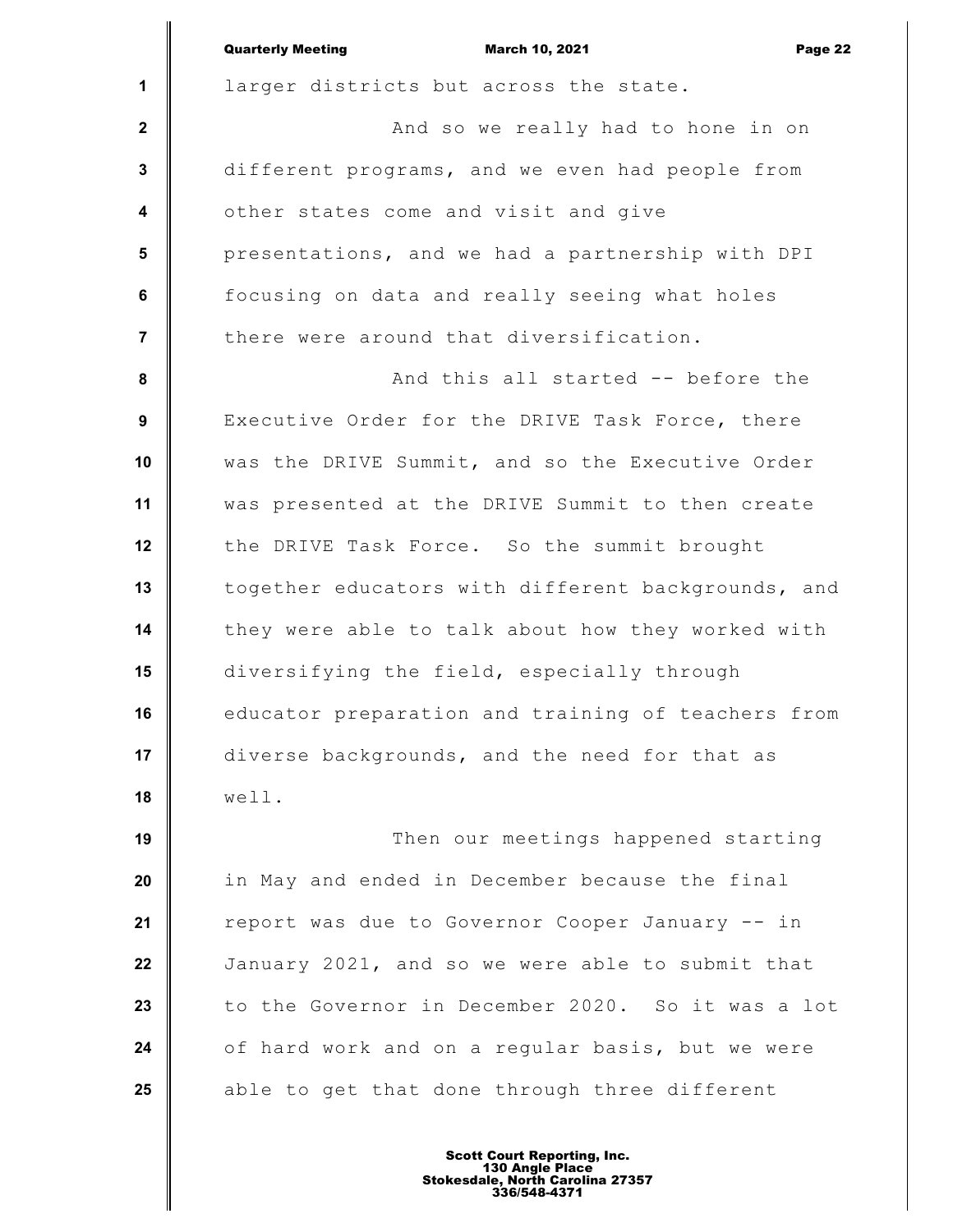larger districts but across the state.

And so we really had to hone in on different programs, and we even had people from other states come and visit and give presentations, and we had a partnership with DPI focusing on data and really seeing what holes there were around that diversification.

And this all started -- before the Executive Order for the DRIVE Task Force, there was the DRIVE Summit, and so the Executive Order was presented at the DRIVE Summit to then create the DRIVE Task Force. So the summit brought together educators with different backgrounds, and they were able to talk about how they worked with diversifying the field, especially through educator preparation and training of teachers from diverse backgrounds, and the need for that as well.

Then our meetings happened starting in May and ended in December because the final report was due to Governor Cooper January -- in January 2021, and so we were able to submit that to the Governor in December 2020. So it was a lot of hard work and on a regular basis, but we were able to get that done through three different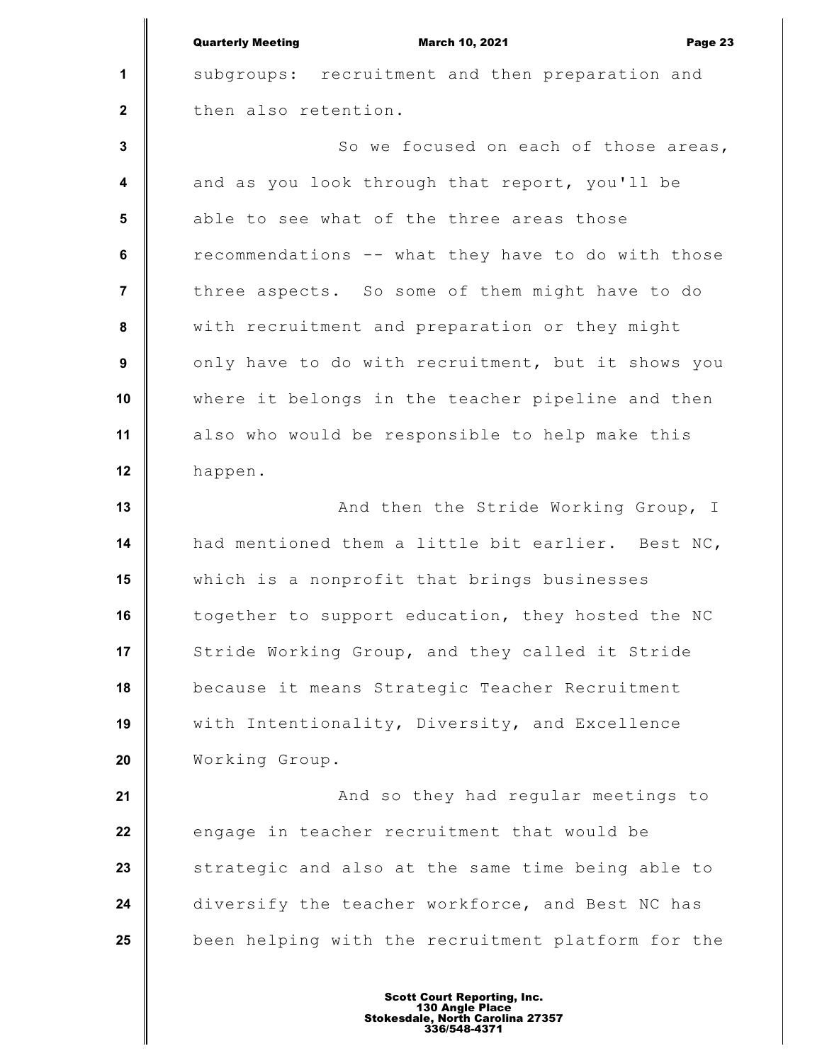subgroups: recruitment and then preparation and then also retention.

So we focused on each of those areas, and as you look through that report, you'll be able to see what of the three areas those recommendations -- what they have to do with those three aspects. So some of them might have to do with recruitment and preparation or they might only have to do with recruitment, but it shows you where it belongs in the teacher pipeline and then also who would be responsible to help make this happen.

And then the Stride Working Group, I had mentioned them a little bit earlier. Best NC, which is a nonprofit that brings businesses together to support education, they hosted the NC Stride Working Group, and they called it Stride because it means Strategic Teacher Recruitment with Intentionality, Diversity, and Excellence Working Group.

And so they had regular meetings to engage in teacher recruitment that would be strategic and also at the same time being able to diversify the teacher workforce, and Best NC has been helping with the recruitment platform for the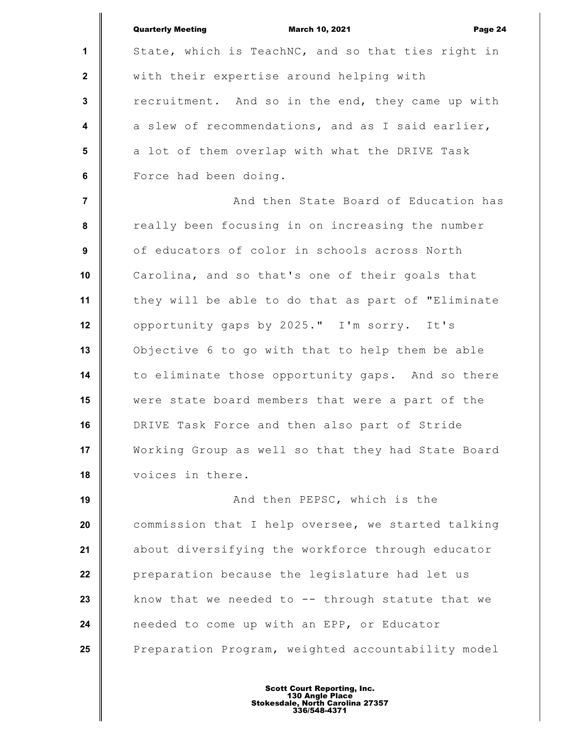State, which is TeachNC, and so that ties right in with their expertise around helping with recruitment. And so in the end, they came up with a slew of recommendations, and as I said earlier, a lot of them overlap with what the DRIVE Task Force had been doing.

And then State Board of Education has really been focusing in on increasing the number of educators of color in schools across North Carolina, and so that's one of their goals that they will be able to do that as part of "Eliminate opportunity gaps by 2025." I'm sorry. It's Objective 6 to go with that to help them be able to eliminate those opportunity gaps. And so there were state board members that were a part of the DRIVE Task Force and then also part of Stride Working Group as well so that they had State Board voices in there.

And then PEPSC, which is the commission that I help oversee, we started talking about diversifying the workforce through educator preparation because the legislature had let us know that we needed to -- through statute that we needed to come up with an EPP, or Educator Preparation Program, weighted accountability model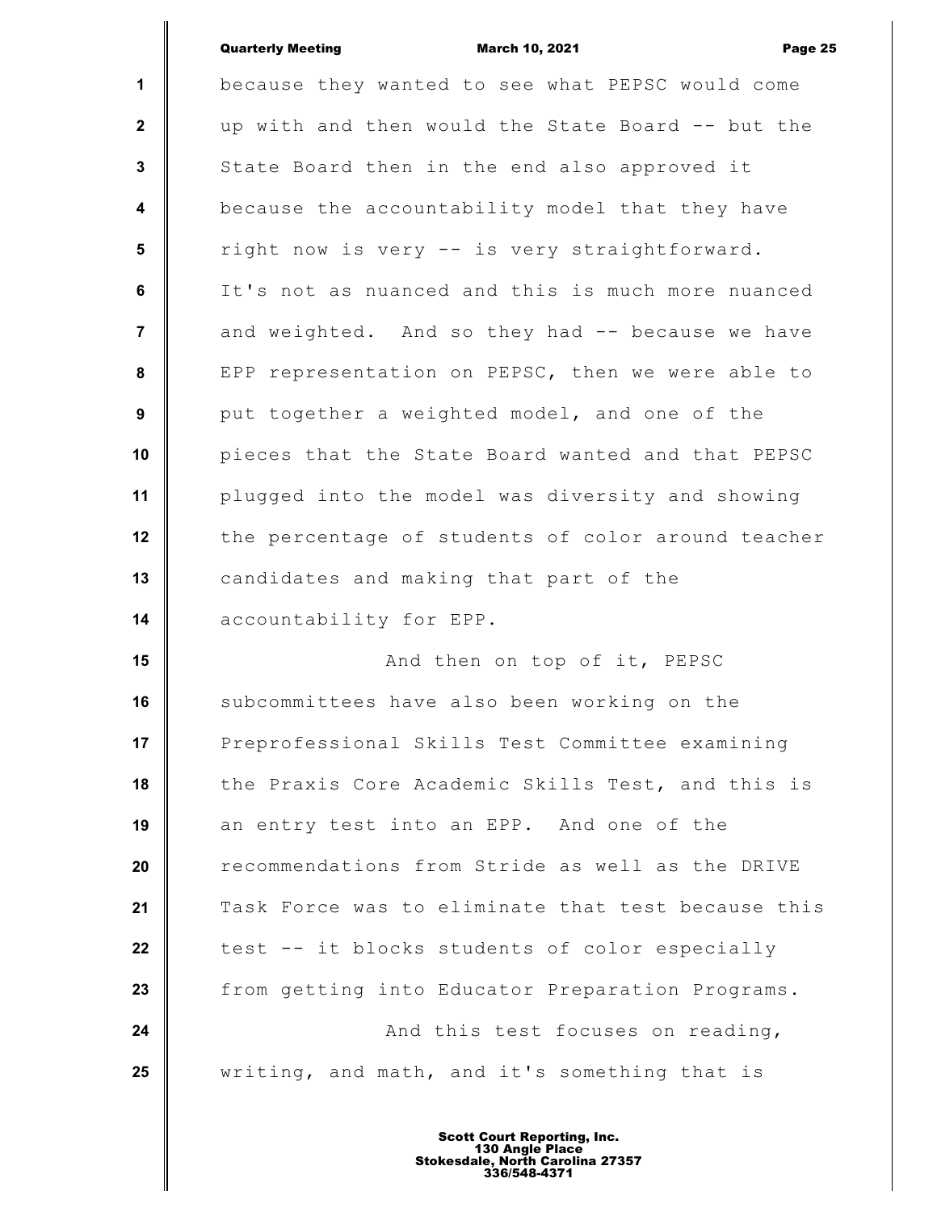because they wanted to see what PEPSC would come up with and then would the State Board -- but the State Board then in the end also approved it because the accountability model that they have right now is very -- is very straightforward. It's not as nuanced and this is much more nuanced and weighted. And so they had -- because we have EPP representation on PEPSC, then we were able to put together a weighted model, and one of the pieces that the State Board wanted and that PEPSC plugged into the model was diversity and showing the percentage of students of color around teacher candidates and making that part of the accountability for EPP.

And then on top of it, PEPSC subcommittees have also been working on the Preprofessional Skills Test Committee examining the Praxis Core Academic Skills Test, and this is an entry test into an EPP. And one of the recommendations from Stride as well as the DRIVE Task Force was to eliminate that test because this test -- it blocks students of color especially from getting into Educator Preparation Programs.

And this test focuses on reading, writing, and math, and it's something that is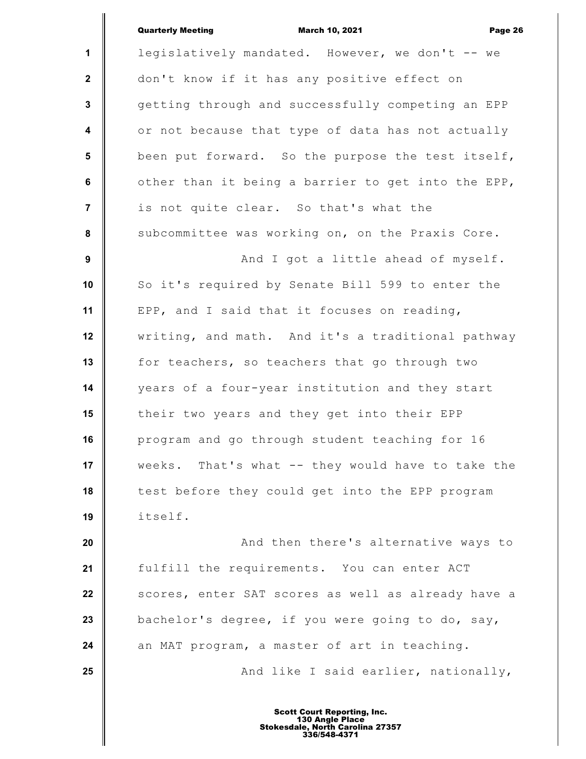legislatively mandated. However, we don't -- we don't know if it has any positive effect on getting through and successfully competing an EPP or not because that type of data has not actually been put forward. So the purpose the test itself, other than it being a barrier to get into the EPP, is not quite clear. So that's what the subcommittee was working on, on the Praxis Core.

And I got a little ahead of myself. So it's required by Senate Bill 599 to enter the EPP, and I said that it focuses on reading, writing, and math. And it's a traditional pathway for teachers, so teachers that go through two years of a four-year institution and they start their two years and they get into their EPP program and go through student teaching for 16 weeks. That's what -- they would have to take the test before they could get into the EPP program itself.

And then there's alternative ways to fulfill the requirements. You can enter ACT scores, enter SAT scores as well as already have a bachelor's degree, if you were going to do, say, an MAT program, a master of art in teaching.

And like I said earlier, nationally,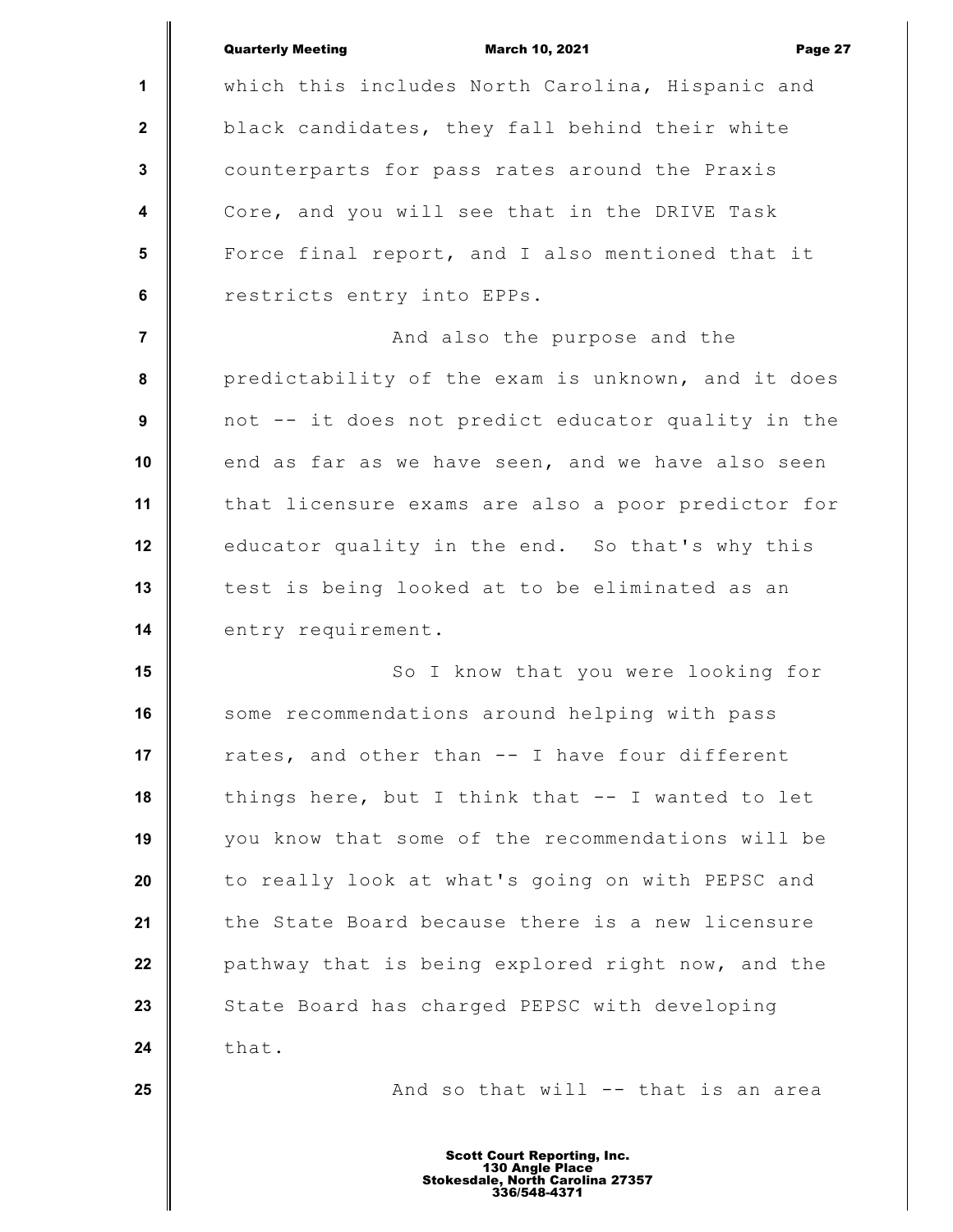which this includes North Carolina, Hispanic and black candidates, they fall behind their white counterparts for pass rates around the Praxis Core, and you will see that in the DRIVE Task Force final report, and I also mentioned that it restricts entry into EPPs.

And also the purpose and the predictability of the exam is unknown, and it does not -- it does not predict educator quality in the end as far as we have seen, and we have also seen that licensure exams are also a poor predictor for educator quality in the end. So that's why this test is being looked at to be eliminated as an entry requirement.

So I know that you were looking for some recommendations around helping with pass rates, and other than -- I have four different things here, but I think that -- I wanted to let you know that some of the recommendations will be to really look at what's going on with PEPSC and the State Board because there is a new licensure pathway that is being explored right now, and the State Board has charged PEPSC with developing that.

And so that will -- that is an area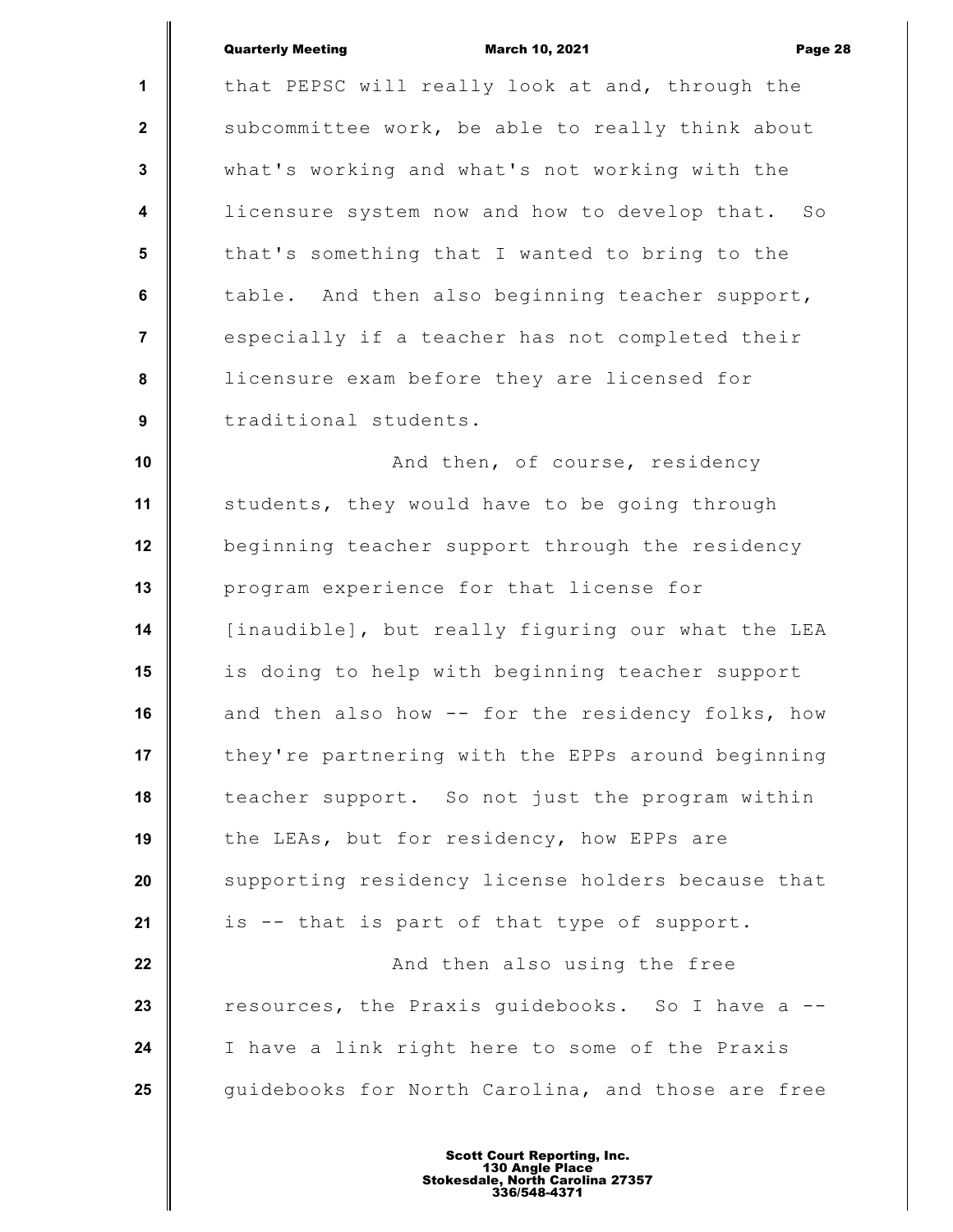that PEPSC will really look at and, through the subcommittee work, be able to really think about what's working and what's not working with the licensure system now and how to develop that. So that's something that I wanted to bring to the table. And then also beginning teacher support, especially if a teacher has not completed their licensure exam before they are licensed for traditional students.

And then, of course, residency students, they would have to be going through beginning teacher support through the residency program experience for that license for [inaudible], but really figuring our what the LEA is doing to help with beginning teacher support and then also how -- for the residency folks, how they're partnering with the EPPs around beginning teacher support. So not just the program within the LEAs, but for residency, how EPPs are supporting residency license holders because that is -- that is part of that type of support.

And then also using the free resources, the Praxis guidebooks. So I have a -- I have a link right here to some of the Praxis guidebooks for North Carolina, and those are free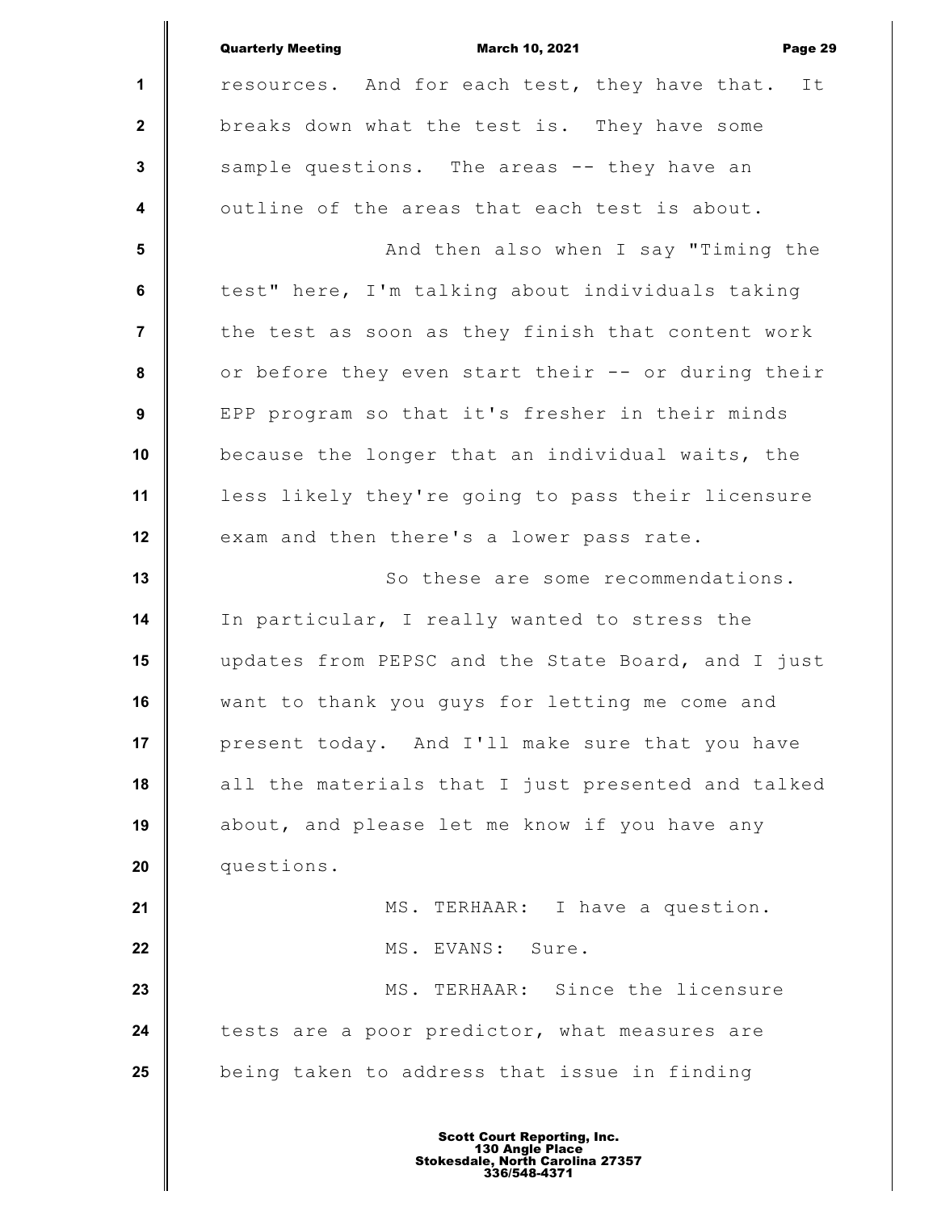resources. And for each test, they have that. It breaks down what the test is. They have some sample questions. The areas -- they have an outline of the areas that each test is about.

And then also when I say "Timing the test" here, I'm talking about individuals taking the test as soon as they finish that content work or before they even start their -- or during their EPP program so that it's fresher in their minds because the longer that an individual waits, the less likely they're going to pass their licensure exam and then there's a lower pass rate.

So these are some recommendations. In particular, I really wanted to stress the updates from PEPSC and the State Board, and I just want to thank you guys for letting me come and present today. And I'll make sure that you have all the materials that I just presented and talked about, and please let me know if you have any questions.

MS. TERHAAR: I have a question.

MS. EVANS: Sure.

MS. TERHAAR: Since the licensure tests are a poor predictor, what measures are being taken to address that issue in finding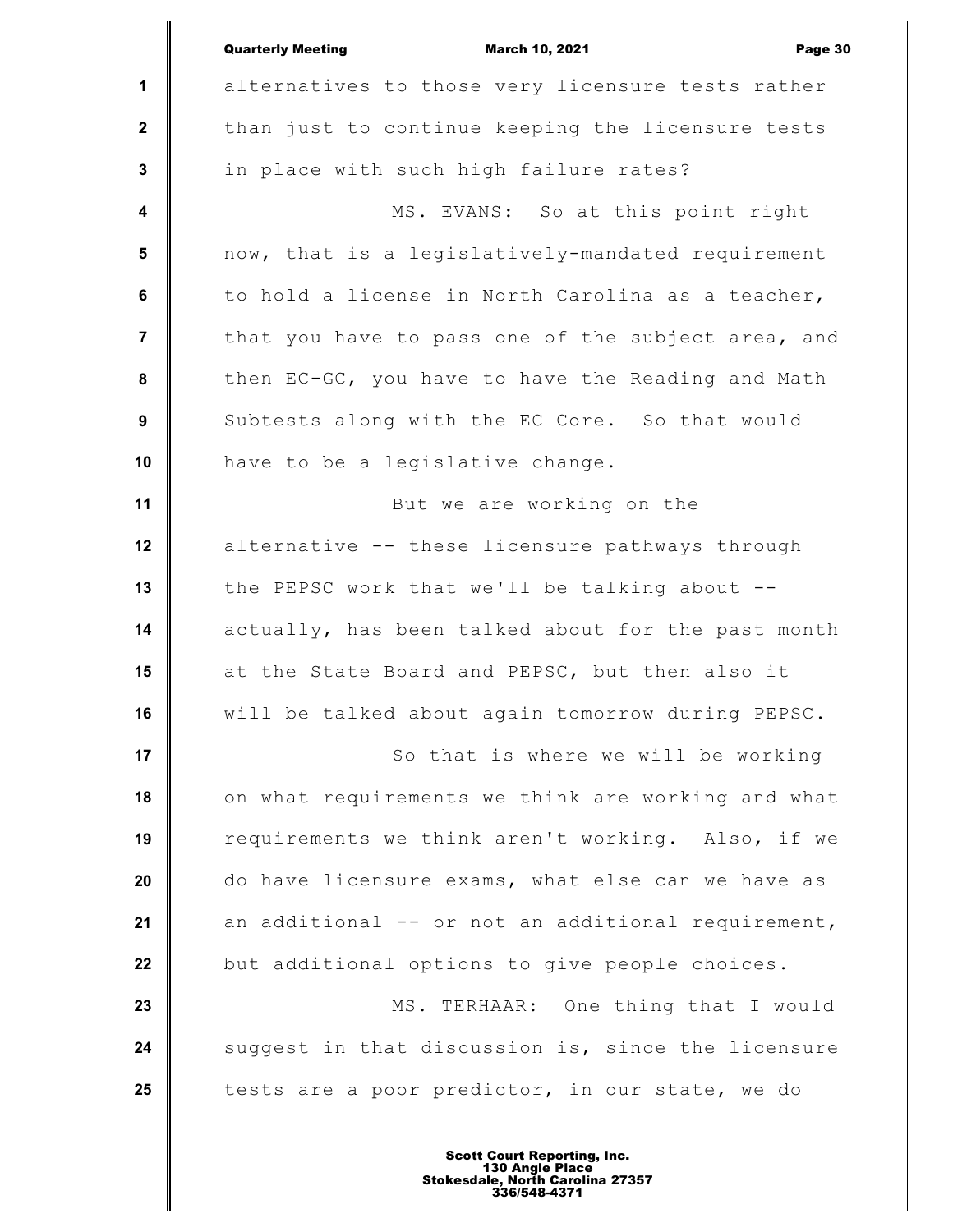alternatives to those very licensure tests rather than just to continue keeping the licensure tests in place with such high failure rates?

MS. EVANS: So at this point right now, that is a legislatively-mandated requirement to hold a license in North Carolina as a teacher, that you have to pass one of the subject area, and then EC-GC, you have to have the Reading and Math Subtests along with the EC Core. So that would have to be a legislative change.

But we are working on the alternative -- these licensure pathways through the PEPSC work that we'll be talking about -- actually, has been talked about for the past month at the State Board and PEPSC, but then also it will be talked about again tomorrow during PEPSC.

So that is where we will be working on what requirements we think are working and what requirements we think aren't working. Also, if we do have licensure exams, what else can we have as an additional -- or not an additional requirement, but additional options to give people choices.

MS. TERHAAR: One thing that I would suggest in that discussion is, since the licensure tests are a poor predictor, in our state, we do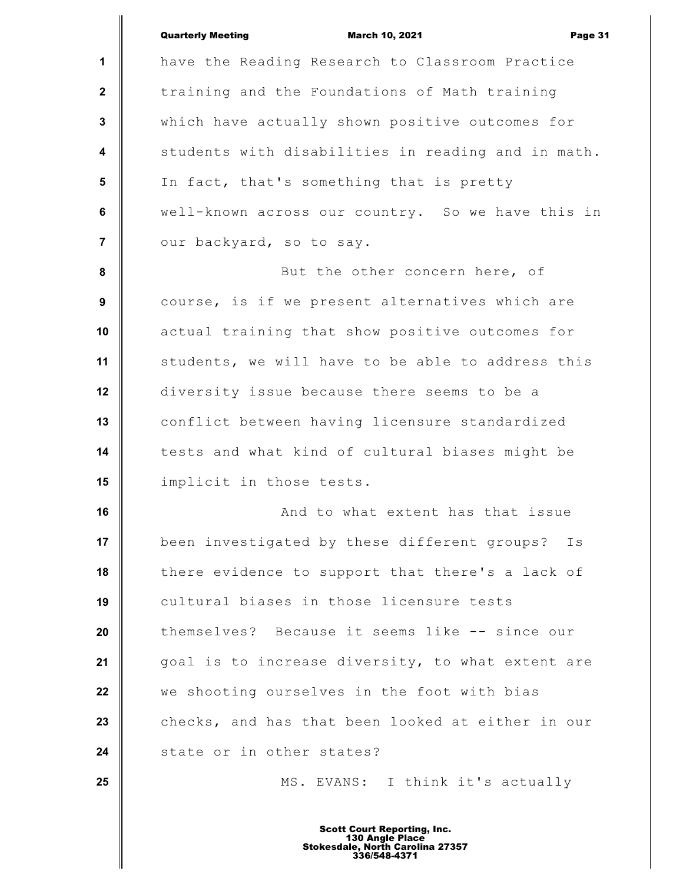have the Reading Research to Classroom Practice training and the Foundations of Math training which have actually shown positive outcomes for students with disabilities in reading and in math. In fact, that's something that is pretty well-known across our country. So we have this in our backyard, so to say.

But the other concern here, of course, is if we present alternatives which are actual training that show positive outcomes for students, we will have to be able to address this diversity issue because there seems to be a conflict between having licensure standardized tests and what kind of cultural biases might be implicit in those tests.

And to what extent has that issue been investigated by these different groups? Is there evidence to support that there's a lack of cultural biases in those licensure tests themselves? Because it seems like -- since our goal is to increase diversity, to what extent are we shooting ourselves in the foot with bias checks, and has that been looked at either in our state or in other states?

MS. EVANS: I think it's actually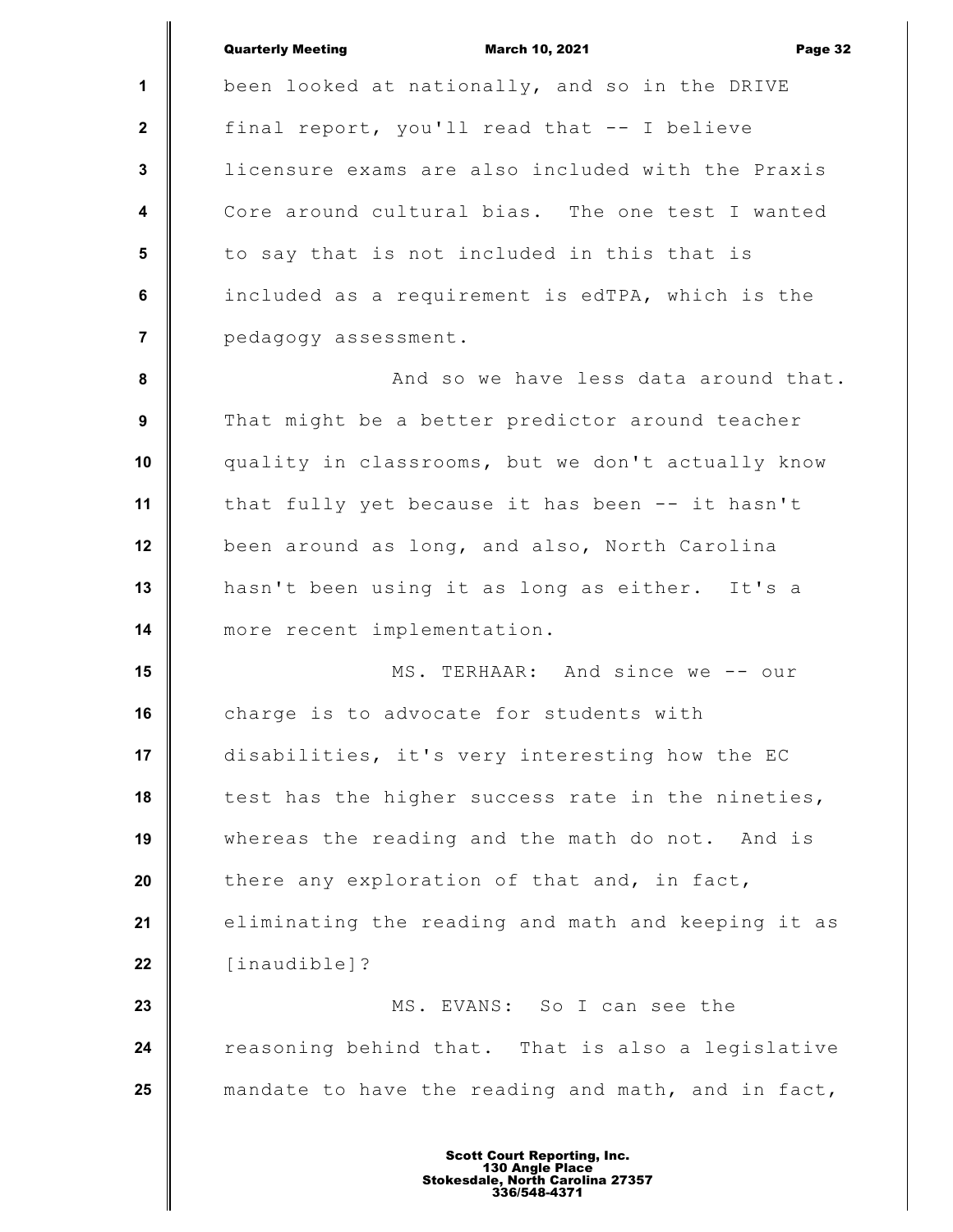been looked at nationally, and so in the DRIVE final report, you'll read that -- I believe licensure exams are also included with the Praxis Core around cultural bias. The one test I wanted to say that is not included in this that is included as a requirement is edTPA, which is the pedagogy assessment.

And so we have less data around that. That might be a better predictor around teacher quality in classrooms, but we don't actually know that fully yet because it has been -- it hasn't been around as long, and also, North Carolina hasn't been using it as long as either. It's a more recent implementation.

MS. TERHAAR: And since we -- our charge is to advocate for students with disabilities, it's very interesting how the EC test has the higher success rate in the nineties, whereas the reading and the math do not. And is there any exploration of that and, in fact, eliminating the reading and math and keeping it as [inaudible]?

MS. EVANS: So I can see the reasoning behind that. That is also a legislative mandate to have the reading and math, and in fact,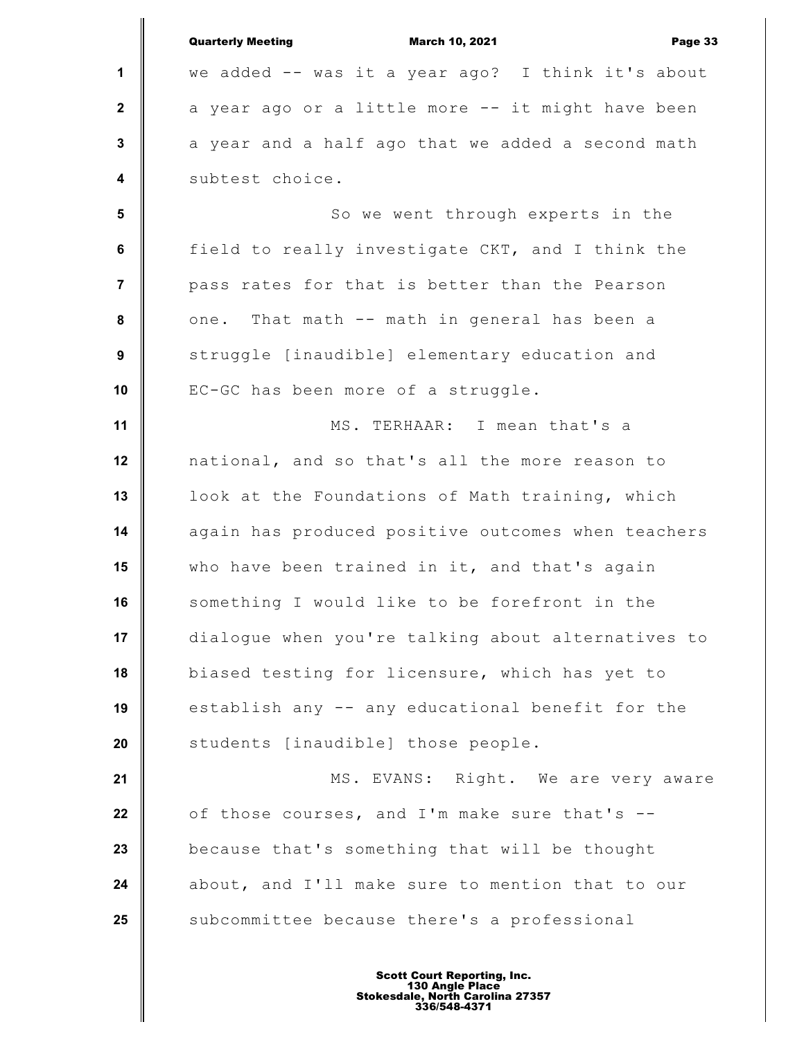we added -- was it a year ago? I think it's about a year ago or a little more -- it might have been a year and a half ago that we added a second math subtest choice.

So we went through experts in the field to really investigate CKT, and I think the pass rates for that is better than the Pearson one. That math -- math in general has been a struggle [inaudible] elementary education and EC-GC has been more of a struggle.

MS. TERHAAR: I mean that's a national, and so that's all the more reason to look at the Foundations of Math training, which again has produced positive outcomes when teachers who have been trained in it, and that's again something I would like to be forefront in the dialogue when you're talking about alternatives to biased testing for licensure, which has yet to establish any -- any educational benefit for the students [inaudible] those people.

MS. EVANS: Right. We are very aware of those courses, and I'm make sure that's -- because that's something that will be thought about, and I'll make sure to mention that to our subcommittee because there's a professional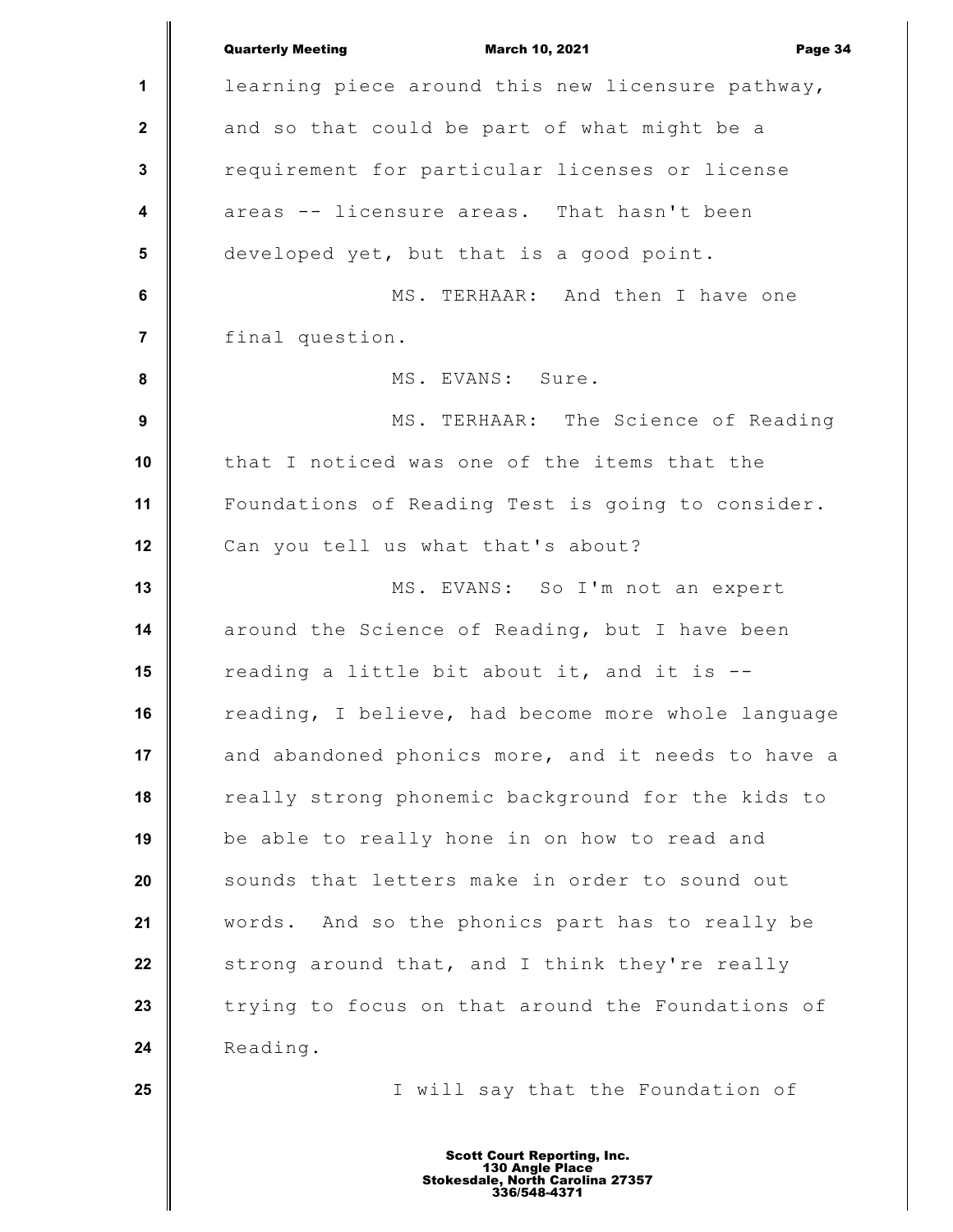learning piece around this new licensure pathway, and so that could be part of what might be a requirement for particular licenses or license areas -- licensure areas. That hasn't been developed yet, but that is a good point.

MS. TERHAAR: And then I have one final question.

MS. EVANS: Sure.

MS. TERHAAR: The Science of Reading that I noticed was one of the items that the Foundations of Reading Test is going to consider. Can you tell us what that's about?

MS. EVANS: So I'm not an expert around the Science of Reading, but I have been reading a little bit about it, and it is -- reading, I believe, had become more whole language and abandoned phonics more, and it needs to have a really strong phonemic background for the kids to be able to really hone in on how to read and sounds that letters make in order to sound out words. And so the phonics part has to really be strong around that, and I think they're really trying to focus on that around the Foundations of Reading.

I will say that the Foundation of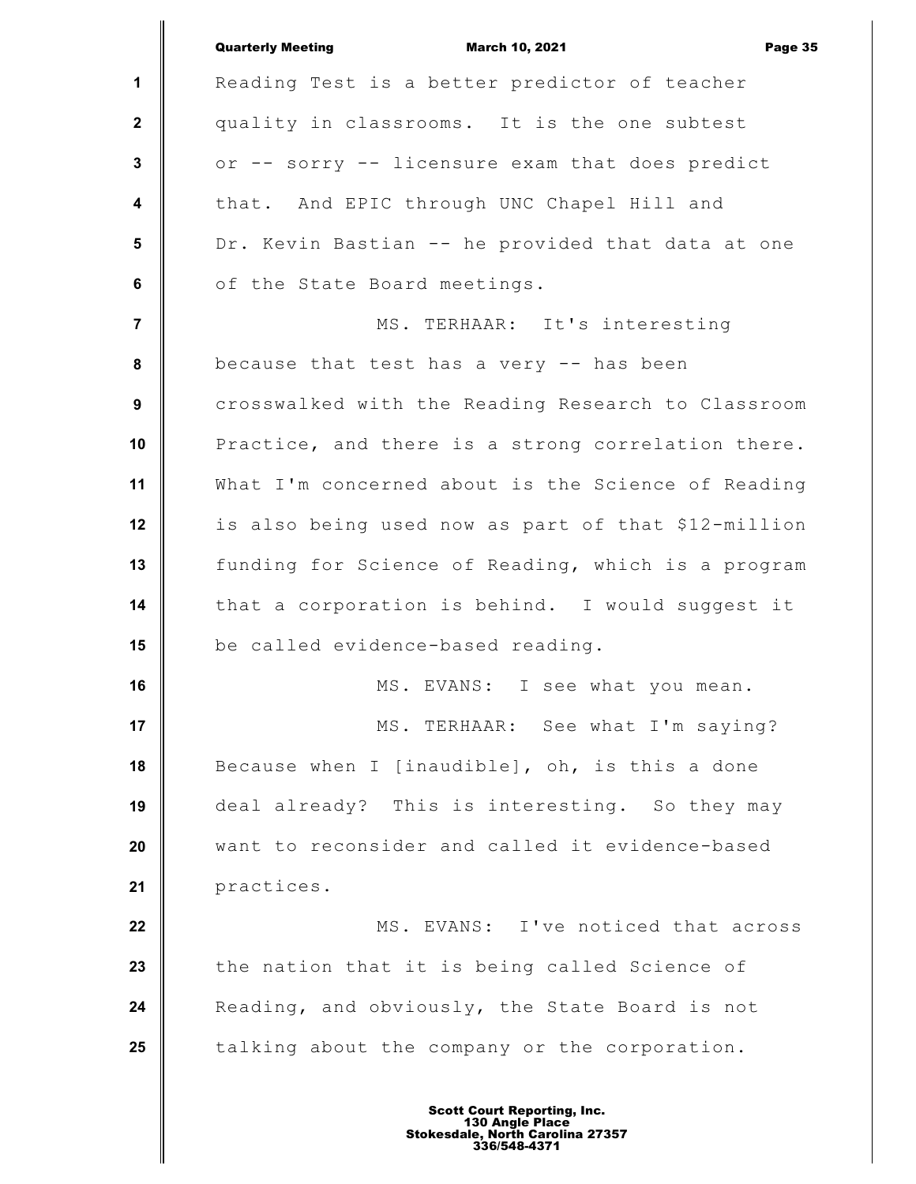Reading Test is a better predictor of teacher quality in classrooms. It is the one subtest or -- sorry -- licensure exam that does predict that. And EPIC through UNC Chapel Hill and Dr. Kevin Bastian -- he provided that data at one of the State Board meetings.

MS. TERHAAR: It's interesting because that test has a very -- has been crosswalked with the Reading Research to Classroom Practice, and there is a strong correlation there. What I'm concerned about is the Science of Reading is also being used now as part of that $12-million funding for Science of Reading, which is a program that a corporation is behind. I would suggest it be called evidence-based reading.

MS. EVANS: I see what you mean.

MS. TERHAAR: See what I'm saying? Because when I [inaudible], oh, is this a done deal already? This is interesting. So they may want to reconsider and called it evidence-based practices.

MS. EVANS: I've noticed that across the nation that it is being called Science of Reading, and obviously, the State Board is not talking about the company or the corporation.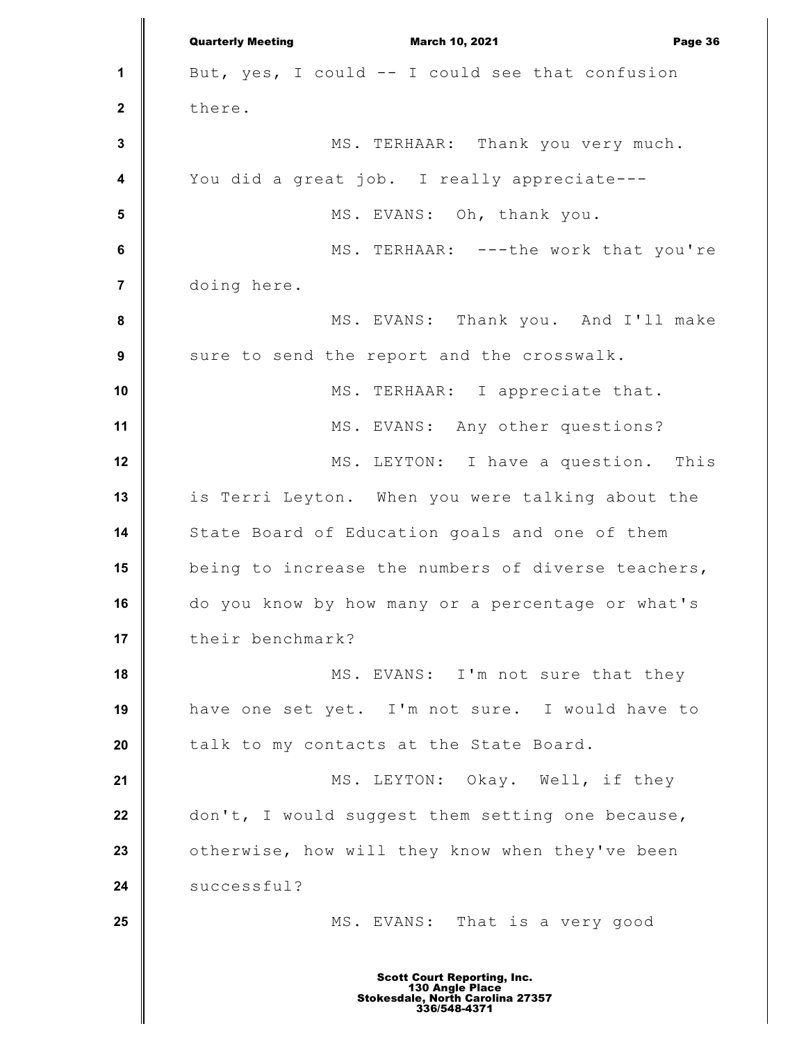But, yes, I could -- I could see that confusion there.

MS. TERHAAR: Thank you very much. You did a great job. I really appreciate---

MS. EVANS: Oh, thank you.

MS. TERHAAR: ---the work that you're doing here.

MS. EVANS: Thank you. And I'll make sure to send the report and the crosswalk.

MS. TERHAAR: I appreciate that.

MS. EVANS: Any other questions?

MS. LEYTON: I have a question. This is Terri Leyton. When you were talking about the State Board of Education goals and one of them being to increase the numbers of diverse teachers, do you know by how many or a percentage or what's their benchmark?

MS. EVANS: I'm not sure that they have one set yet. I'm not sure. I would have to talk to my contacts at the State Board.

MS. LEYTON: Okay. Well, if they don't, I would suggest them setting one because, otherwise, how will they know when they've been successful?

MS. EVANS: That is a very good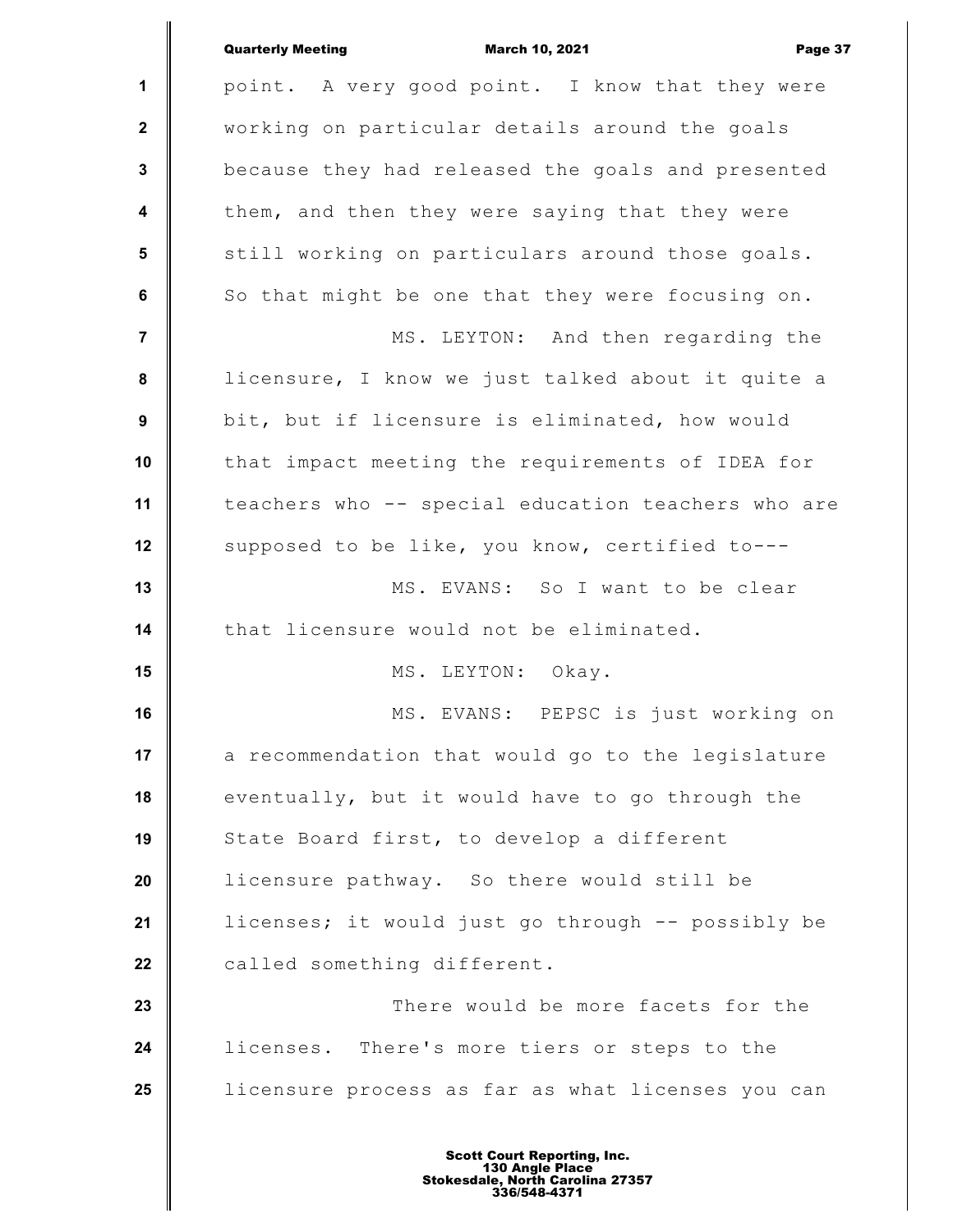point. A very good point. I know that they were working on particular details around the goals because they had released the goals and presented them, and then they were saying that they were still working on particulars around those goals. So that might be one that they were focusing on.

MS. LEYTON: And then regarding the licensure, I know we just talked about it quite a bit, but if licensure is eliminated, how would that impact meeting the requirements of IDEA for teachers who -- special education teachers who are supposed to be like, you know, certified to---

MS. EVANS: So I want to be clear that licensure would not be eliminated.

MS. LEYTON: Okay.

MS. EVANS: PEPSC is just working on a recommendation that would go to the legislature eventually, but it would have to go through the State Board first, to develop a different licensure pathway. So there would still be licenses; it would just go through -- possibly be called something different.

There would be more facets for the licenses. There's more tiers or steps to the licensure process as far as what licenses you can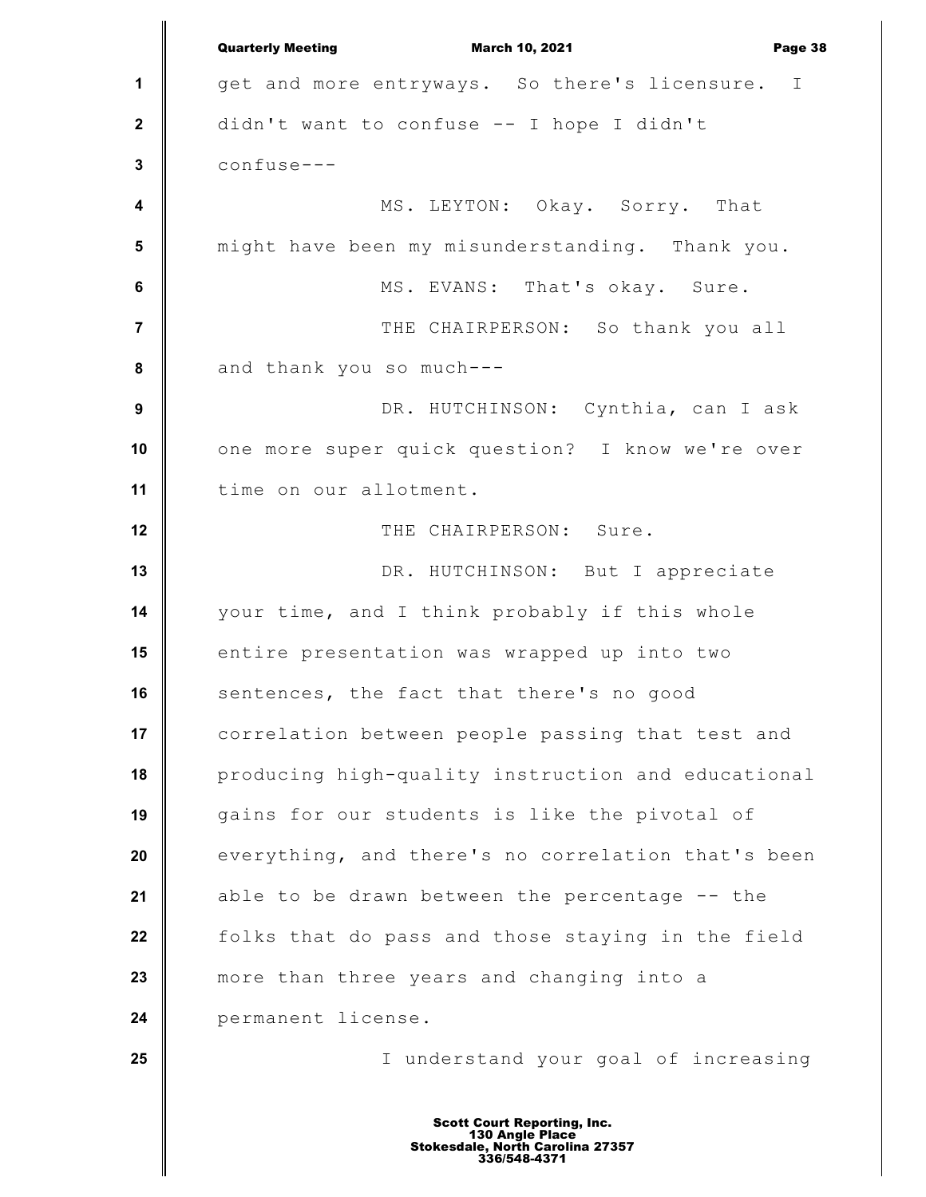get and more entryways. So there's licensure. I didn't want to confuse -- I hope I didn't confuse---

MS. LEYTON: Okay. Sorry. That might have been my misunderstanding. Thank you.

MS. EVANS: That's okay. Sure.

THE CHAIRPERSON: So thank you all and thank you so much---

DR. HUTCHINSON: Cynthia, can I ask one more super quick question? I know we're over time on our allotment.

THE CHAIRPERSON: Sure.

DR. HUTCHINSON: But I appreciate your time, and I think probably if this whole entire presentation was wrapped up into two sentences, the fact that there's no good correlation between people passing that test and producing high-quality instruction and educational gains for our students is like the pivotal of everything, and there's no correlation that's been able to be drawn between the percentage -- the folks that do pass and those staying in the field more than three years and changing into a permanent license.

I understand your goal of increasing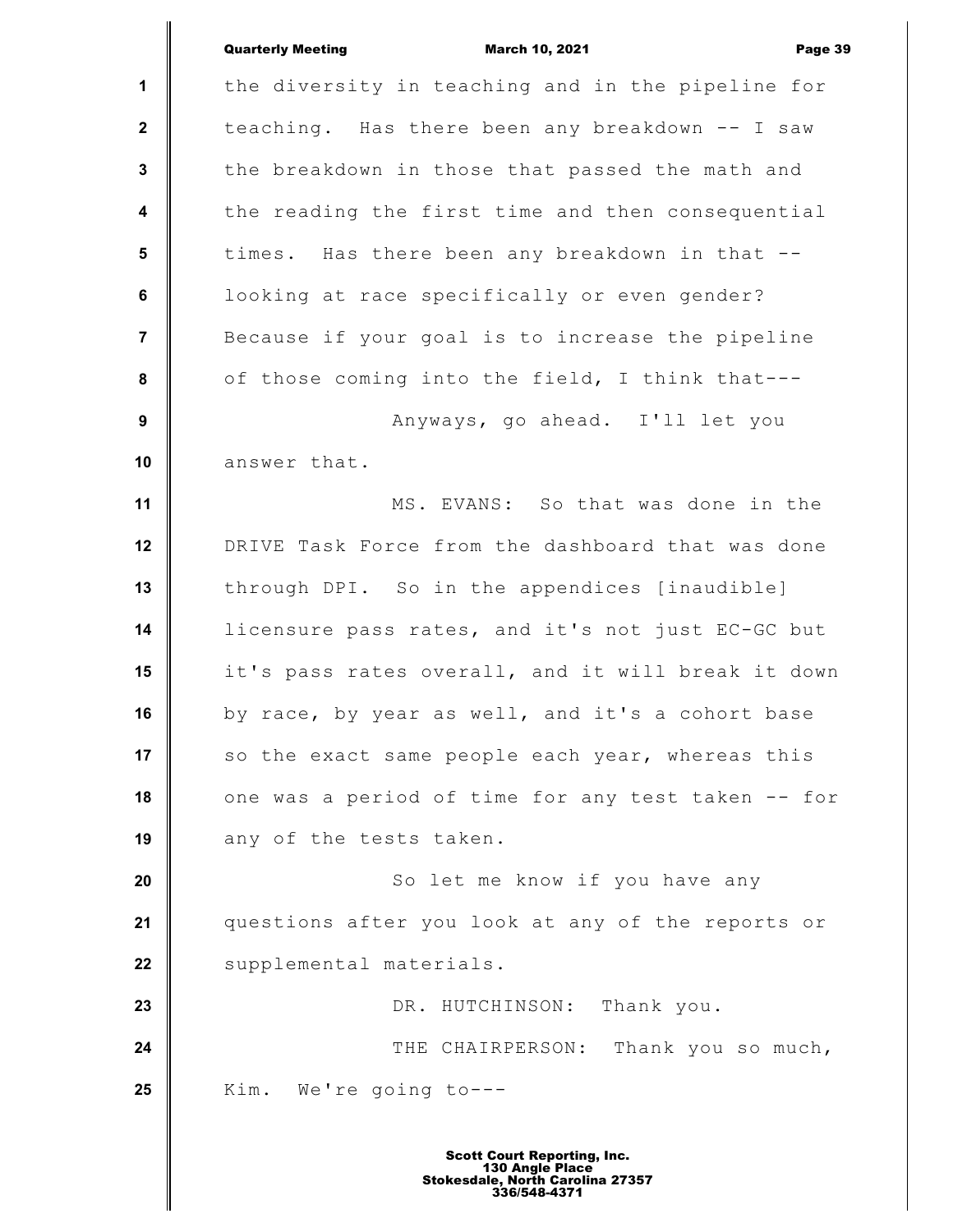the diversity in teaching and in the pipeline for teaching. Has there been any breakdown -- I saw the breakdown in those that passed the math and the reading the first time and then consequential times. Has there been any breakdown in that -- looking at race specifically or even gender? Because if your goal is to increase the pipeline of those coming into the field, I think that---

Anyways, go ahead. I'll let you answer that.

MS. EVANS: So that was done in the DRIVE Task Force from the dashboard that was done through DPI. So in the appendices [inaudible] licensure pass rates, and it's not just EC-GC but it's pass rates overall, and it will break it down by race, by year as well, and it's a cohort base so the exact same people each year, whereas this one was a period of time for any test taken -- for any of the tests taken.

So let me know if you have any questions after you look at any of the reports or supplemental materials.

DR. HUTCHINSON: Thank you.

THE CHAIRPERSON: Thank you so much, Kim. We're going to---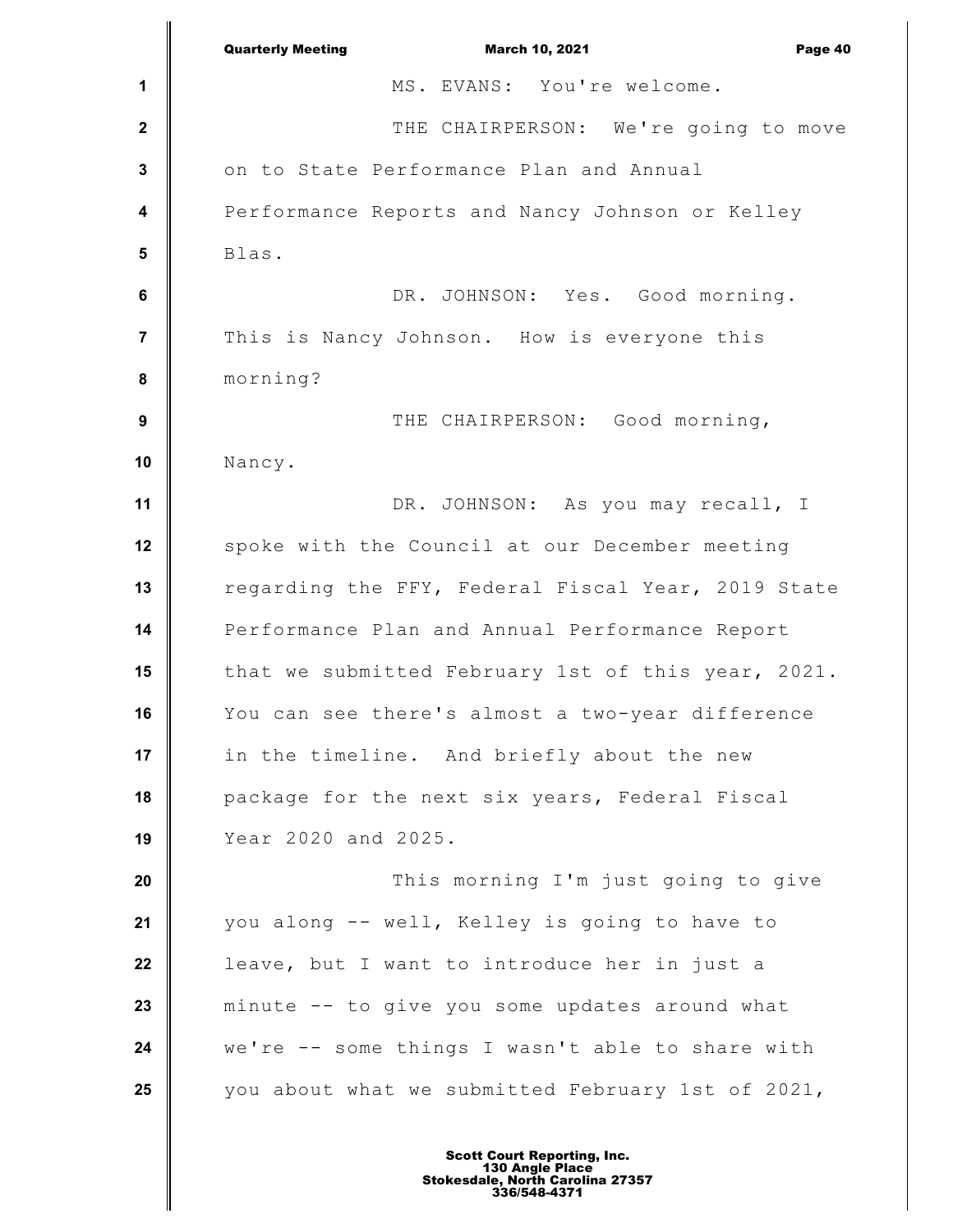MS. EVANS: You're welcome.

THE CHAIRPERSON: We're going to move on to State Performance Plan and Annual Performance Reports and Nancy Johnson or Kelley Blas.

DR. JOHNSON: Yes. Good morning. This is Nancy Johnson. How is everyone this morning?

THE CHAIRPERSON: Good morning, Nancy.

DR. JOHNSON: As you may recall, I spoke with the Council at our December meeting regarding the FFY, Federal Fiscal Year, 2019 State Performance Plan and Annual Performance Report that we submitted February 1st of this year, 2021. You can see there's almost a two-year difference in the timeline. And briefly about the new package for the next six years, Federal Fiscal Year 2020 and 2025.

This morning I'm just going to give you along -- well, Kelley is going to have to leave, but I want to introduce her in just a minute -- to give you some updates around what we're -- some things I wasn't able to share with you about what we submitted February 1st of 2021,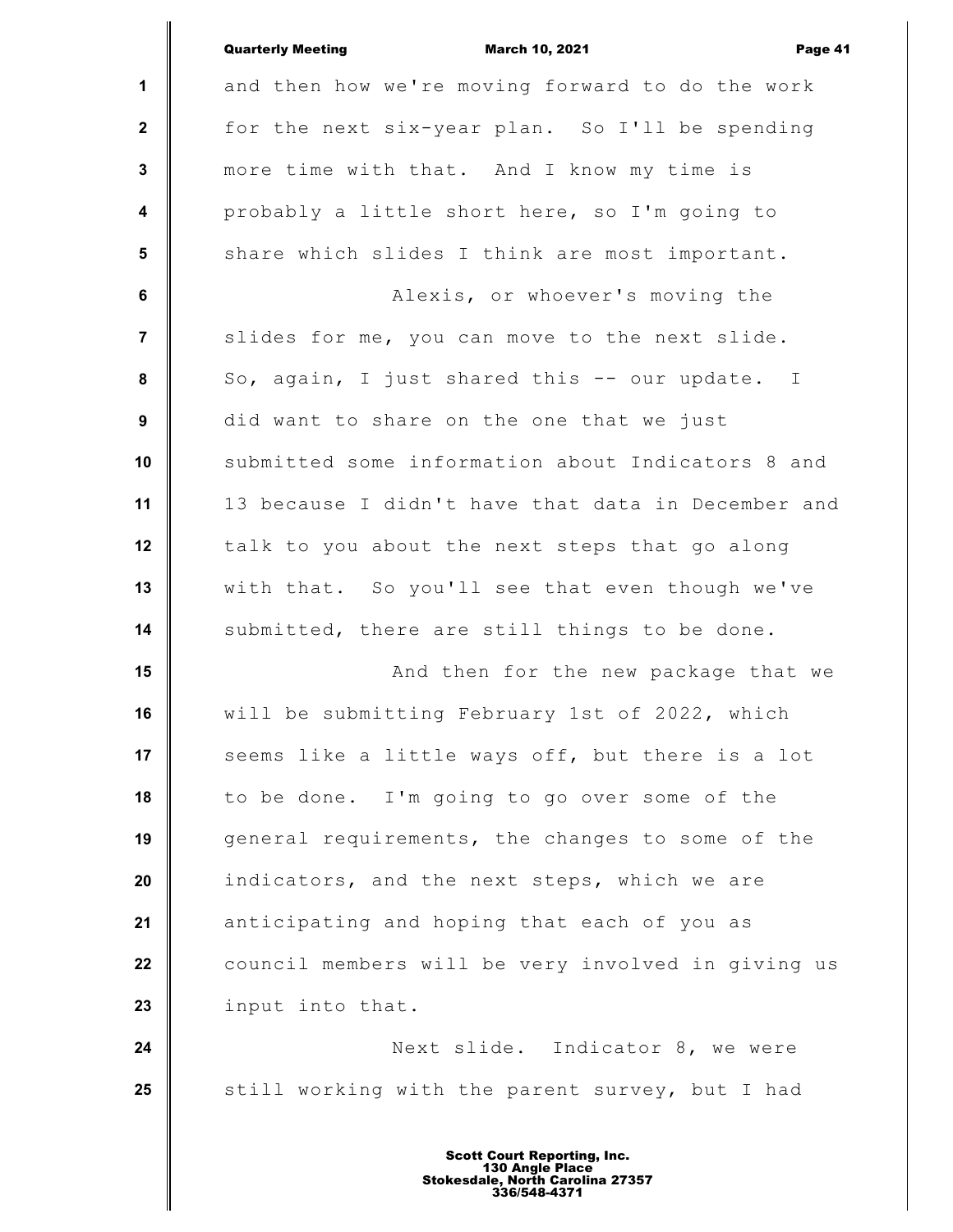and then how we're moving forward to do the work for the next six-year plan. So I'll be spending more time with that. And I know my time is probably a little short here, so I'm going to share which slides I think are most important.

Alexis, or whoever's moving the slides for me, you can move to the next slide. So, again, I just shared this -- our update. I did want to share on the one that we just submitted some information about Indicators 8 and 13 because I didn't have that data in December and talk to you about the next steps that go along with that. So you'll see that even though we've submitted, there are still things to be done.

And then for the new package that we will be submitting February 1st of 2022, which seems like a little ways off, but there is a lot to be done. I'm going to go over some of the general requirements, the changes to some of the indicators, and the next steps, which we are anticipating and hoping that each of you as council members will be very involved in giving us input into that.

Next slide. Indicator 8, we were still working with the parent survey, but I had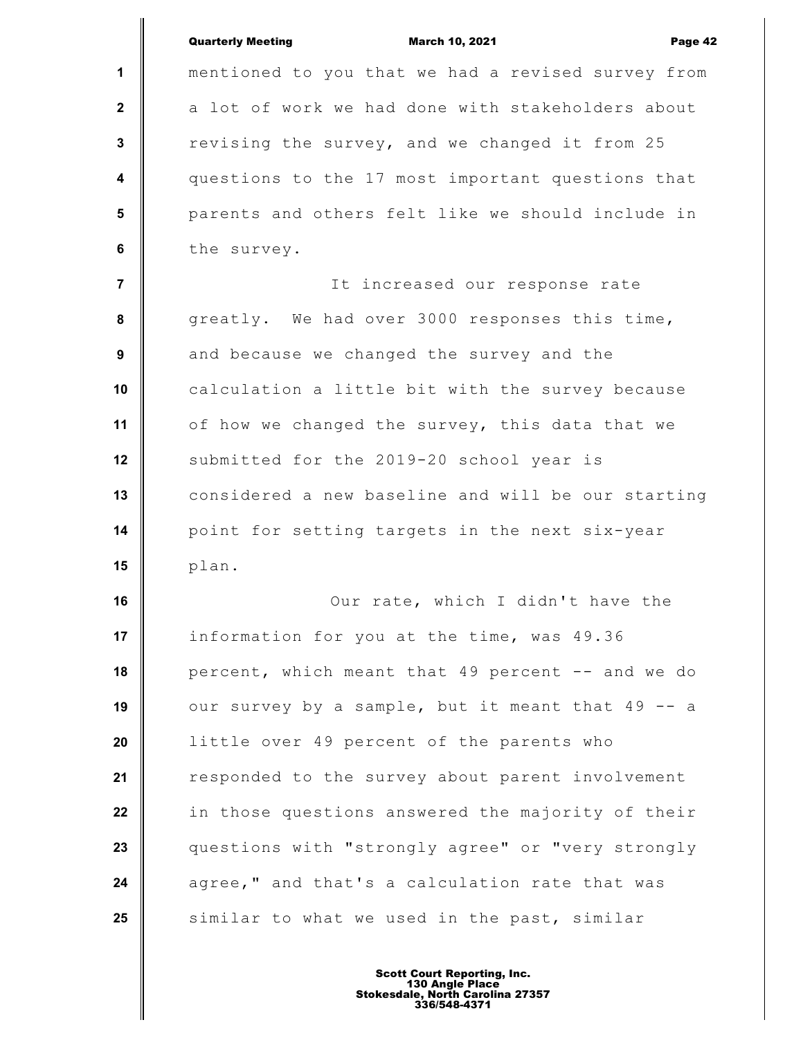mentioned to you that we had a revised survey from a lot of work we had done with stakeholders about revising the survey, and we changed it from 25 questions to the 17 most important questions that parents and others felt like we should include in the survey.

It increased our response rate greatly. We had over 3000 responses this time, and because we changed the survey and the calculation a little bit with the survey because of how we changed the survey, this data that we submitted for the 2019-20 school year is considered a new baseline and will be our starting point for setting targets in the next six-year plan.

Our rate, which I didn't have the information for you at the time, was 49.36 percent, which meant that 49 percent -- and we do our survey by a sample, but it meant that 49 -- a little over 49 percent of the parents who responded to the survey about parent involvement in those questions answered the majority of their questions with "strongly agree" or "very strongly agree," and that's a calculation rate that was similar to what we used in the past, similar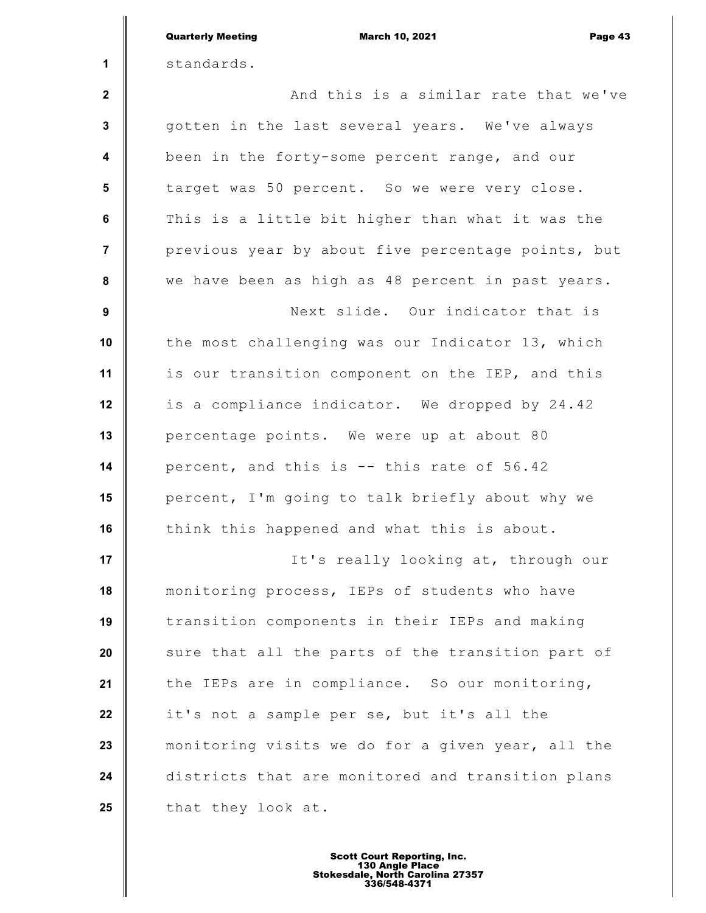standards.

And this is a similar rate that we've gotten in the last several years. We've always been in the forty-some percent range, and our target was 50 percent. So we were very close. This is a little bit higher than what it was the previous year by about five percentage points, but we have been as high as 48 percent in past years.

Next slide. Our indicator that is the most challenging was our Indicator 13, which is our transition component on the IEP, and this is a compliance indicator. We dropped by 24.42 percentage points. We were up at about 80 percent, and this is -- this rate of 56.42 percent, I'm going to talk briefly about why we think this happened and what this is about.

It's really looking at, through our monitoring process, IEPs of students who have transition components in their IEPs and making sure that all the parts of the transition part of the IEPs are in compliance. So our monitoring, it's not a sample per se, but it's all the monitoring visits we do for a given year, all the districts that are monitored and transition plans that they look at.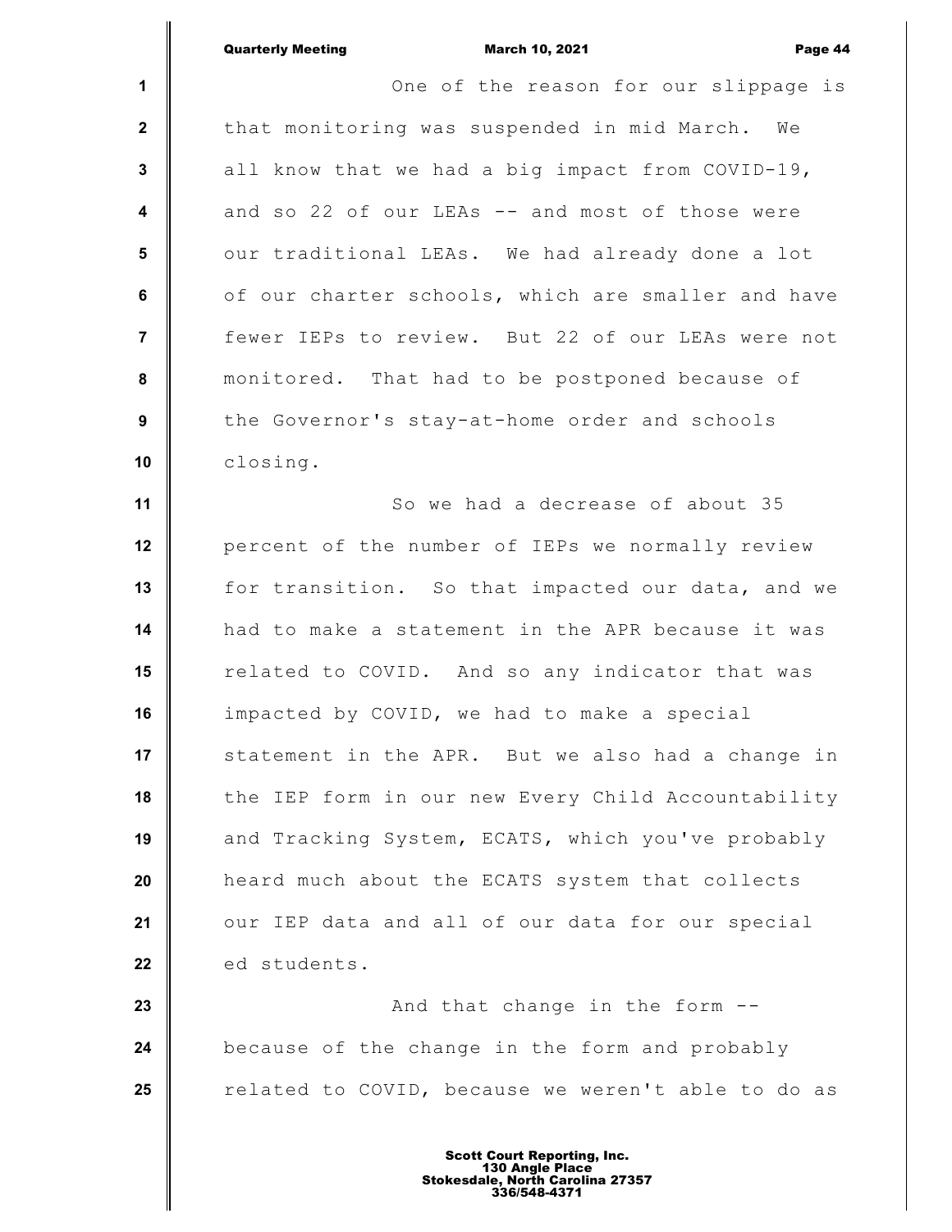One of the reason for our slippage is that monitoring was suspended in mid March. We all know that we had a big impact from COVID-19, and so 22 of our LEAs -- and most of those were our traditional LEAs. We had already done a lot of our charter schools, which are smaller and have fewer IEPs to review. But 22 of our LEAs were not monitored. That had to be postponed because of the Governor's stay-at-home order and schools closing.

So we had a decrease of about 35 percent of the number of IEPs we normally review for transition. So that impacted our data, and we had to make a statement in the APR because it was related to COVID. And so any indicator that was impacted by COVID, we had to make a special statement in the APR. But we also had a change in the IEP form in our new Every Child Accountability and Tracking System, ECATS, which you've probably heard much about the ECATS system that collects our IEP data and all of our data for our special ed students.

And that change in the form -- because of the change in the form and probably related to COVID, because we weren't able to do as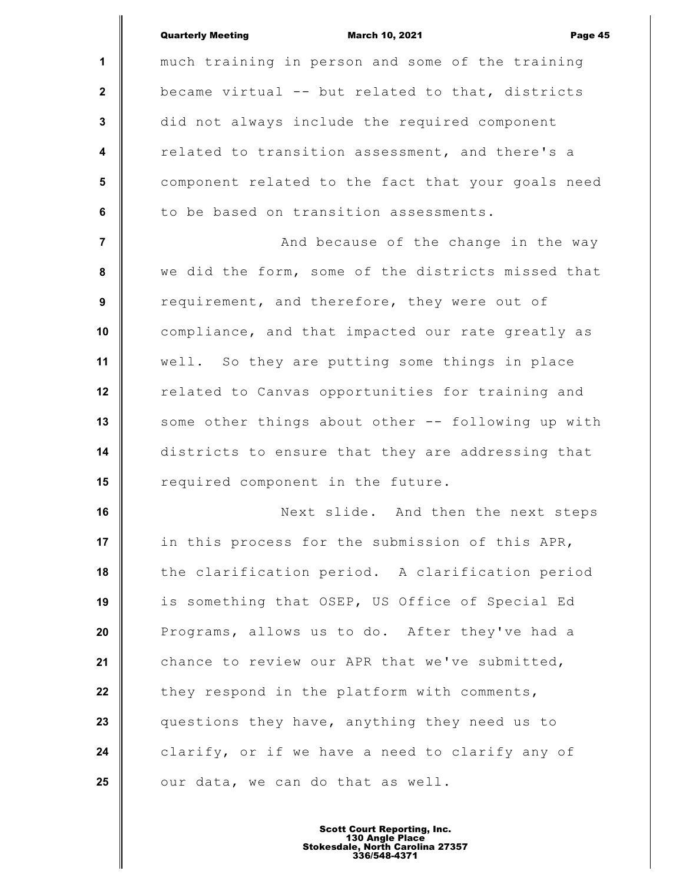much training in person and some of the training became virtual -- but related to that, districts did not always include the required component related to transition assessment, and there's a component related to the fact that your goals need to be based on transition assessments.

And because of the change in the way we did the form, some of the districts missed that requirement, and therefore, they were out of compliance, and that impacted our rate greatly as well. So they are putting some things in place related to Canvas opportunities for training and some other things about other -- following up with districts to ensure that they are addressing that required component in the future.

Next slide. And then the next steps in this process for the submission of this APR, the clarification period. A clarification period is something that OSEP, US Office of Special Ed Programs, allows us to do. After they've had a chance to review our APR that we've submitted, they respond in the platform with comments, questions they have, anything they need us to clarify, or if we have a need to clarify any of our data, we can do that as well.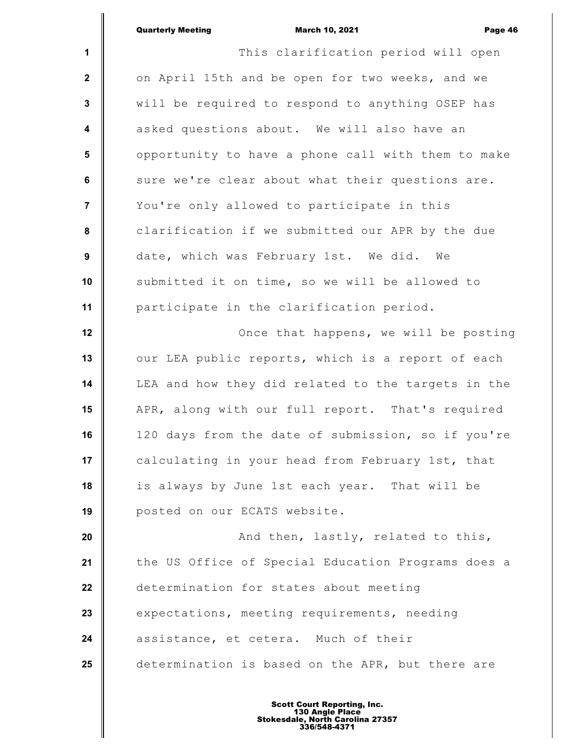This clarification period will open on April 15th and be open for two weeks, and we will be required to respond to anything OSEP has asked questions about. We will also have an opportunity to have a phone call with them to make sure we're clear about what their questions are. You're only allowed to participate in this clarification if we submitted our APR by the due date, which was February 1st. We did. We submitted it on time, so we will be allowed to participate in the clarification period.

Once that happens, we will be posting our LEA public reports, which is a report of each LEA and how they did related to the targets in the APR, along with our full report. That's required 120 days from the date of submission, so if you're calculating in your head from February 1st, that is always by June 1st each year. That will be posted on our ECATS website.

And then, lastly, related to this, the US Office of Special Education Programs does a determination for states about meeting expectations, meeting requirements, needing assistance, et cetera. Much of their determination is based on the APR, but there are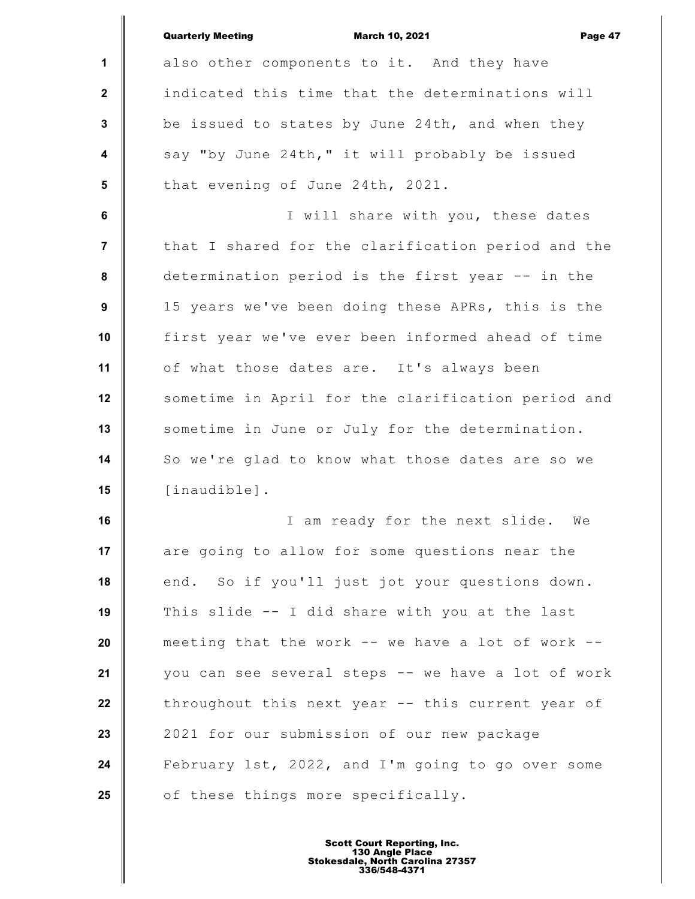also other components to it. And they have indicated this time that the determinations will be issued to states by June 24th, and when they say "by June 24th," it will probably be issued that evening of June 24th, 2021.

I will share with you, these dates that I shared for the clarification period and the determination period is the first year -- in the 15 years we've been doing these APRs, this is the first year we've ever been informed ahead of time of what those dates are. It's always been sometime in April for the clarification period and sometime in June or July for the determination. So we're glad to know what those dates are so we [inaudible].

I am ready for the next slide. We are going to allow for some questions near the end. So if you'll just jot your questions down. This slide -- I did share with you at the last meeting that the work -- we have a lot of work -- you can see several steps -- we have a lot of work throughout this next year -- this current year of 2021 for our submission of our new package February 1st, 2022, and I'm going to go over some of these things more specifically.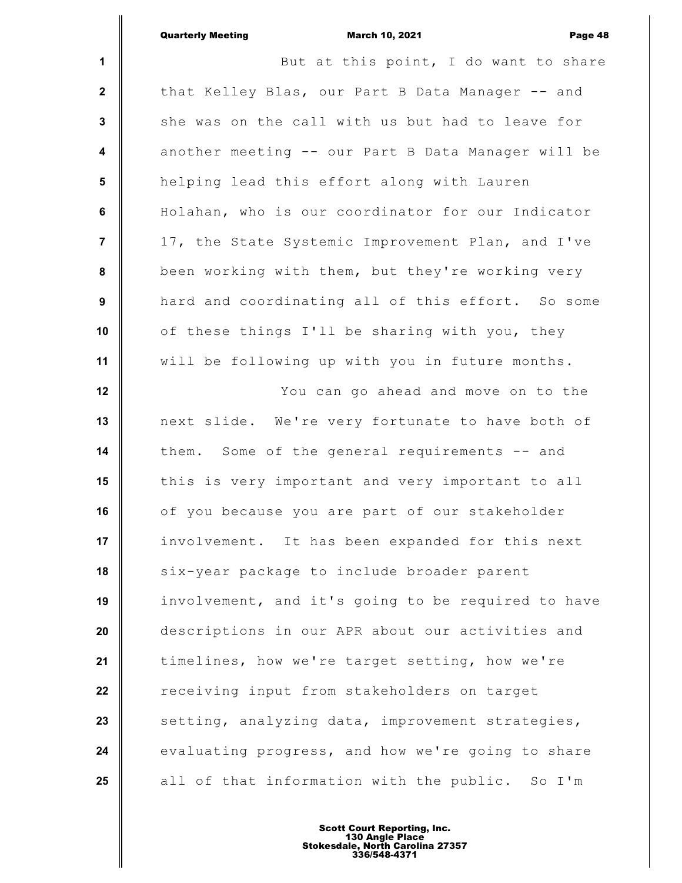But at this point, I do want to share that Kelley Blas, our Part B Data Manager -- and she was on the call with us but had to leave for another meeting -- our Part B Data Manager will be helping lead this effort along with Lauren Holahan, who is our coordinator for our Indicator 17, the State Systemic Improvement Plan, and I've been working with them, but they're working very hard and coordinating all of this effort. So some of these things I'll be sharing with you, they will be following up with you in future months.

You can go ahead and move on to the next slide. We're very fortunate to have both of them. Some of the general requirements -- and this is very important and very important to all of you because you are part of our stakeholder involvement. It has been expanded for this next six-year package to include broader parent involvement, and it's going to be required to have descriptions in our APR about our activities and timelines, how we're target setting, how we're receiving input from stakeholders on target setting, analyzing data, improvement strategies, evaluating progress, and how we're going to share all of that information with the public. So I'm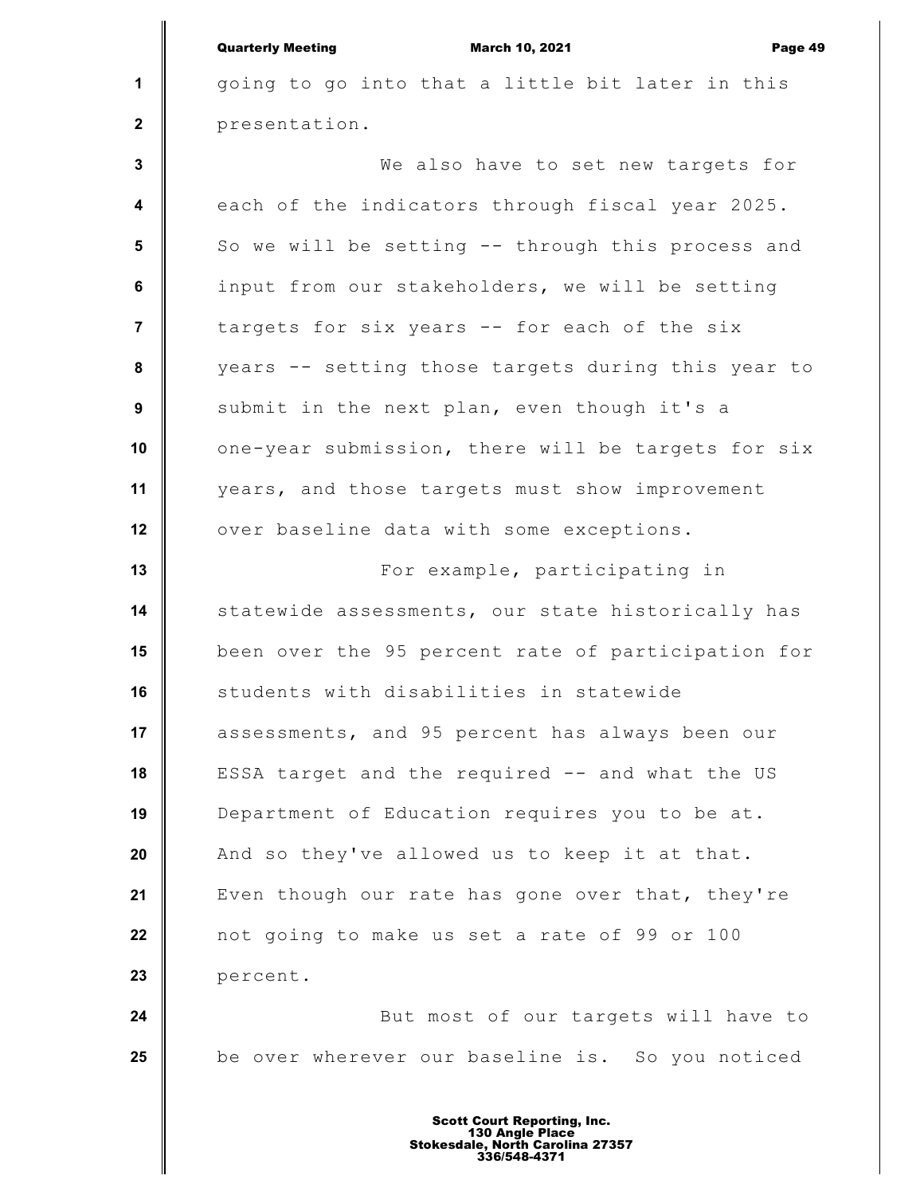going to go into that a little bit later in this presentation.

We also have to set new targets for each of the indicators through fiscal year 2025. So we will be setting -- through this process and input from our stakeholders, we will be setting targets for six years -- for each of the six years -- setting those targets during this year to submit in the next plan, even though it's a one-year submission, there will be targets for six years, and those targets must show improvement over baseline data with some exceptions.

For example, participating in statewide assessments, our state historically has been over the 95 percent rate of participation for students with disabilities in statewide assessments, and 95 percent has always been our ESSA target and the required -- and what the US Department of Education requires you to be at. And so they've allowed us to keep it at that. Even though our rate has gone over that, they're not going to make us set a rate of 99 or 100 percent.

But most of our targets will have to be over wherever our baseline is. So you noticed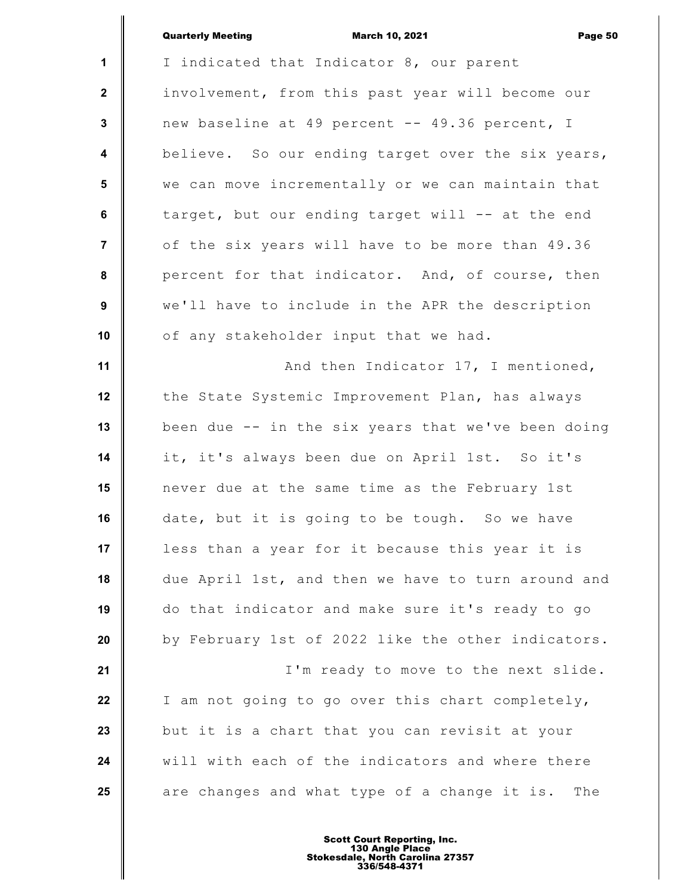I indicated that Indicator 8, our parent involvement, from this past year will become our new baseline at 49 percent -- 49.36 percent, I believe. So our ending target over the six years, we can move incrementally or we can maintain that target, but our ending target will -- at the end of the six years will have to be more than 49.36 percent for that indicator. And, of course, then we'll have to include in the APR the description of any stakeholder input that we had.

And then Indicator 17, I mentioned, the State Systemic Improvement Plan, has always been due -- in the six years that we've been doing it, it's always been due on April 1st. So it's never due at the same time as the February 1st date, but it is going to be tough. So we have less than a year for it because this year it is due April 1st, and then we have to turn around and do that indicator and make sure it's ready to go by February 1st of 2022 like the other indicators.

I'm ready to move to the next slide. I am not going to go over this chart completely, but it is a chart that you can revisit at your will with each of the indicators and where there are changes and what type of a change it is. The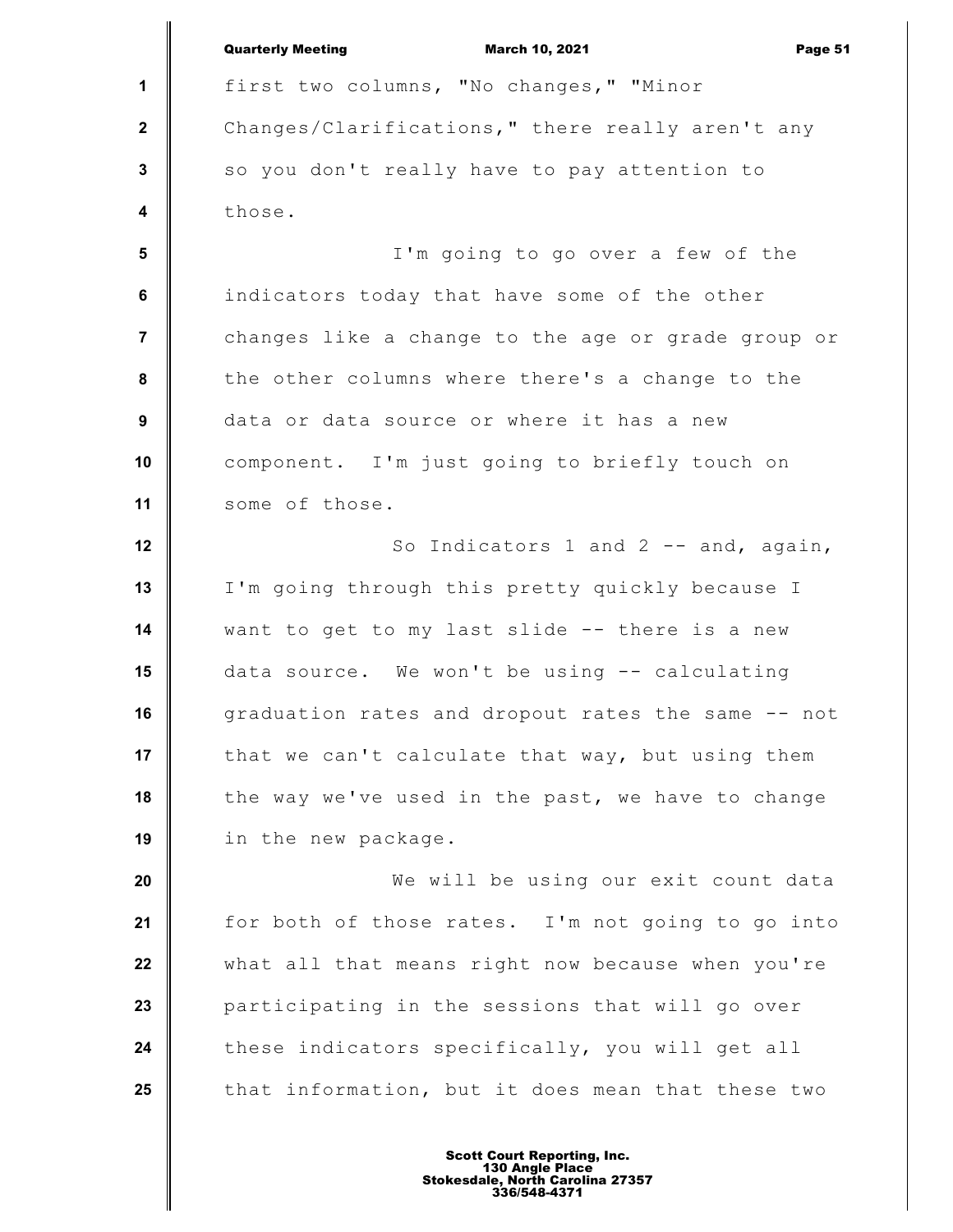first two columns, "No changes," "Minor Changes/Clarifications," there really aren't any so you don't really have to pay attention to those.

I'm going to go over a few of the indicators today that have some of the other changes like a change to the age or grade group or the other columns where there's a change to the data or data source or where it has a new component. I'm just going to briefly touch on some of those.

So Indicators 1 and 2 -- and, again, I'm going through this pretty quickly because I want to get to my last slide -- there is a new data source. We won't be using -- calculating graduation rates and dropout rates the same -- not that we can't calculate that way, but using them the way we've used in the past, we have to change in the new package.

We will be using our exit count data for both of those rates. I'm not going to go into what all that means right now because when you're participating in the sessions that will go over these indicators specifically, you will get all that information, but it does mean that these two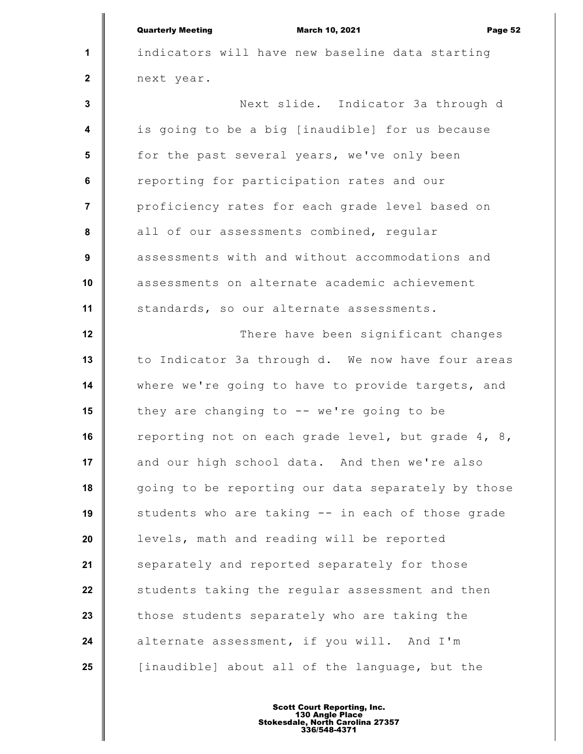indicators will have new baseline data starting next year.

Next slide. Indicator 3a through d is going to be a big [inaudible] for us because for the past several years, we've only been reporting for participation rates and our proficiency rates for each grade level based on all of our assessments combined, regular assessments with and without accommodations and assessments on alternate academic achievement standards, so our alternate assessments.

There have been significant changes to Indicator 3a through d. We now have four areas where we're going to have to provide targets, and they are changing to -- we're going to be reporting not on each grade level, but grade 4, 8, and our high school data. And then we're also going to be reporting our data separately by those students who are taking -- in each of those grade levels, math and reading will be reported separately and reported separately for those students taking the regular assessment and then those students separately who are taking the alternate assessment, if you will. And I'm [inaudible] about all of the language, but the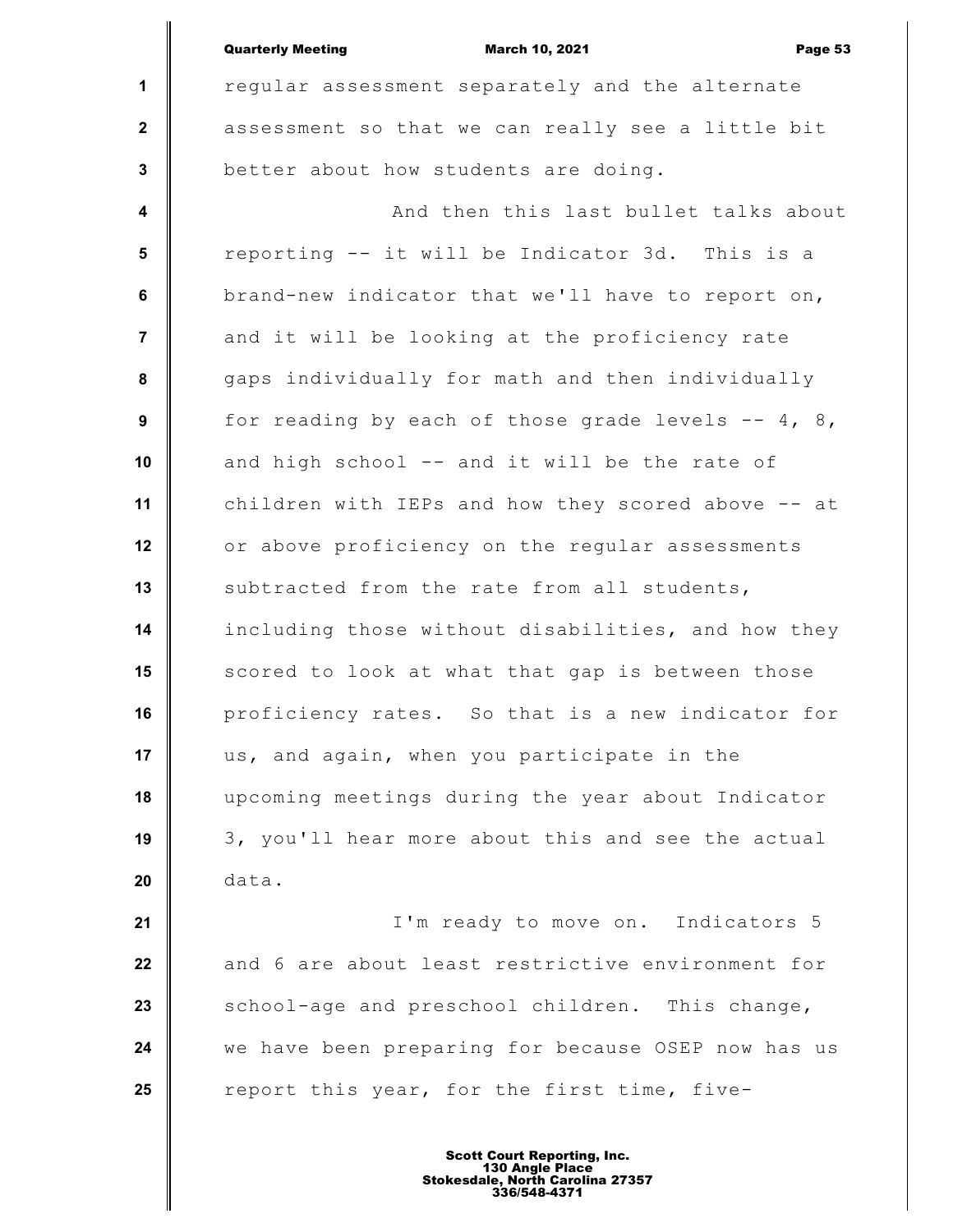regular assessment separately and the alternate assessment so that we can really see a little bit better about how students are doing.

And then this last bullet talks about reporting -- it will be Indicator 3d. This is a brand-new indicator that we'll have to report on, and it will be looking at the proficiency rate gaps individually for math and then individually for reading by each of those grade levels -- 4, 8, and high school -- and it will be the rate of children with IEPs and how they scored above -- at or above proficiency on the regular assessments subtracted from the rate from all students, including those without disabilities, and how they scored to look at what that gap is between those proficiency rates. So that is a new indicator for us, and again, when you participate in the upcoming meetings during the year about Indicator 3, you'll hear more about this and see the actual data.

I'm ready to move on. Indicators 5 and 6 are about least restrictive environment for school-age and preschool children. This change, we have been preparing for because OSEP now has us report this year, for the first time, five-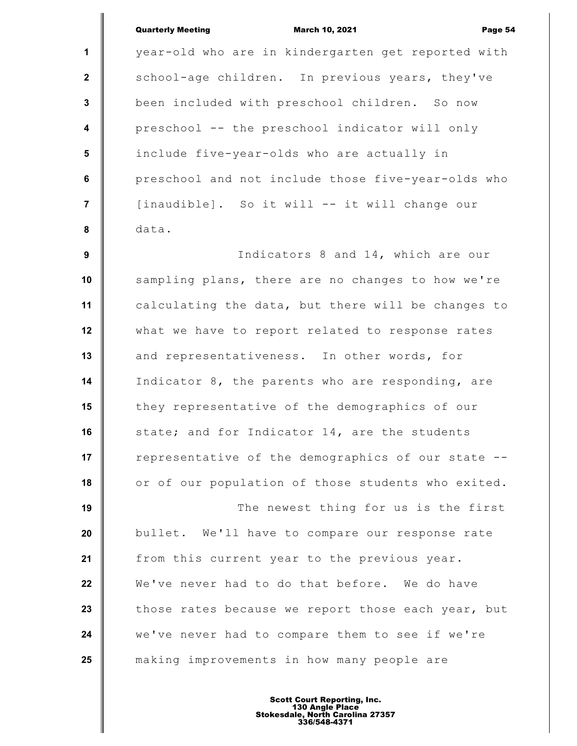year-old who are in kindergarten get reported with school-age children. In previous years, they've been included with preschool children. So now preschool -- the preschool indicator will only include five-year-olds who are actually in preschool and not include those five-year-olds who [inaudible]. So it will -- it will change our data.

Indicators 8 and 14, which are our sampling plans, there are no changes to how we're calculating the data, but there will be changes to what we have to report related to response rates and representativeness. In other words, for Indicator 8, the parents who are responding, are they representative of the demographics of our state; and for Indicator 14, are the students representative of the demographics of our state -- or of our population of those students who exited.

The newest thing for us is the first bullet. We'll have to compare our response rate from this current year to the previous year. We've never had to do that before. We do have those rates because we report those each year, but we've never had to compare them to see if we're making improvements in how many people are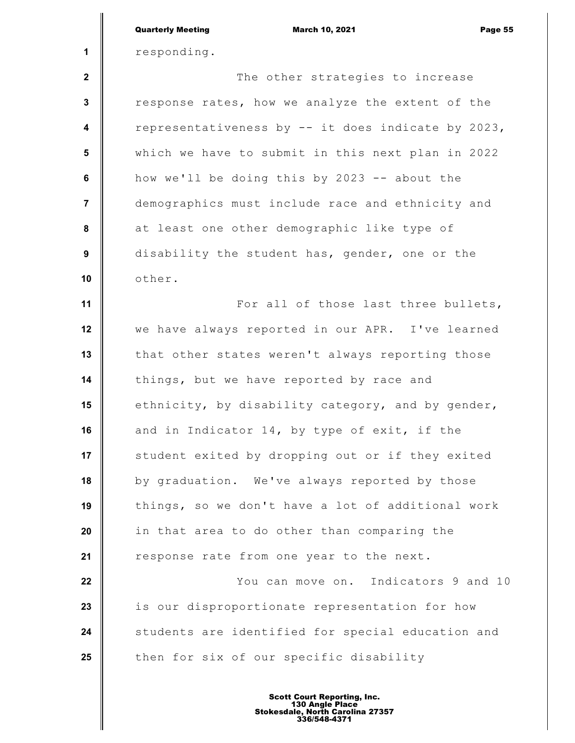responding.

The other strategies to increase response rates, how we analyze the extent of the representativeness by -- it does indicate by 2023, which we have to submit in this next plan in 2022 how we'll be doing this by 2023 -- about the demographics must include race and ethnicity and at least one other demographic like type of disability the student has, gender, one or the other.

For all of those last three bullets, we have always reported in our APR. I've learned that other states weren't always reporting those things, but we have reported by race and ethnicity, by disability category, and by gender, and in Indicator 14, by type of exit, if the student exited by dropping out or if they exited by graduation. We've always reported by those things, so we don't have a lot of additional work in that area to do other than comparing the response rate from one year to the next.

You can move on. Indicators 9 and 10 is our disproportionate representation for how students are identified for special education and then for six of our specific disability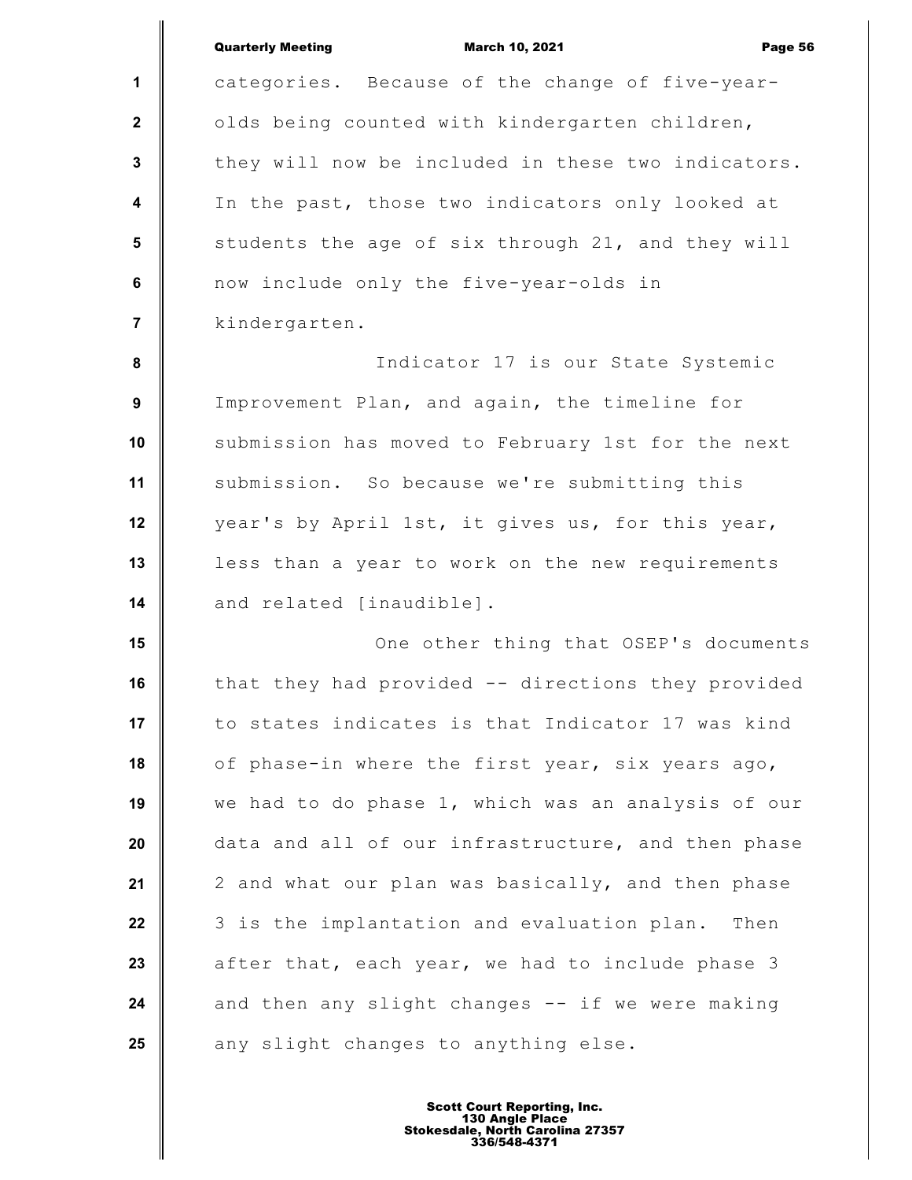categories. Because of the change of five-year-olds being counted with kindergarten children, they will now be included in these two indicators. In the past, those two indicators only looked at students the age of six through 21, and they will now include only the five-year-olds in kindergarten.

Indicator 17 is our State Systemic Improvement Plan, and again, the timeline for submission has moved to February 1st for the next submission. So because we're submitting this year's by April 1st, it gives us, for this year, less than a year to work on the new requirements and related [inaudible].

One other thing that OSEP's documents that they had provided -- directions they provided to states indicates is that Indicator 17 was kind of phase-in where the first year, six years ago, we had to do phase 1, which was an analysis of our data and all of our infrastructure, and then phase 2 and what our plan was basically, and then phase 3 is the implantation and evaluation plan. Then after that, each year, we had to include phase 3 and then any slight changes -- if we were making any slight changes to anything else.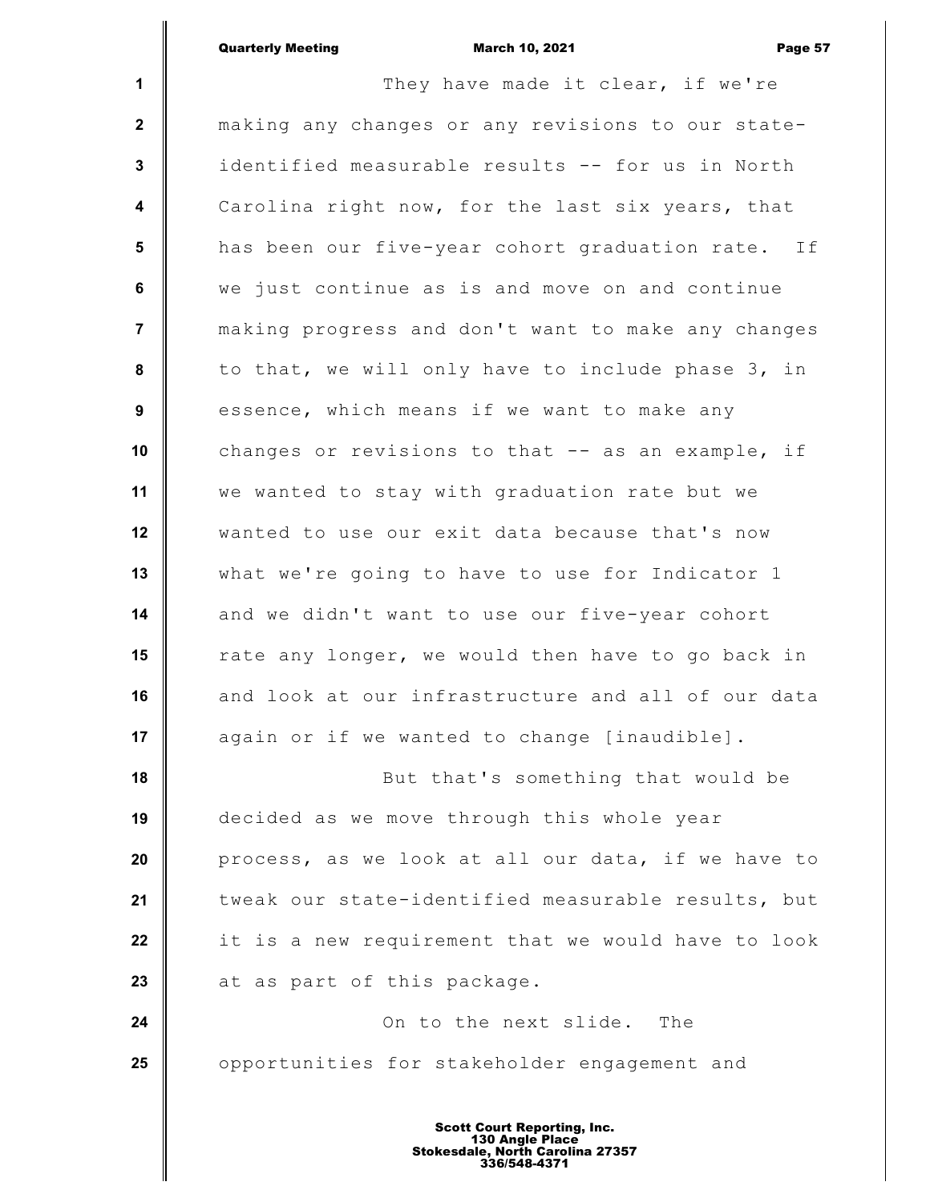They have made it clear, if we're making any changes or any revisions to our state-identified measurable results -- for us in North Carolina right now, for the last six years, that has been our five-year cohort graduation rate. If we just continue as is and move on and continue making progress and don't want to make any changes to that, we will only have to include phase 3, in essence, which means if we want to make any changes or revisions to that -- as an example, if we wanted to stay with graduation rate but we wanted to use our exit data because that's now what we're going to have to use for Indicator 1 and we didn't want to use our five-year cohort rate any longer, we would then have to go back in and look at our infrastructure and all of our data again or if we wanted to change [inaudible].

But that's something that would be decided as we move through this whole year process, as we look at all our data, if we have to tweak our state-identified measurable results, but it is a new requirement that we would have to look at as part of this package.

On to the next slide. The opportunities for stakeholder engagement and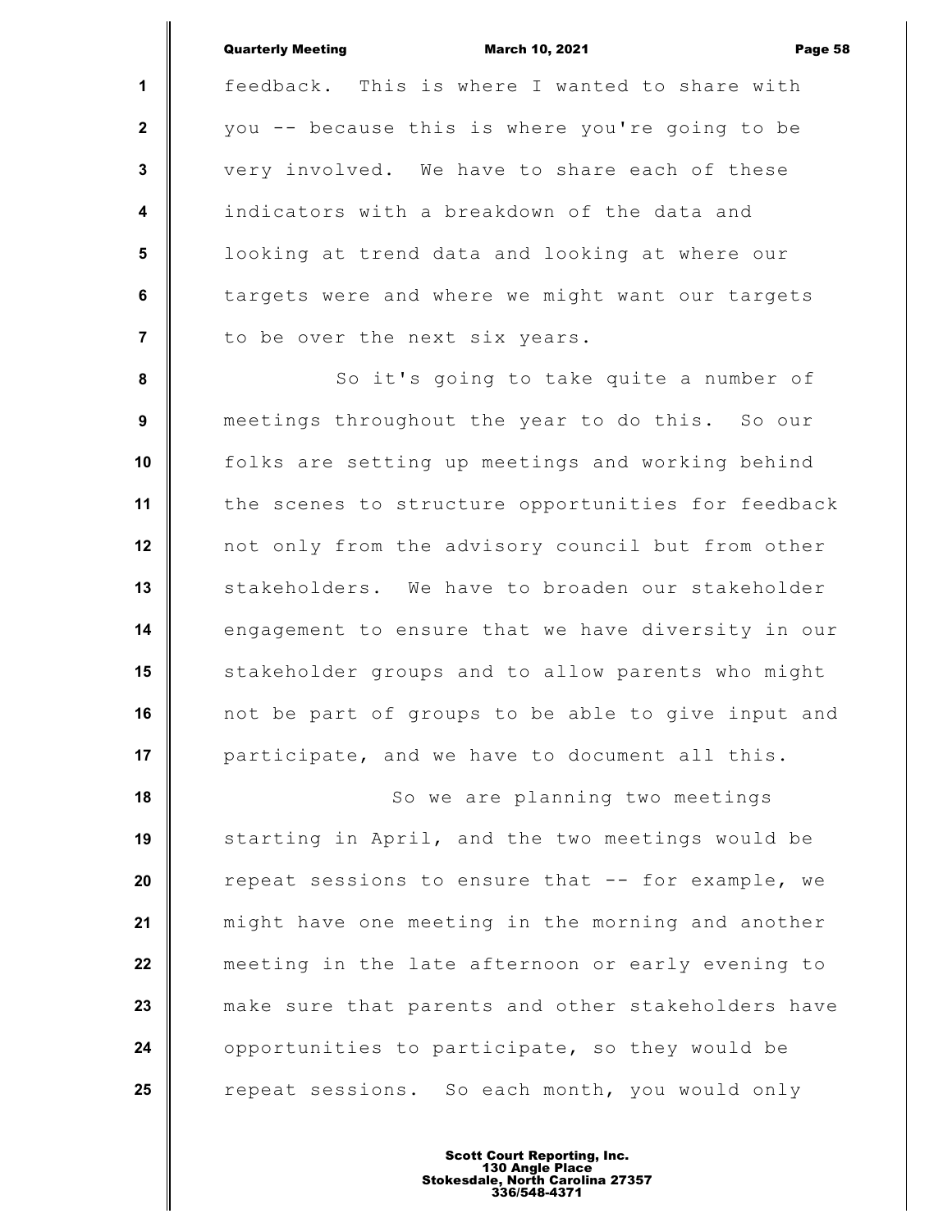feedback. This is where I wanted to share with you -- because this is where you're going to be very involved. We have to share each of these indicators with a breakdown of the data and looking at trend data and looking at where our targets were and where we might want our targets to be over the next six years.

So it's going to take quite a number of meetings throughout the year to do this. So our folks are setting up meetings and working behind the scenes to structure opportunities for feedback not only from the advisory council but from other stakeholders. We have to broaden our stakeholder engagement to ensure that we have diversity in our stakeholder groups and to allow parents who might not be part of groups to be able to give input and participate, and we have to document all this.

So we are planning two meetings starting in April, and the two meetings would be repeat sessions to ensure that -- for example, we might have one meeting in the morning and another meeting in the late afternoon or early evening to make sure that parents and other stakeholders have opportunities to participate, so they would be repeat sessions. So each month, you would only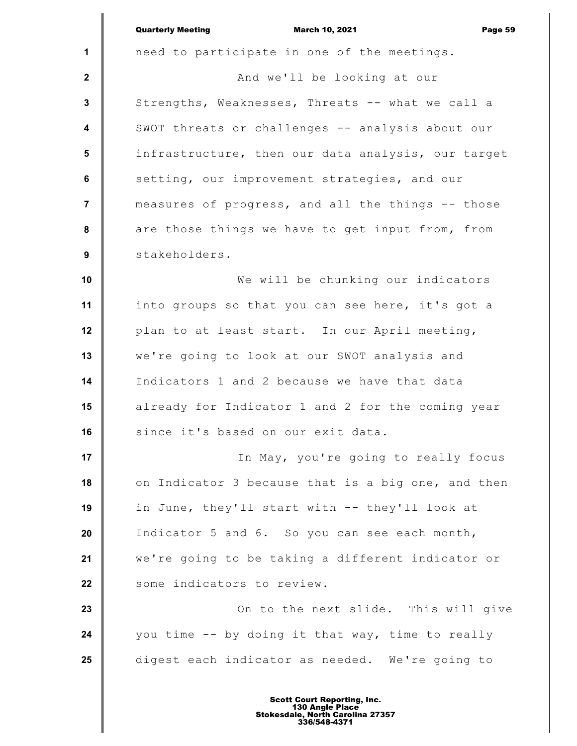need to participate in one of the meetings.

And we'll be looking at our Strengths, Weaknesses, Threats -- what we call a SWOT threats or challenges -- analysis about our infrastructure, then our data analysis, our target setting, our improvement strategies, and our measures of progress, and all the things -- those are those things we have to get input from, from stakeholders.

We will be chunking our indicators into groups so that you can see here, it's got a plan to at least start. In our April meeting, we're going to look at our SWOT analysis and Indicators 1 and 2 because we have that data already for Indicator 1 and 2 for the coming year since it's based on our exit data.

In May, you're going to really focus on Indicator 3 because that is a big one, and then in June, they'll start with -- they'll look at Indicator 5 and 6. So you can see each month, we're going to be taking a different indicator or some indicators to review.

On to the next slide. This will give you time -- by doing it that way, time to really digest each indicator as needed. We're going to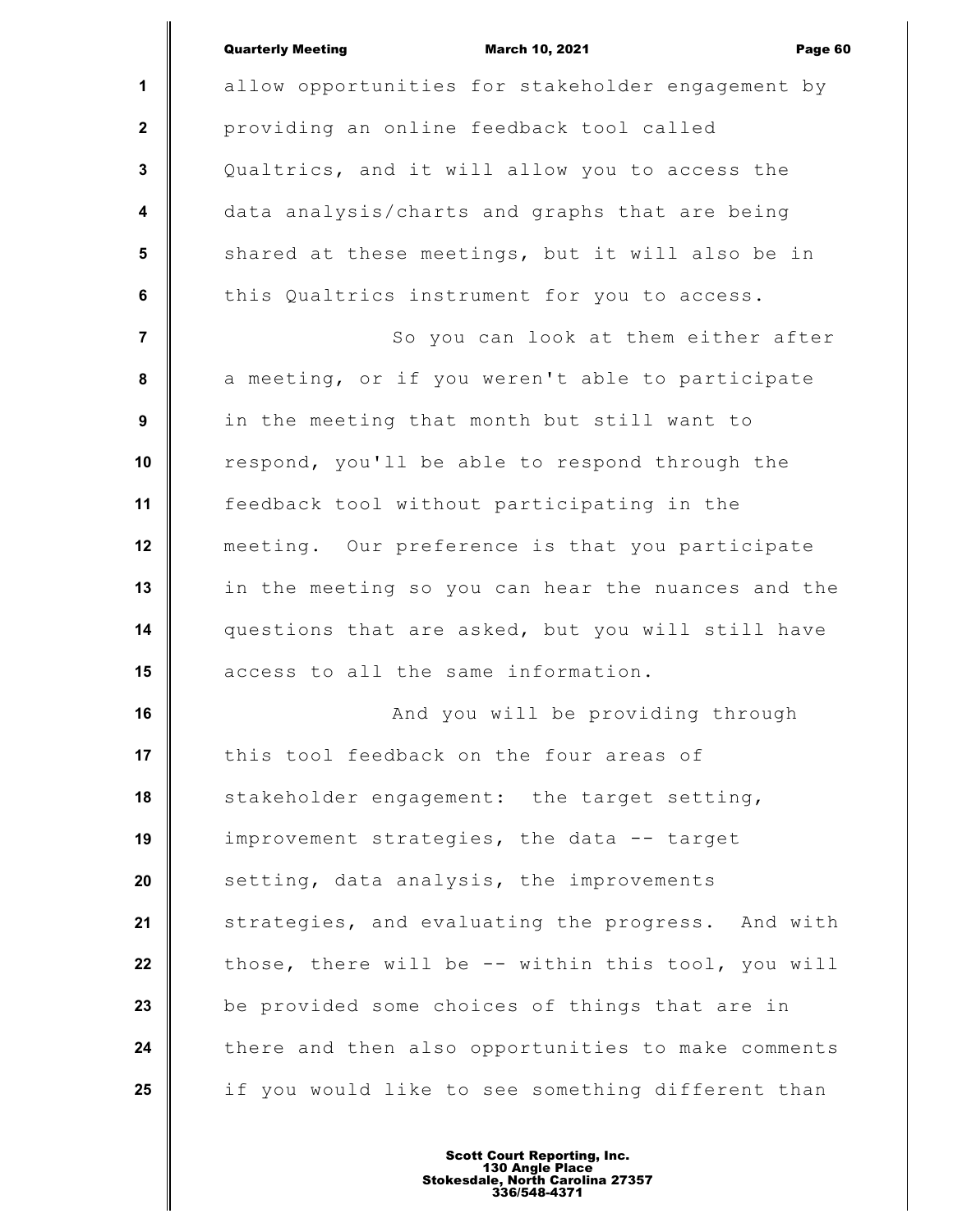allow opportunities for stakeholder engagement by providing an online feedback tool called Qualtrics, and it will allow you to access the data analysis/charts and graphs that are being shared at these meetings, but it will also be in this Qualtrics instrument for you to access.

So you can look at them either after a meeting, or if you weren't able to participate in the meeting that month but still want to respond, you'll be able to respond through the feedback tool without participating in the meeting. Our preference is that you participate in the meeting so you can hear the nuances and the questions that are asked, but you will still have access to all the same information.

And you will be providing through this tool feedback on the four areas of stakeholder engagement: the target setting, improvement strategies, the data -- target setting, data analysis, the improvements strategies, and evaluating the progress. And with those, there will be -- within this tool, you will be provided some choices of things that are in there and then also opportunities to make comments if you would like to see something different than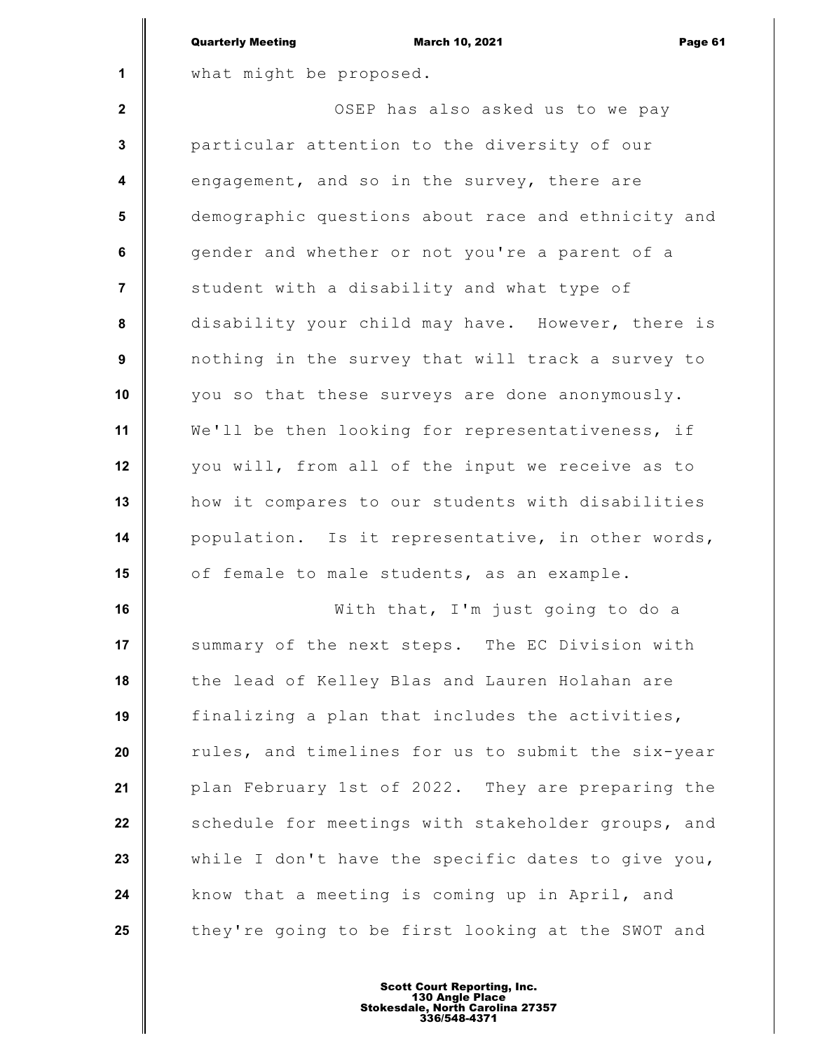what might be proposed.

OSEP has also asked us to we pay particular attention to the diversity of our engagement, and so in the survey, there are demographic questions about race and ethnicity and gender and whether or not you're a parent of a student with a disability and what type of disability your child may have. However, there is nothing in the survey that will track a survey to you so that these surveys are done anonymously. We'll be then looking for representativeness, if you will, from all of the input we receive as to how it compares to our students with disabilities population. Is it representative, in other words, of female to male students, as an example.

With that, I'm just going to do a summary of the next steps. The EC Division with the lead of Kelley Blas and Lauren Holahan are finalizing a plan that includes the activities, rules, and timelines for us to submit the six-year plan February 1st of 2022. They are preparing the schedule for meetings with stakeholder groups, and while I don't have the specific dates to give you, know that a meeting is coming up in April, and they're going to be first looking at the SWOT and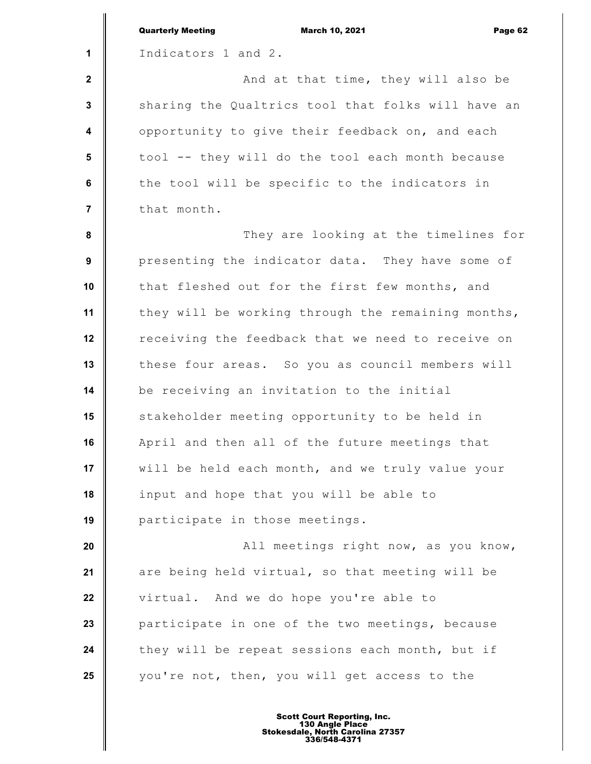Indicators 1 and 2.

And at that time, they will also be sharing the Qualtrics tool that folks will have an opportunity to give their feedback on, and each tool -- they will do the tool each month because the tool will be specific to the indicators in that month.

They are looking at the timelines for presenting the indicator data. They have some of that fleshed out for the first few months, and they will be working through the remaining months, receiving the feedback that we need to receive on these four areas. So you as council members will be receiving an invitation to the initial stakeholder meeting opportunity to be held in April and then all of the future meetings that will be held each month, and we truly value your input and hope that you will be able to participate in those meetings.

All meetings right now, as you know, are being held virtual, so that meeting will be virtual. And we do hope you're able to participate in one of the two meetings, because they will be repeat sessions each month, but if you're not, then, you will get access to the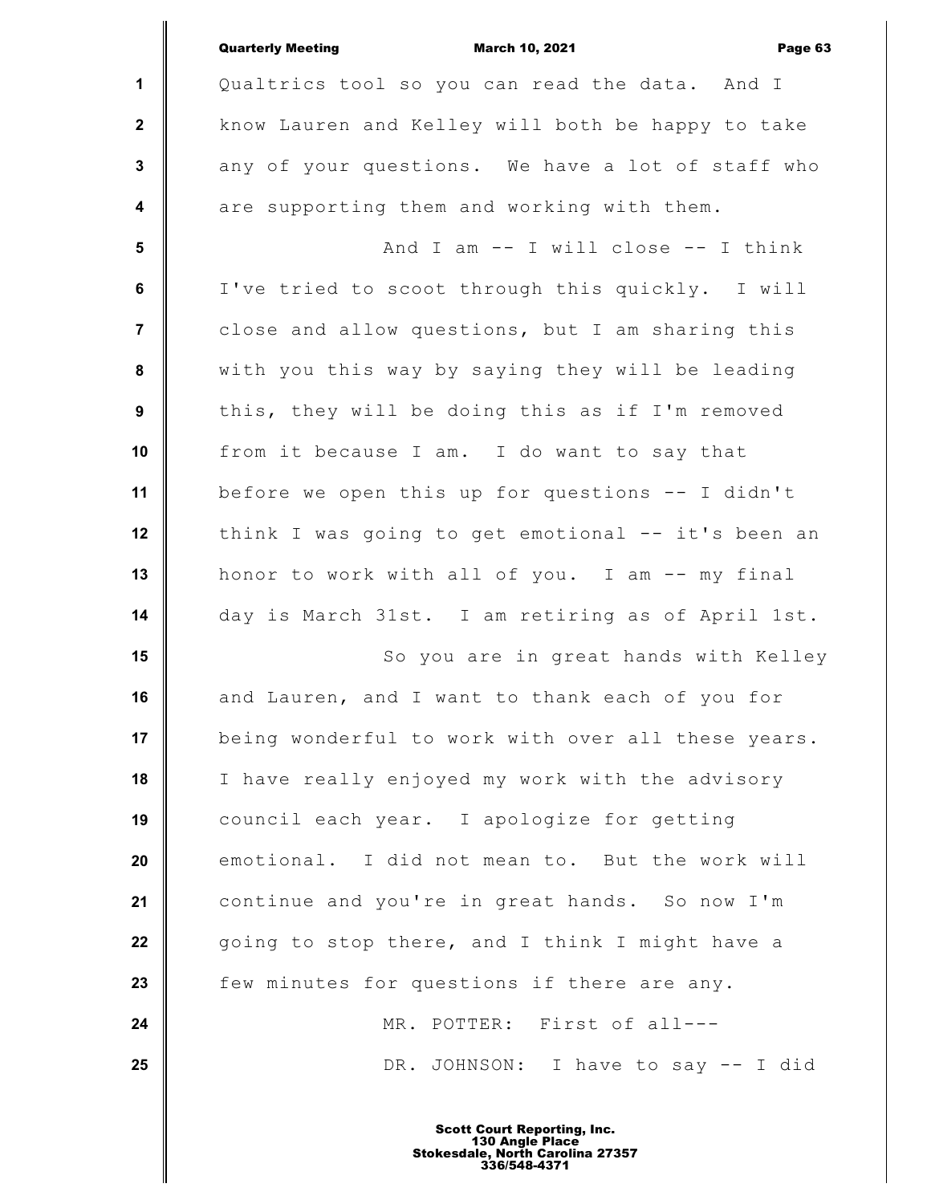Qualtrics tool so you can read the data. And I know Lauren and Kelley will both be happy to take any of your questions. We have a lot of staff who are supporting them and working with them.

And I am -- I will close -- I think I've tried to scoot through this quickly. I will close and allow questions, but I am sharing this with you this way by saying they will be leading this, they will be doing this as if I'm removed from it because I am. I do want to say that before we open this up for questions -- I didn't think I was going to get emotional -- it's been an honor to work with all of you. I am -- my final day is March 31st. I am retiring as of April 1st.

So you are in great hands with Kelley and Lauren, and I want to thank each of you for being wonderful to work with over all these years. I have really enjoyed my work with the advisory council each year. I apologize for getting emotional. I did not mean to. But the work will continue and you're in great hands. So now I'm going to stop there, and I think I might have a few minutes for questions if there are any.

MR. POTTER: First of all---

DR. JOHNSON: I have to say -- I did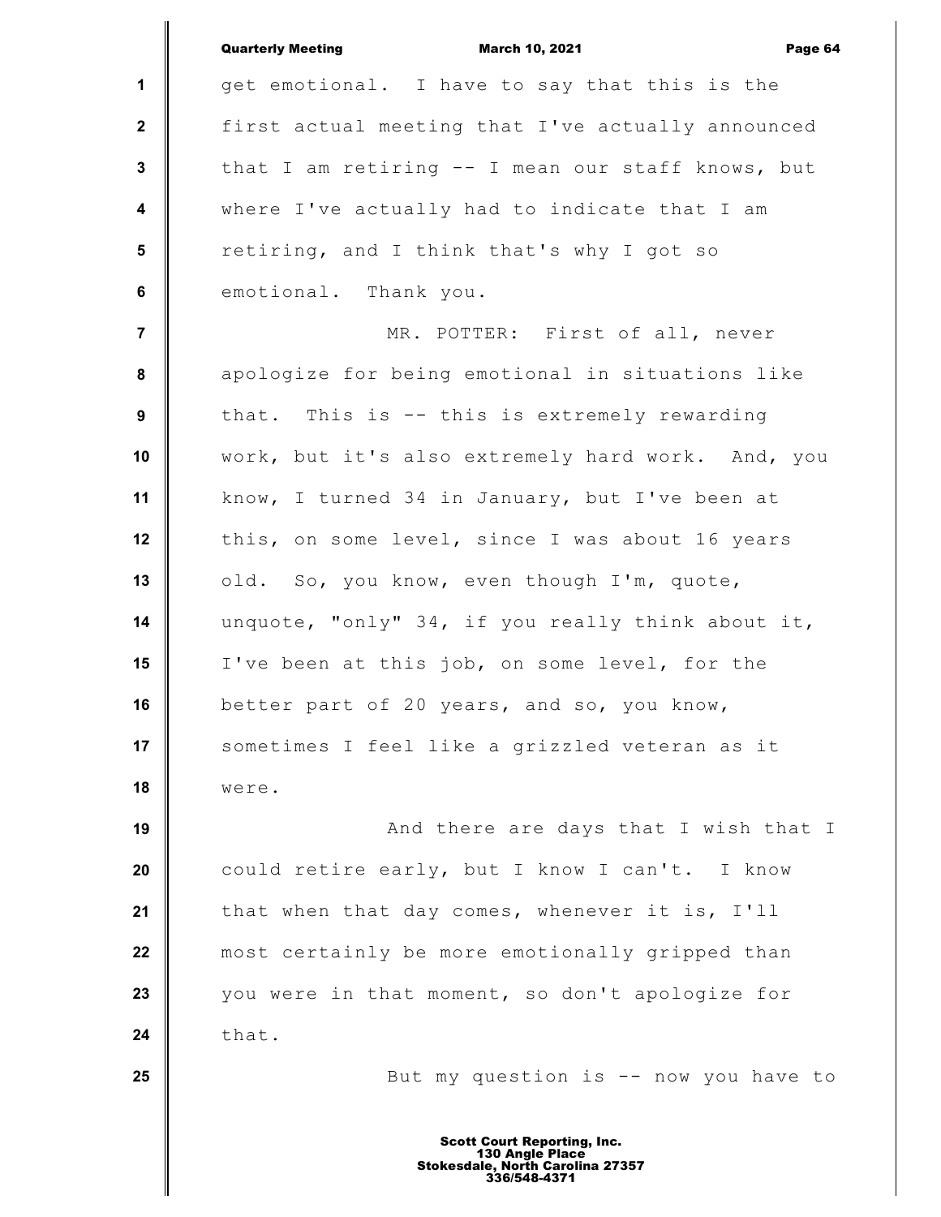get emotional. I have to say that this is the first actual meeting that I've actually announced that I am retiring -- I mean our staff knows, but where I've actually had to indicate that I am retiring, and I think that's why I got so emotional. Thank you.

MR. POTTER: First of all, never apologize for being emotional in situations like that. This is -- this is extremely rewarding work, but it's also extremely hard work. And, you know, I turned 34 in January, but I've been at this, on some level, since I was about 16 years old. So, you know, even though I'm, quote, unquote, "only" 34, if you really think about it, I've been at this job, on some level, for the better part of 20 years, and so, you know, sometimes I feel like a grizzled veteran as it were.

And there are days that I wish that I could retire early, but I know I can't. I know that when that day comes, whenever it is, I'll most certainly be more emotionally gripped than you were in that moment, so don't apologize for that.

But my question is -- now you have to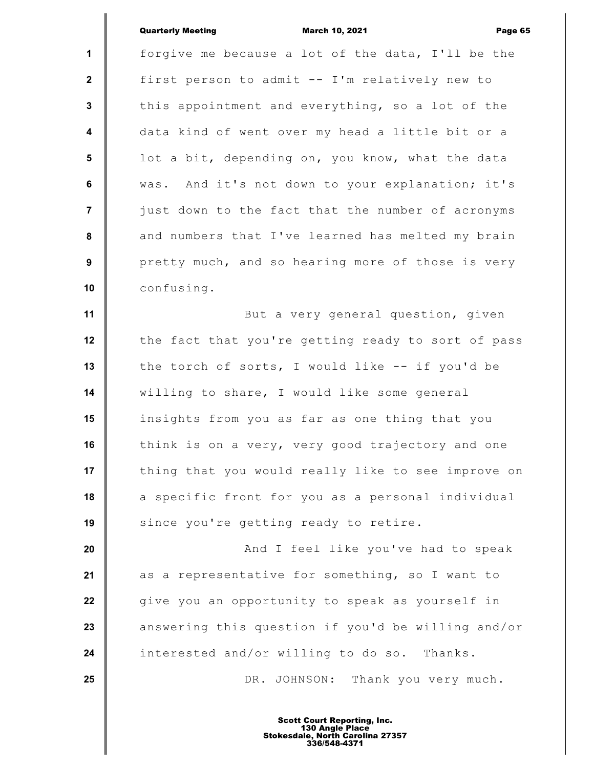forgive me because a lot of the data, I'll be the first person to admit -- I'm relatively new to this appointment and everything, so a lot of the data kind of went over my head a little bit or a lot a bit, depending on, you know, what the data was. And it's not down to your explanation; it's just down to the fact that the number of acronyms and numbers that I've learned has melted my brain pretty much, and so hearing more of those is very confusing.

But a very general question, given the fact that you're getting ready to sort of pass the torch of sorts, I would like -- if you'd be willing to share, I would like some general insights from you as far as one thing that you think is on a very, very good trajectory and one thing that you would really like to see improve on a specific front for you as a personal individual since you're getting ready to retire.

And I feel like you've had to speak as a representative for something, so I want to give you an opportunity to speak as yourself in answering this question if you'd be willing and/or interested and/or willing to do so. Thanks.

DR. JOHNSON: Thank you very much.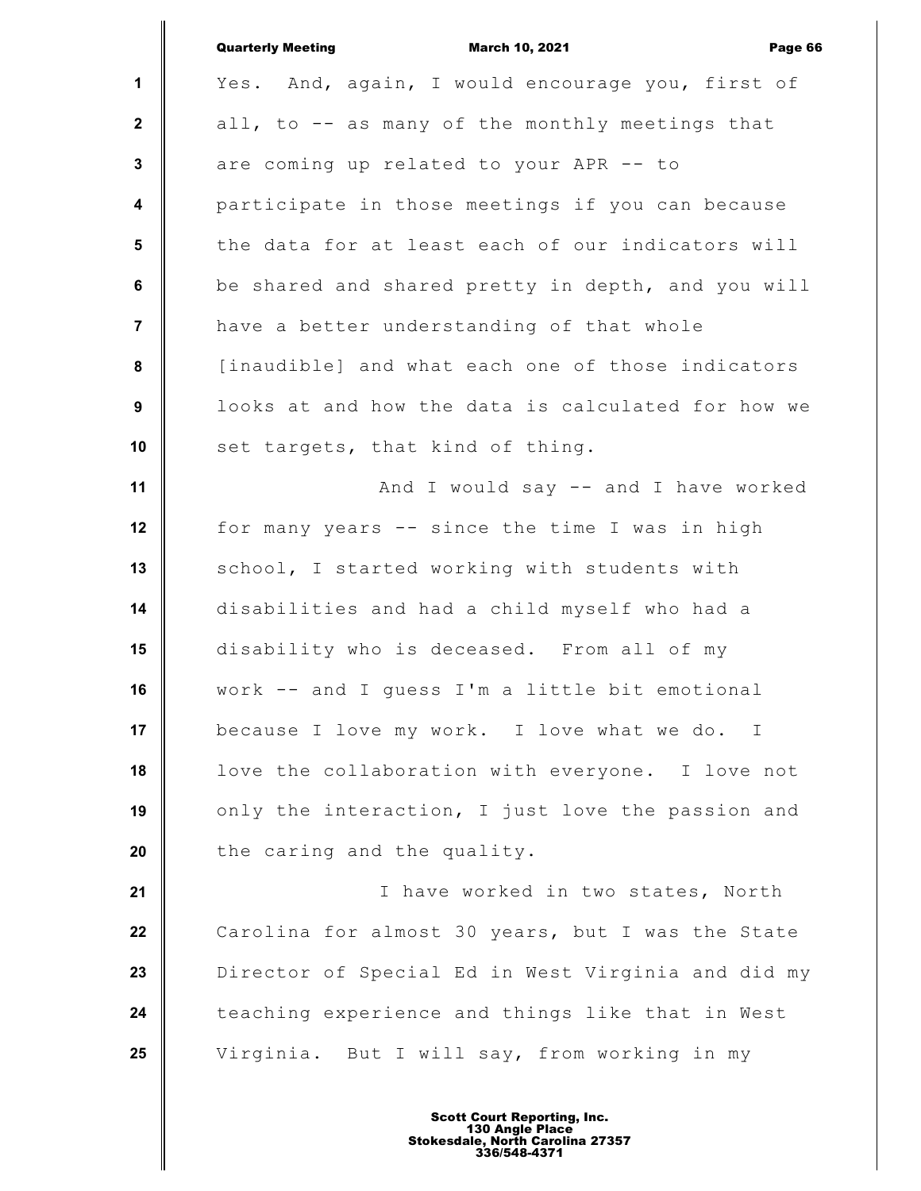Yes. And, again, I would encourage you, first of all, to -- as many of the monthly meetings that are coming up related to your APR -- to participate in those meetings if you can because the data for at least each of our indicators will be shared and shared pretty in depth, and you will have a better understanding of that whole [inaudible] and what each one of those indicators looks at and how the data is calculated for how we set targets, that kind of thing.

And I would say -- and I have worked for many years -- since the time I was in high school, I started working with students with disabilities and had a child myself who had a disability who is deceased. From all of my work -- and I guess I'm a little bit emotional because I love my work. I love what we do. I love the collaboration with everyone. I love not only the interaction, I just love the passion and the caring and the quality.

I have worked in two states, North Carolina for almost 30 years, but I was the State Director of Special Ed in West Virginia and did my teaching experience and things like that in West Virginia. But I will say, from working in my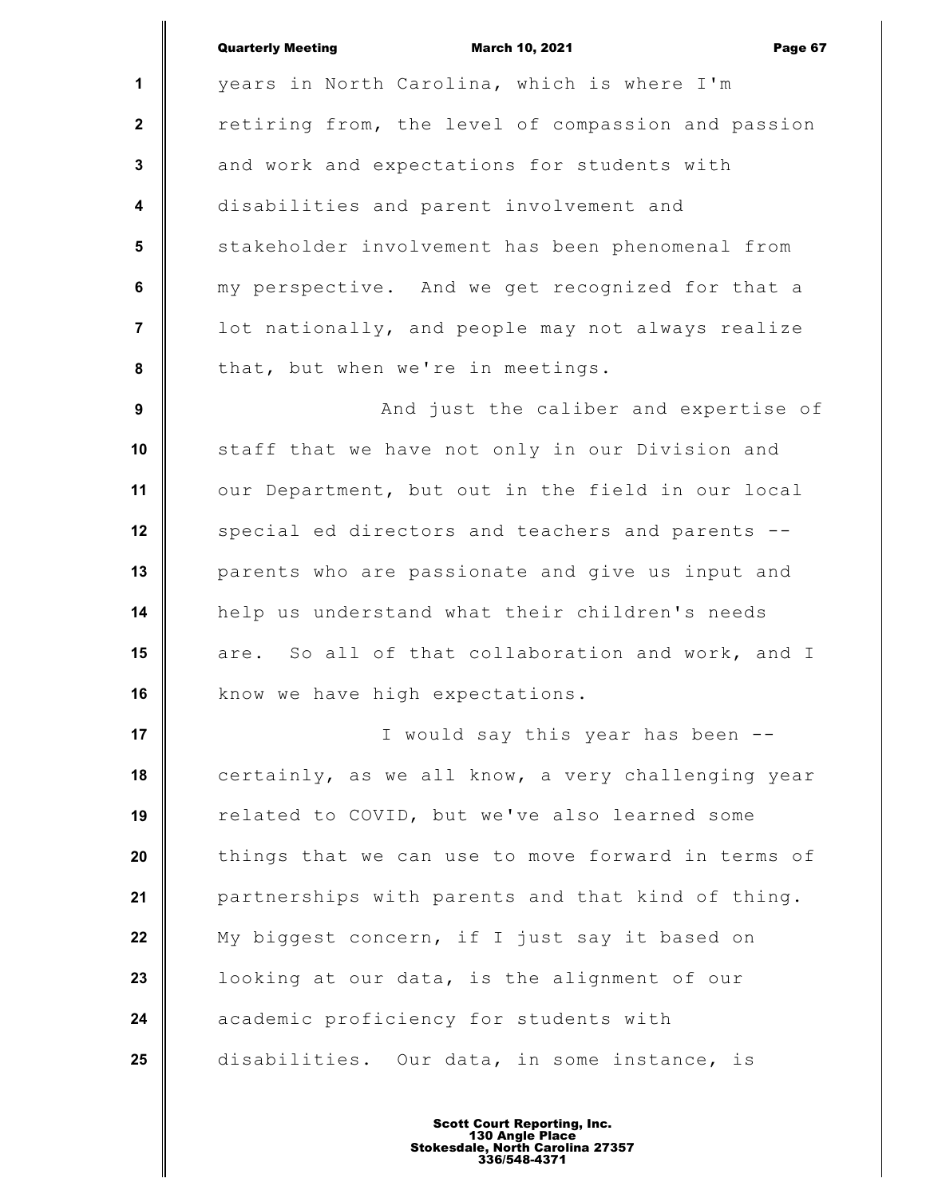years in North Carolina, which is where I'm retiring from, the level of compassion and passion and work and expectations for students with disabilities and parent involvement and stakeholder involvement has been phenomenal from my perspective. And we get recognized for that a lot nationally, and people may not always realize that, but when we're in meetings.

And just the caliber and expertise of staff that we have not only in our Division and our Department, but out in the field in our local special ed directors and teachers and parents -- parents who are passionate and give us input and help us understand what their children's needs are. So all of that collaboration and work, and I know we have high expectations.

I would say this year has been -- certainly, as we all know, a very challenging year related to COVID, but we've also learned some things that we can use to move forward in terms of partnerships with parents and that kind of thing. My biggest concern, if I just say it based on looking at our data, is the alignment of our academic proficiency for students with disabilities. Our data, in some instance, is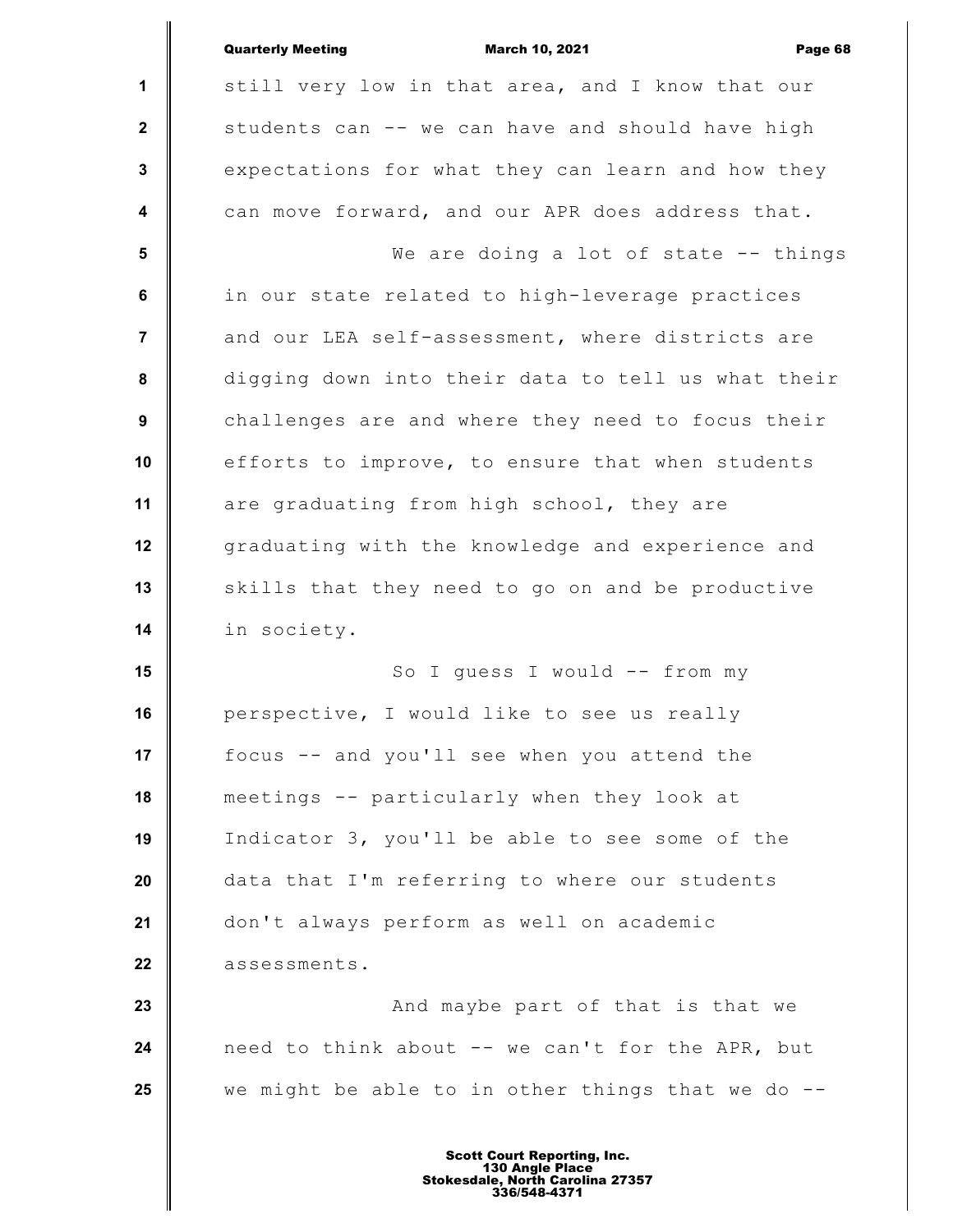still very low in that area, and I know that our students can -- we can have and should have high expectations for what they can learn and how they can move forward, and our APR does address that.

We are doing a lot of state -- things in our state related to high-leverage practices and our LEA self-assessment, where districts are digging down into their data to tell us what their challenges are and where they need to focus their efforts to improve, to ensure that when students are graduating from high school, they are graduating with the knowledge and experience and skills that they need to go on and be productive in society.

So I guess I would -- from my perspective, I would like to see us really focus -- and you'll see when you attend the meetings -- particularly when they look at Indicator 3, you'll be able to see some of the data that I'm referring to where our students don't always perform as well on academic assessments.

And maybe part of that is that we need to think about -- we can't for the APR, but we might be able to in other things that we do --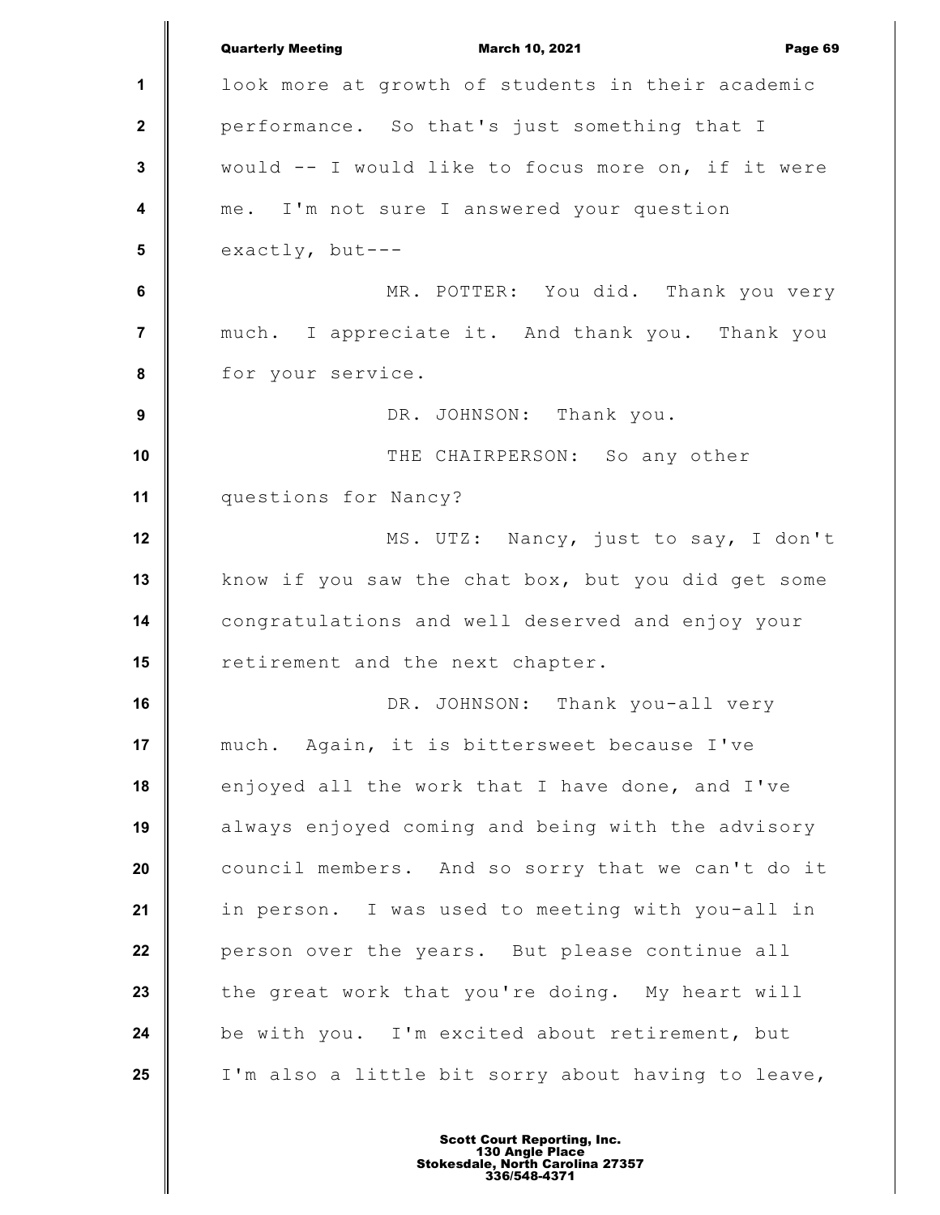look more at growth of students in their academic performance. So that's just something that I would -- I would like to focus more on, if it were me. I'm not sure I answered your question exactly, but---

MR. POTTER: You did. Thank you very much. I appreciate it. And thank you. Thank you for your service.

DR. JOHNSON: Thank you.

THE CHAIRPERSON: So any other questions for Nancy?

MS. UTZ: Nancy, just to say, I don't know if you saw the chat box, but you did get some congratulations and well deserved and enjoy your retirement and the next chapter.

DR. JOHNSON: Thank you-all very much. Again, it is bittersweet because I've enjoyed all the work that I have done, and I've always enjoyed coming and being with the advisory council members. And so sorry that we can't do it in person. I was used to meeting with you-all in person over the years. But please continue all the great work that you're doing. My heart will be with you. I'm excited about retirement, but I'm also a little bit sorry about having to leave,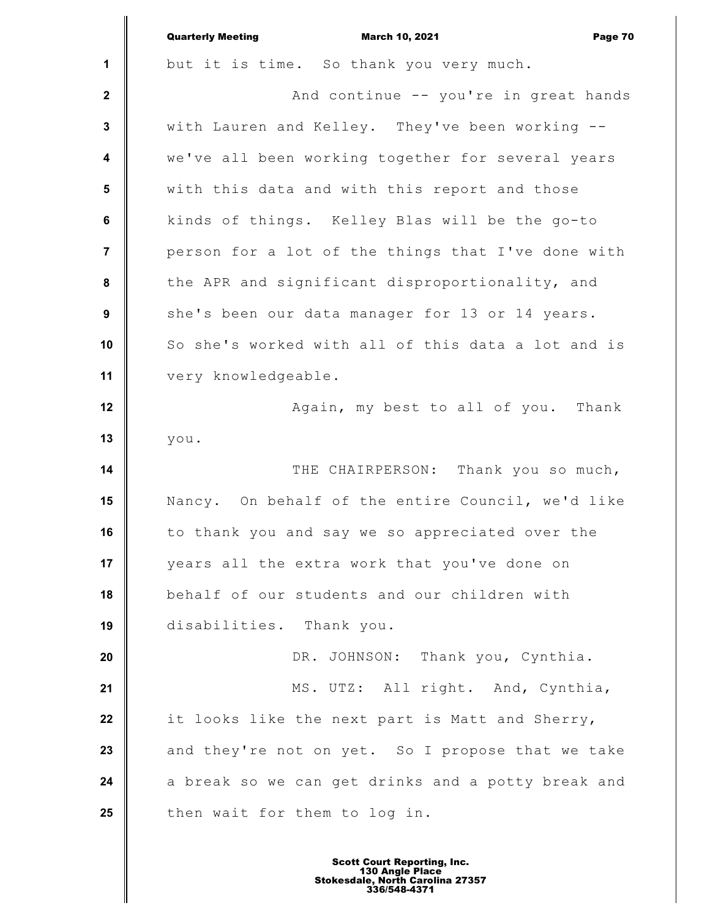but it is time. So thank you very much.

And continue -- you're in great hands with Lauren and Kelley. They've been working -- we've all been working together for several years with this data and with this report and those kinds of things. Kelley Blas will be the go-to person for a lot of the things that I've done with the APR and significant disproportionality, and she's been our data manager for 13 or 14 years. So she's worked with all of this data a lot and is very knowledgeable.

Again, my best to all of you. Thank you.

THE CHAIRPERSON: Thank you so much, Nancy. On behalf of the entire Council, we'd like to thank you and say we so appreciated over the years all the extra work that you've done on behalf of our students and our children with disabilities. Thank you.

DR. JOHNSON: Thank you, Cynthia.

MS. UTZ: All right. And, Cynthia, it looks like the next part is Matt and Sherry, and they're not on yet. So I propose that we take a break so we can get drinks and a potty break and then wait for them to log in.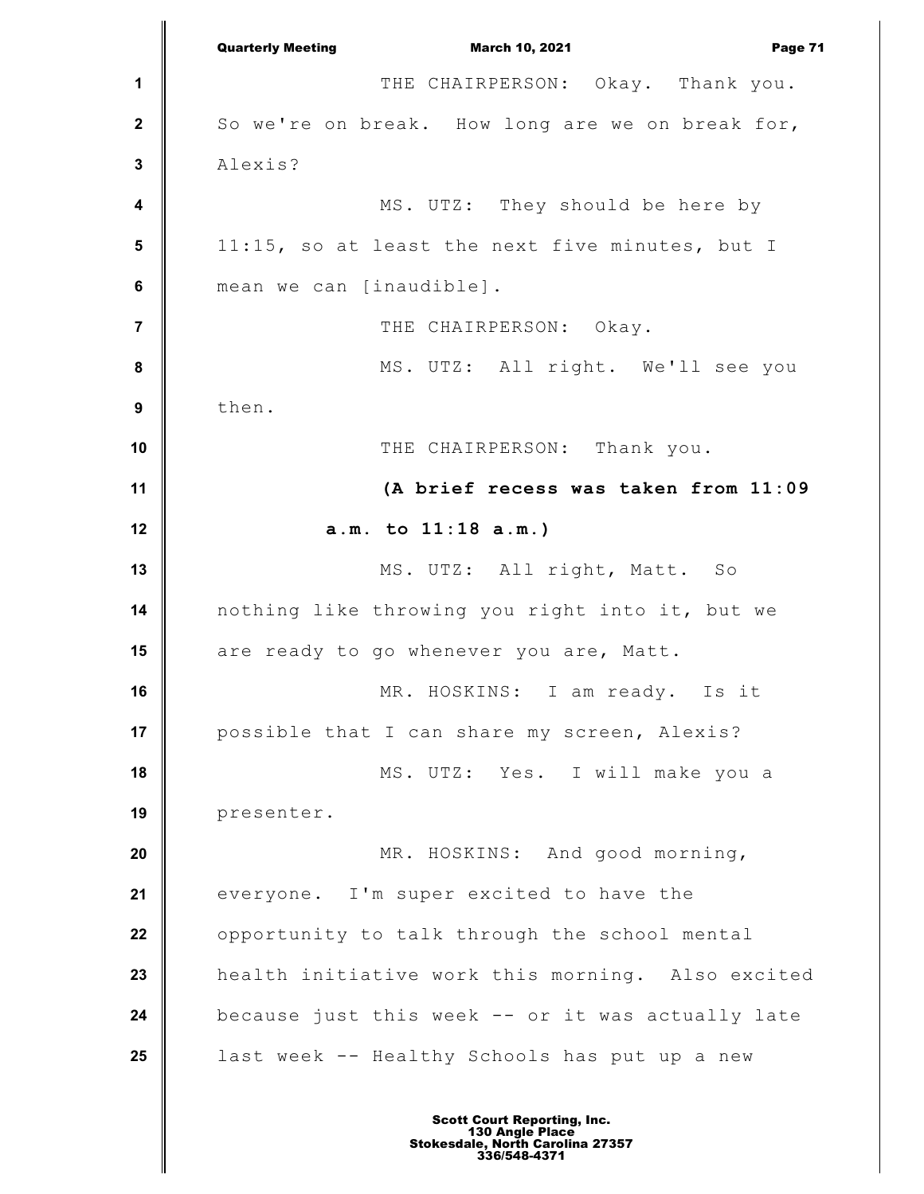THE CHAIRPERSON: Okay. Thank you. So we're on break. How long are we on break for, Alexis?

MS. UTZ: They should be here by 11:15, so at least the next five minutes, but I mean we can [inaudible].

THE CHAIRPERSON: Okay.

MS. UTZ: All right. We'll see you then.

THE CHAIRPERSON: Thank you.

**(A brief recess was taken from 11:09 a.m. to 11:18 a.m.)**

MS. UTZ: All right, Matt. So nothing like throwing you right into it, but we are ready to go whenever you are, Matt.

MR. HOSKINS: I am ready. Is it possible that I can share my screen, Alexis?

MS. UTZ: Yes. I will make you a presenter.

MR. HOSKINS: And good morning, everyone. I'm super excited to have the opportunity to talk through the school mental health initiative work this morning. Also excited because just this week -- or it was actually late last week -- Healthy Schools has put up a new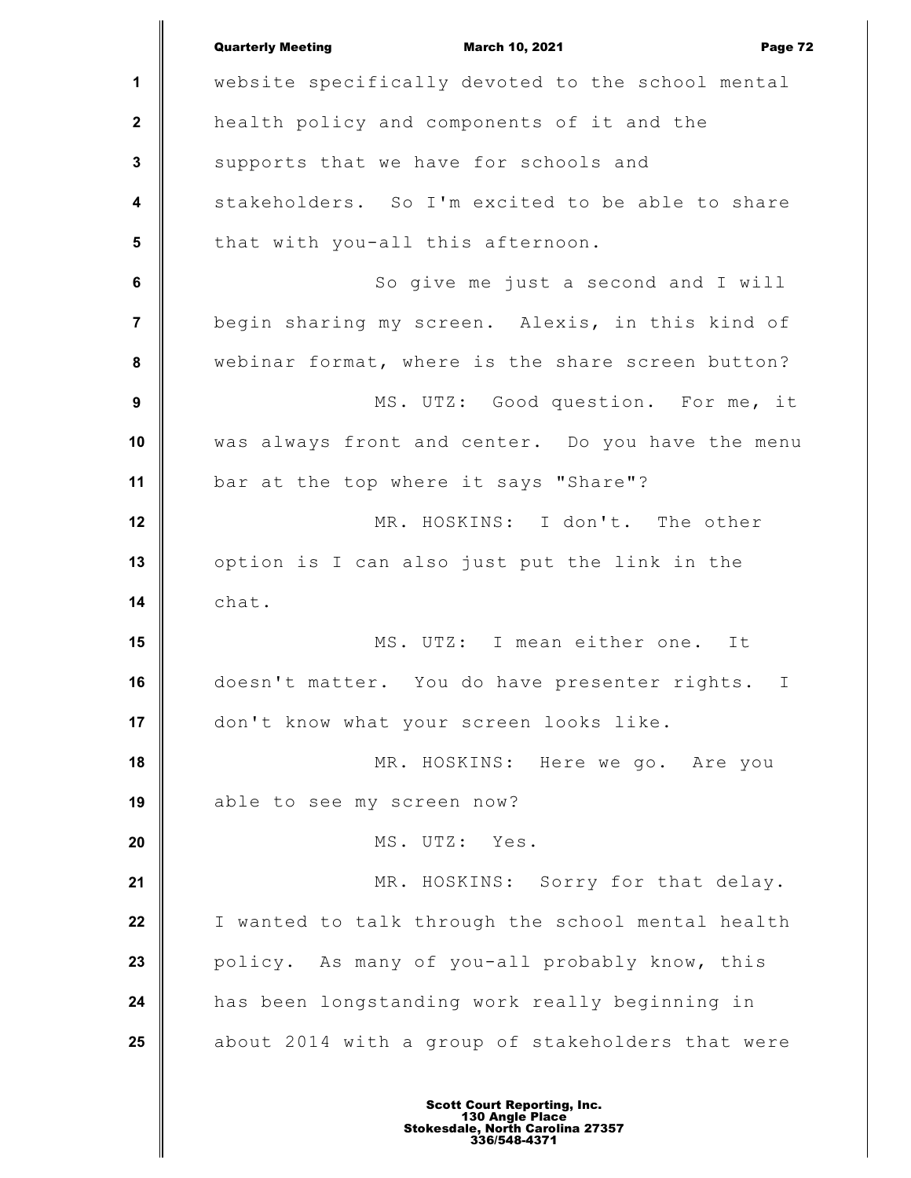website specifically devoted to the school mental health policy and components of it and the supports that we have for schools and stakeholders. So I'm excited to be able to share that with you-all this afternoon.

So give me just a second and I will begin sharing my screen. Alexis, in this kind of webinar format, where is the share screen button?

MS. UTZ: Good question. For me, it was always front and center. Do you have the menu bar at the top where it says "Share"?

MR. HOSKINS: I don't. The other option is I can also just put the link in the chat.

MS. UTZ: I mean either one. It doesn't matter. You do have presenter rights. I don't know what your screen looks like.

MR. HOSKINS: Here we go. Are you able to see my screen now?

MS. UTZ: Yes.

MR. HOSKINS: Sorry for that delay. I wanted to talk through the school mental health policy. As many of you-all probably know, this has been longstanding work really beginning in about 2014 with a group of stakeholders that were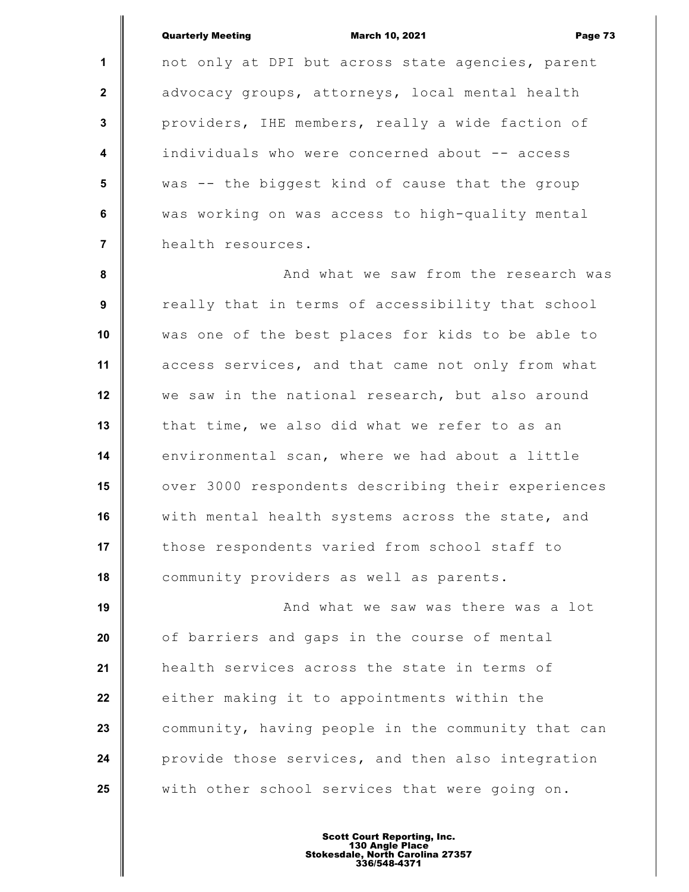not only at DPI but across state agencies, parent advocacy groups, attorneys, local mental health providers, IHE members, really a wide faction of individuals who were concerned about -- access was -- the biggest kind of cause that the group was working on was access to high-quality mental health resources.

And what we saw from the research was really that in terms of accessibility that school was one of the best places for kids to be able to access services, and that came not only from what we saw in the national research, but also around that time, we also did what we refer to as an environmental scan, where we had about a little over 3000 respondents describing their experiences with mental health systems across the state, and those respondents varied from school staff to community providers as well as parents.

And what we saw was there was a lot of barriers and gaps in the course of mental health services across the state in terms of either making it to appointments within the community, having people in the community that can provide those services, and then also integration with other school services that were going on.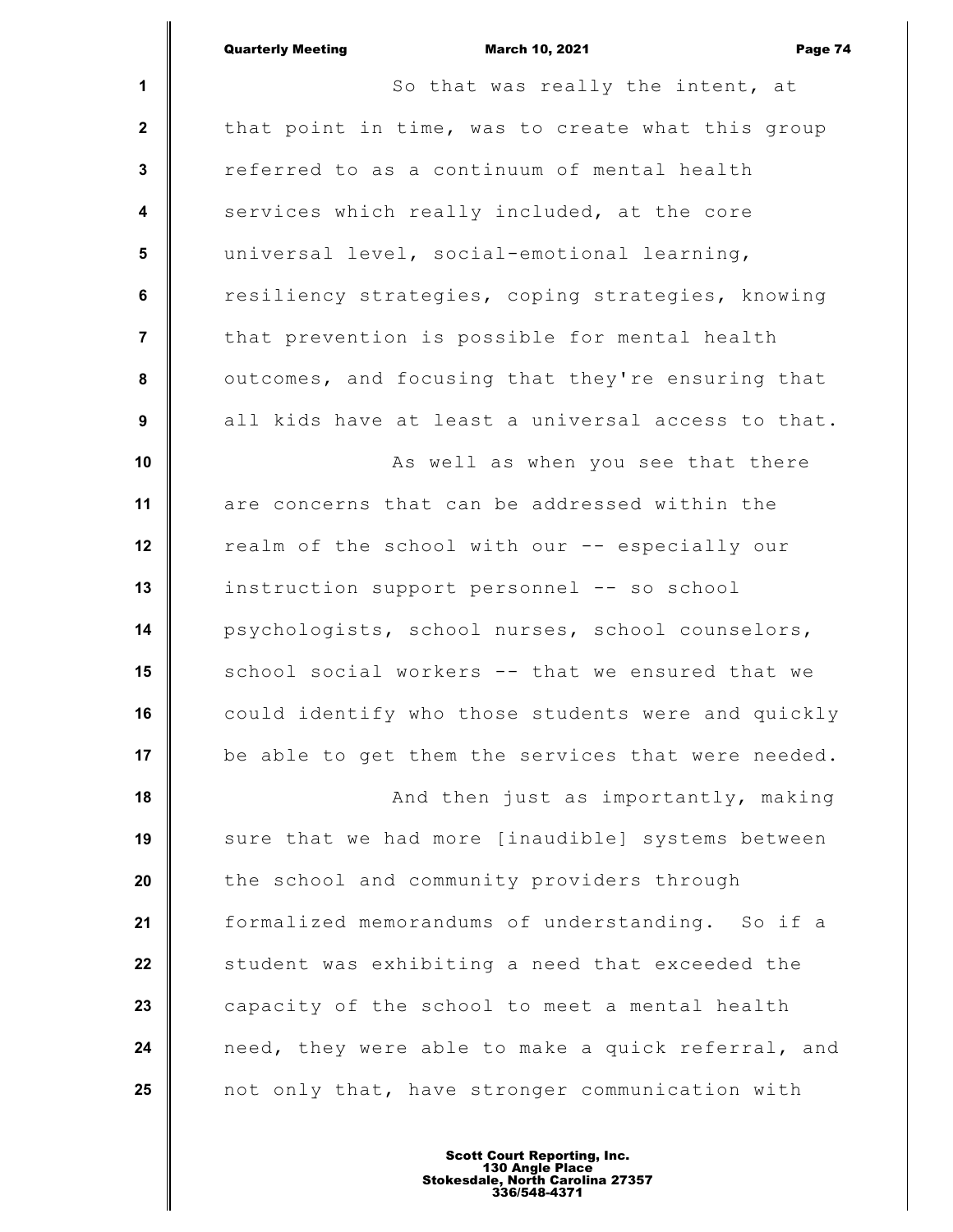So that was really the intent, at that point in time, was to create what this group referred to as a continuum of mental health services which really included, at the core universal level, social-emotional learning, resiliency strategies, coping strategies, knowing that prevention is possible for mental health outcomes, and focusing that they're ensuring that all kids have at least a universal access to that.

As well as when you see that there are concerns that can be addressed within the realm of the school with our -- especially our instruction support personnel -- so school psychologists, school nurses, school counselors, school social workers -- that we ensured that we could identify who those students were and quickly be able to get them the services that were needed.

And then just as importantly, making sure that we had more [inaudible] systems between the school and community providers through formalized memorandums of understanding. So if a student was exhibiting a need that exceeded the capacity of the school to meet a mental health need, they were able to make a quick referral, and not only that, have stronger communication with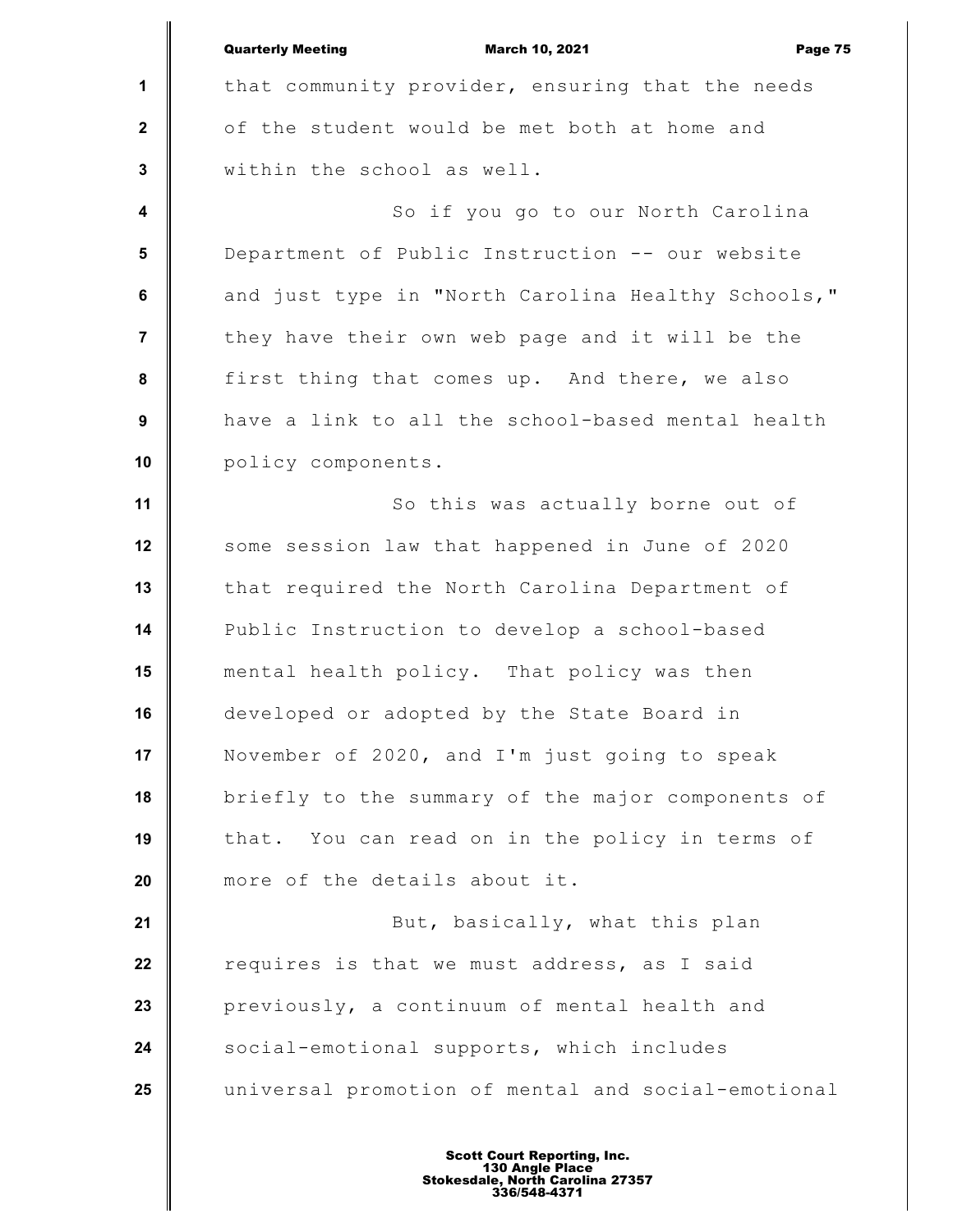that community provider, ensuring that the needs of the student would be met both at home and within the school as well.

So if you go to our North Carolina Department of Public Instruction -- our website and just type in "North Carolina Healthy Schools," they have their own web page and it will be the first thing that comes up. And there, we also have a link to all the school-based mental health policy components.

So this was actually borne out of some session law that happened in June of 2020 that required the North Carolina Department of Public Instruction to develop a school-based mental health policy. That policy was then developed or adopted by the State Board in November of 2020, and I'm just going to speak briefly to the summary of the major components of that. You can read on in the policy in terms of more of the details about it.

But, basically, what this plan requires is that we must address, as I said previously, a continuum of mental health and social-emotional supports, which includes universal promotion of mental and social-emotional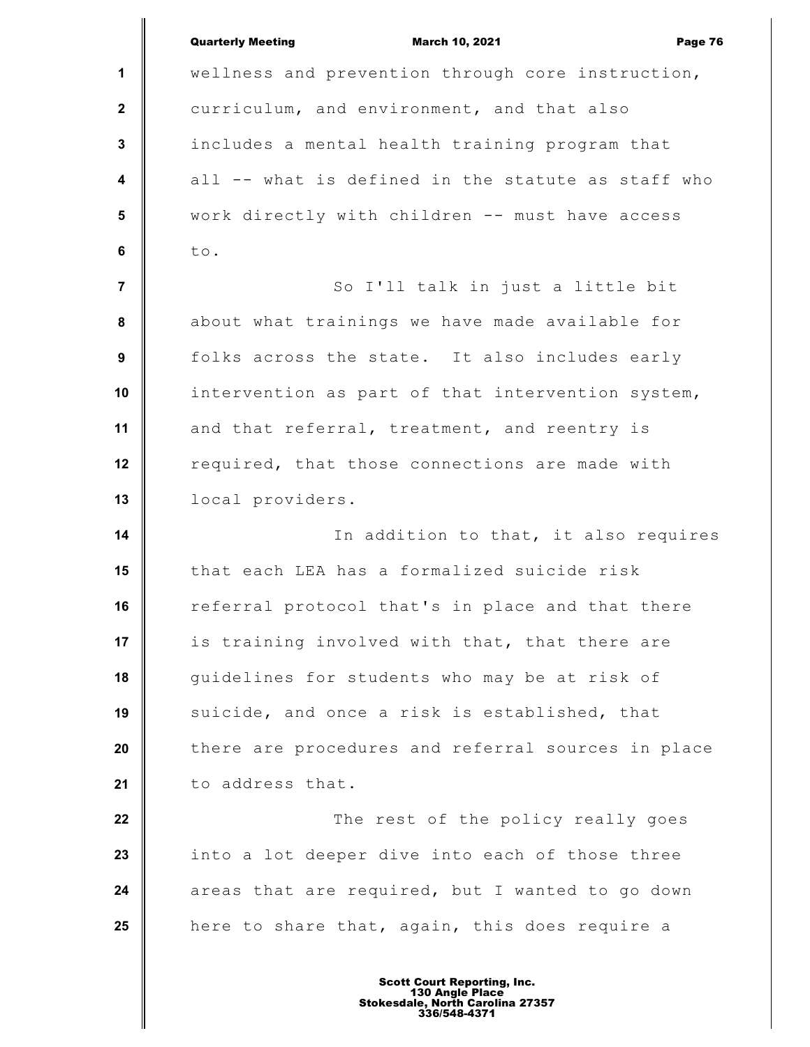wellness and prevention through core instruction, curriculum, and environment, and that also includes a mental health training program that all -- what is defined in the statute as staff who work directly with children -- must have access to.

So I'll talk in just a little bit about what trainings we have made available for folks across the state. It also includes early intervention as part of that intervention system, and that referral, treatment, and reentry is required, that those connections are made with local providers.

In addition to that, it also requires that each LEA has a formalized suicide risk referral protocol that's in place and that there is training involved with that, that there are guidelines for students who may be at risk of suicide, and once a risk is established, that there are procedures and referral sources in place to address that.

The rest of the policy really goes into a lot deeper dive into each of those three areas that are required, but I wanted to go down here to share that, again, this does require a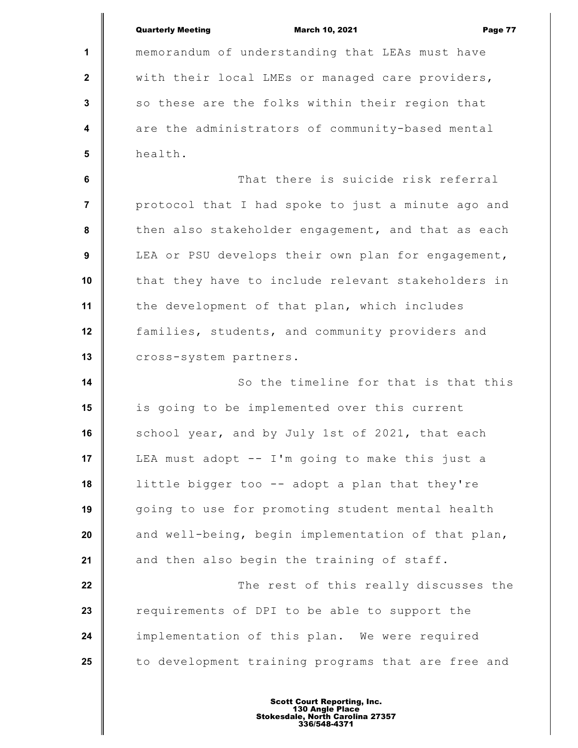memorandum of understanding that LEAs must have with their local LMEs or managed care providers, so these are the folks within their region that are the administrators of community-based mental health.

That there is suicide risk referral protocol that I had spoke to just a minute ago and then also stakeholder engagement, and that as each LEA or PSU develops their own plan for engagement, that they have to include relevant stakeholders in the development of that plan, which includes families, students, and community providers and cross-system partners.

So the timeline for that is that this is going to be implemented over this current school year, and by July 1st of 2021, that each LEA must adopt -- I'm going to make this just a little bigger too -- adopt a plan that they're going to use for promoting student mental health and well-being, begin implementation of that plan, and then also begin the training of staff.

The rest of this really discusses the requirements of DPI to be able to support the implementation of this plan. We were required to development training programs that are free and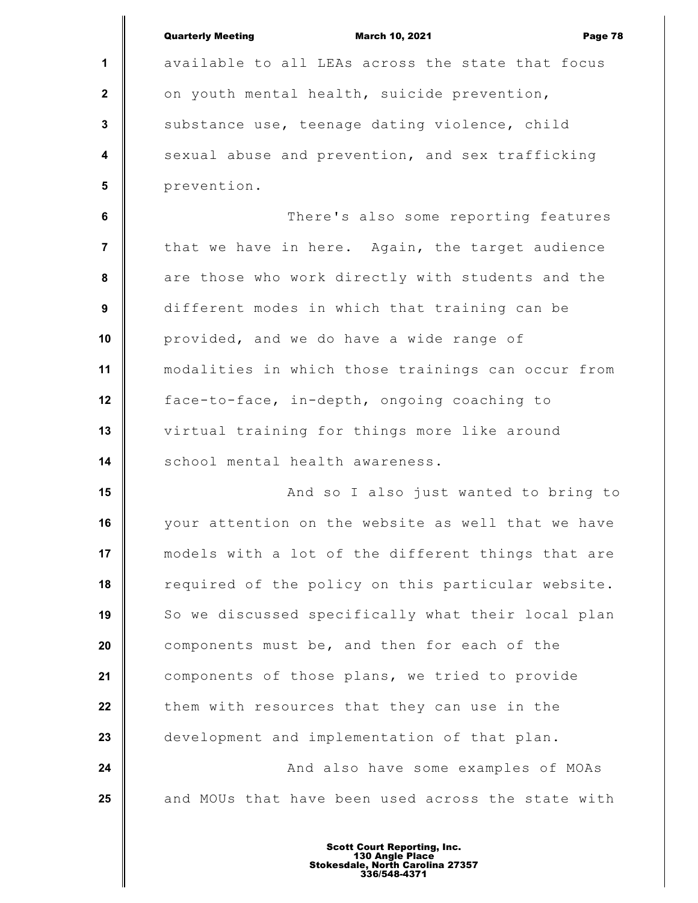available to all LEAs across the state that focus on youth mental health, suicide prevention, substance use, teenage dating violence, child sexual abuse and prevention, and sex trafficking prevention.

There's also some reporting features that we have in here. Again, the target audience are those who work directly with students and the different modes in which that training can be provided, and we do have a wide range of modalities in which those trainings can occur from face-to-face, in-depth, ongoing coaching to virtual training for things more like around school mental health awareness.

And so I also just wanted to bring to your attention on the website as well that we have models with a lot of the different things that are required of the policy on this particular website. So we discussed specifically what their local plan components must be, and then for each of the components of those plans, we tried to provide them with resources that they can use in the development and implementation of that plan.

And also have some examples of MOAs and MOUs that have been used across the state with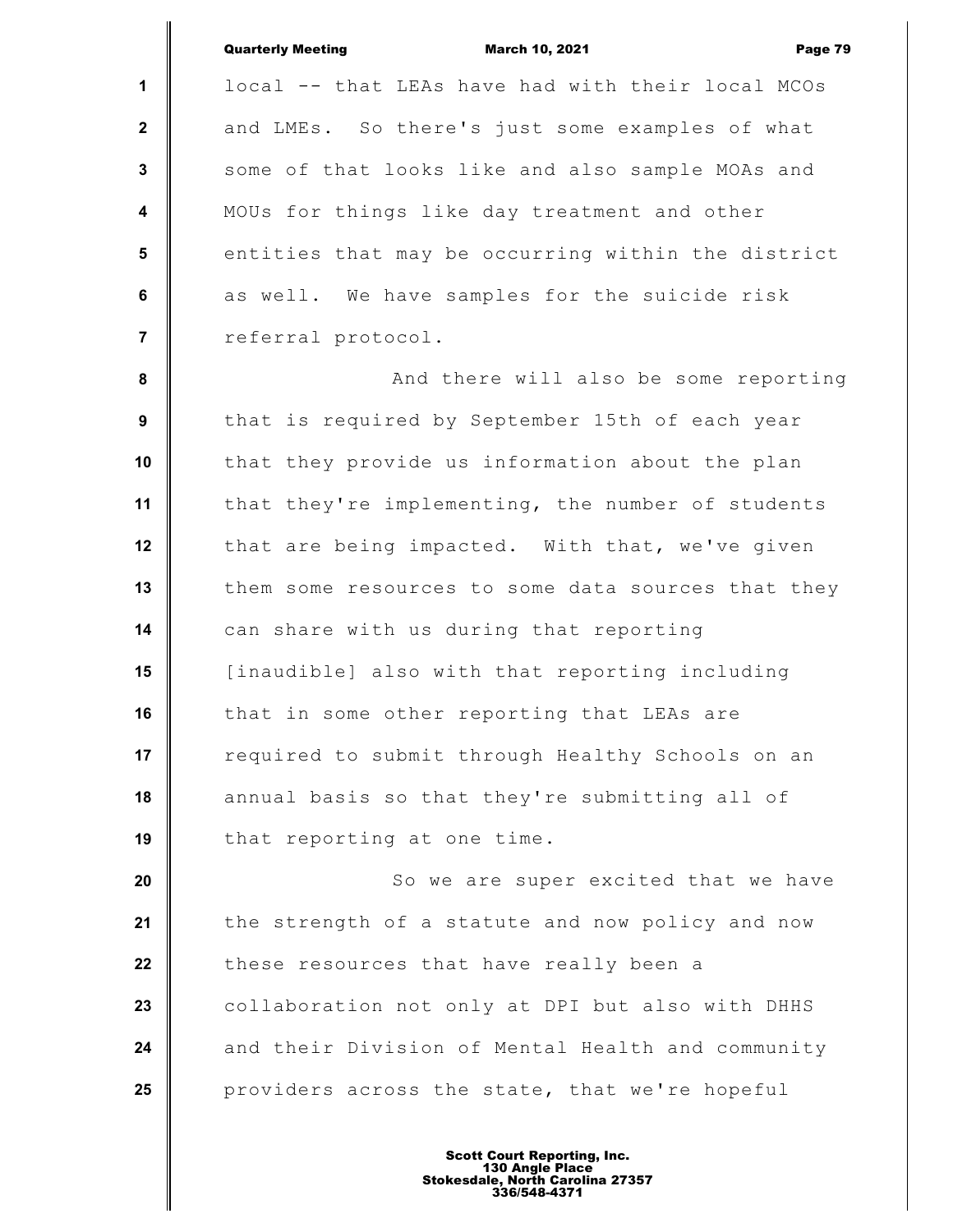local -- that LEAs have had with their local MCOs and LMEs. So there's just some examples of what some of that looks like and also sample MOAs and MOUs for things like day treatment and other entities that may be occurring within the district as well. We have samples for the suicide risk referral protocol.

And there will also be some reporting that is required by September 15th of each year that they provide us information about the plan that they're implementing, the number of students that are being impacted. With that, we've given them some resources to some data sources that they can share with us during that reporting [inaudible] also with that reporting including that in some other reporting that LEAs are required to submit through Healthy Schools on an annual basis so that they're submitting all of that reporting at one time.

So we are super excited that we have the strength of a statute and now policy and now these resources that have really been a collaboration not only at DPI but also with DHHS and their Division of Mental Health and community providers across the state, that we're hopeful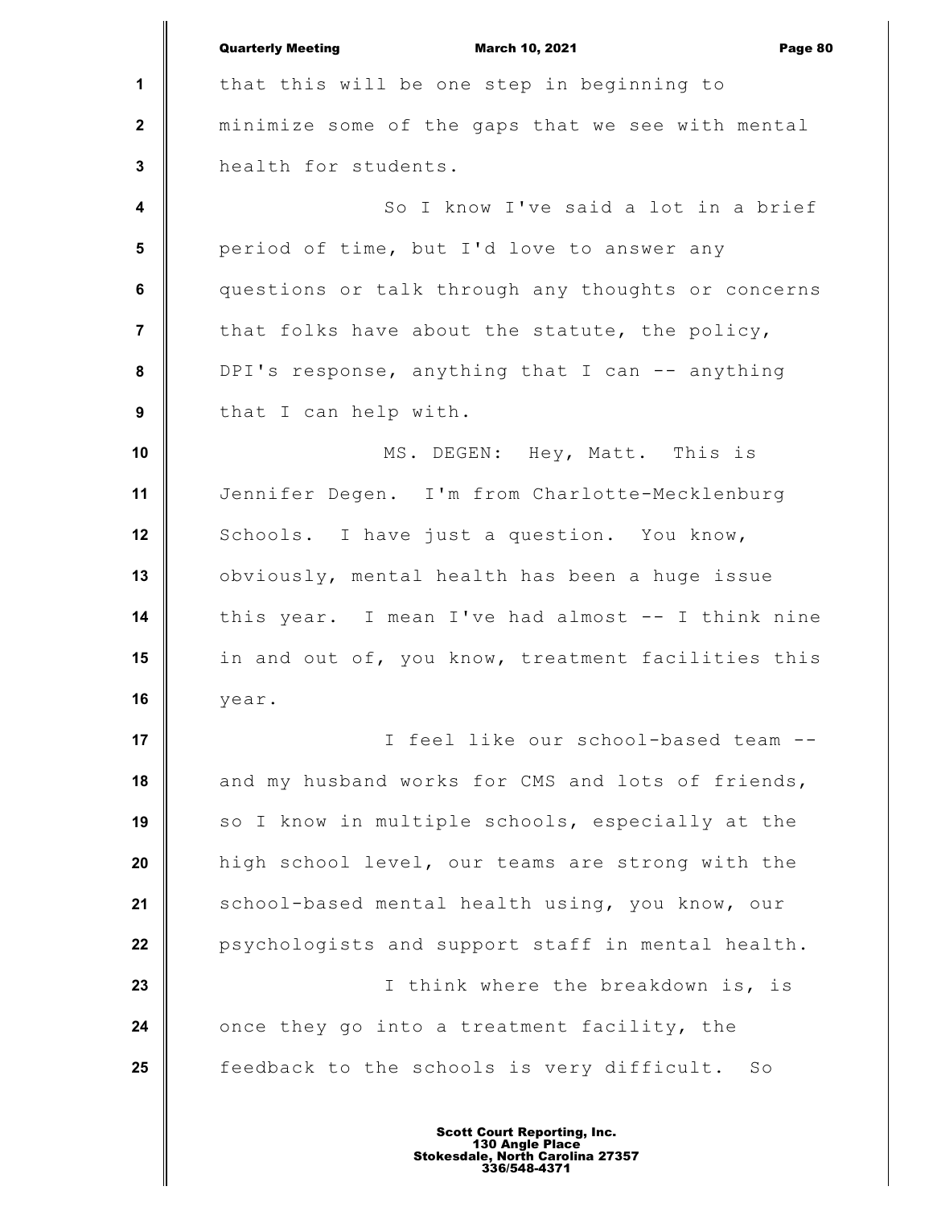that this will be one step in beginning to minimize some of the gaps that we see with mental health for students.

So I know I've said a lot in a brief period of time, but I'd love to answer any questions or talk through any thoughts or concerns that folks have about the statute, the policy, DPI's response, anything that I can -- anything that I can help with.

MS. DEGEN: Hey, Matt. This is Jennifer Degen. I'm from Charlotte-Mecklenburg Schools. I have just a question. You know, obviously, mental health has been a huge issue this year. I mean I've had almost -- I think nine in and out of, you know, treatment facilities this year.

I feel like our school-based team -- and my husband works for CMS and lots of friends, so I know in multiple schools, especially at the high school level, our teams are strong with the school-based mental health using, you know, our psychologists and support staff in mental health.

I think where the breakdown is, is once they go into a treatment facility, the feedback to the schools is very difficult. So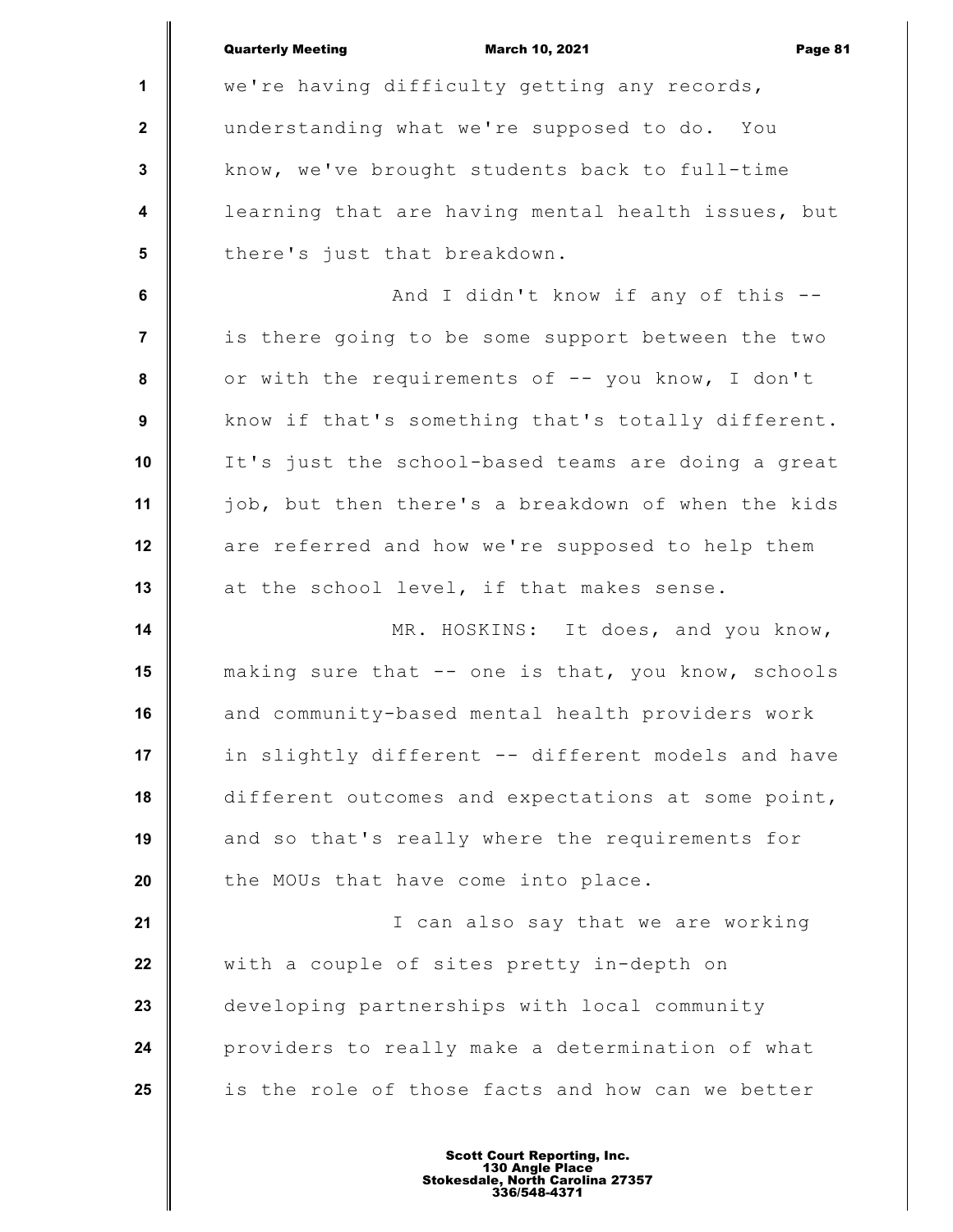we're having difficulty getting any records, understanding what we're supposed to do. You know, we've brought students back to full-time learning that are having mental health issues, but there's just that breakdown.

And I didn't know if any of this -- is there going to be some support between the two or with the requirements of -- you know, I don't know if that's something that's totally different. It's just the school-based teams are doing a great job, but then there's a breakdown of when the kids are referred and how we're supposed to help them at the school level, if that makes sense.

MR. HOSKINS: It does, and you know, making sure that -- one is that, you know, schools and community-based mental health providers work in slightly different -- different models and have different outcomes and expectations at some point, and so that's really where the requirements for the MOUs that have come into place.

I can also say that we are working with a couple of sites pretty in-depth on developing partnerships with local community providers to really make a determination of what is the role of those facts and how can we better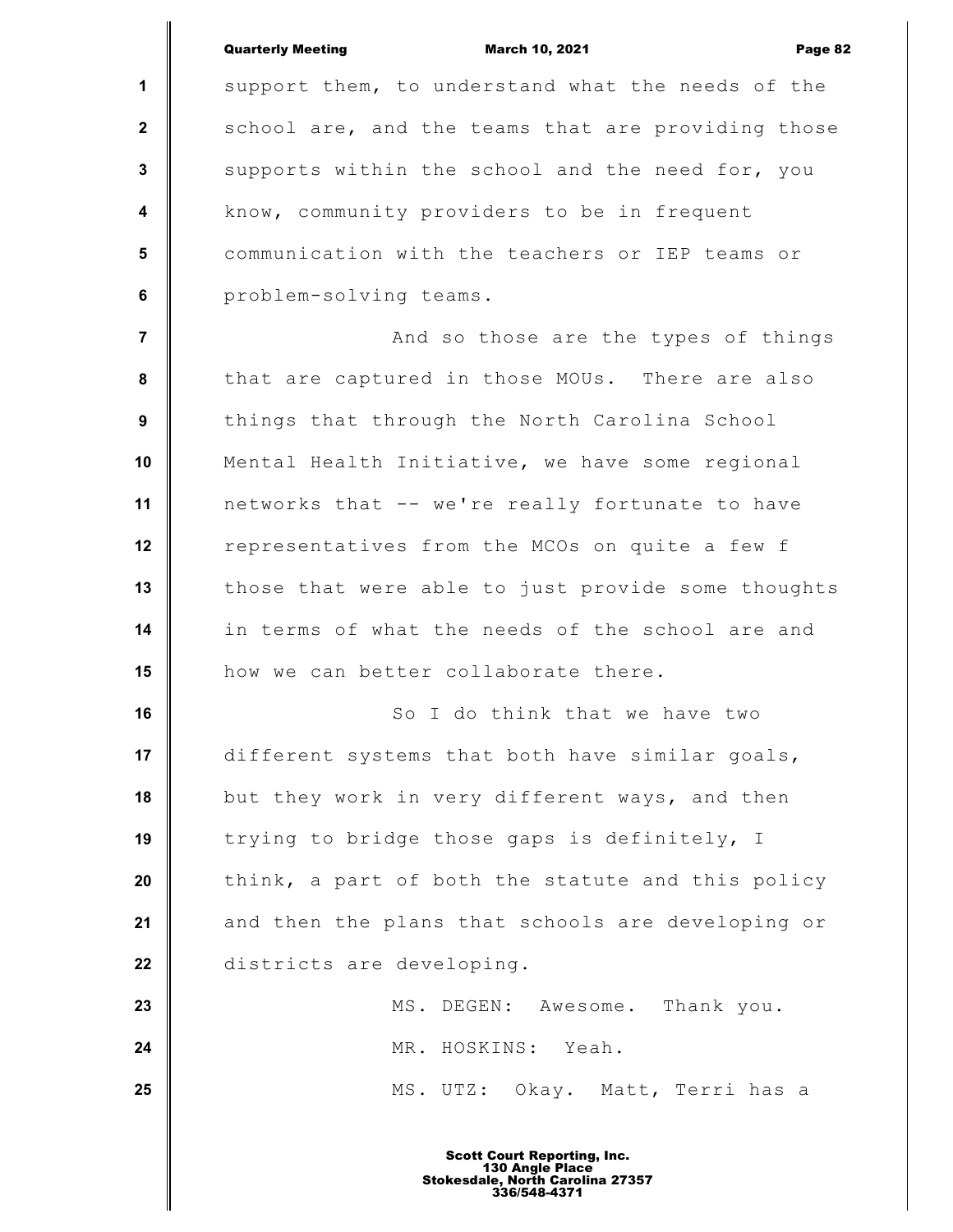support them, to understand what the needs of the school are, and the teams that are providing those supports within the school and the need for, you know, community providers to be in frequent communication with the teachers or IEP teams or problem-solving teams.

And so those are the types of things that are captured in those MOUs. There are also things that through the North Carolina School Mental Health Initiative, we have some regional networks that -- we're really fortunate to have representatives from the MCOs on quite a few f those that were able to just provide some thoughts in terms of what the needs of the school are and how we can better collaborate there.

So I do think that we have two different systems that both have similar goals, but they work in very different ways, and then trying to bridge those gaps is definitely, I think, a part of both the statute and this policy and then the plans that schools are developing or districts are developing.

MS. DEGEN: Awesome. Thank you.

MR. HOSKINS: Yeah.

MS. UTZ: Okay. Matt, Terri has a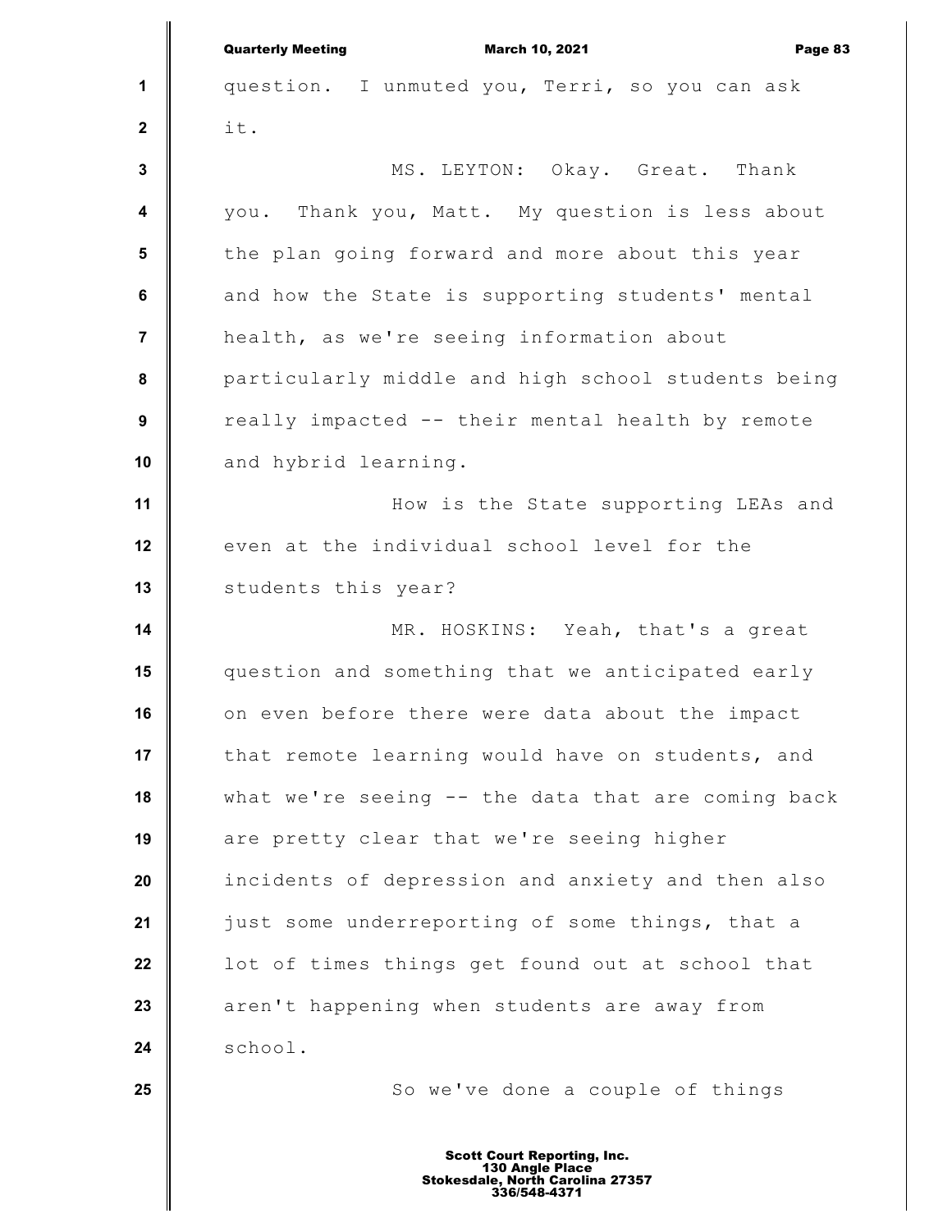question. I unmuted you, Terri, so you can ask it.

MS. LEYTON: Okay. Great. Thank you. Thank you, Matt. My question is less about the plan going forward and more about this year and how the State is supporting students' mental health, as we're seeing information about particularly middle and high school students being really impacted -- their mental health by remote and hybrid learning.

How is the State supporting LEAs and even at the individual school level for the students this year?

MR. HOSKINS: Yeah, that's a great question and something that we anticipated early on even before there were data about the impact that remote learning would have on students, and what we're seeing -- the data that are coming back are pretty clear that we're seeing higher incidents of depression and anxiety and then also just some underreporting of some things, that a lot of times things get found out at school that aren't happening when students are away from school.

So we've done a couple of things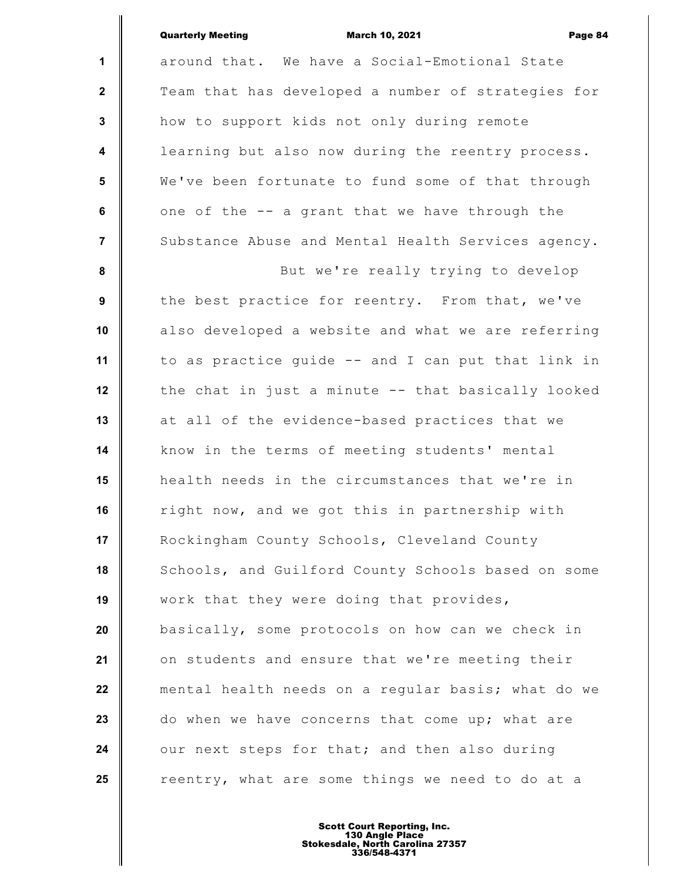around that. We have a Social-Emotional State Team that has developed a number of strategies for how to support kids not only during remote learning but also now during the reentry process. We've been fortunate to fund some of that through one of the -- a grant that we have through the Substance Abuse and Mental Health Services agency.

But we're really trying to develop the best practice for reentry. From that, we've also developed a website and what we are referring to as practice guide -- and I can put that link in the chat in just a minute -- that basically looked at all of the evidence-based practices that we know in the terms of meeting students' mental health needs in the circumstances that we're in right now, and we got this in partnership with Rockingham County Schools, Cleveland County Schools, and Guilford County Schools based on some work that they were doing that provides, basically, some protocols on how can we check in on students and ensure that we're meeting their mental health needs on a regular basis; what do we do when we have concerns that come up; what are our next steps for that; and then also during reentry, what are some things we need to do at a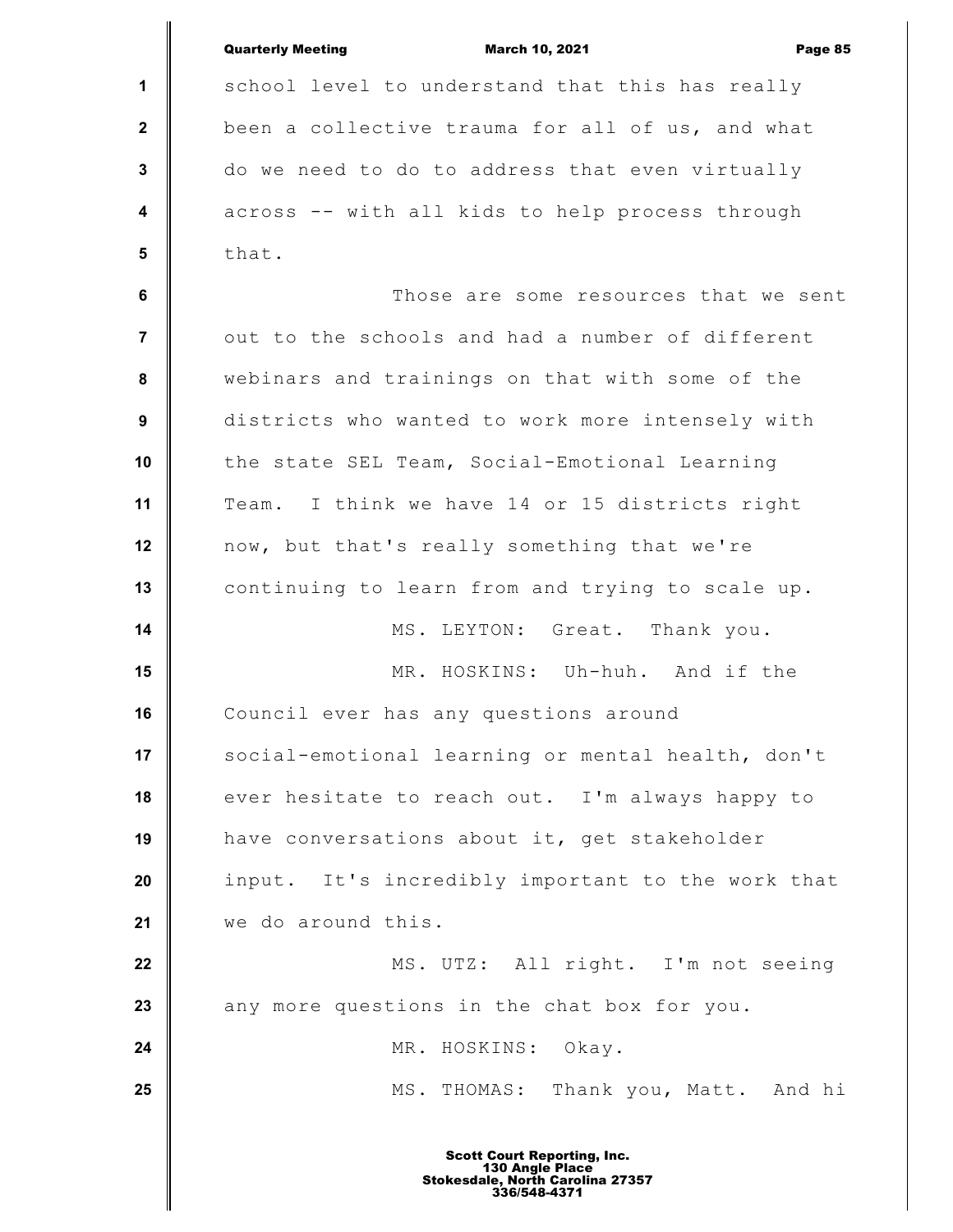school level to understand that this has really been a collective trauma for all of us, and what do we need to do to address that even virtually across -- with all kids to help process through that.

Those are some resources that we sent out to the schools and had a number of different webinars and trainings on that with some of the districts who wanted to work more intensely with the state SEL Team, Social-Emotional Learning Team. I think we have 14 or 15 districts right now, but that's really something that we're continuing to learn from and trying to scale up.

MS. LEYTON: Great. Thank you.

MR. HOSKINS: Uh-huh. And if the Council ever has any questions around social-emotional learning or mental health, don't ever hesitate to reach out. I'm always happy to have conversations about it, get stakeholder input. It's incredibly important to the work that we do around this.

MS. UTZ: All right. I'm not seeing any more questions in the chat box for you.

MR. HOSKINS: Okay.

MS. THOMAS: Thank you, Matt. And hi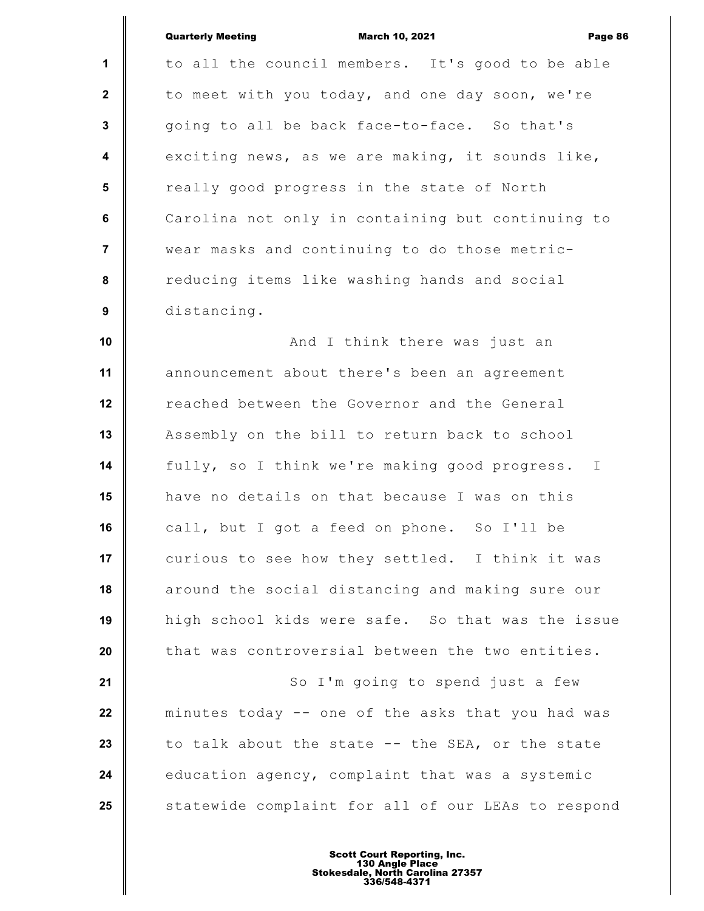to all the council members. It's good to be able to meet with you today, and one day soon, we're going to all be back face-to-face. So that's exciting news, as we are making, it sounds like, really good progress in the state of North Carolina not only in containing but continuing to wear masks and continuing to do those metric-reducing items like washing hands and social distancing.

And I think there was just an announcement about there's been an agreement reached between the Governor and the General Assembly on the bill to return back to school fully, so I think we're making good progress. I have no details on that because I was on this call, but I got a feed on phone. So I'll be curious to see how they settled. I think it was around the social distancing and making sure our high school kids were safe. So that was the issue that was controversial between the two entities.

So I'm going to spend just a few minutes today -- one of the asks that you had was to talk about the state -- the SEA, or the state education agency, complaint that was a systemic statewide complaint for all of our LEAs to respond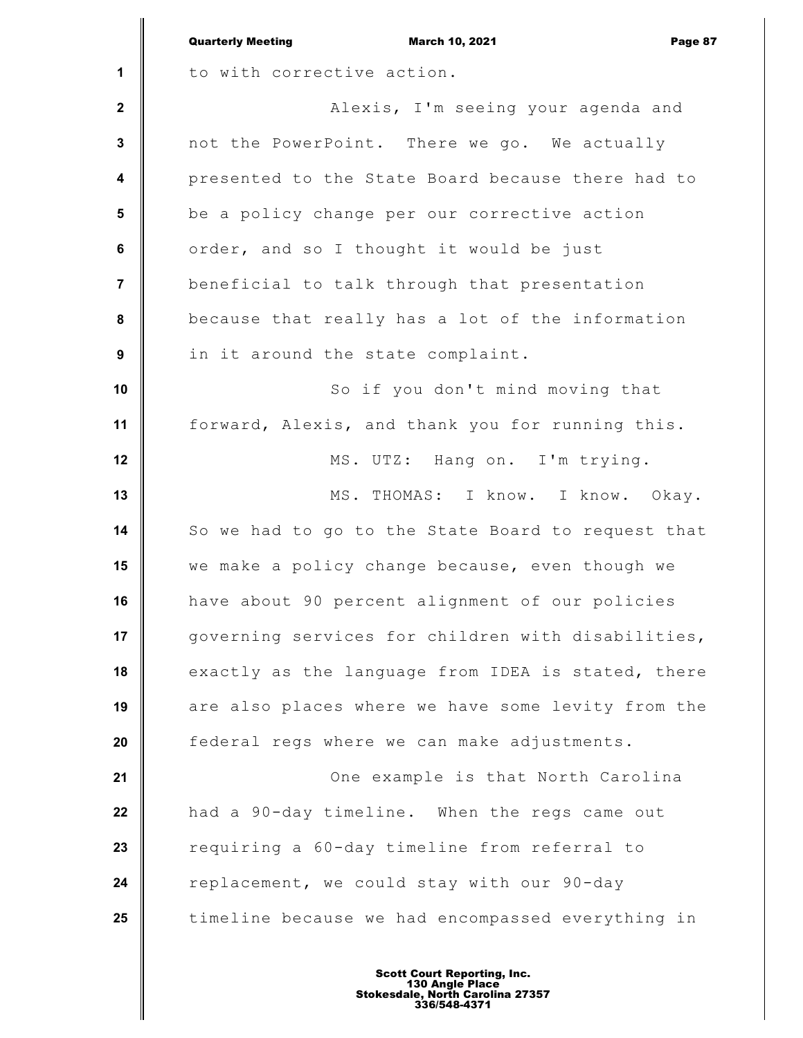to with corrective action.

Alexis, I'm seeing your agenda and not the PowerPoint. There we go. We actually presented to the State Board because there had to be a policy change per our corrective action order, and so I thought it would be just beneficial to talk through that presentation because that really has a lot of the information in it around the state complaint.

So if you don't mind moving that forward, Alexis, and thank you for running this.

MS. UTZ: Hang on. I'm trying.

MS. THOMAS: I know. I know. Okay. So we had to go to the State Board to request that we make a policy change because, even though we have about 90 percent alignment of our policies governing services for children with disabilities, exactly as the language from IDEA is stated, there are also places where we have some levity from the federal regs where we can make adjustments.

One example is that North Carolina had a 90-day timeline. When the regs came out requiring a 60-day timeline from referral to replacement, we could stay with our 90-day timeline because we had encompassed everything in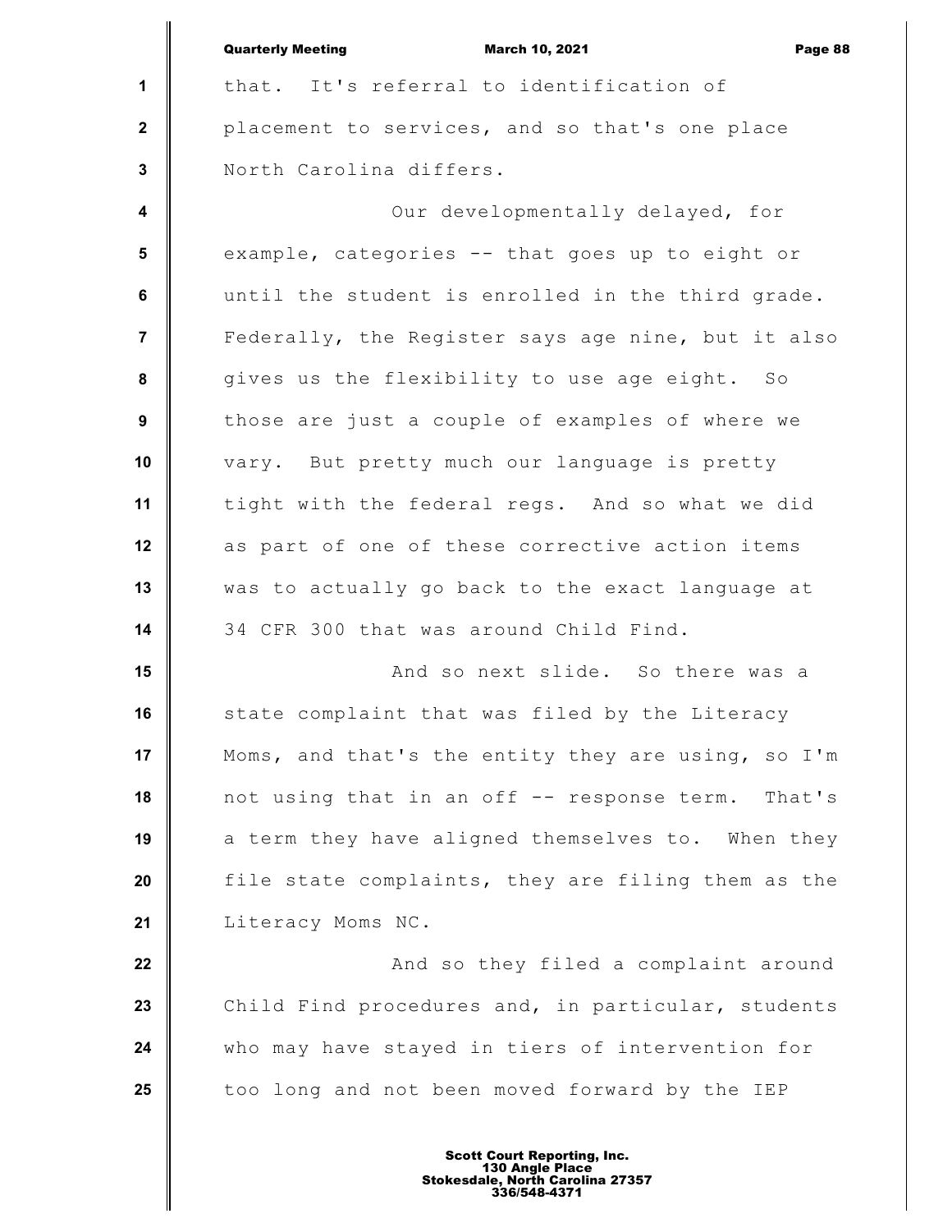that. It's referral to identification of placement to services, and so that's one place North Carolina differs.

Our developmentally delayed, for example, categories -- that goes up to eight or until the student is enrolled in the third grade. Federally, the Register says age nine, but it also gives us the flexibility to use age eight. So those are just a couple of examples of where we vary. But pretty much our language is pretty tight with the federal regs. And so what we did as part of one of these corrective action items was to actually go back to the exact language at 34 CFR 300 that was around Child Find.

And so next slide. So there was a state complaint that was filed by the Literacy Moms, and that's the entity they are using, so I'm not using that in an off -- response term. That's a term they have aligned themselves to. When they file state complaints, they are filing them as the Literacy Moms NC.

And so they filed a complaint around Child Find procedures and, in particular, students who may have stayed in tiers of intervention for too long and not been moved forward by the IEP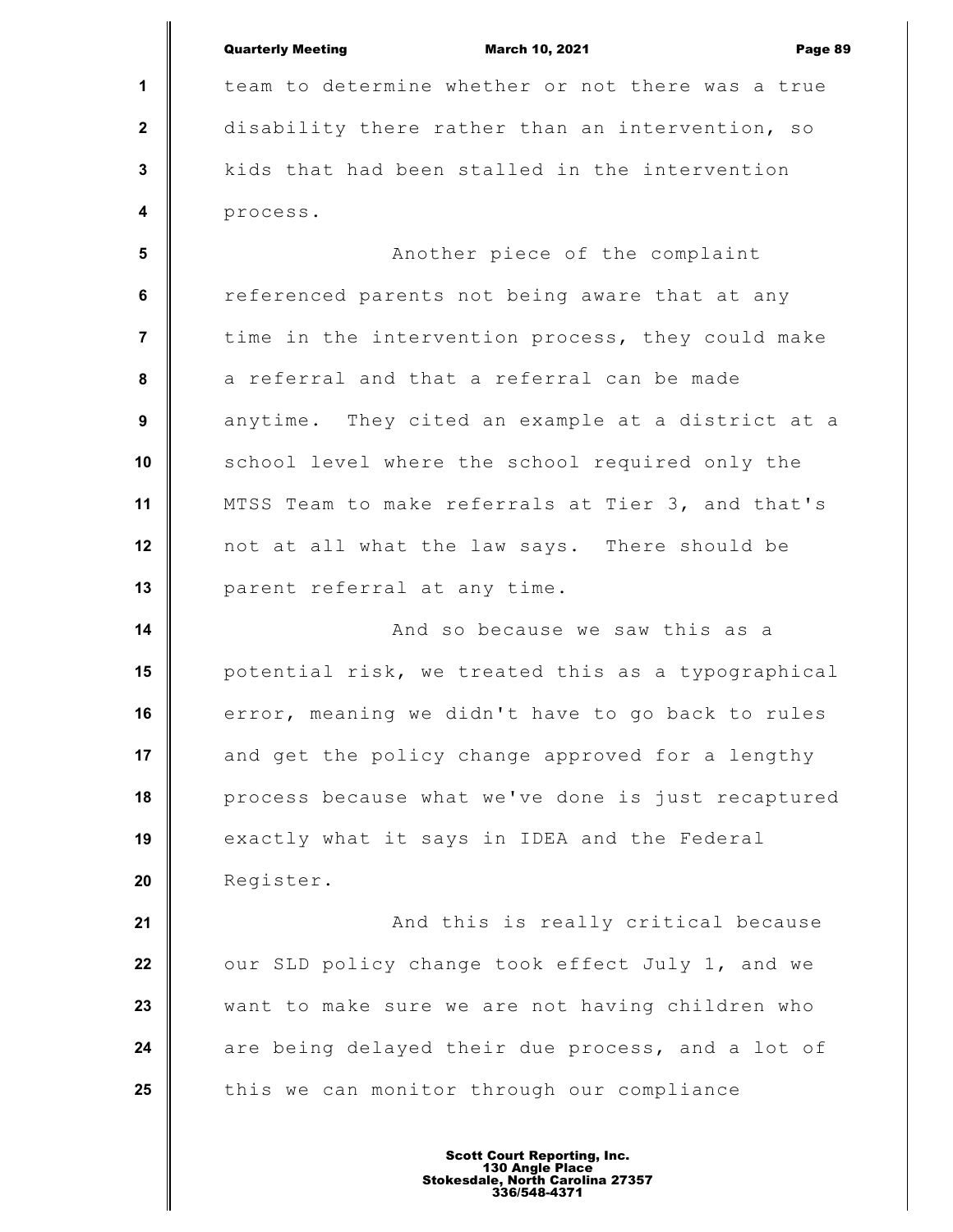team to determine whether or not there was a true disability there rather than an intervention, so kids that had been stalled in the intervention process.

Another piece of the complaint referenced parents not being aware that at any time in the intervention process, they could make a referral and that a referral can be made anytime. They cited an example at a district at a school level where the school required only the MTSS Team to make referrals at Tier 3, and that's not at all what the law says. There should be parent referral at any time.

And so because we saw this as a potential risk, we treated this as a typographical error, meaning we didn't have to go back to rules and get the policy change approved for a lengthy process because what we've done is just recaptured exactly what it says in IDEA and the Federal Register.

And this is really critical because our SLD policy change took effect July 1, and we want to make sure we are not having children who are being delayed their due process, and a lot of this we can monitor through our compliance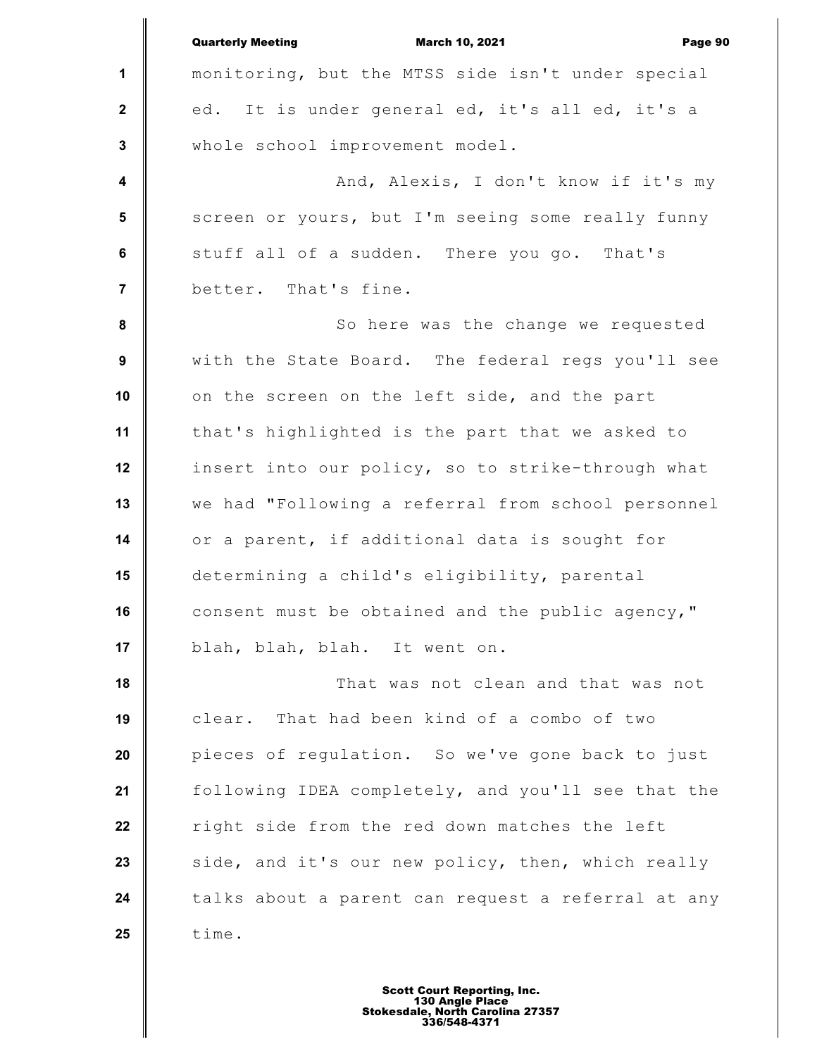monitoring, but the MTSS side isn't under special ed. It is under general ed, it's all ed, it's a whole school improvement model.

And, Alexis, I don't know if it's my screen or yours, but I'm seeing some really funny stuff all of a sudden. There you go. That's better. That's fine.

So here was the change we requested with the State Board. The federal regs you'll see on the screen on the left side, and the part that's highlighted is the part that we asked to insert into our policy, so to strike-through what we had "Following a referral from school personnel or a parent, if additional data is sought for determining a child's eligibility, parental consent must be obtained and the public agency," blah, blah, blah. It went on.

That was not clean and that was not clear. That had been kind of a combo of two pieces of regulation. So we've gone back to just following IDEA completely, and you'll see that the right side from the red down matches the left side, and it's our new policy, then, which really talks about a parent can request a referral at any time.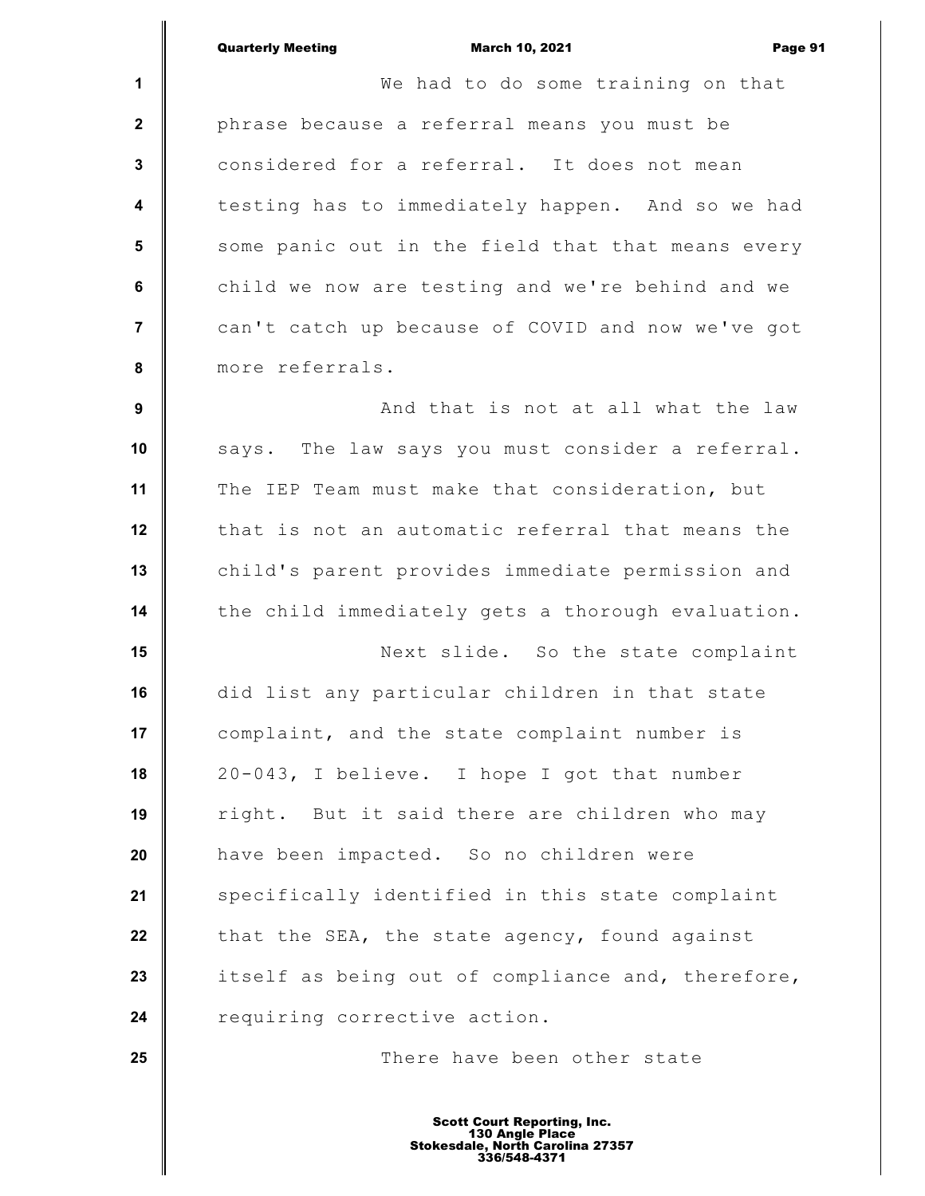We had to do some training on that phrase because a referral means you must be considered for a referral. It does not mean testing has to immediately happen. And so we had some panic out in the field that that means every child we now are testing and we're behind and we can't catch up because of COVID and now we've got more referrals.

And that is not at all what the law says. The law says you must consider a referral. The IEP Team must make that consideration, but that is not an automatic referral that means the child's parent provides immediate permission and the child immediately gets a thorough evaluation.

Next slide. So the state complaint did list any particular children in that state complaint, and the state complaint number is 20-043, I believe. I hope I got that number right. But it said there are children who may have been impacted. So no children were specifically identified in this state complaint that the SEA, the state agency, found against itself as being out of compliance and, therefore, requiring corrective action.

There have been other state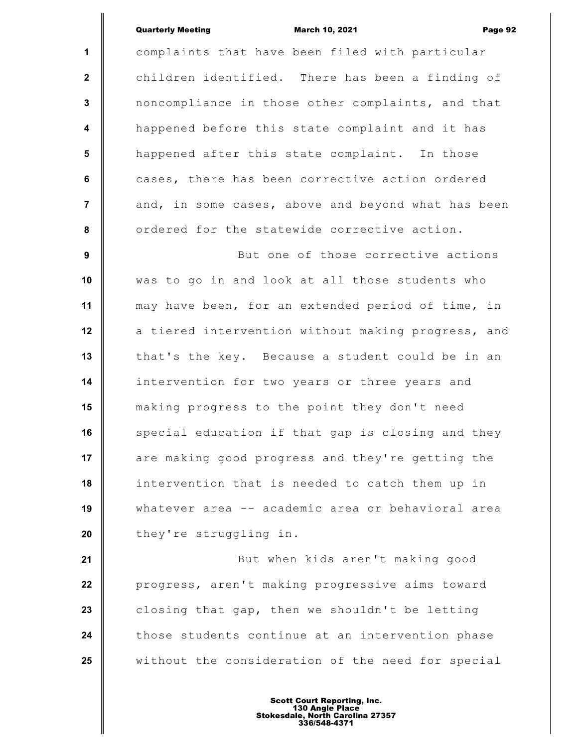complaints that have been filed with particular children identified. There has been a finding of noncompliance in those other complaints, and that happened before this state complaint and it has happened after this state complaint. In those cases, there has been corrective action ordered and, in some cases, above and beyond what has been ordered for the statewide corrective action.

But one of those corrective actions was to go in and look at all those students who may have been, for an extended period of time, in a tiered intervention without making progress, and that's the key. Because a student could be in an intervention for two years or three years and making progress to the point they don't need special education if that gap is closing and they are making good progress and they're getting the intervention that is needed to catch them up in whatever area -- academic area or behavioral area they're struggling in.

But when kids aren't making good progress, aren't making progressive aims toward closing that gap, then we shouldn't be letting those students continue at an intervention phase without the consideration of the need for special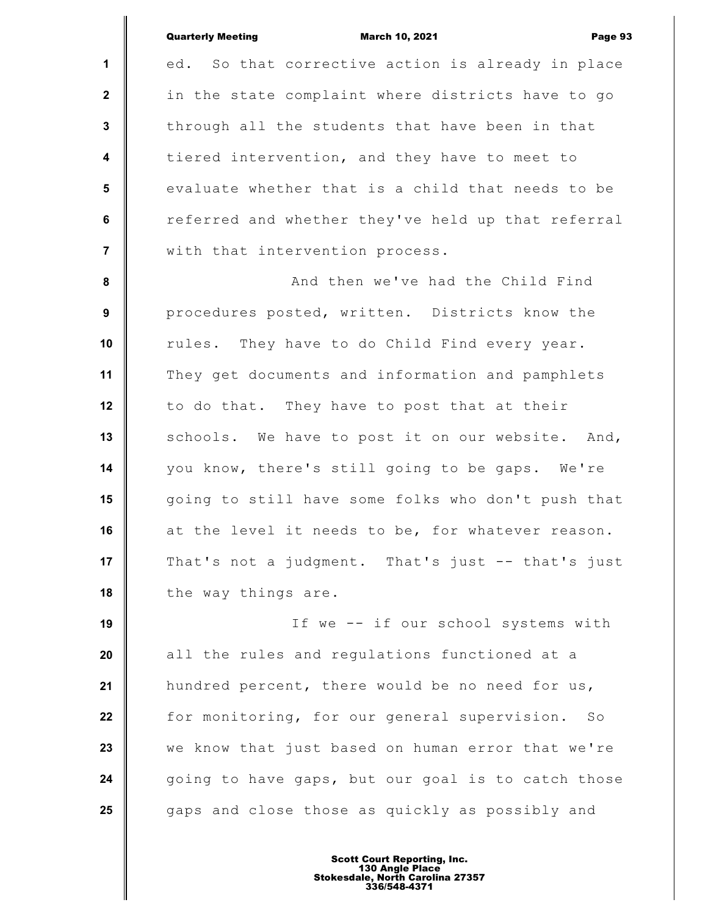ed. So that corrective action is already in place in the state complaint where districts have to go through all the students that have been in that tiered intervention, and they have to meet to evaluate whether that is a child that needs to be referred and whether they've held up that referral with that intervention process.

And then we've had the Child Find procedures posted, written. Districts know the rules. They have to do Child Find every year. They get documents and information and pamphlets to do that. They have to post that at their schools. We have to post it on our website. And, you know, there's still going to be gaps. We're going to still have some folks who don't push that at the level it needs to be, for whatever reason. That's not a judgment. That's just -- that's just the way things are.

If we -- if our school systems with all the rules and regulations functioned at a hundred percent, there would be no need for us, for monitoring, for our general supervision. So we know that just based on human error that we're going to have gaps, but our goal is to catch those gaps and close those as quickly as possibly and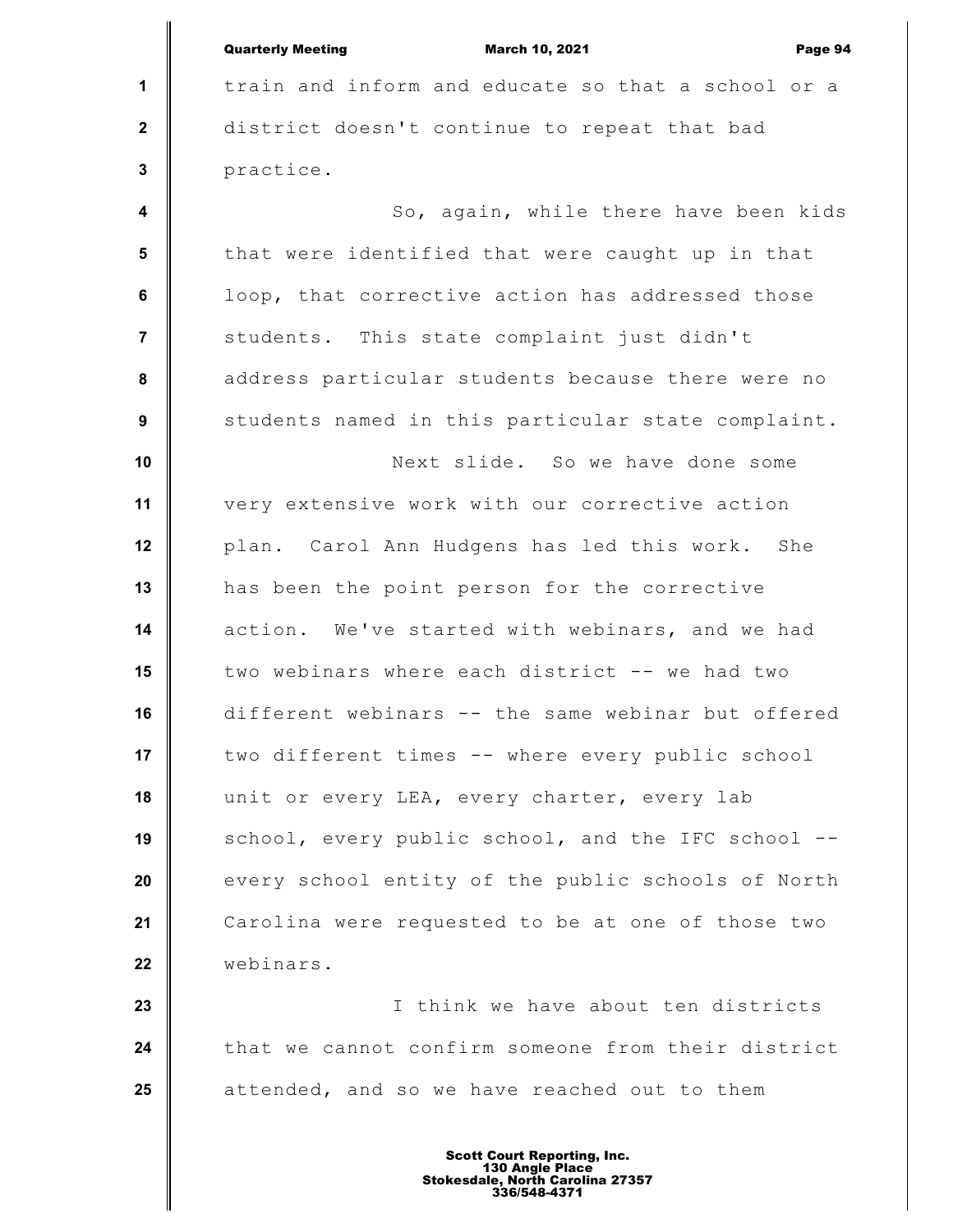train and inform and educate so that a school or a district doesn't continue to repeat that bad practice.

So, again, while there have been kids that were identified that were caught up in that loop, that corrective action has addressed those students. This state complaint just didn't address particular students because there were no students named in this particular state complaint.

Next slide. So we have done some very extensive work with our corrective action plan. Carol Ann Hudgens has led this work. She has been the point person for the corrective action. We've started with webinars, and we had two webinars where each district -- we had two different webinars -- the same webinar but offered two different times -- where every public school unit or every LEA, every charter, every lab school, every public school, and the IFC school -- every school entity of the public schools of North Carolina were requested to be at one of those two webinars.

I think we have about ten districts that we cannot confirm someone from their district attended, and so we have reached out to them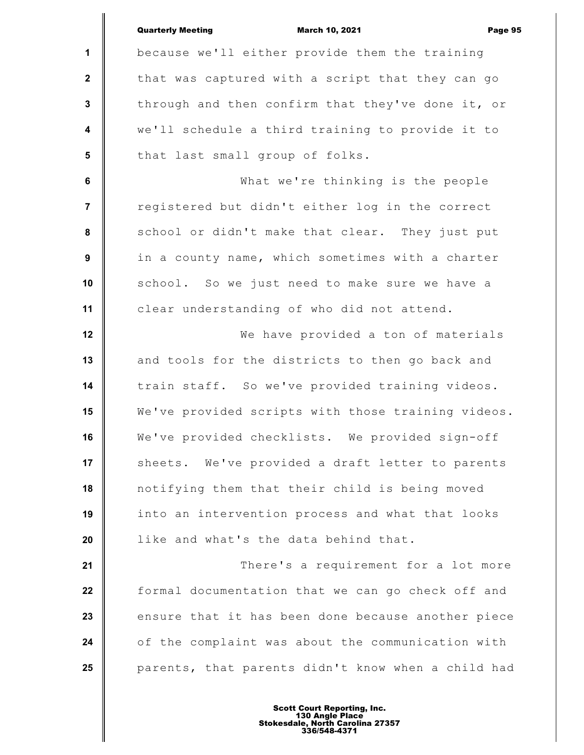because we'll either provide them the training that was captured with a script that they can go through and then confirm that they've done it, or we'll schedule a third training to provide it to that last small group of folks.

What we're thinking is the people registered but didn't either log in the correct school or didn't make that clear. They just put in a county name, which sometimes with a charter school. So we just need to make sure we have a clear understanding of who did not attend.

We have provided a ton of materials and tools for the districts to then go back and train staff. So we've provided training videos. We've provided scripts with those training videos. We've provided checklists. We provided sign-off sheets. We've provided a draft letter to parents notifying them that their child is being moved into an intervention process and what that looks like and what's the data behind that.

There's a requirement for a lot more formal documentation that we can go check off and ensure that it has been done because another piece of the complaint was about the communication with parents, that parents didn't know when a child had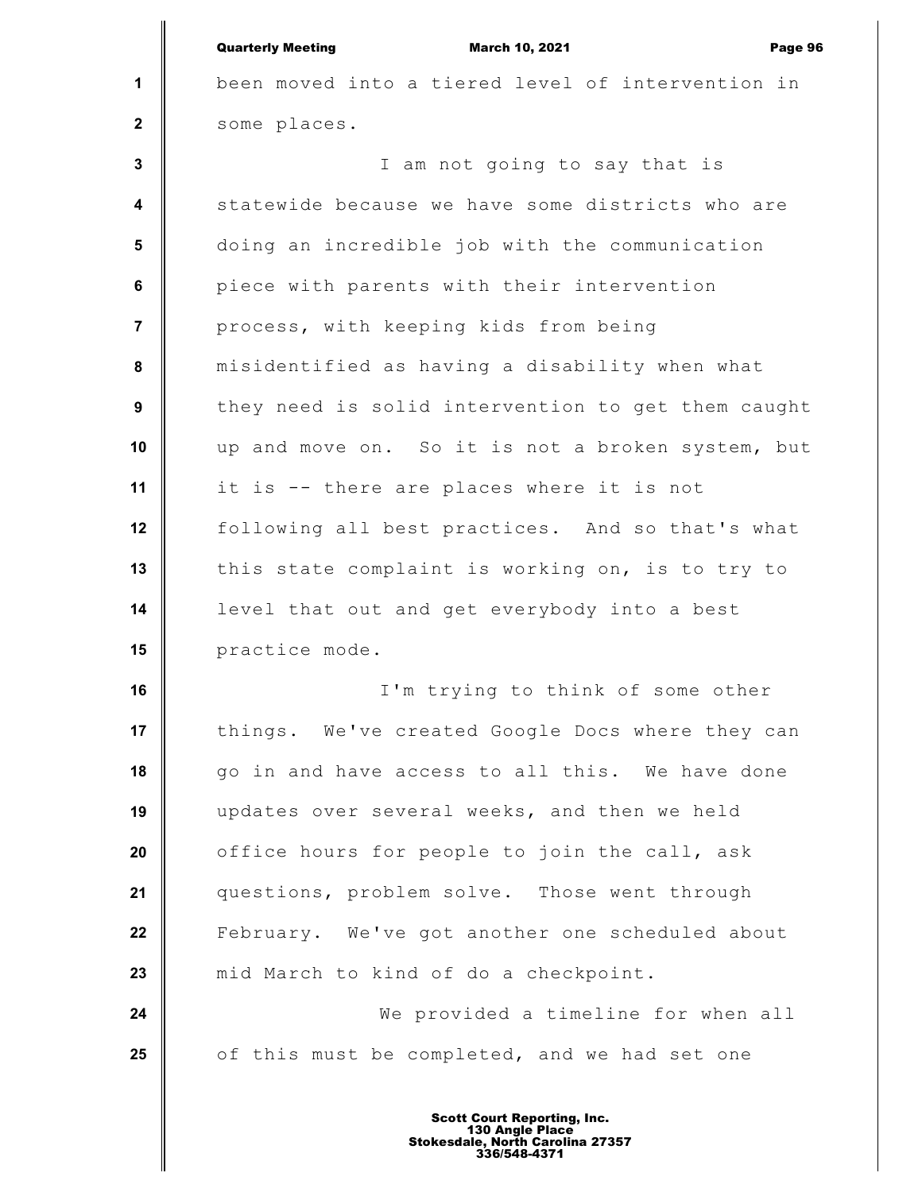been moved into a tiered level of intervention in some places.

I am not going to say that is statewide because we have some districts who are doing an incredible job with the communication piece with parents with their intervention process, with keeping kids from being misidentified as having a disability when what they need is solid intervention to get them caught up and move on. So it is not a broken system, but it is -- there are places where it is not following all best practices. And so that's what this state complaint is working on, is to try to level that out and get everybody into a best practice mode.

I'm trying to think of some other things. We've created Google Docs where they can go in and have access to all this. We have done updates over several weeks, and then we held office hours for people to join the call, ask questions, problem solve. Those went through February. We've got another one scheduled about mid March to kind of do a checkpoint.

We provided a timeline for when all of this must be completed, and we had set one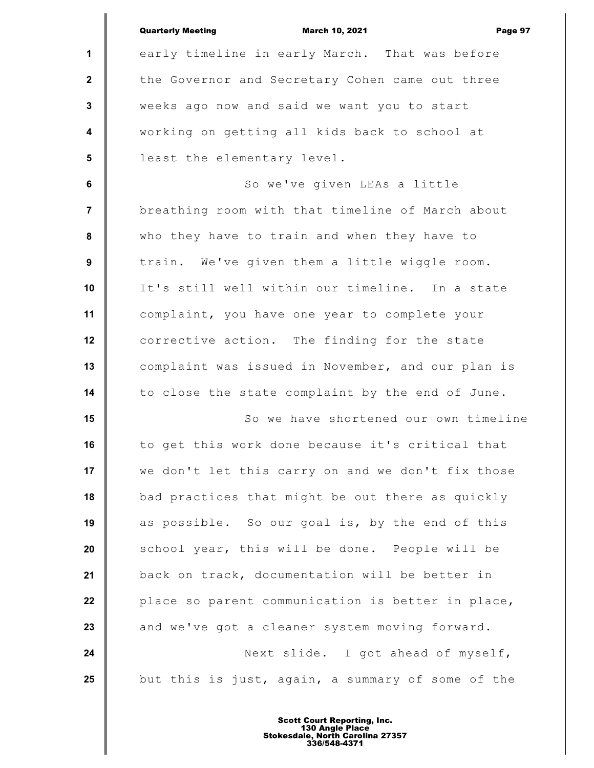early timeline in early March. That was before the Governor and Secretary Cohen came out three weeks ago now and said we want you to start working on getting all kids back to school at least the elementary level.

So we've given LEAs a little breathing room with that timeline of March about who they have to train and when they have to train. We've given them a little wiggle room. It's still well within our timeline. In a state complaint, you have one year to complete your corrective action. The finding for the state complaint was issued in November, and our plan is to close the state complaint by the end of June.

So we have shortened our own timeline to get this work done because it's critical that we don't let this carry on and we don't fix those bad practices that might be out there as quickly as possible. So our goal is, by the end of this school year, this will be done. People will be back on track, documentation will be better in place so parent communication is better in place, and we've got a cleaner system moving forward.

Next slide. I got ahead of myself, but this is just, again, a summary of some of the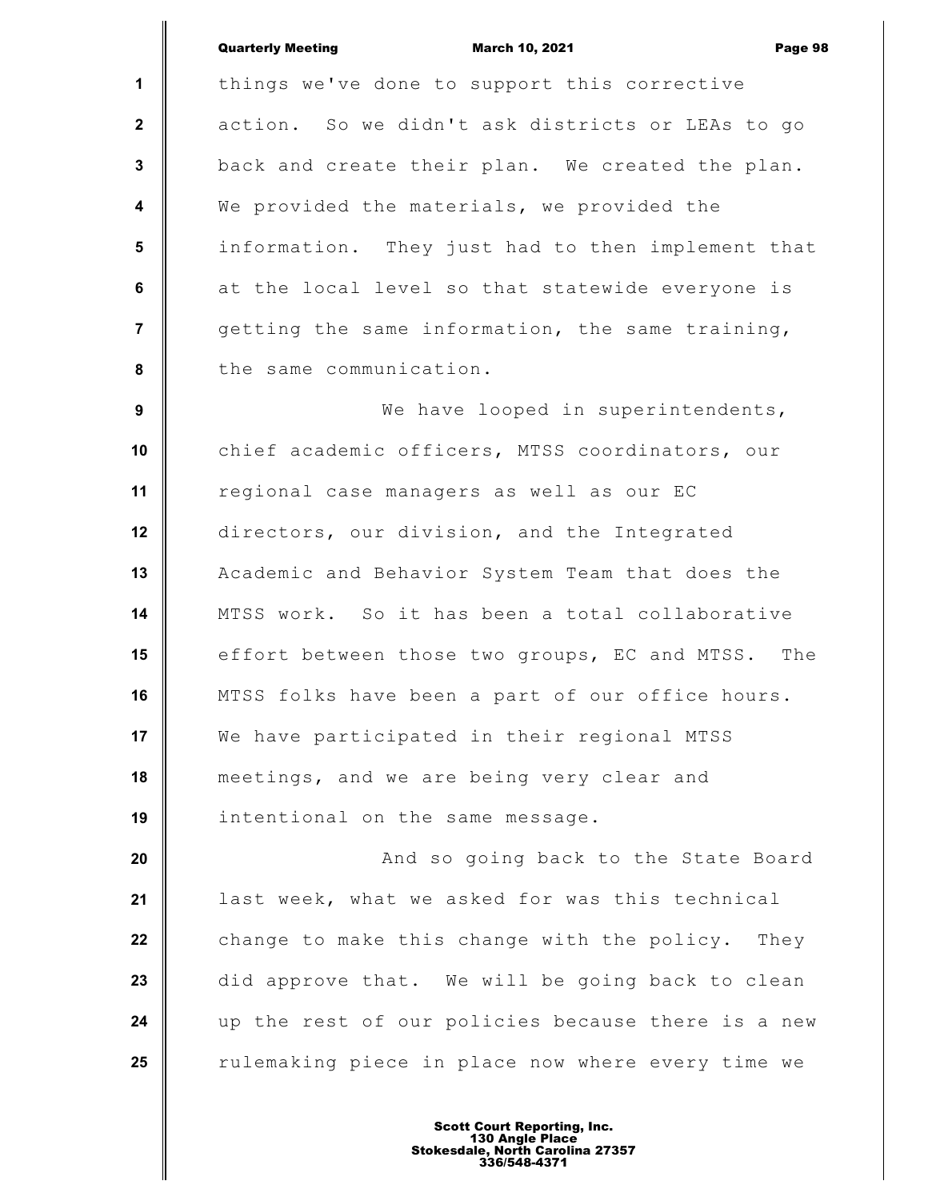things we've done to support this corrective action. So we didn't ask districts or LEAs to go back and create their plan. We created the plan. We provided the materials, we provided the information. They just had to then implement that at the local level so that statewide everyone is getting the same information, the same training, the same communication.

We have looped in superintendents, chief academic officers, MTSS coordinators, our regional case managers as well as our EC directors, our division, and the Integrated Academic and Behavior System Team that does the MTSS work. So it has been a total collaborative effort between those two groups, EC and MTSS. The MTSS folks have been a part of our office hours. We have participated in their regional MTSS meetings, and we are being very clear and intentional on the same message.

And so going back to the State Board last week, what we asked for was this technical change to make this change with the policy. They did approve that. We will be going back to clean up the rest of our policies because there is a new rulemaking piece in place now where every time we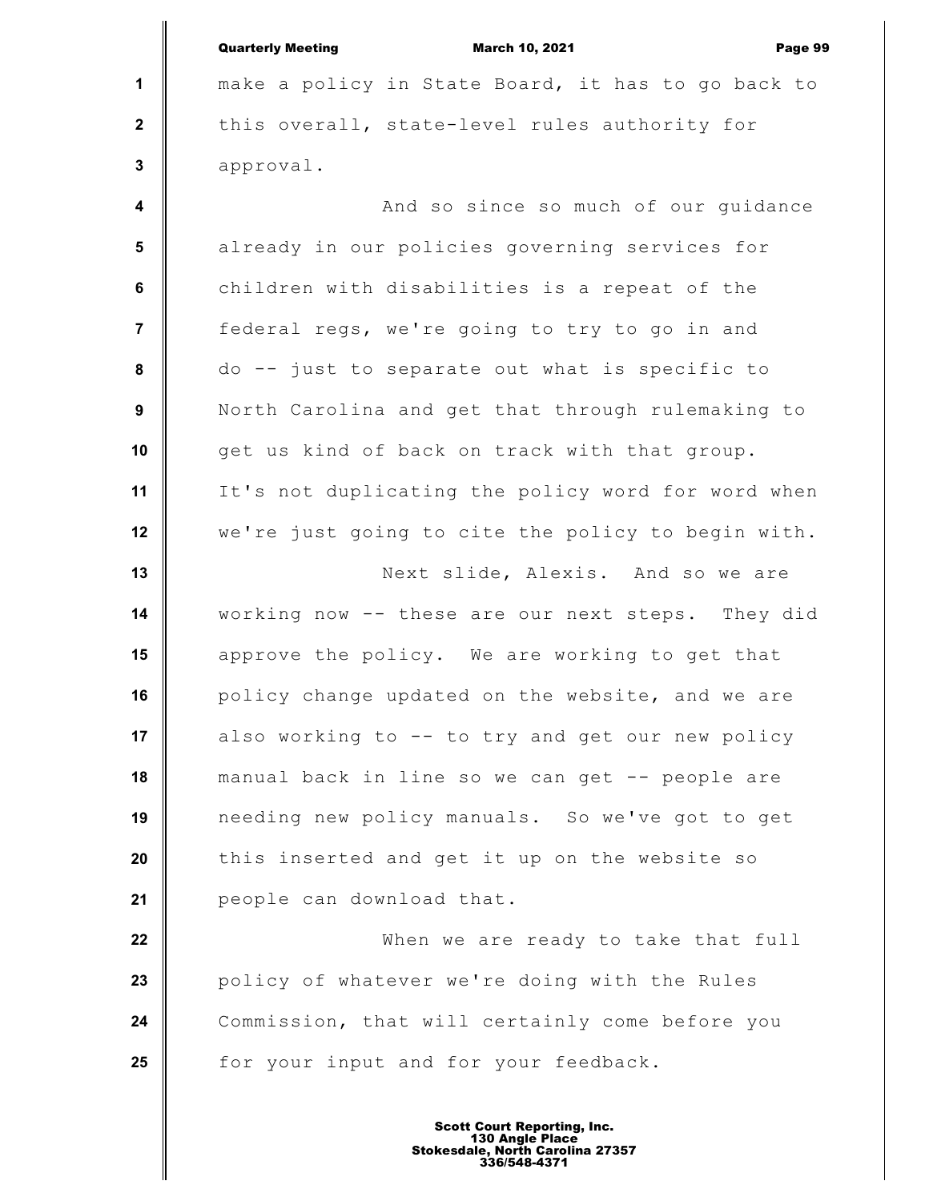make a policy in State Board, it has to go back to this overall, state-level rules authority for approval.

And so since so much of our guidance already in our policies governing services for children with disabilities is a repeat of the federal regs, we're going to try to go in and do -- just to separate out what is specific to North Carolina and get that through rulemaking to get us kind of back on track with that group. It's not duplicating the policy word for word when we're just going to cite the policy to begin with.

Next slide, Alexis. And so we are working now -- these are our next steps. They did approve the policy. We are working to get that policy change updated on the website, and we are also working to -- to try and get our new policy manual back in line so we can get -- people are needing new policy manuals. So we've got to get this inserted and get it up on the website so people can download that.

When we are ready to take that full policy of whatever we're doing with the Rules Commission, that will certainly come before you for your input and for your feedback.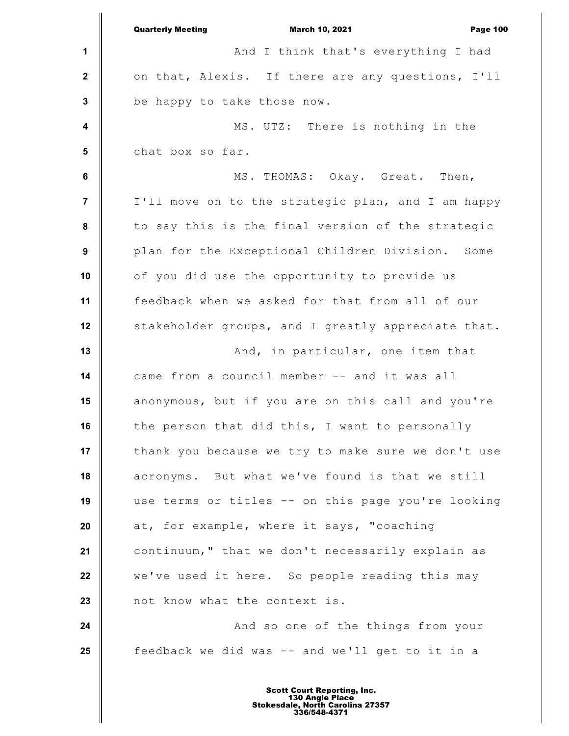And I think that's everything I had on that, Alexis. If there are any questions, I'll be happy to take those now.

MS. UTZ: There is nothing in the chat box so far.

MS. THOMAS: Okay. Great. Then, I'll move on to the strategic plan, and I am happy to say this is the final version of the strategic plan for the Exceptional Children Division. Some of you did use the opportunity to provide us feedback when we asked for that from all of our stakeholder groups, and I greatly appreciate that.

And, in particular, one item that came from a council member -- and it was all anonymous, but if you are on this call and you're the person that did this, I want to personally thank you because we try to make sure we don't use acronyms. But what we've found is that we still use terms or titles -- on this page you're looking at, for example, where it says, "coaching continuum," that we don't necessarily explain as we've used it here. So people reading this may not know what the context is.

And so one of the things from your feedback we did was -- and we'll get to it in a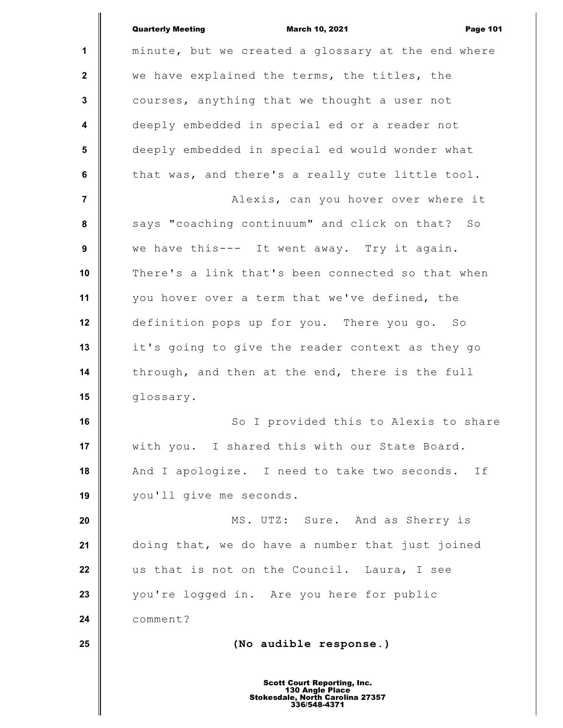minute, but we created a glossary at the end where we have explained the terms, the titles, the courses, anything that we thought a user not deeply embedded in special ed or a reader not deeply embedded in special ed would wonder what that was, and there's a really cute little tool.

Alexis, can you hover over where it says "coaching continuum" and click on that? So we have this--- It went away. Try it again. There's a link that's been connected so that when you hover over a term that we've defined, the definition pops up for you. There you go. So it's going to give the reader context as they go through, and then at the end, there is the full glossary.

So I provided this to Alexis to share with you. I shared this with our State Board. And I apologize. I need to take two seconds. If you'll give me seconds.

MS. UTZ: Sure. And as Sherry is doing that, we do have a number that just joined us that is not on the Council. Laura, I see you're logged in. Are you here for public comment?

**(No audible response.)**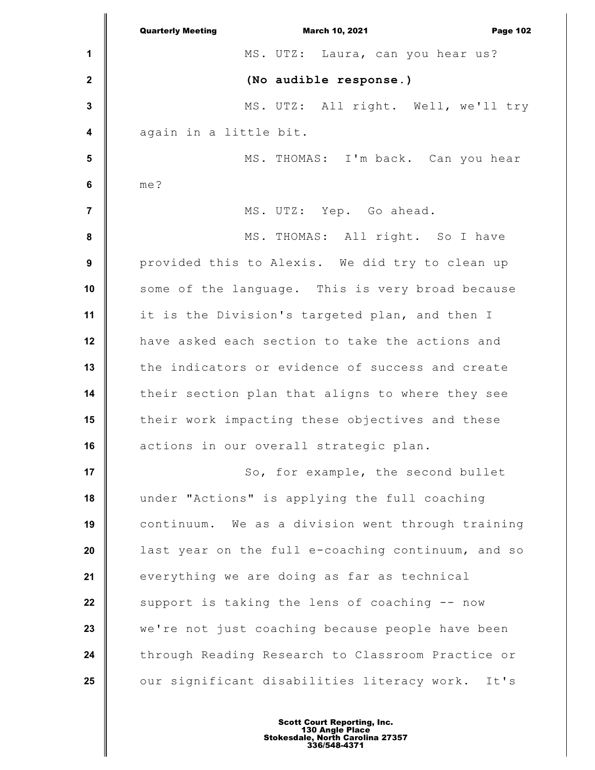MS. UTZ: Laura, can you hear us?

**(No audible response.)**

MS. UTZ: All right. Well, we'll try again in a little bit.

MS. THOMAS: I'm back. Can you hear me?

MS. UTZ: Yep. Go ahead.

MS. THOMAS: All right. So I have provided this to Alexis. We did try to clean up some of the language. This is very broad because it is the Division's targeted plan, and then I have asked each section to take the actions and the indicators or evidence of success and create their section plan that aligns to where they see their work impacting these objectives and these actions in our overall strategic plan.

So, for example, the second bullet under "Actions" is applying the full coaching continuum. We as a division went through training last year on the full e-coaching continuum, and so everything we are doing as far as technical support is taking the lens of coaching -- now we're not just coaching because people have been through Reading Research to Classroom Practice or our significant disabilities literacy work. It's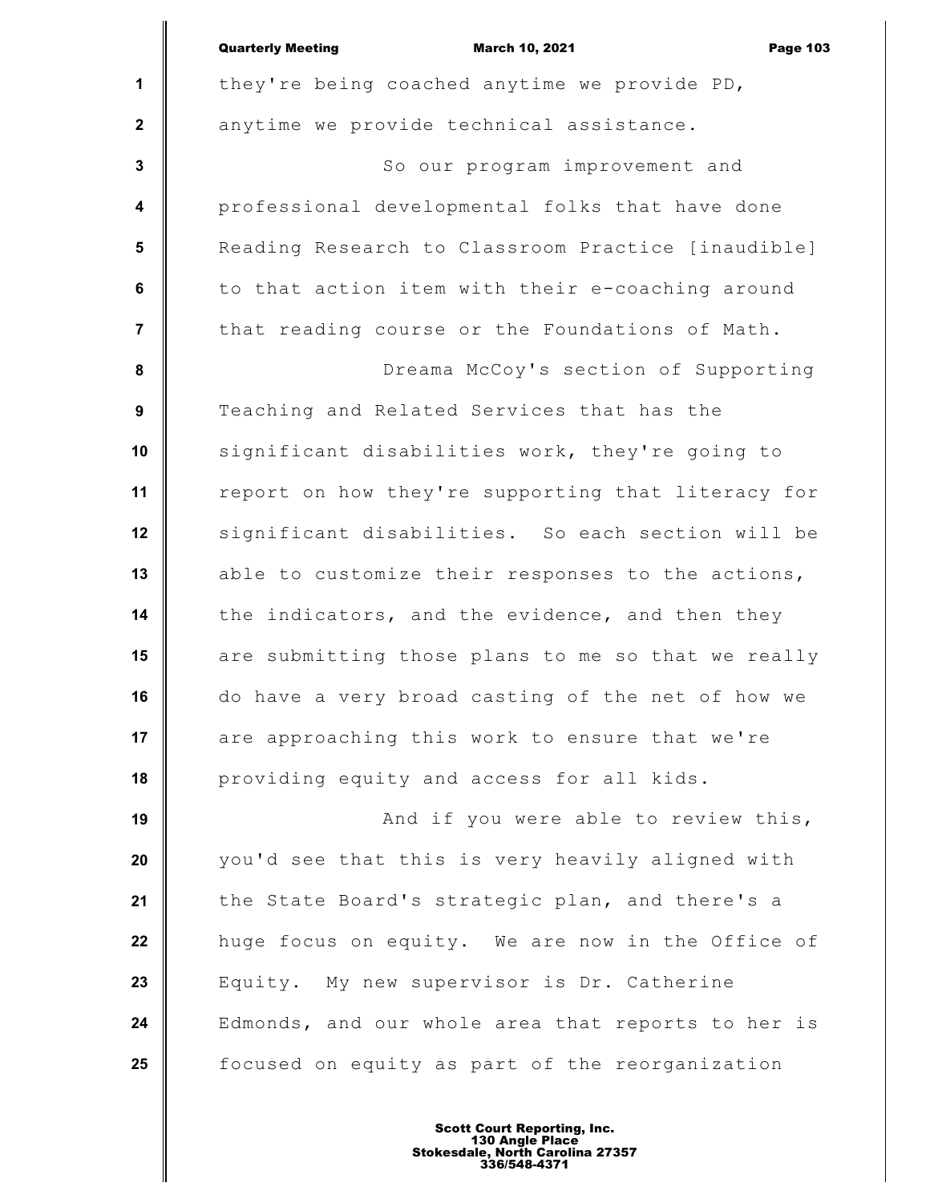they're being coached anytime we provide PD, anytime we provide technical assistance.

So our program improvement and professional developmental folks that have done Reading Research to Classroom Practice [inaudible] to that action item with their e-coaching around that reading course or the Foundations of Math.

Dreama McCoy's section of Supporting Teaching and Related Services that has the significant disabilities work, they're going to report on how they're supporting that literacy for significant disabilities. So each section will be able to customize their responses to the actions, the indicators, and the evidence, and then they are submitting those plans to me so that we really do have a very broad casting of the net of how we are approaching this work to ensure that we're providing equity and access for all kids.

And if you were able to review this, you'd see that this is very heavily aligned with the State Board's strategic plan, and there's a huge focus on equity. We are now in the Office of Equity. My new supervisor is Dr. Catherine Edmonds, and our whole area that reports to her is focused on equity as part of the reorganization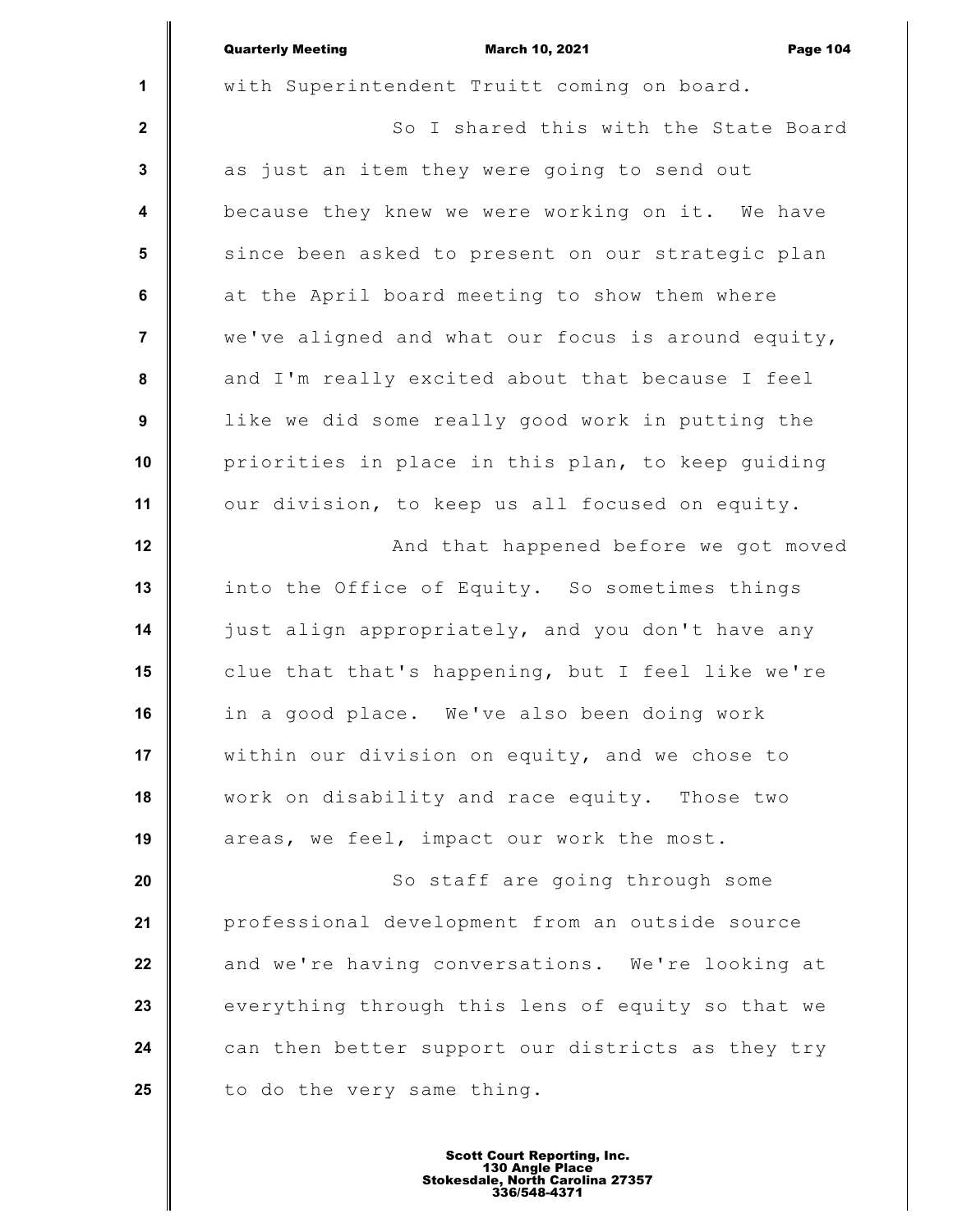with Superintendent Truitt coming on board.

So I shared this with the State Board as just an item they were going to send out because they knew we were working on it. We have since been asked to present on our strategic plan at the April board meeting to show them where we've aligned and what our focus is around equity, and I'm really excited about that because I feel like we did some really good work in putting the priorities in place in this plan, to keep guiding our division, to keep us all focused on equity.

And that happened before we got moved into the Office of Equity. So sometimes things just align appropriately, and you don't have any clue that that's happening, but I feel like we're in a good place. We've also been doing work within our division on equity, and we chose to work on disability and race equity. Those two areas, we feel, impact our work the most.

So staff are going through some professional development from an outside source and we're having conversations. We're looking at everything through this lens of equity so that we can then better support our districts as they try to do the very same thing.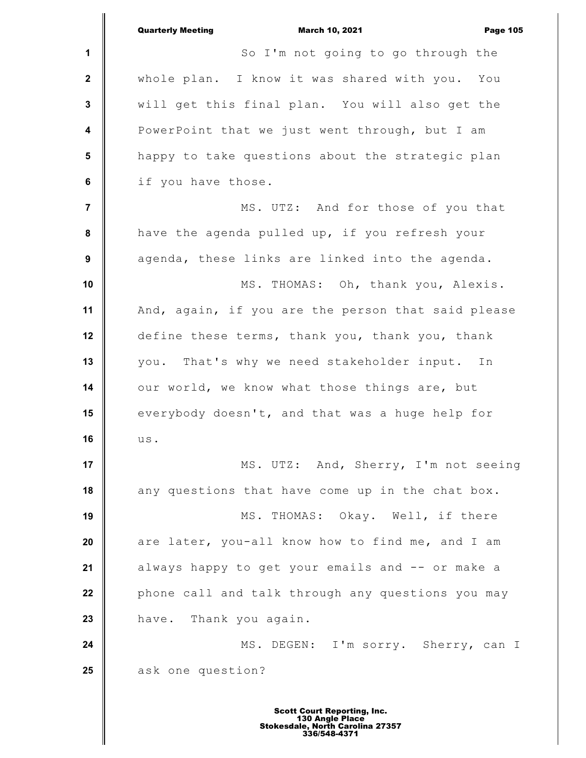So I'm not going to go through the whole plan. I know it was shared with you. You will get this final plan. You will also get the PowerPoint that we just went through, but I am happy to take questions about the strategic plan if you have those.

MS. UTZ: And for those of you that have the agenda pulled up, if you refresh your agenda, these links are linked into the agenda.

MS. THOMAS: Oh, thank you, Alexis. And, again, if you are the person that said please define these terms, thank you, thank you, thank you. That's why we need stakeholder input. In our world, we know what those things are, but everybody doesn't, and that was a huge help for us.

MS. UTZ: And, Sherry, I'm not seeing any questions that have come up in the chat box.

MS. THOMAS: Okay. Well, if there are later, you-all know how to find me, and I am always happy to get your emails and -- or make a phone call and talk through any questions you may have. Thank you again.

MS. DEGEN: I'm sorry. Sherry, can I ask one question?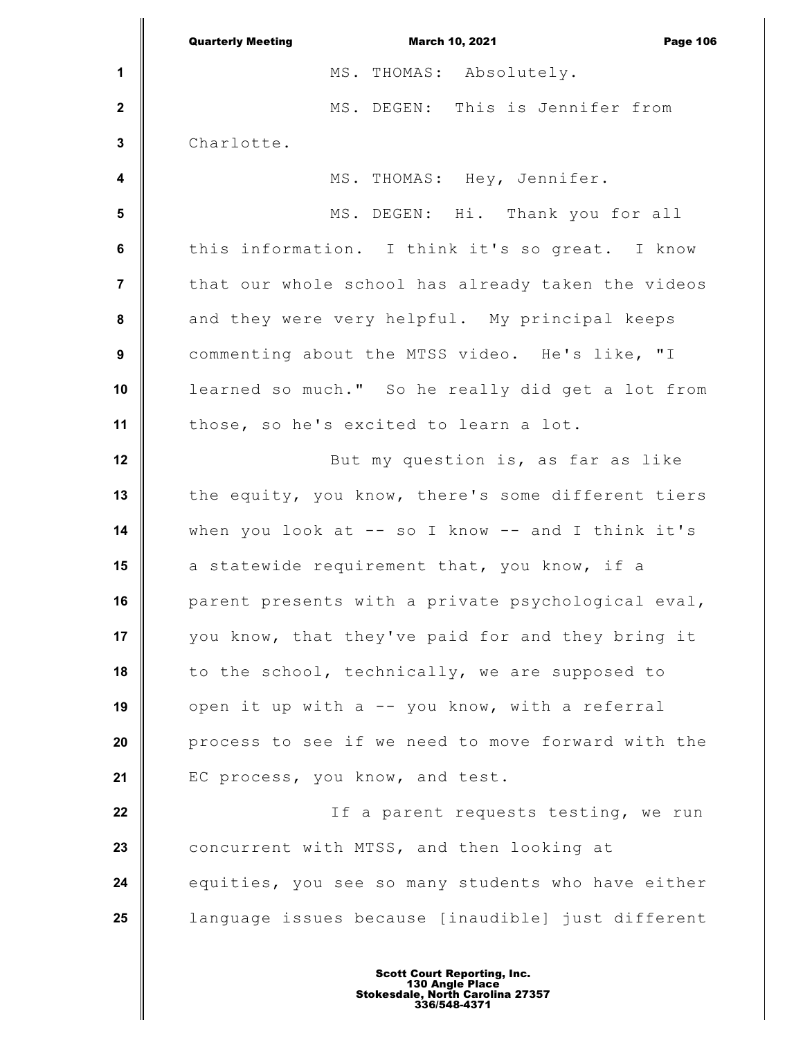MS. THOMAS: Absolutely.

MS. DEGEN: This is Jennifer from Charlotte.

MS. THOMAS: Hey, Jennifer.

MS. DEGEN: Hi. Thank you for all this information. I think it's so great. I know that our whole school has already taken the videos and they were very helpful. My principal keeps commenting about the MTSS video. He's like, "I learned so much." So he really did get a lot from those, so he's excited to learn a lot.

But my question is, as far as like the equity, you know, there's some different tiers when you look at -- so I know -- and I think it's a statewide requirement that, you know, if a parent presents with a private psychological eval, you know, that they've paid for and they bring it to the school, technically, we are supposed to open it up with a -- you know, with a referral process to see if we need to move forward with the EC process, you know, and test.

If a parent requests testing, we run concurrent with MTSS, and then looking at equities, you see so many students who have either language issues because [inaudible] just different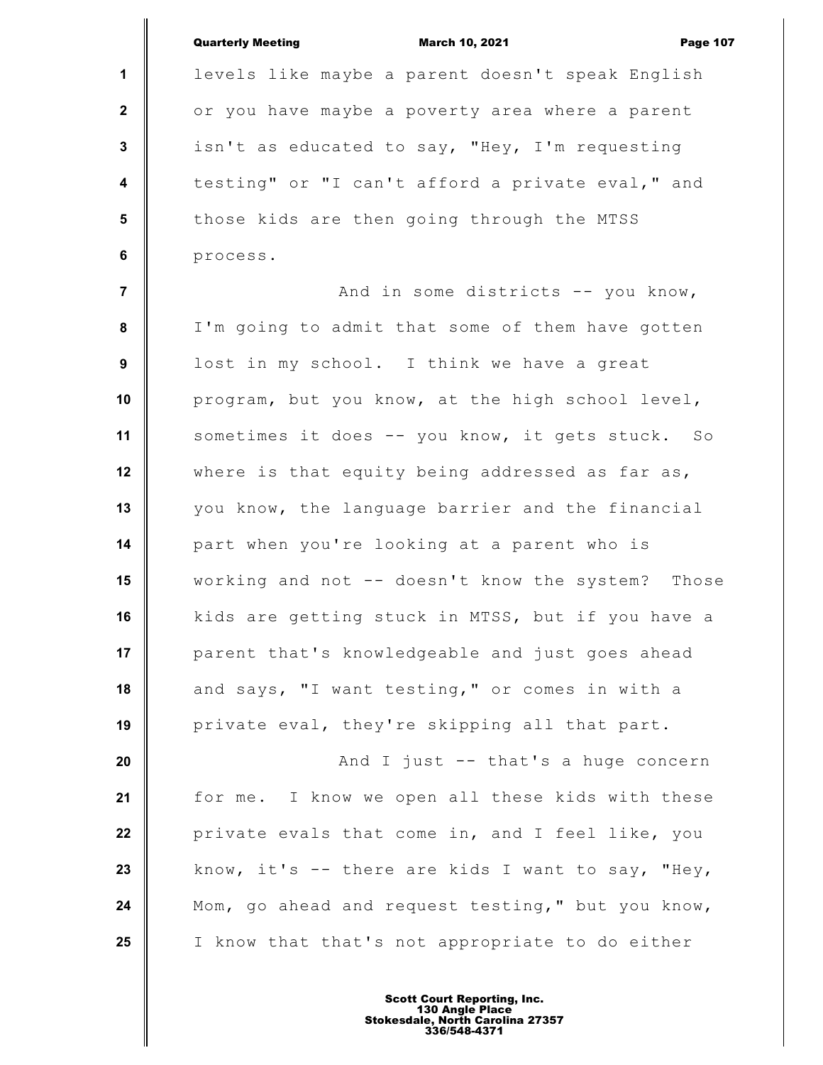levels like maybe a parent doesn't speak English or you have maybe a poverty area where a parent isn't as educated to say, "Hey, I'm requesting testing" or "I can't afford a private eval," and those kids are then going through the MTSS process.

And in some districts -- you know, I'm going to admit that some of them have gotten lost in my school. I think we have a great program, but you know, at the high school level, sometimes it does -- you know, it gets stuck. So where is that equity being addressed as far as, you know, the language barrier and the financial part when you're looking at a parent who is working and not -- doesn't know the system? Those kids are getting stuck in MTSS, but if you have a parent that's knowledgeable and just goes ahead and says, "I want testing," or comes in with a private eval, they're skipping all that part.

And I just -- that's a huge concern for me. I know we open all these kids with these private evals that come in, and I feel like, you know, it's -- there are kids I want to say, "Hey, Mom, go ahead and request testing," but you know, I know that that's not appropriate to do either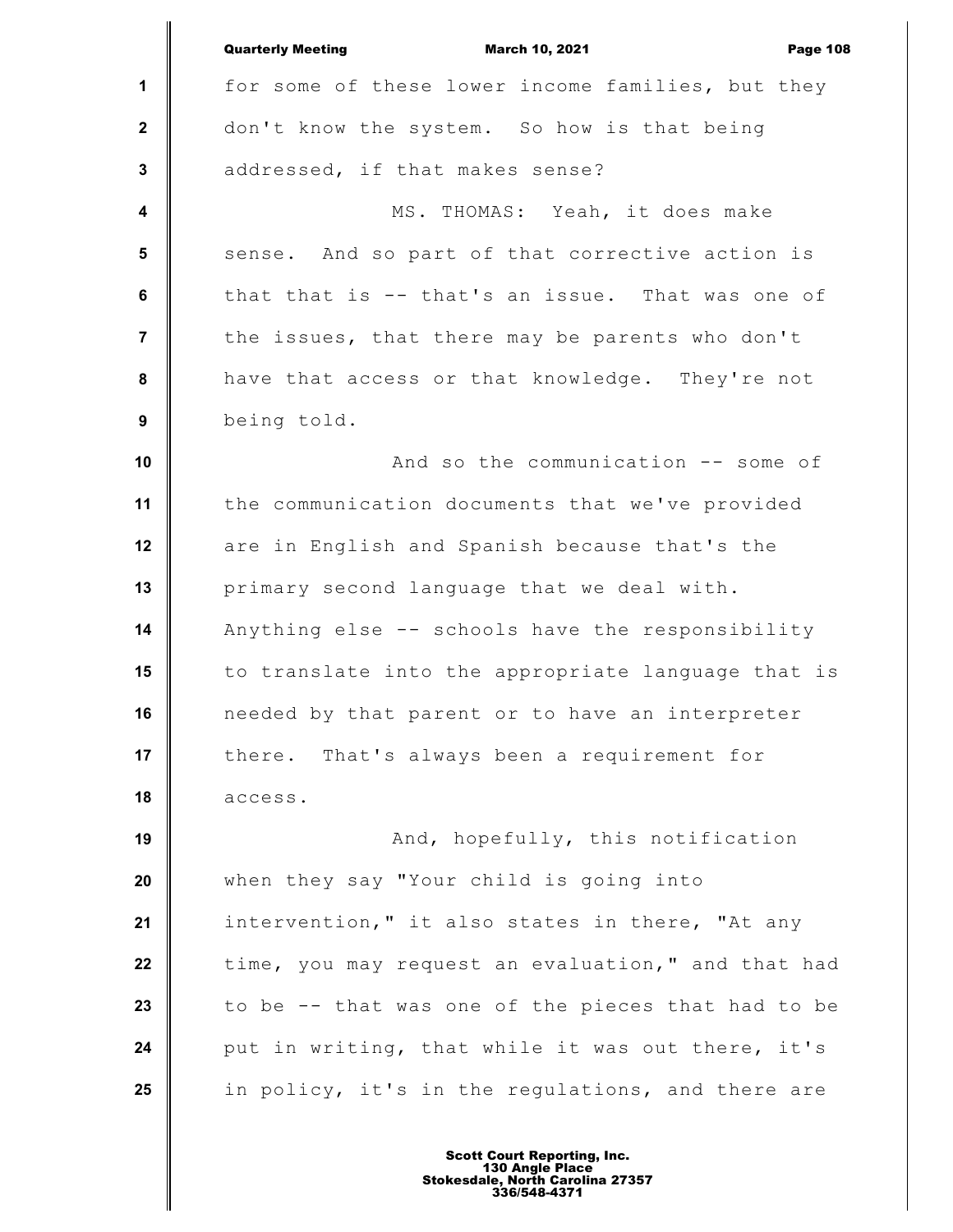for some of these lower income families, but they don't know the system. So how is that being addressed, if that makes sense?

MS. THOMAS: Yeah, it does make sense. And so part of that corrective action is that that is -- that's an issue. That was one of the issues, that there may be parents who don't have that access or that knowledge. They're not being told.

And so the communication -- some of the communication documents that we've provided are in English and Spanish because that's the primary second language that we deal with. Anything else -- schools have the responsibility to translate into the appropriate language that is needed by that parent or to have an interpreter there. That's always been a requirement for access.

And, hopefully, this notification when they say "Your child is going into intervention," it also states in there, "At any time, you may request an evaluation," and that had to be -- that was one of the pieces that had to be put in writing, that while it was out there, it's in policy, it's in the regulations, and there are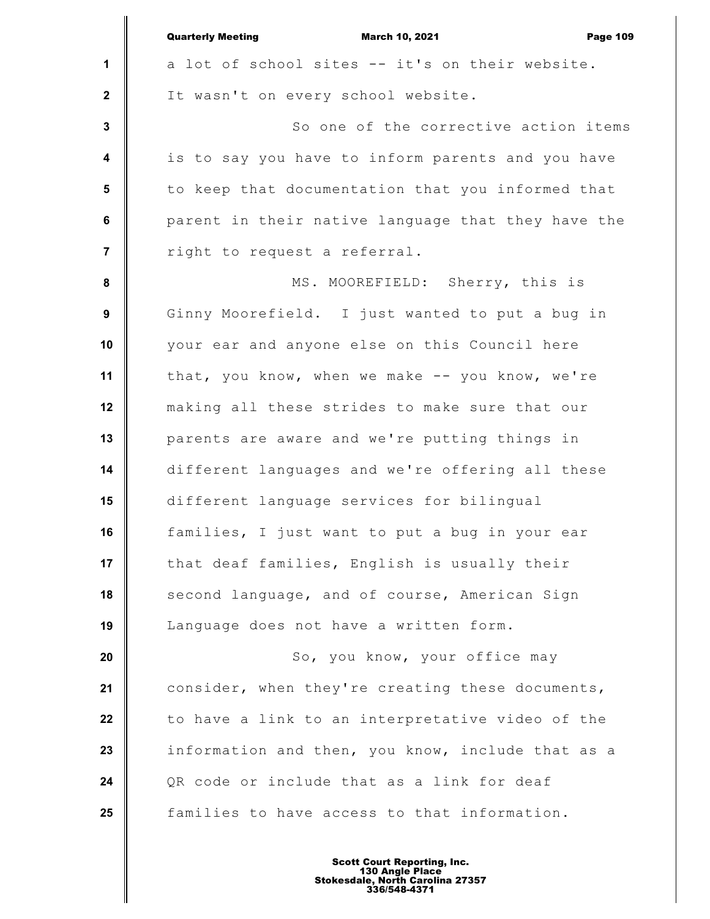a lot of school sites -- it's on their website. It wasn't on every school website.

So one of the corrective action items is to say you have to inform parents and you have to keep that documentation that you informed that parent in their native language that they have the right to request a referral.

MS. MOOREFIELD: Sherry, this is Ginny Moorefield. I just wanted to put a bug in your ear and anyone else on this Council here that, you know, when we make -- you know, we're making all these strides to make sure that our parents are aware and we're putting things in different languages and we're offering all these different language services for bilingual families, I just want to put a bug in your ear that deaf families, English is usually their second language, and of course, American Sign Language does not have a written form.

So, you know, your office may consider, when they're creating these documents, to have a link to an interpretative video of the information and then, you know, include that as a QR code or include that as a link for deaf families to have access to that information.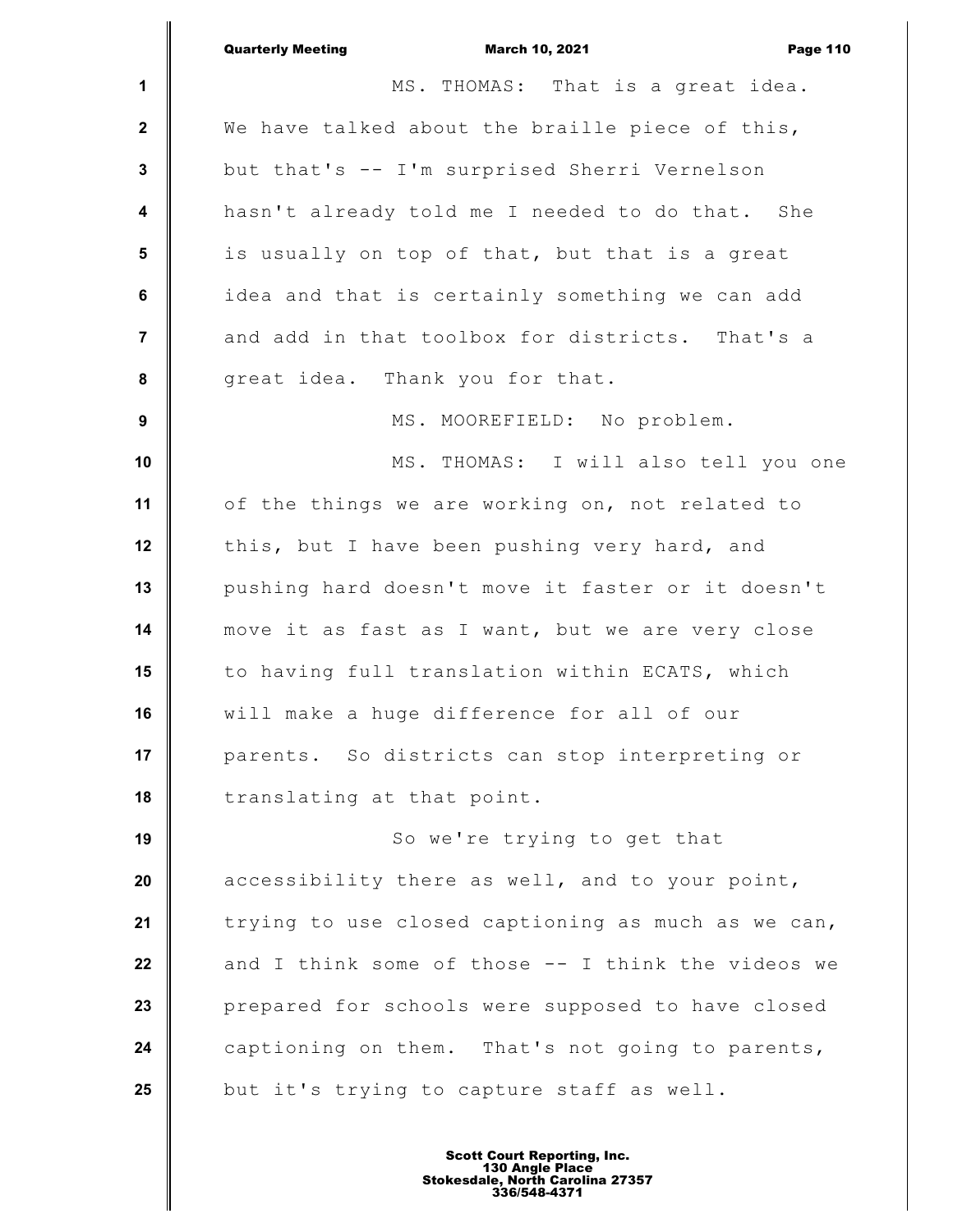MS. THOMAS: That is a great idea. We have talked about the braille piece of this, but that's -- I'm surprised Sherri Vernelson hasn't already told me I needed to do that. She is usually on top of that, but that is a great idea and that is certainly something we can add and add in that toolbox for districts. That's a great idea. Thank you for that.

MS. MOOREFIELD: No problem.

MS. THOMAS: I will also tell you one of the things we are working on, not related to this, but I have been pushing very hard, and pushing hard doesn't move it faster or it doesn't move it as fast as I want, but we are very close to having full translation within ECATS, which will make a huge difference for all of our parents. So districts can stop interpreting or translating at that point.

So we're trying to get that accessibility there as well, and to your point, trying to use closed captioning as much as we can, and I think some of those -- I think the videos we prepared for schools were supposed to have closed captioning on them. That's not going to parents, but it's trying to capture staff as well.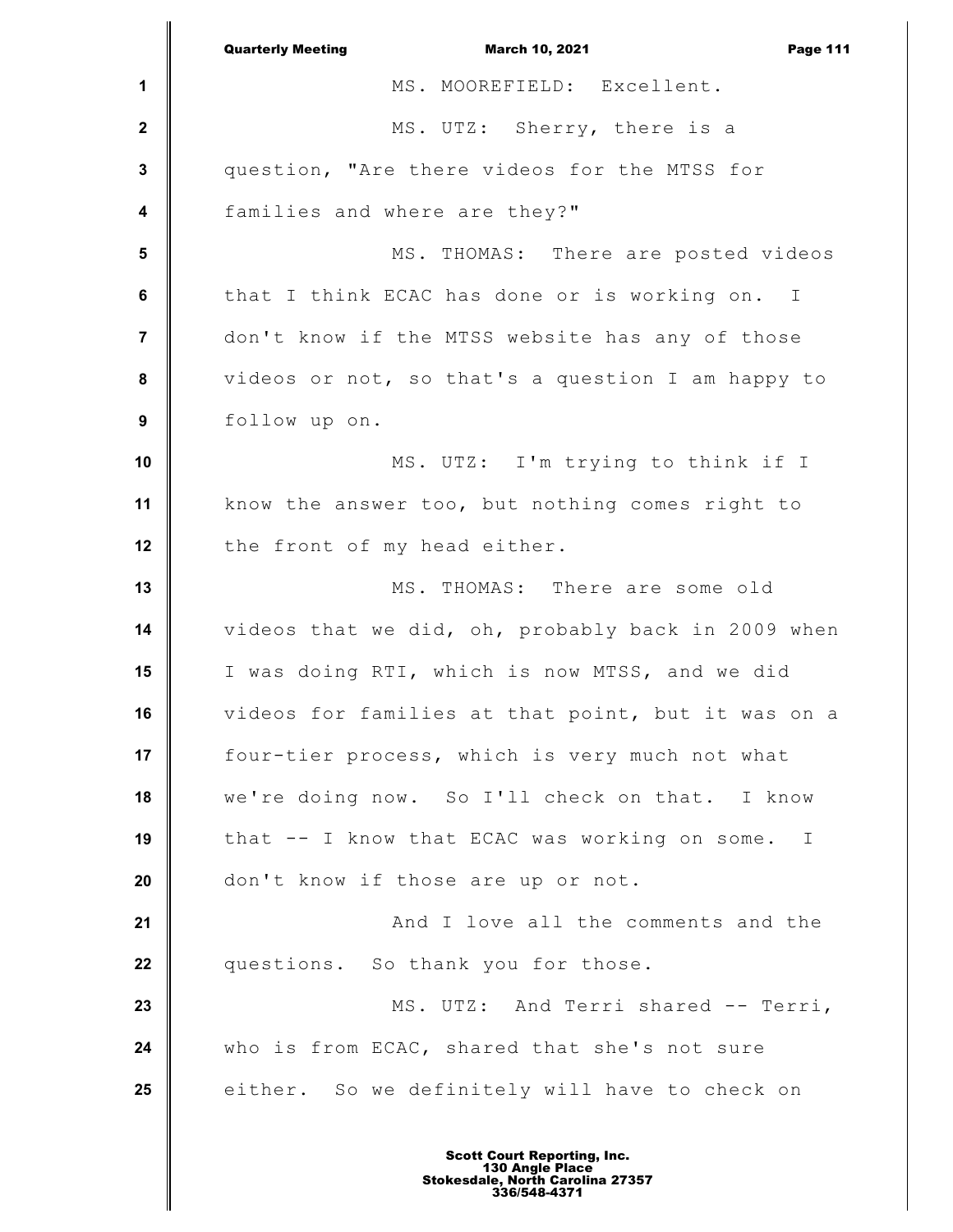MS. MOOREFIELD: Excellent.

MS. UTZ: Sherry, there is a question, "Are there videos for the MTSS for families and where are they?"

MS. THOMAS: There are posted videos that I think ECAC has done or is working on. I don't know if the MTSS website has any of those videos or not, so that's a question I am happy to follow up on.

MS. UTZ: I'm trying to think if I know the answer too, but nothing comes right to the front of my head either.

MS. THOMAS: There are some old videos that we did, oh, probably back in 2009 when I was doing RTI, which is now MTSS, and we did videos for families at that point, but it was on a four-tier process, which is very much not what we're doing now. So I'll check on that. I know that -- I know that ECAC was working on some. I don't know if those are up or not.

And I love all the comments and the questions. So thank you for those.

MS. UTZ: And Terri shared -- Terri, who is from ECAC, shared that she's not sure either. So we definitely will have to check on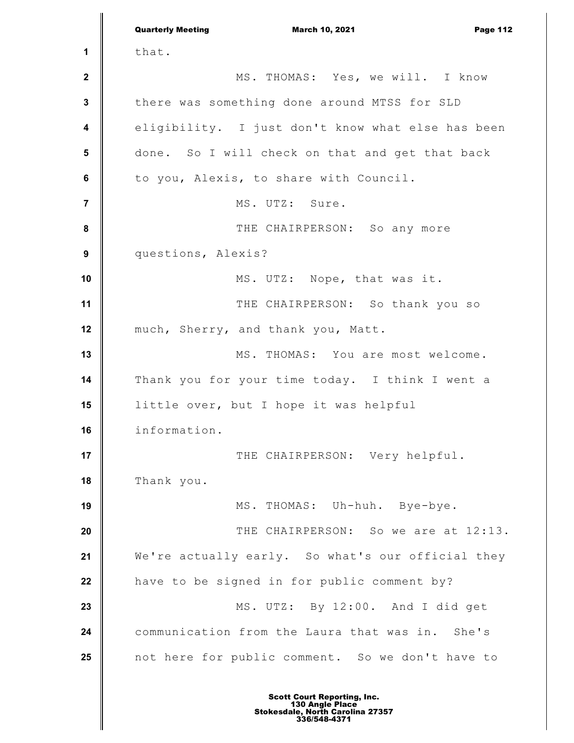that.

MS. THOMAS: Yes, we will. I know there was something done around MTSS for SLD eligibility. I just don't know what else has been done. So I will check on that and get that back to you, Alexis, to share with Council.

MS. UTZ: Sure.

THE CHAIRPERSON: So any more questions, Alexis?

MS. UTZ: Nope, that was it.

THE CHAIRPERSON: So thank you so much, Sherry, and thank you, Matt.

MS. THOMAS: You are most welcome. Thank you for your time today. I think I went a little over, but I hope it was helpful information.

THE CHAIRPERSON: Very helpful. Thank you.

MS. THOMAS: Uh-huh. Bye-bye.

THE CHAIRPERSON: So we are at 12:13. We're actually early. So what's our official they have to be signed in for public comment by?

MS. UTZ: By 12:00. And I did get communication from the Laura that was in. She's not here for public comment. So we don't have to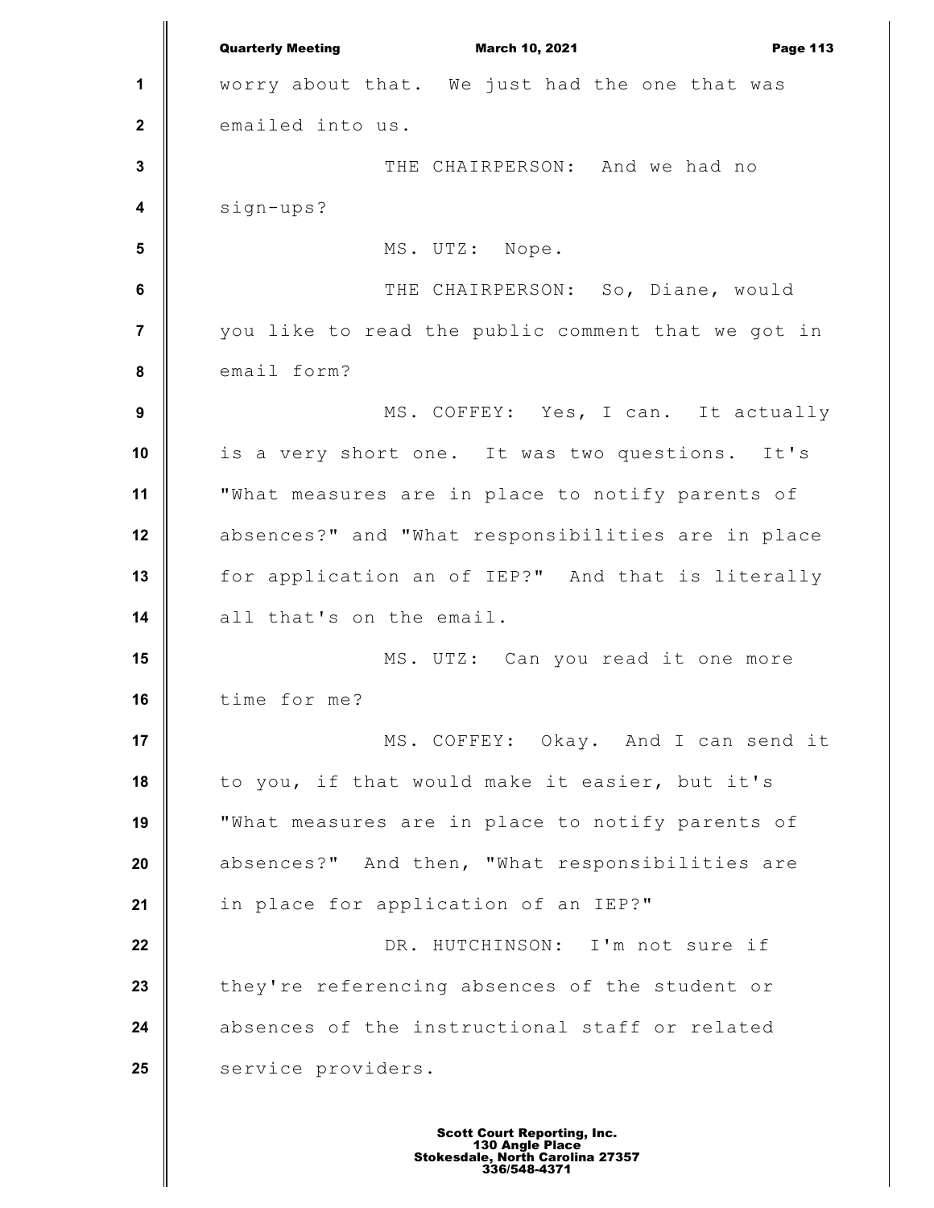worry about that. We just had the one that was emailed into us.

THE CHAIRPERSON: And we had no sign-ups?

MS. UTZ: Nope.

THE CHAIRPERSON: So, Diane, would you like to read the public comment that we got in email form?

MS. COFFEY: Yes, I can. It actually is a very short one. It was two questions. It's "What measures are in place to notify parents of absences?" and "What responsibilities are in place for application an of IEP?" And that is literally all that's on the email.

MS. UTZ: Can you read it one more time for me?

MS. COFFEY: Okay. And I can send it to you, if that would make it easier, but it's "What measures are in place to notify parents of absences?" And then, "What responsibilities are in place for application of an IEP?"

DR. HUTCHINSON: I'm not sure if they're referencing absences of the student or absences of the instructional staff or related service providers.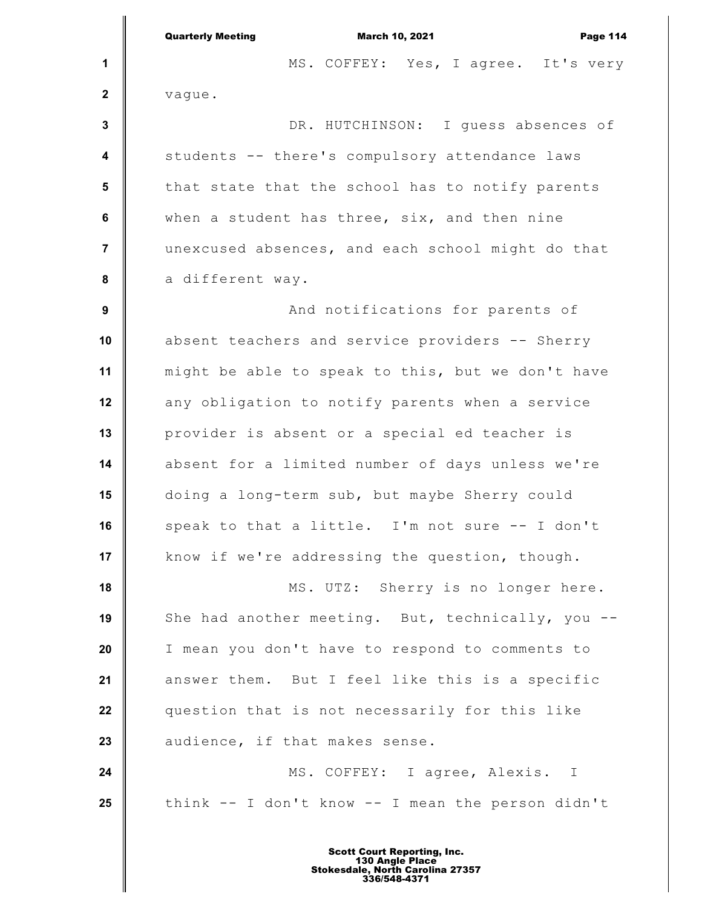MS. COFFEY: Yes, I agree. It's very vague.

DR. HUTCHINSON: I guess absences of students -- there's compulsory attendance laws that state that the school has to notify parents when a student has three, six, and then nine unexcused absences, and each school might do that a different way.

And notifications for parents of absent teachers and service providers -- Sherry might be able to speak to this, but we don't have any obligation to notify parents when a service provider is absent or a special ed teacher is absent for a limited number of days unless we're doing a long-term sub, but maybe Sherry could speak to that a little. I'm not sure -- I don't know if we're addressing the question, though.

MS. UTZ: Sherry is no longer here. She had another meeting. But, technically, you -- I mean you don't have to respond to comments to answer them. But I feel like this is a specific question that is not necessarily for this like audience, if that makes sense.

MS. COFFEY: I agree, Alexis. I think -- I don't know -- I mean the person didn't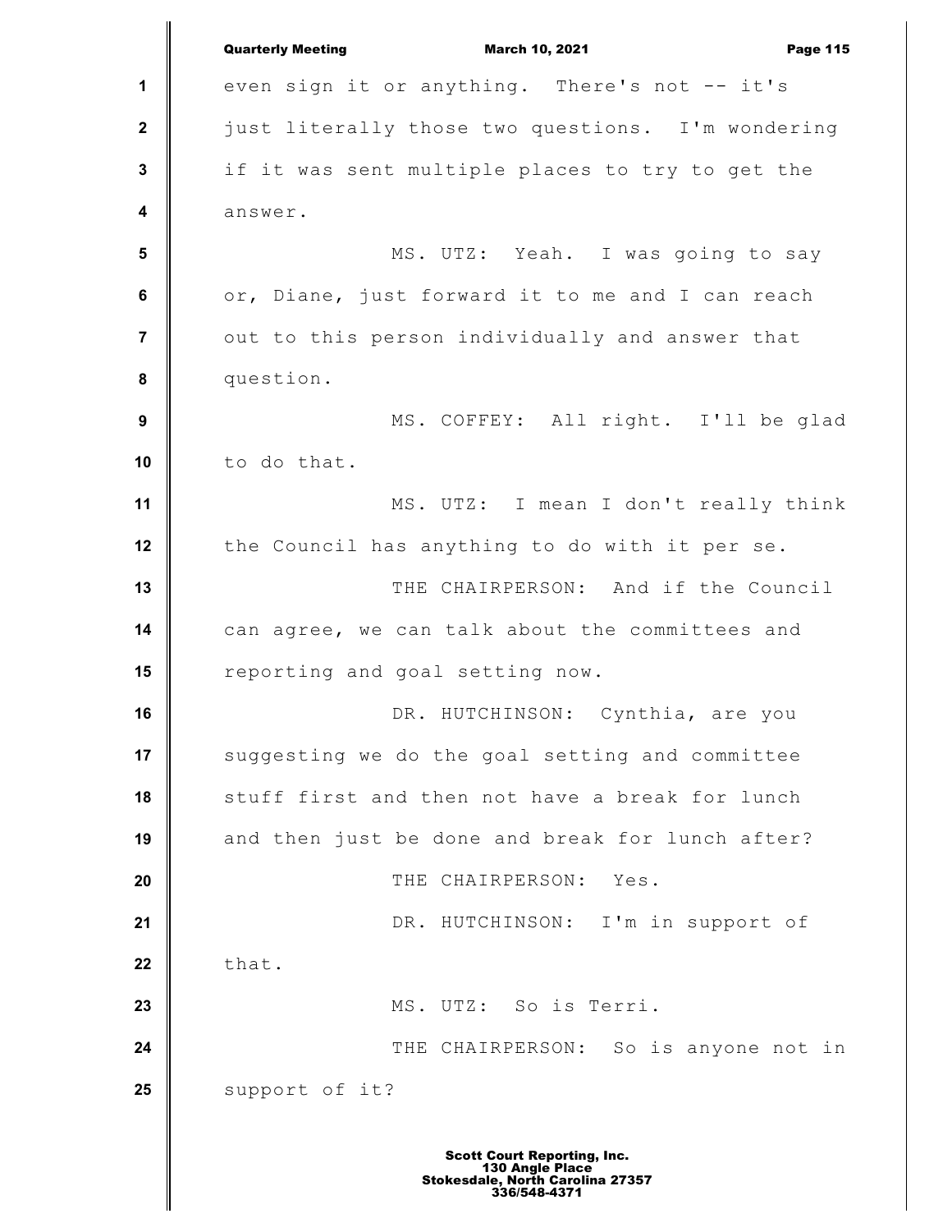even sign it or anything. There's not -- it's just literally those two questions. I'm wondering if it was sent multiple places to try to get the answer.

MS. UTZ: Yeah. I was going to say or, Diane, just forward it to me and I can reach out to this person individually and answer that question.

MS. COFFEY: All right. I'll be glad to do that.

MS. UTZ: I mean I don't really think the Council has anything to do with it per se.

THE CHAIRPERSON: And if the Council can agree, we can talk about the committees and reporting and goal setting now.

DR. HUTCHINSON: Cynthia, are you suggesting we do the goal setting and committee stuff first and then not have a break for lunch and then just be done and break for lunch after?

THE CHAIRPERSON: Yes.

DR. HUTCHINSON: I'm in support of that.

MS. UTZ: So is Terri.

THE CHAIRPERSON: So is anyone not in support of it?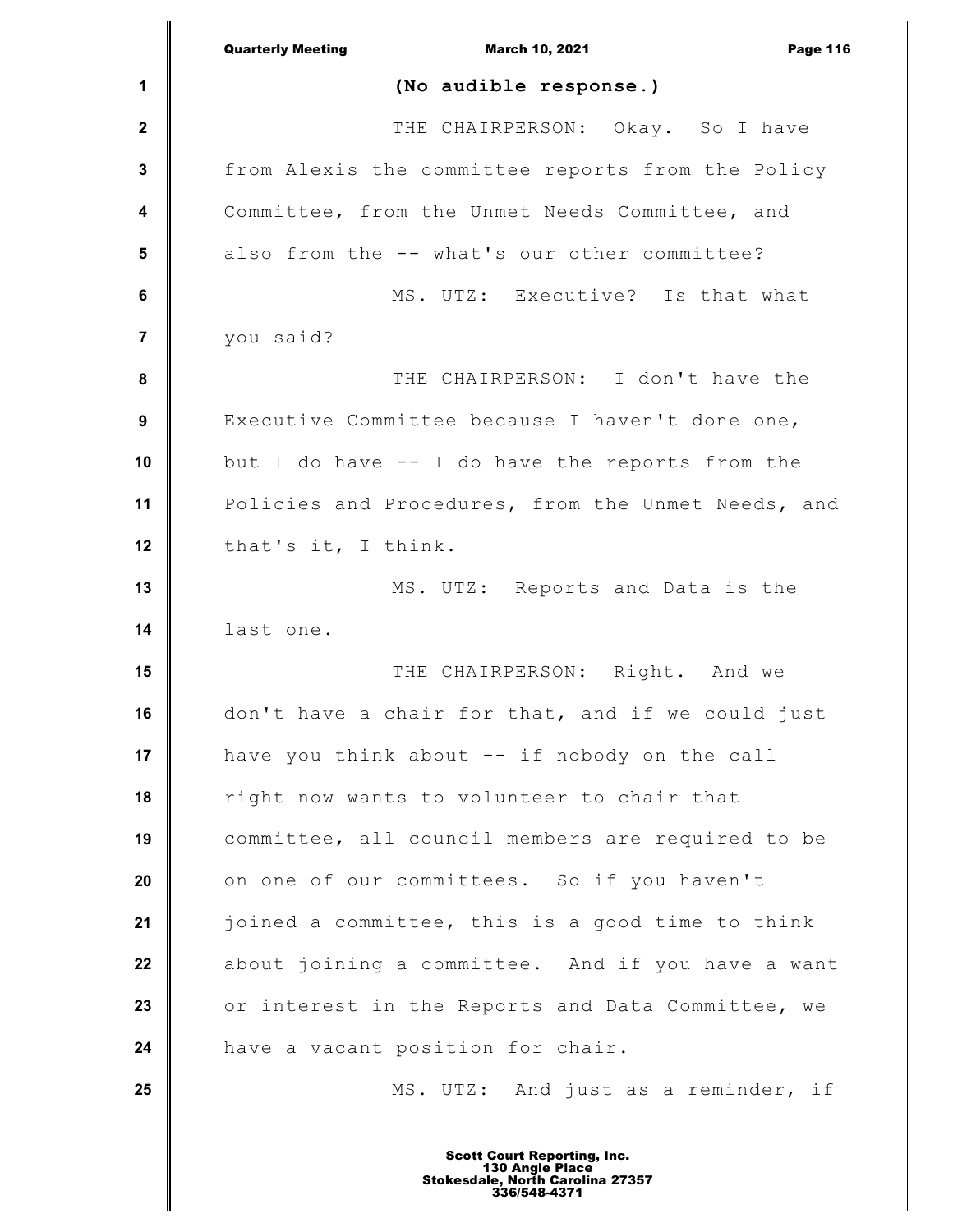(No audible response.)

THE CHAIRPERSON: Okay. So I have from Alexis the committee reports from the Policy Committee, from the Unmet Needs Committee, and also from the -- what's our other committee?

MS. UTZ: Executive? Is that what you said?

THE CHAIRPERSON: I don't have the Executive Committee because I haven't done one, but I do have -- I do have the reports from the Policies and Procedures, from the Unmet Needs, and that's it, I think.

MS. UTZ: Reports and Data is the last one.

THE CHAIRPERSON: Right. And we don't have a chair for that, and if we could just have you think about -- if nobody on the call right now wants to volunteer to chair that committee, all council members are required to be on one of our committees. So if you haven't joined a committee, this is a good time to think about joining a committee. And if you have a want or interest in the Reports and Data Committee, we have a vacant position for chair.

MS. UTZ: And just as a reminder, if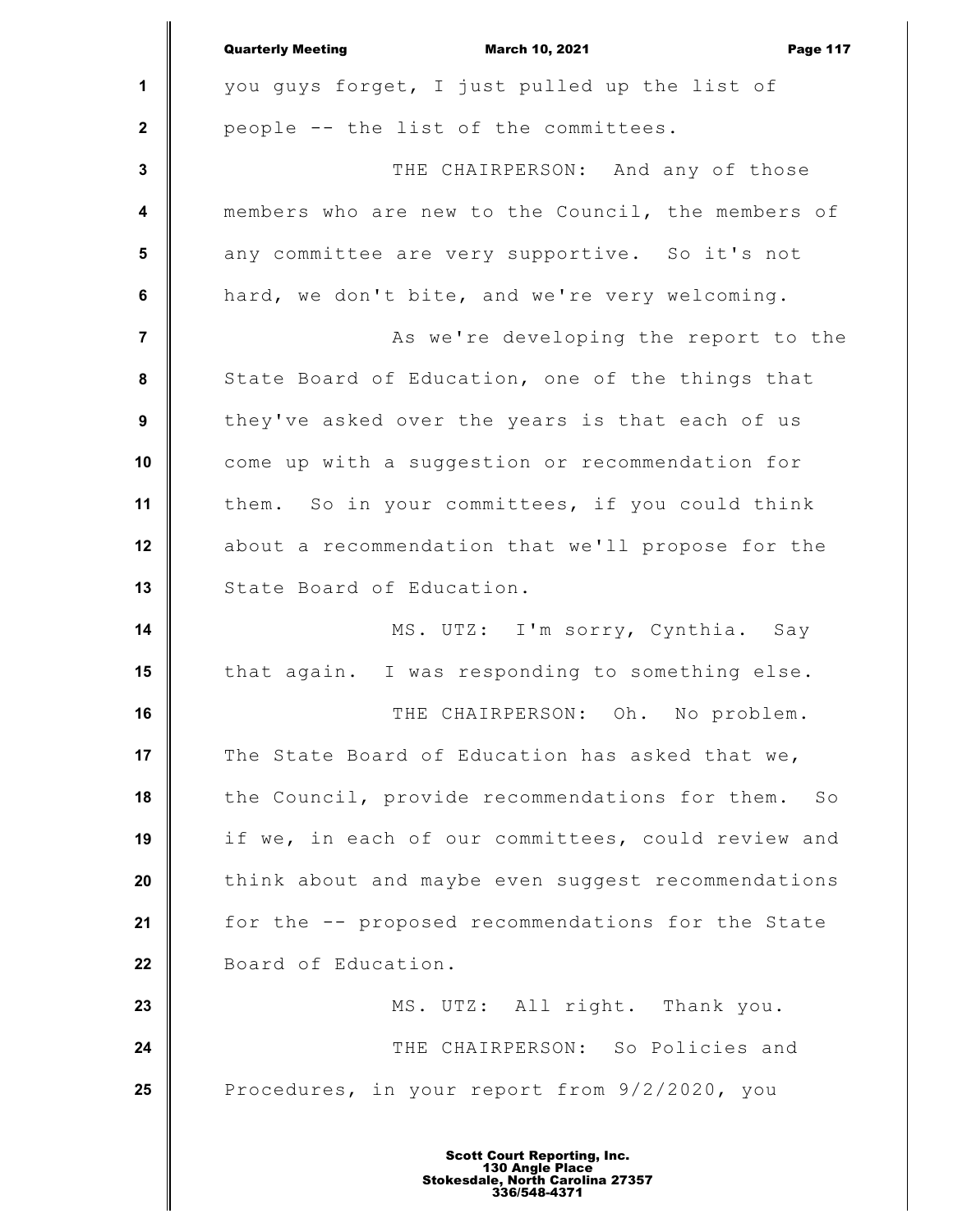you guys forget, I just pulled up the list of people -- the list of the committees.

THE CHAIRPERSON: And any of those members who are new to the Council, the members of any committee are very supportive. So it's not hard, we don't bite, and we're very welcoming.

As we're developing the report to the State Board of Education, one of the things that they've asked over the years is that each of us come up with a suggestion or recommendation for them. So in your committees, if you could think about a recommendation that we'll propose for the State Board of Education.

MS. UTZ: I'm sorry, Cynthia. Say that again. I was responding to something else.

THE CHAIRPERSON: Oh. No problem. The State Board of Education has asked that we, the Council, provide recommendations for them. So if we, in each of our committees, could review and think about and maybe even suggest recommendations for the -- proposed recommendations for the State Board of Education.

MS. UTZ: All right. Thank you.

THE CHAIRPERSON: So Policies and Procedures, in your report from 9/2/2020, you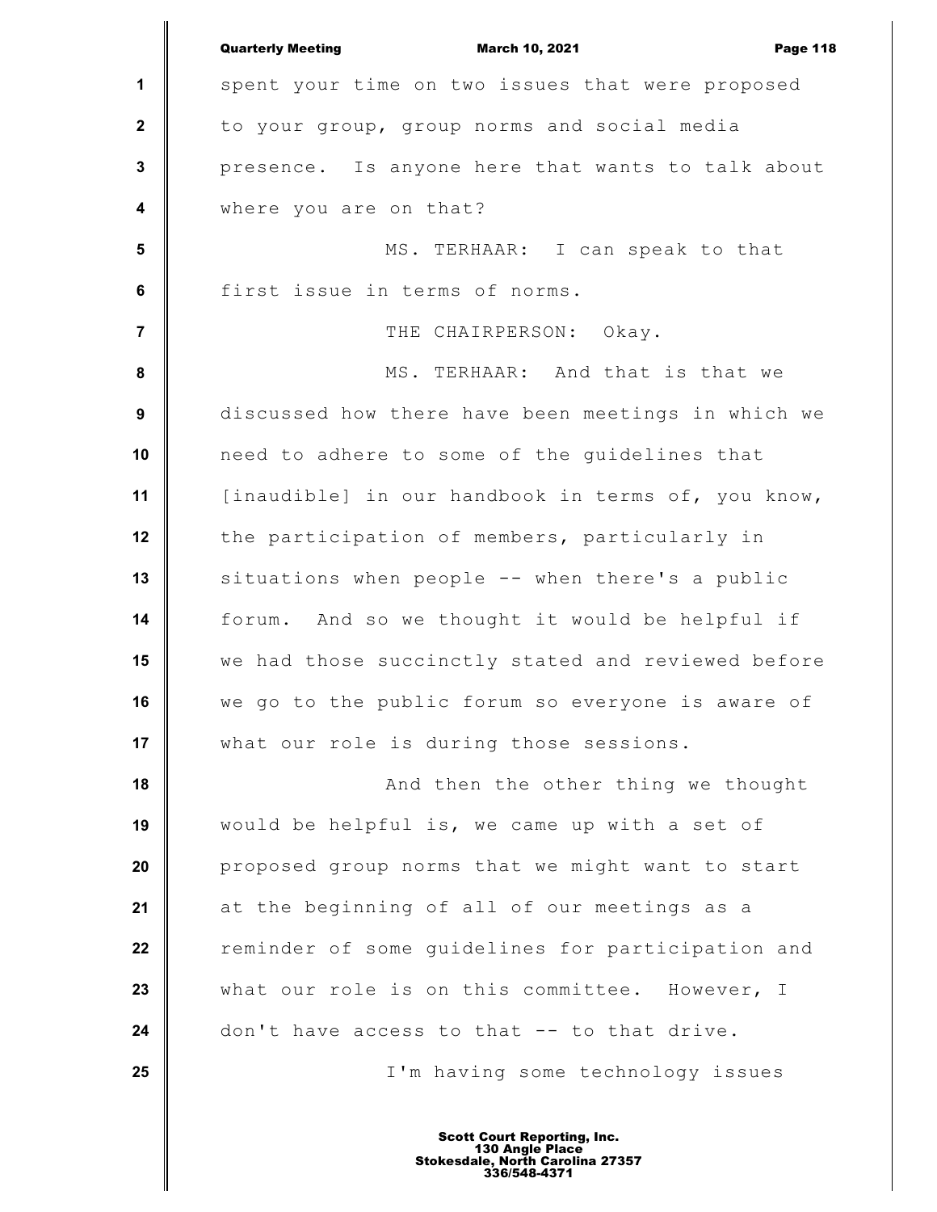spent your time on two issues that were proposed to your group, group norms and social media presence. Is anyone here that wants to talk about where you are on that?

MS. TERHAAR: I can speak to that first issue in terms of norms.

THE CHAIRPERSON: Okay.

MS. TERHAAR: And that is that we discussed how there have been meetings in which we need to adhere to some of the guidelines that [inaudible] in our handbook in terms of, you know, the participation of members, particularly in situations when people -- when there's a public forum. And so we thought it would be helpful if we had those succinctly stated and reviewed before we go to the public forum so everyone is aware of what our role is during those sessions.

And then the other thing we thought would be helpful is, we came up with a set of proposed group norms that we might want to start at the beginning of all of our meetings as a reminder of some guidelines for participation and what our role is on this committee. However, I don't have access to that -- to that drive.

I'm having some technology issues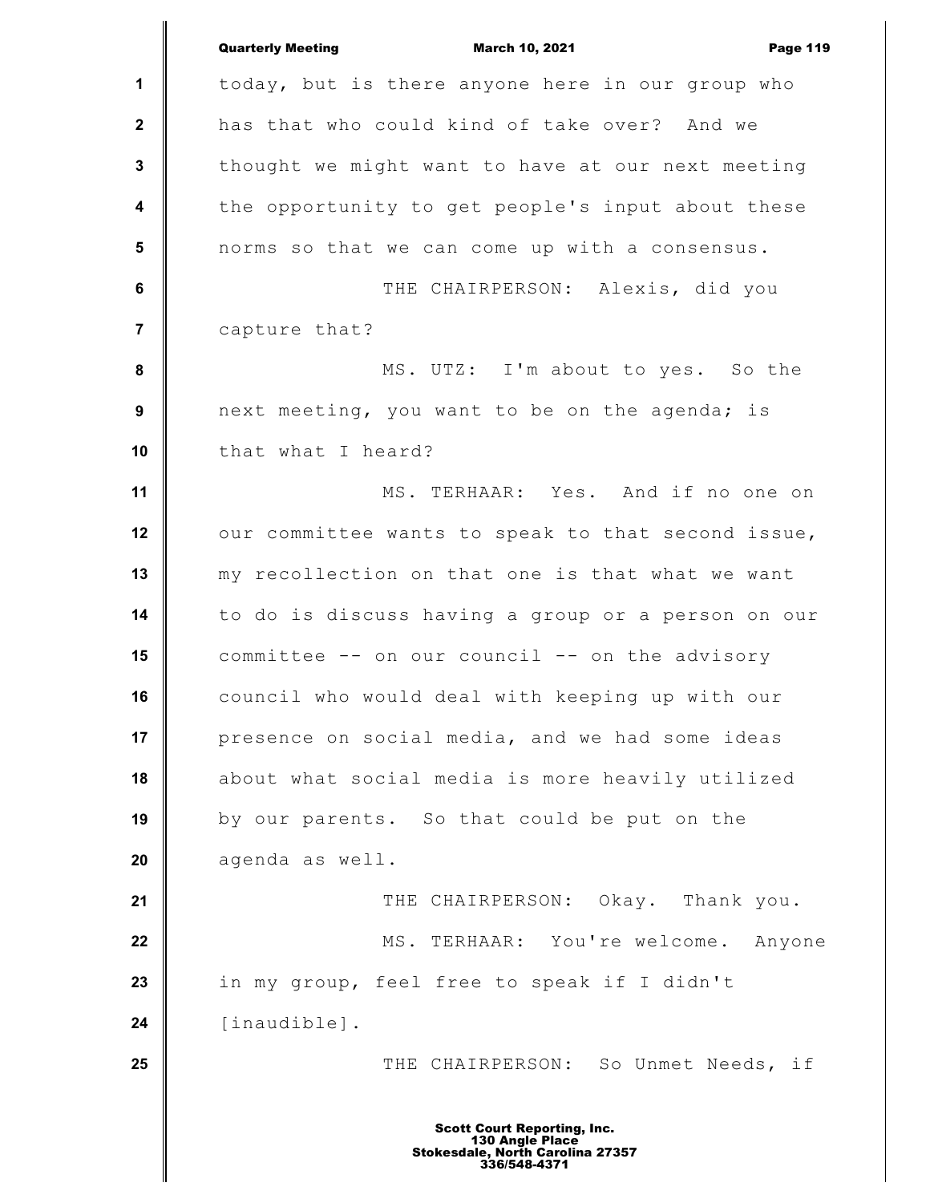today, but is there anyone here in our group who has that who could kind of take over? And we thought we might want to have at our next meeting the opportunity to get people's input about these norms so that we can come up with a consensus.

THE CHAIRPERSON: Alexis, did you capture that?

MS. UTZ: I'm about to yes. So the next meeting, you want to be on the agenda; is that what I heard?

MS. TERHAAR: Yes. And if no one on our committee wants to speak to that second issue, my recollection on that one is that what we want to do is discuss having a group or a person on our committee -- on our council -- on the advisory council who would deal with keeping up with our presence on social media, and we had some ideas about what social media is more heavily utilized by our parents. So that could be put on the agenda as well.

THE CHAIRPERSON: Okay. Thank you.

MS. TERHAAR: You're welcome. Anyone in my group, feel free to speak if I didn't [inaudible].

THE CHAIRPERSON: So Unmet Needs, if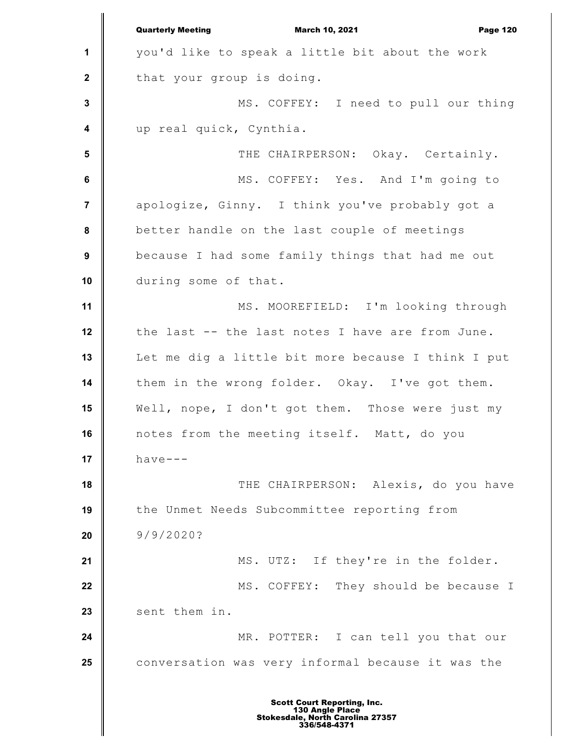you'd like to speak a little bit about the work that your group is doing.

MS. COFFEY: I need to pull our thing up real quick, Cynthia.

THE CHAIRPERSON: Okay. Certainly.

MS. COFFEY: Yes. And I'm going to apologize, Ginny. I think you've probably got a better handle on the last couple of meetings because I had some family things that had me out during some of that.

MS. MOOREFIELD: I'm looking through the last -- the last notes I have are from June. Let me dig a little bit more because I think I put them in the wrong folder. Okay. I've got them. Well, nope, I don't got them. Those were just my notes from the meeting itself. Matt, do you have---

THE CHAIRPERSON: Alexis, do you have the Unmet Needs Subcommittee reporting from 9/9/2020?

MS. UTZ: If they're in the folder.

MS. COFFEY: They should be because I sent them in.

MR. POTTER: I can tell you that our conversation was very informal because it was the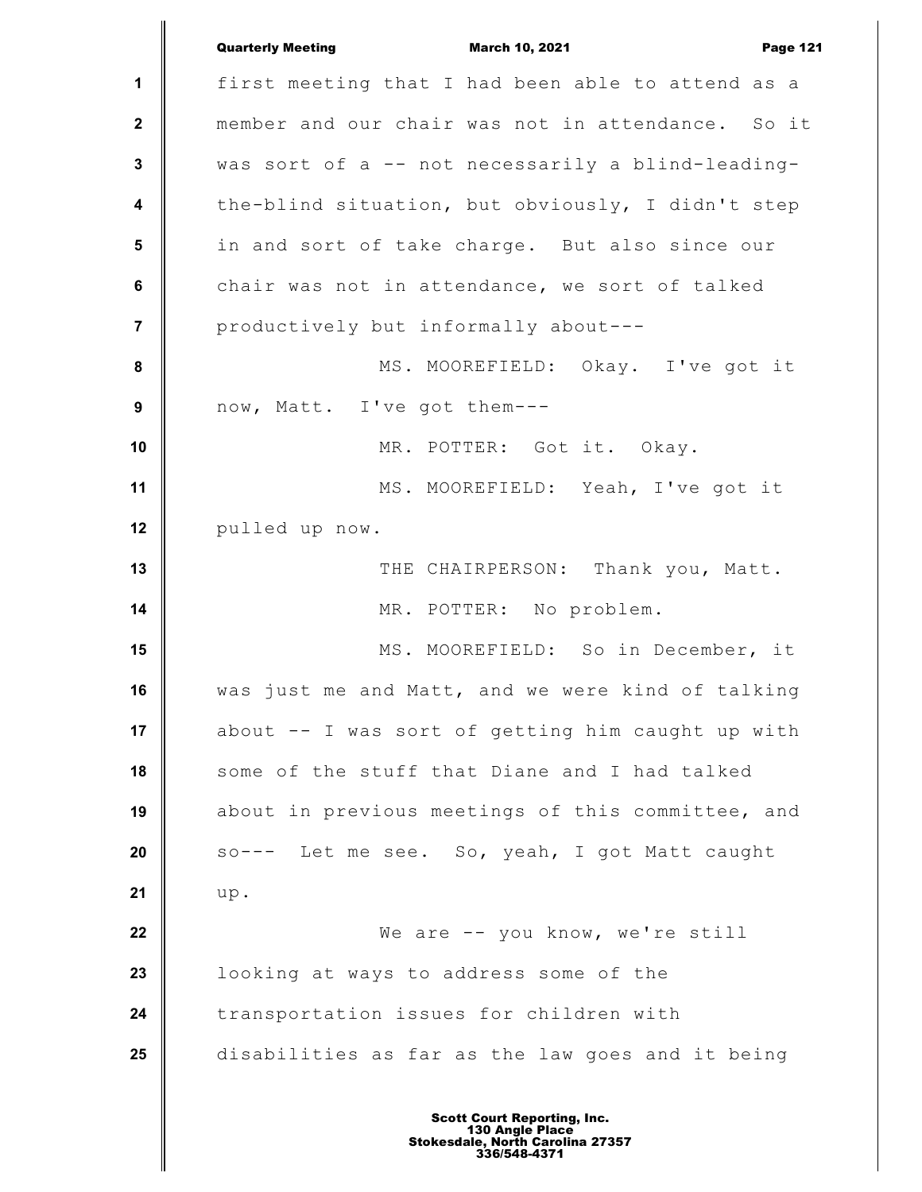first meeting that I had been able to attend as a member and our chair was not in attendance. So it was sort of a -- not necessarily a blind-leading-the-blind situation, but obviously, I didn't step in and sort of take charge. But also since our chair was not in attendance, we sort of talked productively but informally about---

MS. MOOREFIELD: Okay. I've got it now, Matt. I've got them---

MR. POTTER: Got it. Okay.

MS. MOOREFIELD: Yeah, I've got it pulled up now.

THE CHAIRPERSON: Thank you, Matt.

MR. POTTER: No problem.

MS. MOOREFIELD: So in December, it was just me and Matt, and we were kind of talking about -- I was sort of getting him caught up with some of the stuff that Diane and I had talked about in previous meetings of this committee, and so--- Let me see. So, yeah, I got Matt caught up.

We are -- you know, we're still looking at ways to address some of the transportation issues for children with disabilities as far as the law goes and it being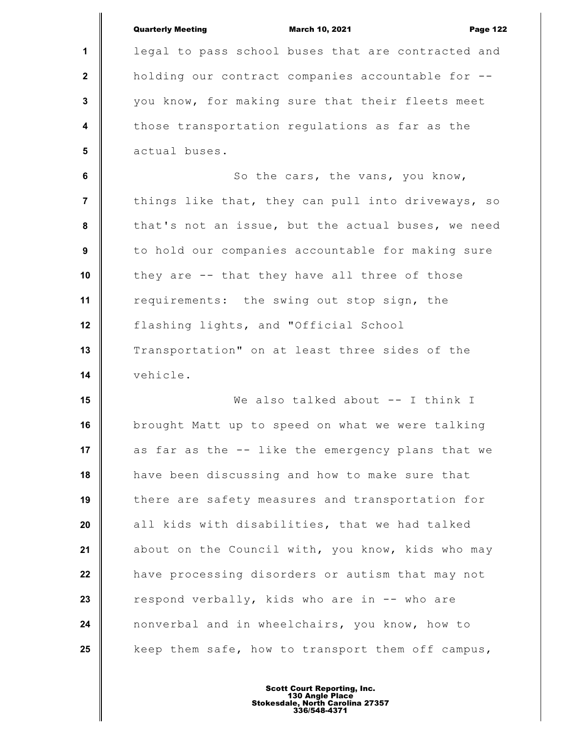legal to pass school buses that are contracted and holding our contract companies accountable for -- you know, for making sure that their fleets meet those transportation regulations as far as the actual buses.

So the cars, the vans, you know, things like that, they can pull into driveways, so that's not an issue, but the actual buses, we need to hold our companies accountable for making sure they are -- that they have all three of those requirements: the swing out stop sign, the flashing lights, and "Official School Transportation" on at least three sides of the vehicle.

We also talked about -- I think I brought Matt up to speed on what we were talking as far as the -- like the emergency plans that we have been discussing and how to make sure that there are safety measures and transportation for all kids with disabilities, that we had talked about on the Council with, you know, kids who may have processing disorders or autism that may not respond verbally, kids who are in -- who are nonverbal and in wheelchairs, you know, how to keep them safe, how to transport them off campus,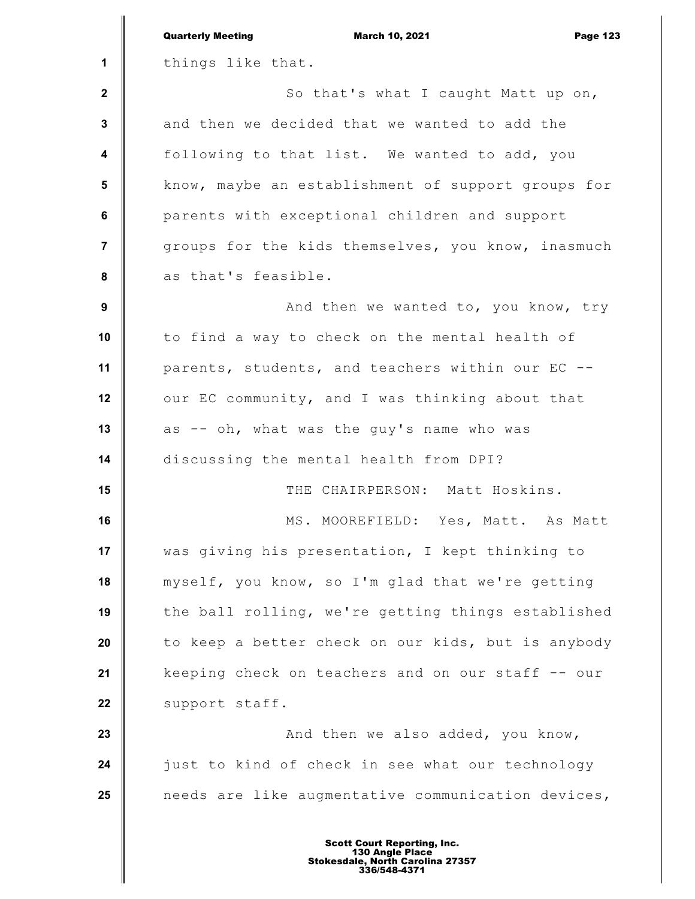things like that.

So that's what I caught Matt up on, and then we decided that we wanted to add the following to that list. We wanted to add, you know, maybe an establishment of support groups for parents with exceptional children and support groups for the kids themselves, you know, inasmuch as that's feasible.

And then we wanted to, you know, try to find a way to check on the mental health of parents, students, and teachers within our EC -- our EC community, and I was thinking about that as -- oh, what was the guy's name who was discussing the mental health from DPI?

THE CHAIRPERSON: Matt Hoskins.

MS. MOOREFIELD: Yes, Matt. As Matt was giving his presentation, I kept thinking to myself, you know, so I'm glad that we're getting the ball rolling, we're getting things established to keep a better check on our kids, but is anybody keeping check on teachers and on our staff -- our support staff.

And then we also added, you know, just to kind of check in see what our technology needs are like augmentative communication devices,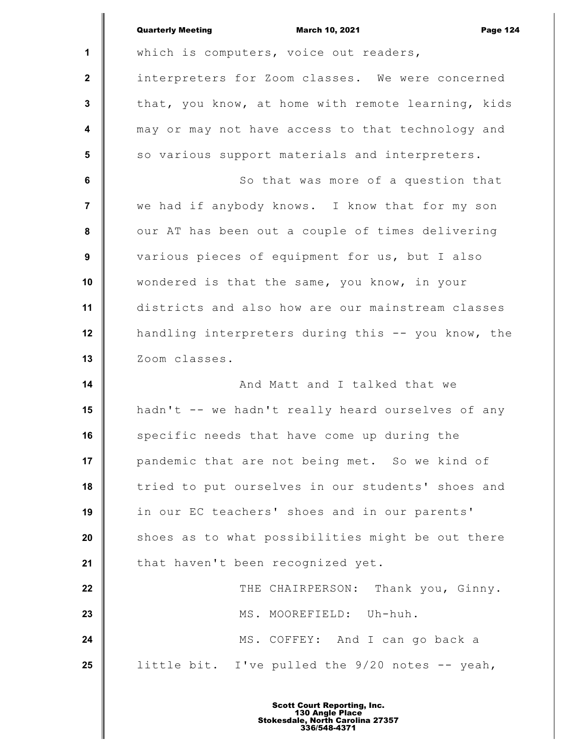which is computers, voice out readers, interpreters for Zoom classes. We were concerned that, you know, at home with remote learning, kids may or may not have access to that technology and so various support materials and interpreters.

So that was more of a question that we had if anybody knows. I know that for my son our AT has been out a couple of times delivering various pieces of equipment for us, but I also wondered is that the same, you know, in your districts and also how are our mainstream classes handling interpreters during this -- you know, the Zoom classes.

And Matt and I talked that we hadn't -- we hadn't really heard ourselves of any specific needs that have come up during the pandemic that are not being met. So we kind of tried to put ourselves in our students' shoes and in our EC teachers' shoes and in our parents' shoes as to what possibilities might be out there that haven't been recognized yet.

THE CHAIRPERSON: Thank you, Ginny.

MS. MOOREFIELD: Uh-huh.

MS. COFFEY: And I can go back a little bit. I've pulled the 9/20 notes -- yeah,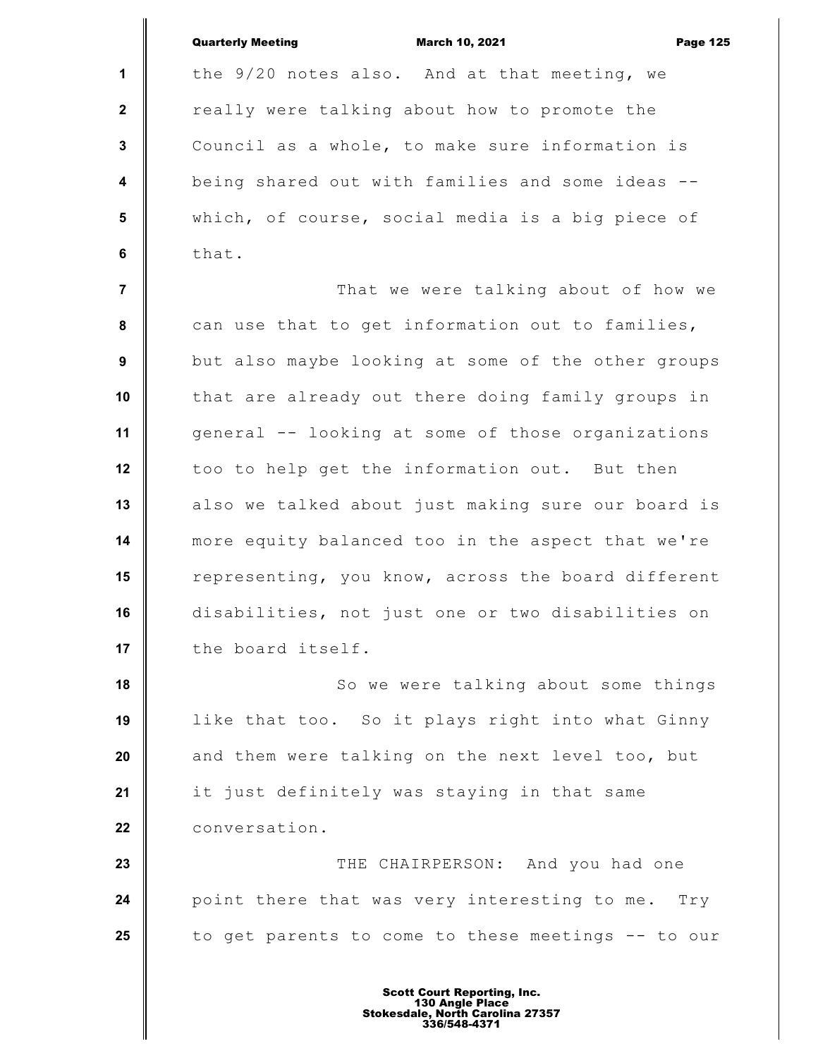the 9/20 notes also. And at that meeting, we really were talking about how to promote the Council as a whole, to make sure information is being shared out with families and some ideas -- which, of course, social media is a big piece of that.

That we were talking about of how we can use that to get information out to families, but also maybe looking at some of the other groups that are already out there doing family groups in general -- looking at some of those organizations too to help get the information out. But then also we talked about just making sure our board is more equity balanced too in the aspect that we're representing, you know, across the board different disabilities, not just one or two disabilities on the board itself.

So we were talking about some things like that too. So it plays right into what Ginny and them were talking on the next level too, but it just definitely was staying in that same conversation.

THE CHAIRPERSON: And you had one point there that was very interesting to me. Try to get parents to come to these meetings -- to our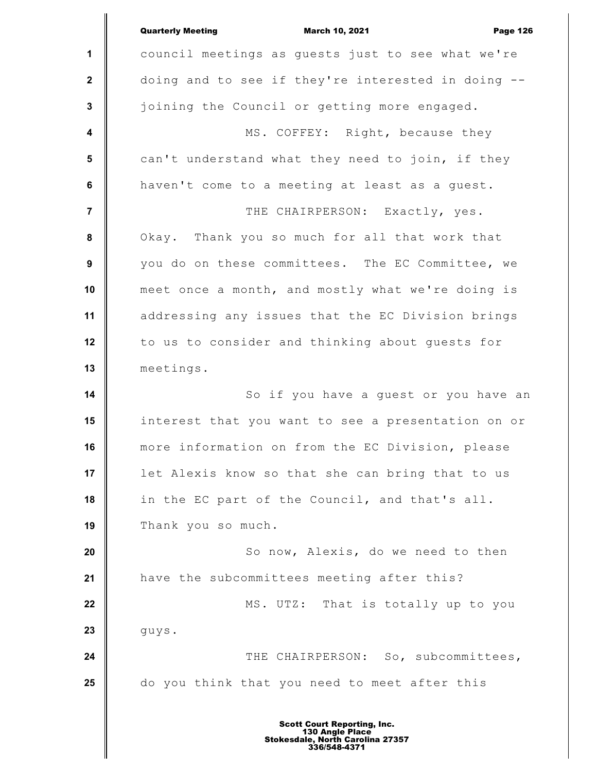council meetings as guests just to see what we're doing and to see if they're interested in doing -- joining the Council or getting more engaged.

MS. COFFEY: Right, because they can't understand what they need to join, if they haven't come to a meeting at least as a guest.

THE CHAIRPERSON: Exactly, yes. Okay. Thank you so much for all that work that you do on these committees. The EC Committee, we meet once a month, and mostly what we're doing is addressing any issues that the EC Division brings to us to consider and thinking about guests for meetings.

So if you have a guest or you have an interest that you want to see a presentation on or more information on from the EC Division, please let Alexis know so that she can bring that to us in the EC part of the Council, and that's all. Thank you so much.

So now, Alexis, do we need to then have the subcommittees meeting after this?

MS. UTZ: That is totally up to you guys.

THE CHAIRPERSON: So, subcommittees, do you think that you need to meet after this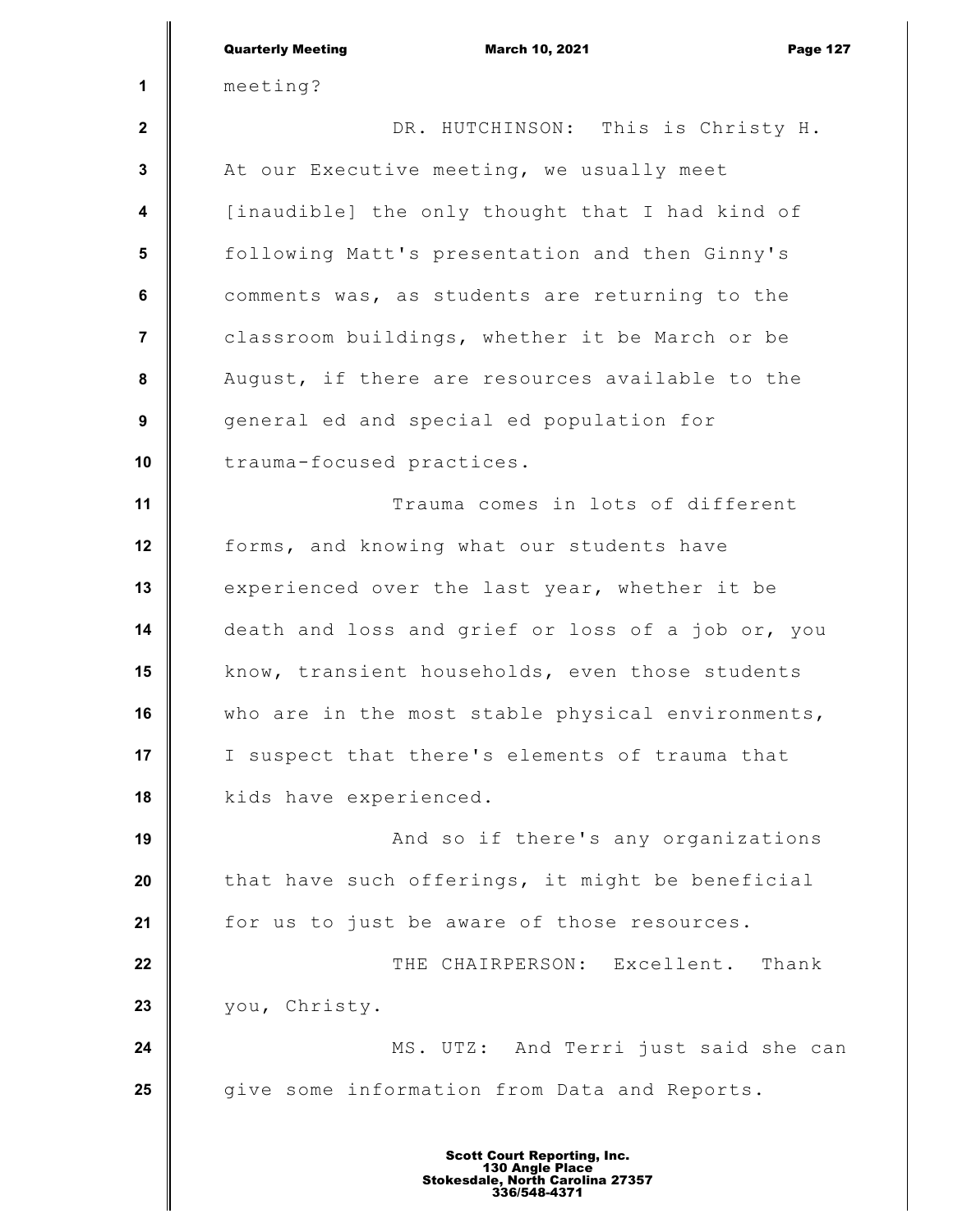meeting?

DR. HUTCHINSON: This is Christy H. At our Executive meeting, we usually meet [inaudible] the only thought that I had kind of following Matt's presentation and then Ginny's comments was, as students are returning to the classroom buildings, whether it be March or be August, if there are resources available to the general ed and special ed population for trauma-focused practices.

Trauma comes in lots of different forms, and knowing what our students have experienced over the last year, whether it be death and loss and grief or loss of a job or, you know, transient households, even those students who are in the most stable physical environments, I suspect that there's elements of trauma that kids have experienced.

And so if there's any organizations that have such offerings, it might be beneficial for us to just be aware of those resources.

THE CHAIRPERSON: Excellent. Thank you, Christy.

MS. UTZ: And Terri just said she can give some information from Data and Reports.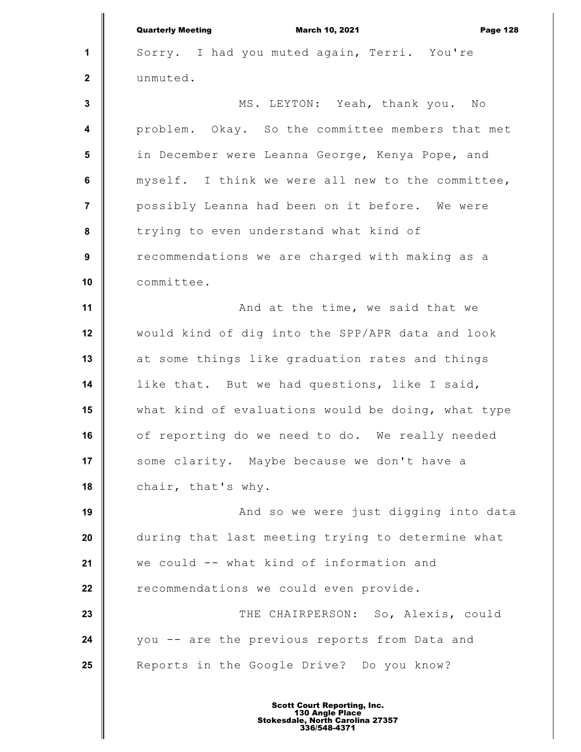Sorry. I had you muted again, Terri. You're unmuted.

MS. LEYTON: Yeah, thank you. No problem. Okay. So the committee members that met in December were Leanna George, Kenya Pope, and myself. I think we were all new to the committee, possibly Leanna had been on it before. We were trying to even understand what kind of recommendations we are charged with making as a committee.

And at the time, we said that we would kind of dig into the SPP/APR data and look at some things like graduation rates and things like that. But we had questions, like I said, what kind of evaluations would be doing, what type of reporting do we need to do. We really needed some clarity. Maybe because we don't have a chair, that's why.

And so we were just digging into data during that last meeting trying to determine what we could -- what kind of information and recommendations we could even provide.

THE CHAIRPERSON: So, Alexis, could you -- are the previous reports from Data and Reports in the Google Drive? Do you know?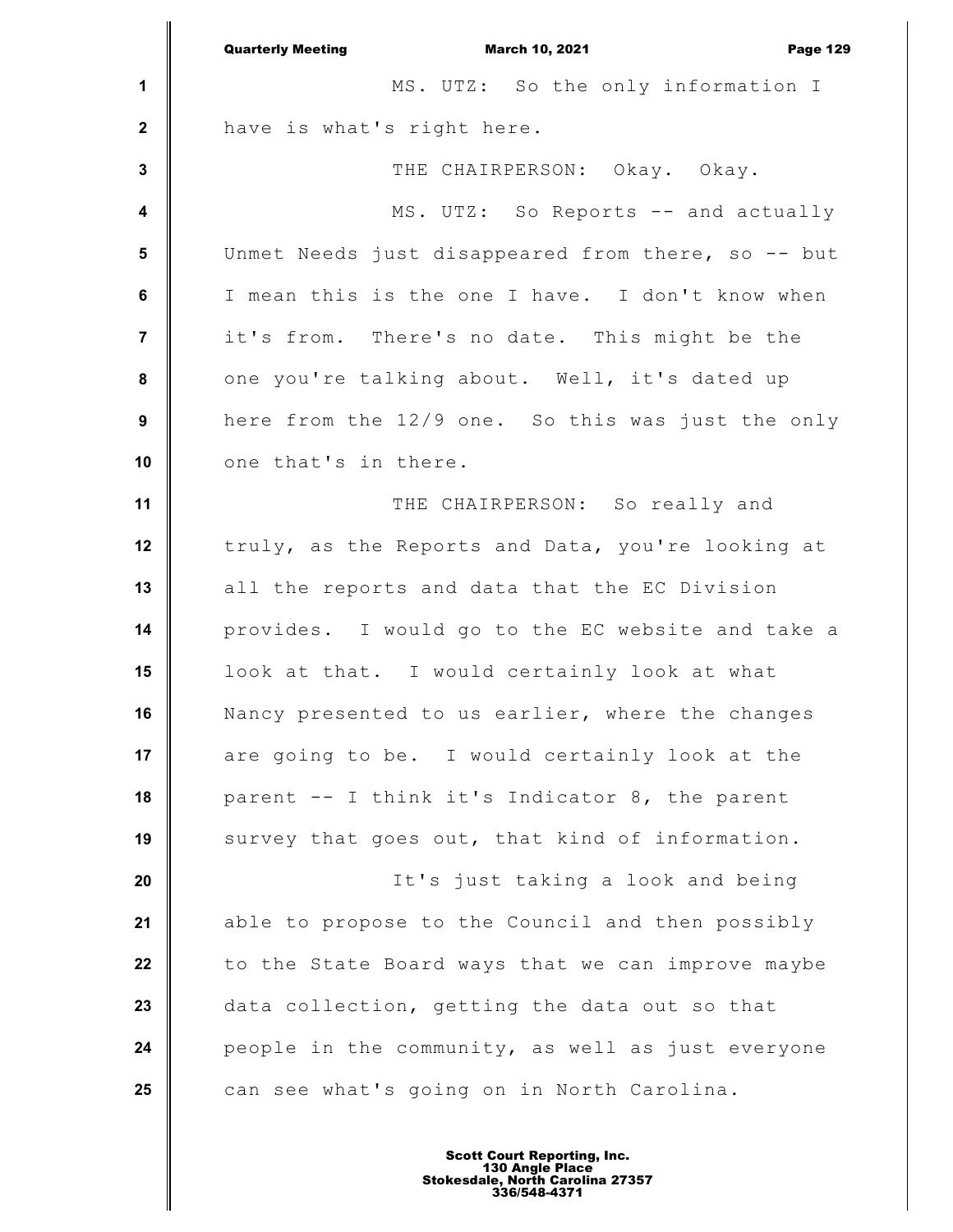MS. UTZ: So the only information I have is what's right here.

THE CHAIRPERSON: Okay. Okay.

MS. UTZ: So Reports -- and actually Unmet Needs just disappeared from there, so -- but I mean this is the one I have. I don't know when it's from. There's no date. This might be the one you're talking about. Well, it's dated up here from the 12/9 one. So this was just the only one that's in there.

THE CHAIRPERSON: So really and truly, as the Reports and Data, you're looking at all the reports and data that the EC Division provides. I would go to the EC website and take a look at that. I would certainly look at what Nancy presented to us earlier, where the changes are going to be. I would certainly look at the parent -- I think it's Indicator 8, the parent survey that goes out, that kind of information.

It's just taking a look and being able to propose to the Council and then possibly to the State Board ways that we can improve maybe data collection, getting the data out so that people in the community, as well as just everyone can see what's going on in North Carolina.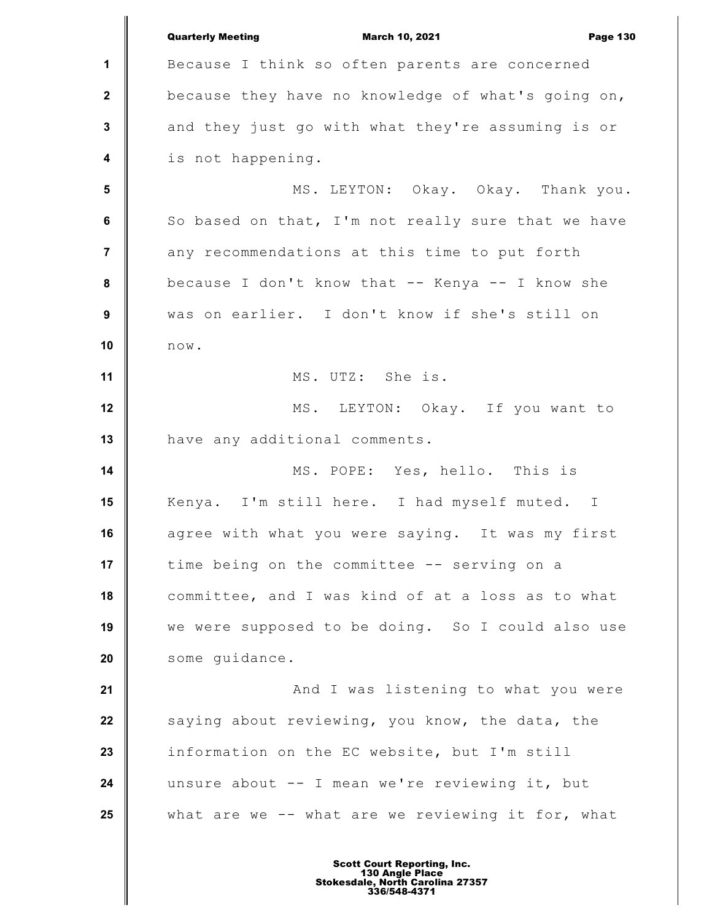Because I think so often parents are concerned because they have no knowledge of what's going on, and they just go with what they're assuming is or is not happening.

MS. LEYTON: Okay. Okay. Thank you. So based on that, I'm not really sure that we have any recommendations at this time to put forth because I don't know that -- Kenya -- I know she was on earlier. I don't know if she's still on now.

MS. UTZ: She is.

MS. LEYTON: Okay. If you want to have any additional comments.

MS. POPE: Yes, hello. This is Kenya. I'm still here. I had myself muted. I agree with what you were saying. It was my first time being on the committee -- serving on a committee, and I was kind of at a loss as to what we were supposed to be doing. So I could also use some guidance.

And I was listening to what you were saying about reviewing, you know, the data, the information on the EC website, but I'm still unsure about -- I mean we're reviewing it, but what are we -- what are we reviewing it for, what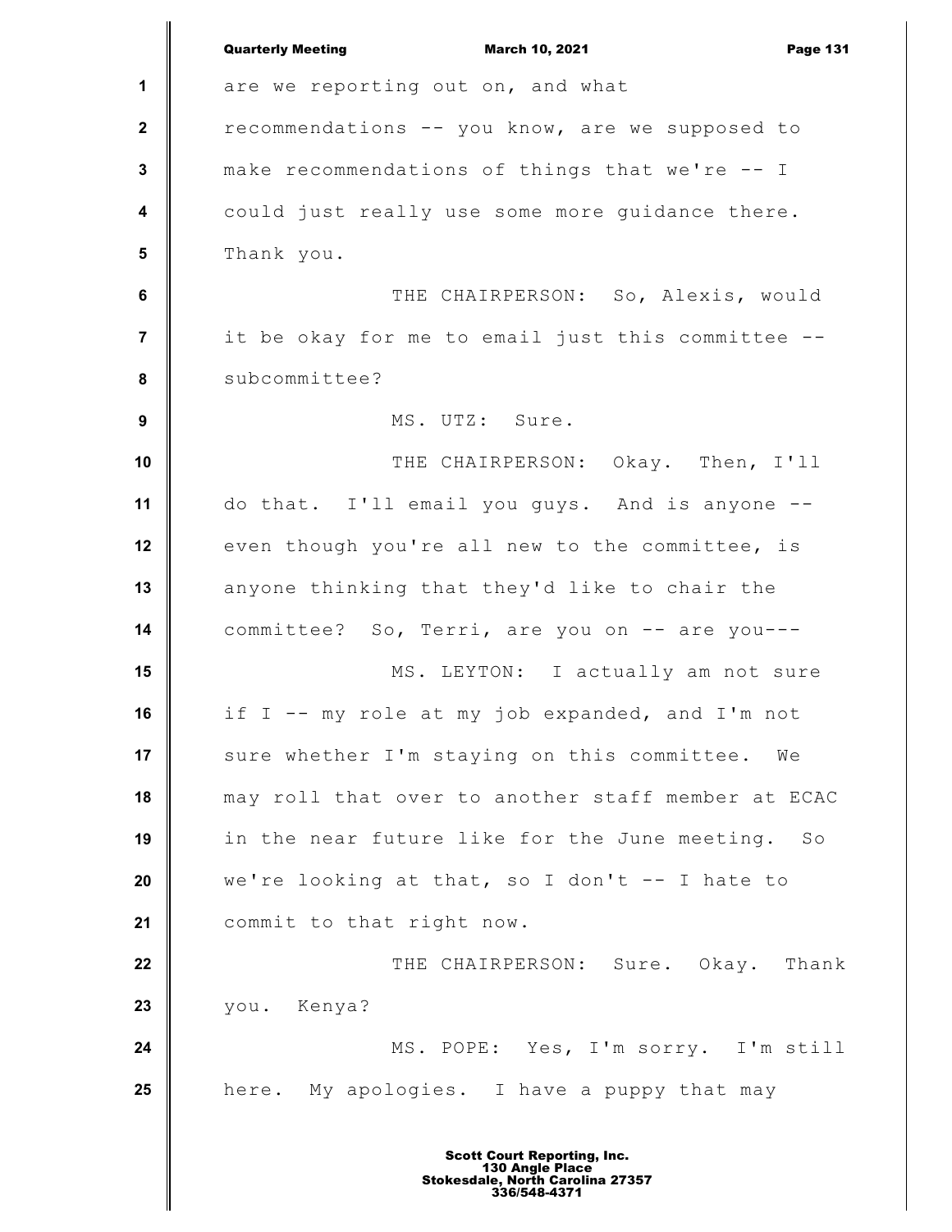are we reporting out on, and what recommendations -- you know, are we supposed to make recommendations of things that we're -- I could just really use some more guidance there. Thank you.

THE CHAIRPERSON: So, Alexis, would it be okay for me to email just this committee -- subcommittee?

MS. UTZ: Sure.

THE CHAIRPERSON: Okay. Then, I'll do that. I'll email you guys. And is anyone -- even though you're all new to the committee, is anyone thinking that they'd like to chair the committee? So, Terri, are you on -- are you---

MS. LEYTON: I actually am not sure if I -- my role at my job expanded, and I'm not sure whether I'm staying on this committee. We may roll that over to another staff member at ECAC in the near future like for the June meeting. So we're looking at that, so I don't -- I hate to commit to that right now.

THE CHAIRPERSON: Sure. Okay. Thank you. Kenya?

MS. POPE: Yes, I'm sorry. I'm still here. My apologies. I have a puppy that may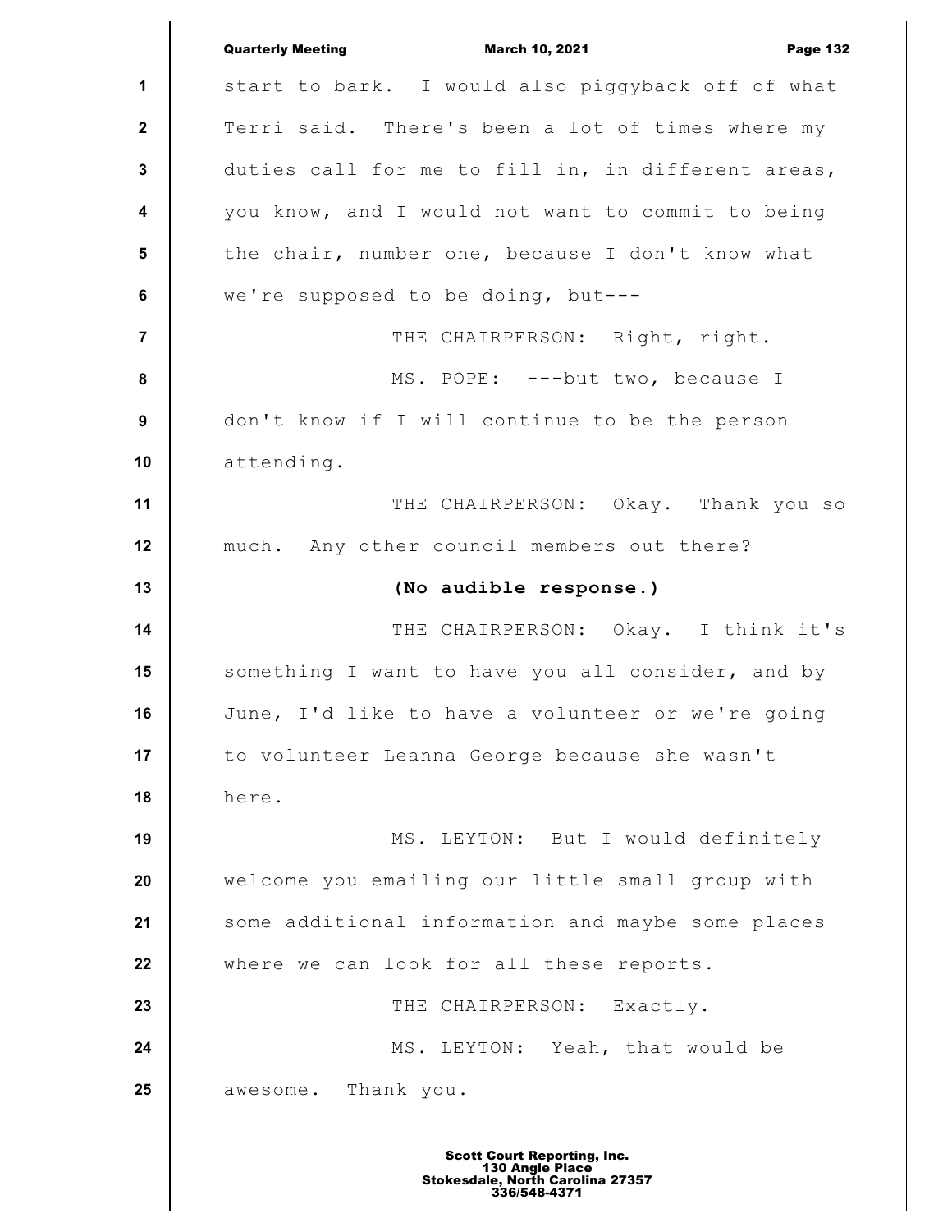start to bark. I would also piggyback off of what Terri said. There's been a lot of times where my duties call for me to fill in, in different areas, you know, and I would not want to commit to being the chair, number one, because I don't know what we're supposed to be doing, but---

THE CHAIRPERSON: Right, right.

MS. POPE: ---but two, because I don't know if I will continue to be the person attending.

THE CHAIRPERSON: Okay. Thank you so much. Any other council members out there?

**(No audible response.)**

THE CHAIRPERSON: Okay. I think it's something I want to have you all consider, and by June, I'd like to have a volunteer or we're going to volunteer Leanna George because she wasn't here.

MS. LEYTON: But I would definitely welcome you emailing our little small group with some additional information and maybe some places where we can look for all these reports.

THE CHAIRPERSON: Exactly.

MS. LEYTON: Yeah, that would be awesome. Thank you.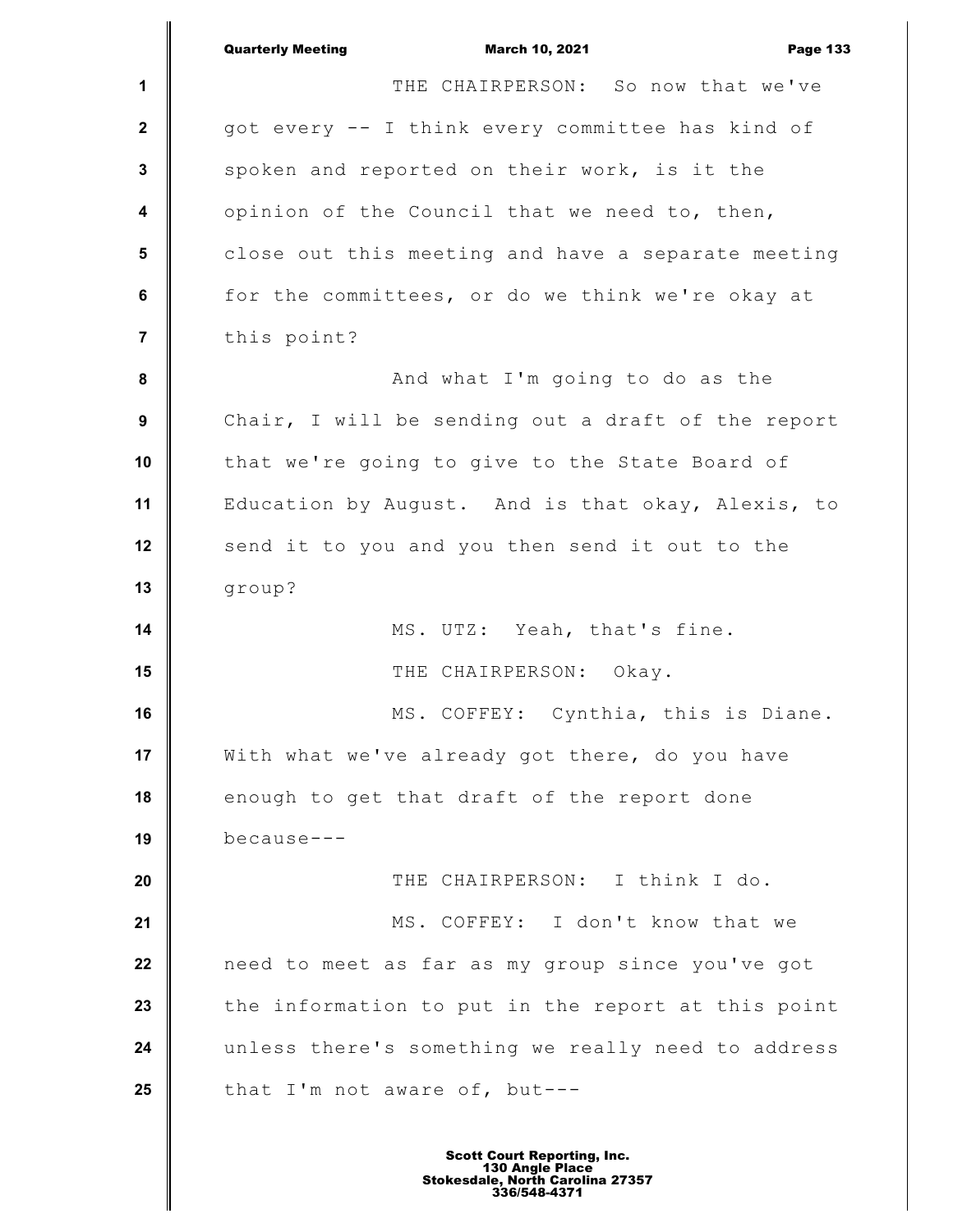THE CHAIRPERSON: So now that we've got every -- I think every committee has kind of spoken and reported on their work, is it the opinion of the Council that we need to, then, close out this meeting and have a separate meeting for the committees, or do we think we're okay at this point?

And what I'm going to do as the Chair, I will be sending out a draft of the report that we're going to give to the State Board of Education by August. And is that okay, Alexis, to send it to you and you then send it out to the group?

MS. UTZ: Yeah, that's fine.

THE CHAIRPERSON: Okay.

MS. COFFEY: Cynthia, this is Diane. With what we've already got there, do you have enough to get that draft of the report done because---

THE CHAIRPERSON: I think I do.

MS. COFFEY: I don't know that we need to meet as far as my group since you've got the information to put in the report at this point unless there's something we really need to address that I'm not aware of, but---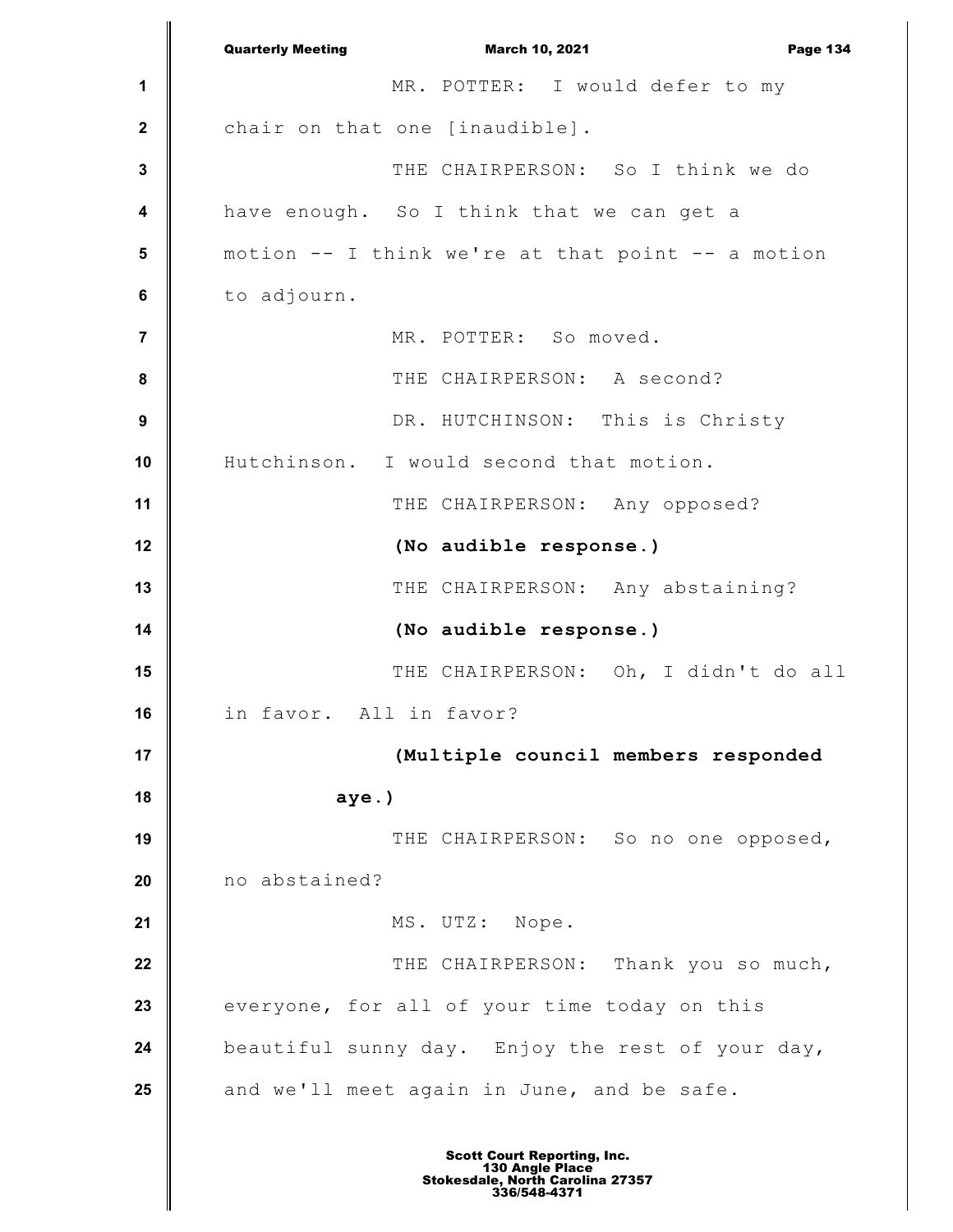MR. POTTER: I would defer to my chair on that one [inaudible].

THE CHAIRPERSON: So I think we do have enough. So I think that we can get a motion -- I think we're at that point -- a motion to adjourn.

MR. POTTER: So moved.

THE CHAIRPERSON: A second?

DR. HUTCHINSON: This is Christy Hutchinson. I would second that motion.

THE CHAIRPERSON: Any opposed?

**(No audible response.)**

THE CHAIRPERSON: Any abstaining?

**(No audible response.)**

THE CHAIRPERSON: Oh, I didn't do all in favor. All in favor?

**(Multiple council members responded aye.)**

THE CHAIRPERSON: So no one opposed, no abstained?

MS. UTZ: Nope.

THE CHAIRPERSON: Thank you so much, everyone, for all of your time today on this beautiful sunny day. Enjoy the rest of your day, and we'll meet again in June, and be safe.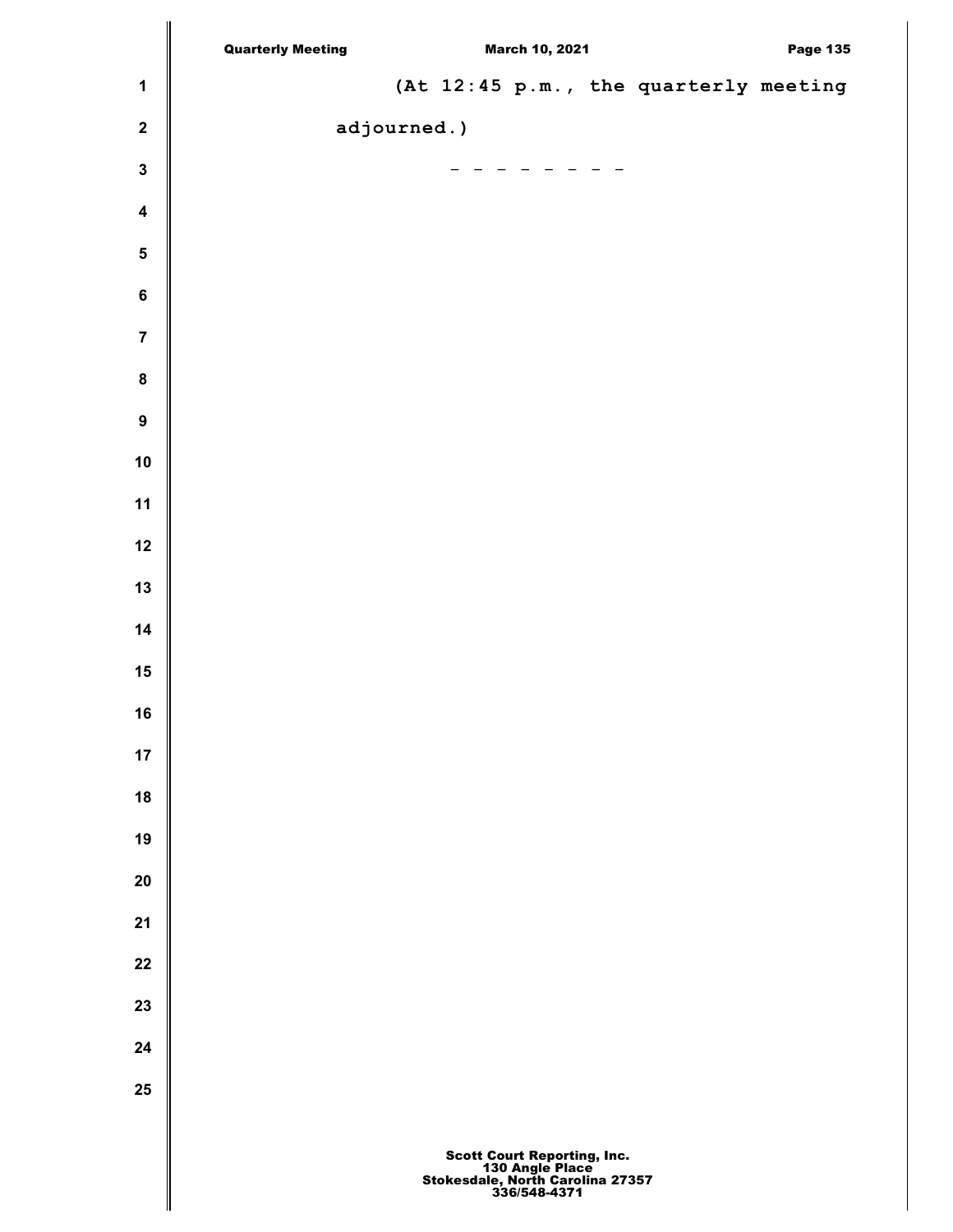(At 12:45 p.m., the quarterly meeting adjourned.)

\- - - - - - - -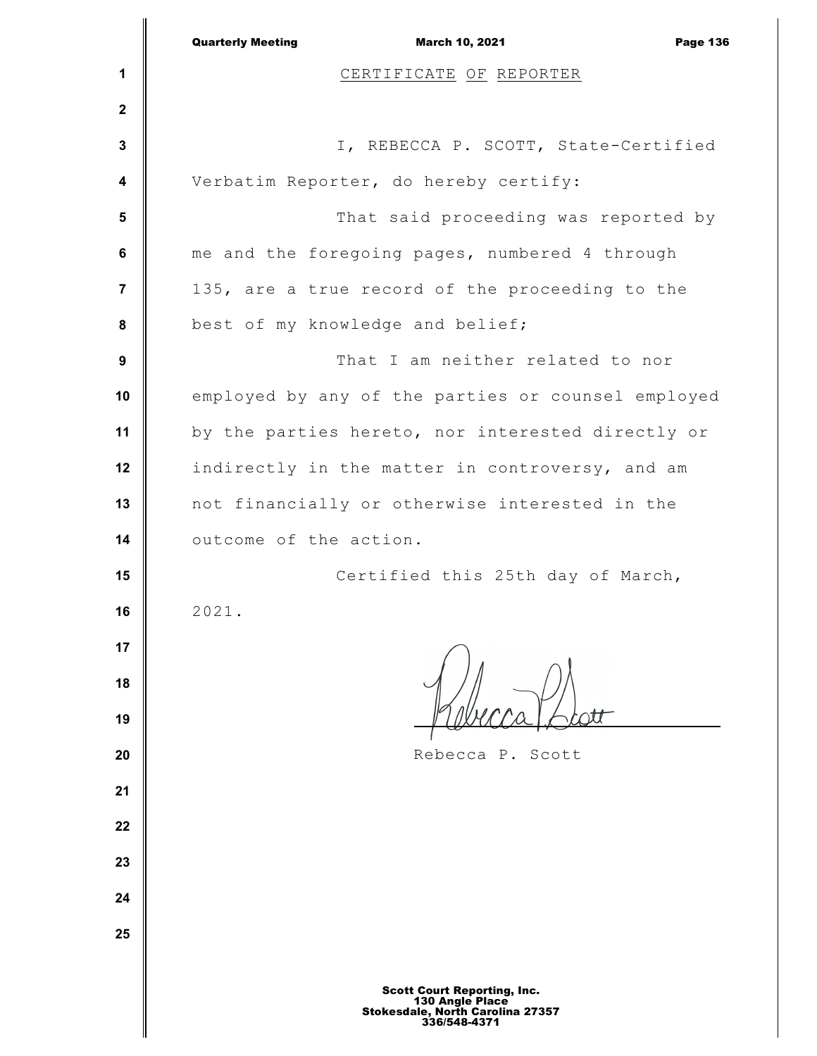CERTIFICATE OF REPORTER

I, REBECCA P. SCOTT, State-Certified Verbatim Reporter, do hereby certify:

That said proceeding was reported by me and the foregoing pages, numbered 4 through 135, are a true record of the proceeding to the best of my knowledge and belief;

That I am neither related to nor employed by any of the parties or counsel employed by the parties hereto, nor interested directly or indirectly in the matter in controversy, and am not financially or otherwise interested in the outcome of the action.

Certified this 25th day of March, 2021.

Rebecca P. Scott

Rebecca P. Scott

Scott Court Reporting, Inc.
130 Angle Place
Stokesdale, North Carolina 27357
336/548-4371